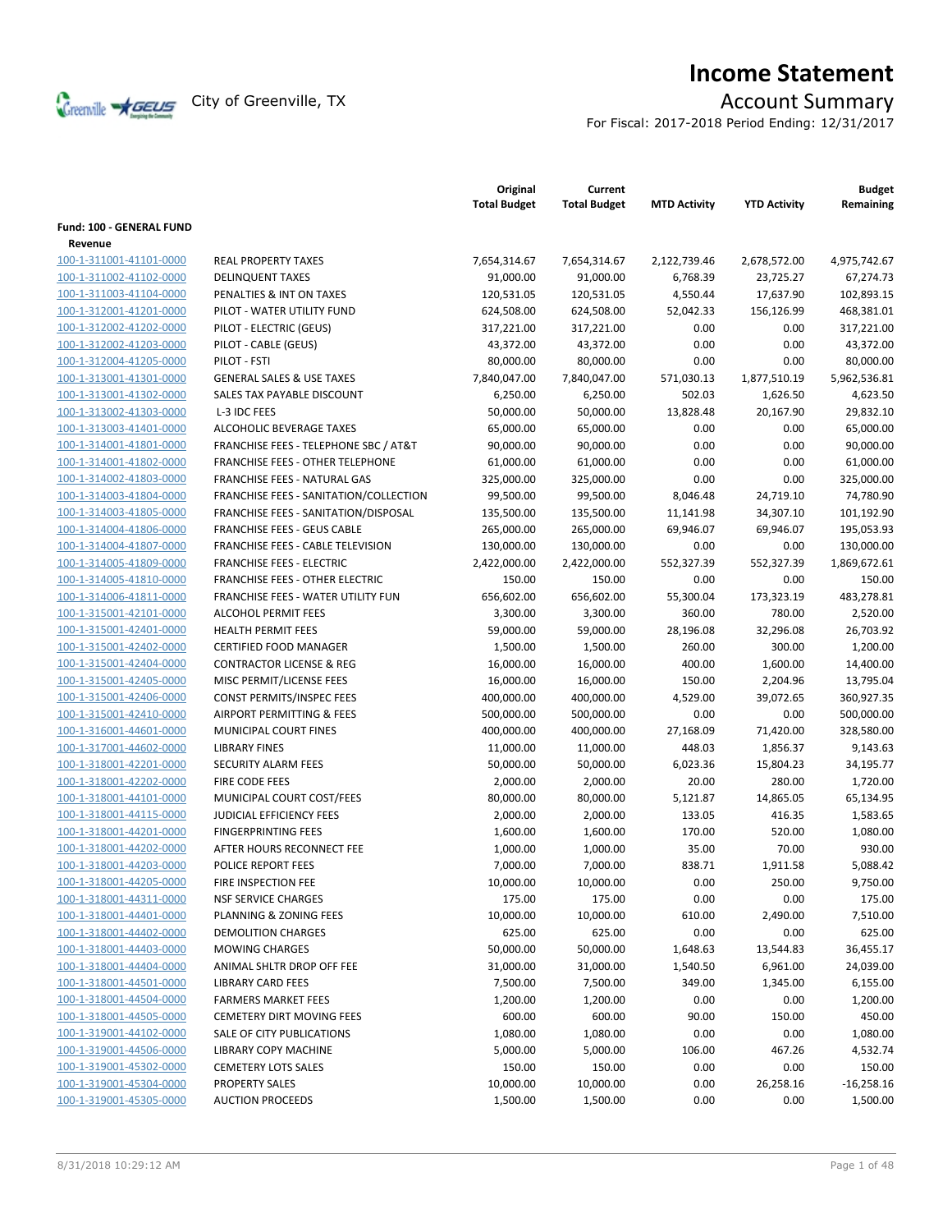# Income Statement

City of Greenville, TX

## Account Summary

For Fiscal: 2017-2018 Period Ending: 12/31/2017

| | | Original Total Budget | Current Total Budget | MTD Activity | YTD Activity | Budget Remaining |
|---|---|---|---|---|---|---|
| **Fund: 100 - GENERAL FUND** | | | | | | |
| **Revenue** | | | | | | |
| 100-1-311001-41101-0000 | REAL PROPERTY TAXES | 7,654,314.67 | 7,654,314.67 | 2,122,739.46 | 2,678,572.00 | 4,975,742.67 |
| 100-1-311002-41102-0000 | DELINQUENT TAXES | 91,000.00 | 91,000.00 | 6,768.39 | 23,725.27 | 67,274.73 |
| 100-1-311003-41104-0000 | PENALTIES & INT ON TAXES | 120,531.05 | 120,531.05 | 4,550.44 | 17,637.90 | 102,893.15 |
| 100-1-312001-41201-0000 | PILOT - WATER UTILITY FUND | 624,508.00 | 624,508.00 | 52,042.33 | 156,126.99 | 468,381.01 |
| 100-1-312002-41202-0000 | PILOT - ELECTRIC (GEUS) | 317,221.00 | 317,221.00 | 0.00 | 0.00 | 317,221.00 |
| 100-1-312002-41203-0000 | PILOT - CABLE (GEUS) | 43,372.00 | 43,372.00 | 0.00 | 0.00 | 43,372.00 |
| 100-1-312004-41205-0000 | PILOT - FSTI | 80,000.00 | 80,000.00 | 0.00 | 0.00 | 80,000.00 |
| 100-1-313001-41301-0000 | GENERAL SALES & USE TAXES | 7,840,047.00 | 7,840,047.00 | 571,030.13 | 1,877,510.19 | 5,962,536.81 |
| 100-1-313001-41302-0000 | SALES TAX PAYABLE DISCOUNT | 6,250.00 | 6,250.00 | 502.03 | 1,626.50 | 4,623.50 |
| 100-1-313002-41303-0000 | L-3 IDC FEES | 50,000.00 | 50,000.00 | 13,828.48 | 20,167.90 | 29,832.10 |
| 100-1-313003-41401-0000 | ALCOHOLIC BEVERAGE TAXES | 65,000.00 | 65,000.00 | 0.00 | 0.00 | 65,000.00 |
| 100-1-314001-41801-0000 | FRANCHISE FEES - TELEPHONE SBC / AT&T | 90,000.00 | 90,000.00 | 0.00 | 0.00 | 90,000.00 |
| 100-1-314001-41802-0000 | FRANCHISE FEES - OTHER TELEPHONE | 61,000.00 | 61,000.00 | 0.00 | 0.00 | 61,000.00 |
| 100-1-314002-41803-0000 | FRANCHISE FEES - NATURAL GAS | 325,000.00 | 325,000.00 | 0.00 | 0.00 | 325,000.00 |
| 100-1-314003-41804-0000 | FRANCHISE FEES - SANITATION/COLLECTION | 99,500.00 | 99,500.00 | 8,046.48 | 24,719.10 | 74,780.90 |
| 100-1-314003-41805-0000 | FRANCHISE FEES - SANITATION/DISPOSAL | 135,500.00 | 135,500.00 | 11,141.98 | 34,307.10 | 101,192.90 |
| 100-1-314004-41806-0000 | FRANCHISE FEES - GEUS CABLE | 265,000.00 | 265,000.00 | 69,946.07 | 69,946.07 | 195,053.93 |
| 100-1-314004-41807-0000 | FRANCHISE FEES - CABLE TELEVISION | 130,000.00 | 130,000.00 | 0.00 | 0.00 | 130,000.00 |
| 100-1-314005-41809-0000 | FRANCHISE FEES - ELECTRIC | 2,422,000.00 | 2,422,000.00 | 552,327.39 | 552,327.39 | 1,869,672.61 |
| 100-1-314005-41810-0000 | FRANCHISE FEES - OTHER ELECTRIC | 150.00 | 150.00 | 0.00 | 0.00 | 150.00 |
| 100-1-314006-41811-0000 | FRANCHISE FEES - WATER UTILITY FUN | 656,602.00 | 656,602.00 | 55,300.04 | 173,323.19 | 483,278.81 |
| 100-1-315001-42101-0000 | ALCOHOL PERMIT FEES | 3,300.00 | 3,300.00 | 360.00 | 780.00 | 2,520.00 |
| 100-1-315001-42401-0000 | HEALTH PERMIT FEES | 59,000.00 | 59,000.00 | 28,196.08 | 32,296.08 | 26,703.92 |
| 100-1-315001-42402-0000 | CERTIFIED FOOD MANAGER | 1,500.00 | 1,500.00 | 260.00 | 300.00 | 1,200.00 |
| 100-1-315001-42404-0000 | CONTRACTOR LICENSE & REG | 16,000.00 | 16,000.00 | 400.00 | 1,600.00 | 14,400.00 |
| 100-1-315001-42405-0000 | MISC PERMIT/LICENSE FEES | 16,000.00 | 16,000.00 | 150.00 | 2,204.96 | 13,795.04 |
| 100-1-315001-42406-0000 | CONST PERMITS/INSPEC FEES | 400,000.00 | 400,000.00 | 4,529.00 | 39,072.65 | 360,927.35 |
| 100-1-315001-42410-0000 | AIRPORT PERMITTING & FEES | 500,000.00 | 500,000.00 | 0.00 | 0.00 | 500,000.00 |
| 100-1-316001-44601-0000 | MUNICIPAL COURT FINES | 400,000.00 | 400,000.00 | 27,168.09 | 71,420.00 | 328,580.00 |
| 100-1-317001-44602-0000 | LIBRARY FINES | 11,000.00 | 11,000.00 | 448.03 | 1,856.37 | 9,143.63 |
| 100-1-318001-42201-0000 | SECURITY ALARM FEES | 50,000.00 | 50,000.00 | 6,023.36 | 15,804.23 | 34,195.77 |
| 100-1-318001-42202-0000 | FIRE CODE FEES | 2,000.00 | 2,000.00 | 20.00 | 280.00 | 1,720.00 |
| 100-1-318001-44101-0000 | MUNICIPAL COURT COST/FEES | 80,000.00 | 80,000.00 | 5,121.87 | 14,865.05 | 65,134.95 |
| 100-1-318001-44115-0000 | JUDICIAL EFFICIENCY FEES | 2,000.00 | 2,000.00 | 133.05 | 416.35 | 1,583.65 |
| 100-1-318001-44201-0000 | FINGERPRINTING FEES | 1,600.00 | 1,600.00 | 170.00 | 520.00 | 1,080.00 |
| 100-1-318001-44202-0000 | AFTER HOURS RECONNECT FEE | 1,000.00 | 1,000.00 | 35.00 | 70.00 | 930.00 |
| 100-1-318001-44203-0000 | POLICE REPORT FEES | 7,000.00 | 7,000.00 | 838.71 | 1,911.58 | 5,088.42 |
| 100-1-318001-44205-0000 | FIRE INSPECTION FEE | 10,000.00 | 10,000.00 | 0.00 | 250.00 | 9,750.00 |
| 100-1-318001-44311-0000 | NSF SERVICE CHARGES | 175.00 | 175.00 | 0.00 | 0.00 | 175.00 |
| 100-1-318001-44401-0000 | PLANNING & ZONING FEES | 10,000.00 | 10,000.00 | 610.00 | 2,490.00 | 7,510.00 |
| 100-1-318001-44402-0000 | DEMOLITION CHARGES | 625.00 | 625.00 | 0.00 | 0.00 | 625.00 |
| 100-1-318001-44403-0000 | MOWING CHARGES | 50,000.00 | 50,000.00 | 1,648.63 | 13,544.83 | 36,455.17 |
| 100-1-318001-44404-0000 | ANIMAL SHLTR DROP OFF FEE | 31,000.00 | 31,000.00 | 1,540.50 | 6,961.00 | 24,039.00 |
| 100-1-318001-44501-0000 | LIBRARY CARD FEES | 7,500.00 | 7,500.00 | 349.00 | 1,345.00 | 6,155.00 |
| 100-1-318001-44504-0000 | FARMERS MARKET FEES | 1,200.00 | 1,200.00 | 0.00 | 0.00 | 1,200.00 |
| 100-1-318001-44505-0000 | CEMETERY DIRT MOVING FEES | 600.00 | 600.00 | 90.00 | 150.00 | 450.00 |
| 100-1-319001-44102-0000 | SALE OF CITY PUBLICATIONS | 1,080.00 | 1,080.00 | 0.00 | 0.00 | 1,080.00 |
| 100-1-319001-44506-0000 | LIBRARY COPY MACHINE | 5,000.00 | 5,000.00 | 106.00 | 467.26 | 4,532.74 |
| 100-1-319001-45302-0000 | CEMETERY LOTS SALES | 150.00 | 150.00 | 0.00 | 0.00 | 150.00 |
| 100-1-319001-45304-0000 | PROPERTY SALES | 10,000.00 | 10,000.00 | 0.00 | 26,258.16 | -16,258.16 |
| 100-1-319001-45305-0000 | AUCTION PROCEEDS | 1,500.00 | 1,500.00 | 0.00 | 0.00 | 1,500.00 |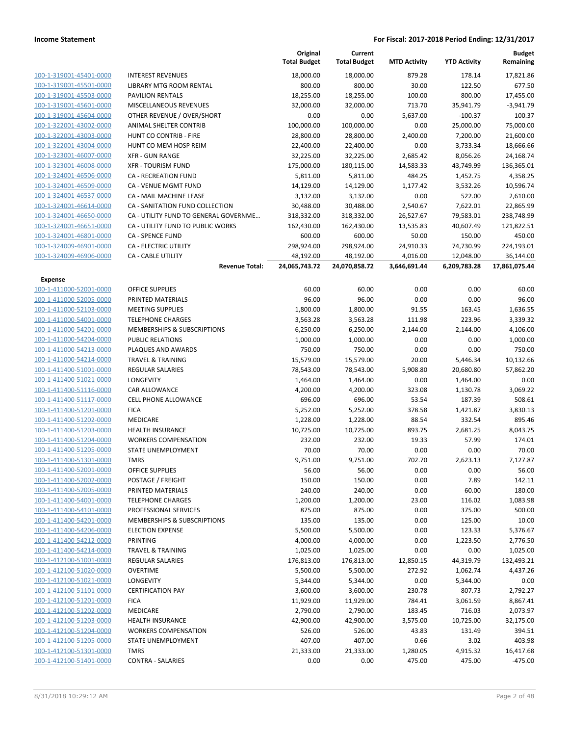| | | Original Total Budget | Current Total Budget | MTD Activity | YTD Activity | Budget Remaining |
|---|---|---|---|---|---|---|
| 100-1-319001-45401-0000 | INTEREST REVENUES | 18,000.00 | 18,000.00 | 879.28 | 178.14 | 17,821.86 |
| 100-1-319001-45501-0000 | LIBRARY MTG ROOM RENTAL | 800.00 | 800.00 | 30.00 | 122.50 | 677.50 |
| 100-1-319001-45503-0000 | PAVILION RENTALS | 18,255.00 | 18,255.00 | 100.00 | 800.00 | 17,455.00 |
| 100-1-319001-45601-0000 | MISCELLANEOUS REVENUES | 32,000.00 | 32,000.00 | 713.70 | 35,941.79 | -3,941.79 |
| 100-1-319001-45604-0000 | OTHER REVENUE / OVER/SHORT | 0.00 | 0.00 | 5,637.00 | -100.37 | 100.37 |
| 100-1-322001-43002-0000 | ANIMAL SHELTER CONTRIB | 100,000.00 | 100,000.00 | 0.00 | 25,000.00 | 75,000.00 |
| 100-1-322001-43003-0000 | HUNT CO CONTRIB - FIRE | 28,800.00 | 28,800.00 | 2,400.00 | 7,200.00 | 21,600.00 |
| 100-1-322001-43004-0000 | HUNT CO MEM HOSP REIM | 22,400.00 | 22,400.00 | 0.00 | 3,733.34 | 18,666.66 |
| 100-1-323001-46007-0000 | XFR - GUN RANGE | 32,225.00 | 32,225.00 | 2,685.42 | 8,056.26 | 24,168.74 |
| 100-1-323001-46008-0000 | XFR - TOURISM FUND | 175,000.00 | 180,115.00 | 14,583.33 | 43,749.99 | 136,365.01 |
| 100-1-324001-46506-0000 | CA - RECREATION FUND | 5,811.00 | 5,811.00 | 484.25 | 1,452.75 | 4,358.25 |
| 100-1-324001-46509-0000 | CA - VENUE MGMT FUND | 14,129.00 | 14,129.00 | 1,177.42 | 3,532.26 | 10,596.74 |
| 100-1-324001-46537-0000 | CA - MAIL MACHINE LEASE | 3,132.00 | 3,132.00 | 0.00 | 522.00 | 2,610.00 |
| 100-1-324001-46614-0000 | CA - SANITATION FUND COLLECTION | 30,488.00 | 30,488.00 | 2,540.67 | 7,622.01 | 22,865.99 |
| 100-1-324001-46650-0000 | CA - UTILITY FUND TO GENERAL GOVERNME... | 318,332.00 | 318,332.00 | 26,527.67 | 79,583.01 | 238,748.99 |
| 100-1-324001-46651-0000 | CA - UTILITY FUND TO PUBLIC WORKS | 162,430.00 | 162,430.00 | 13,535.83 | 40,607.49 | 121,822.51 |
| 100-1-324001-46801-0000 | CA - SPENCE FUND | 600.00 | 600.00 | 50.00 | 150.00 | 450.00 |
| 100-1-324009-46901-0000 | CA - ELECTRIC UTILITY | 298,924.00 | 298,924.00 | 24,910.33 | 74,730.99 | 224,193.01 |
| 100-1-324009-46906-0000 | CA - CABLE UTILITY | 48,192.00 | 48,192.00 | 4,016.00 | 12,048.00 | 36,144.00 |
| | **Revenue Total:** | **24,065,743.72** | **24,070,858.72** | **3,646,691.44** | **6,209,783.28** | **17,861,075.44** |
| **Expense** | | | | | | |
| 100-1-411000-52001-0000 | OFFICE SUPPLIES | 60.00 | 60.00 | 0.00 | 0.00 | 60.00 |
| 100-1-411000-52005-0000 | PRINTED MATERIALS | 96.00 | 96.00 | 0.00 | 0.00 | 96.00 |
| 100-1-411000-52103-0000 | MEETING SUPPLIES | 1,800.00 | 1,800.00 | 91.55 | 163.45 | 1,636.55 |
| 100-1-411000-54001-0000 | TELEPHONE CHARGES | 3,563.28 | 3,563.28 | 111.98 | 223.96 | 3,339.32 |
| 100-1-411000-54201-0000 | MEMBERSHIPS & SUBSCRIPTIONS | 6,250.00 | 6,250.00 | 2,144.00 | 2,144.00 | 4,106.00 |
| 100-1-411000-54204-0000 | PUBLIC RELATIONS | 1,000.00 | 1,000.00 | 0.00 | 0.00 | 1,000.00 |
| 100-1-411000-54213-0000 | PLAQUES AND AWARDS | 750.00 | 750.00 | 0.00 | 0.00 | 750.00 |
| 100-1-411000-54214-0000 | TRAVEL & TRAINING | 15,579.00 | 15,579.00 | 20.00 | 5,446.34 | 10,132.66 |
| 100-1-411400-51001-0000 | REGULAR SALARIES | 78,543.00 | 78,543.00 | 5,908.80 | 20,680.80 | 57,862.20 |
| 100-1-411400-51021-0000 | LONGEVITY | 1,464.00 | 1,464.00 | 0.00 | 1,464.00 | 0.00 |
| 100-1-411400-51116-0000 | CAR ALLOWANCE | 4,200.00 | 4,200.00 | 323.08 | 1,130.78 | 3,069.22 |
| 100-1-411400-51117-0000 | CELL PHONE ALLOWANCE | 696.00 | 696.00 | 53.54 | 187.39 | 508.61 |
| 100-1-411400-51201-0000 | FICA | 5,252.00 | 5,252.00 | 378.58 | 1,421.87 | 3,830.13 |
| 100-1-411400-51202-0000 | MEDICARE | 1,228.00 | 1,228.00 | 88.54 | 332.54 | 895.46 |
| 100-1-411400-51203-0000 | HEALTH INSURANCE | 10,725.00 | 10,725.00 | 893.75 | 2,681.25 | 8,043.75 |
| 100-1-411400-51204-0000 | WORKERS COMPENSATION | 232.00 | 232.00 | 19.33 | 57.99 | 174.01 |
| 100-1-411400-51205-0000 | STATE UNEMPLOYMENT | 70.00 | 70.00 | 0.00 | 0.00 | 70.00 |
| 100-1-411400-51301-0000 | TMRS | 9,751.00 | 9,751.00 | 702.70 | 2,623.13 | 7,127.87 |
| 100-1-411400-52001-0000 | OFFICE SUPPLIES | 56.00 | 56.00 | 0.00 | 0.00 | 56.00 |
| 100-1-411400-52002-0000 | POSTAGE / FREIGHT | 150.00 | 150.00 | 0.00 | 7.89 | 142.11 |
| 100-1-411400-52005-0000 | PRINTED MATERIALS | 240.00 | 240.00 | 0.00 | 60.00 | 180.00 |
| 100-1-411400-54001-0000 | TELEPHONE CHARGES | 1,200.00 | 1,200.00 | 23.00 | 116.02 | 1,083.98 |
| 100-1-411400-54101-0000 | PROFESSIONAL SERVICES | 875.00 | 875.00 | 0.00 | 375.00 | 500.00 |
| 100-1-411400-54201-0000 | MEMBERSHIPS & SUBSCRIPTIONS | 135.00 | 135.00 | 0.00 | 125.00 | 10.00 |
| 100-1-411400-54206-0000 | ELECTION EXPENSE | 5,500.00 | 5,500.00 | 0.00 | 123.33 | 5,376.67 |
| 100-1-411400-54212-0000 | PRINTING | 4,000.00 | 4,000.00 | 0.00 | 1,223.50 | 2,776.50 |
| 100-1-411400-54214-0000 | TRAVEL & TRAINING | 1,025.00 | 1,025.00 | 0.00 | 0.00 | 1,025.00 |
| 100-1-412100-51001-0000 | REGULAR SALARIES | 176,813.00 | 176,813.00 | 12,850.15 | 44,319.79 | 132,493.21 |
| 100-1-412100-51020-0000 | OVERTIME | 5,500.00 | 5,500.00 | 272.92 | 1,062.74 | 4,437.26 |
| 100-1-412100-51021-0000 | LONGEVITY | 5,344.00 | 5,344.00 | 0.00 | 5,344.00 | 0.00 |
| 100-1-412100-51101-0000 | CERTIFICATION PAY | 3,600.00 | 3,600.00 | 230.78 | 807.73 | 2,792.27 |
| 100-1-412100-51201-0000 | FICA | 11,929.00 | 11,929.00 | 784.41 | 3,061.59 | 8,867.41 |
| 100-1-412100-51202-0000 | MEDICARE | 2,790.00 | 2,790.00 | 183.45 | 716.03 | 2,073.97 |
| 100-1-412100-51203-0000 | HEALTH INSURANCE | 42,900.00 | 42,900.00 | 3,575.00 | 10,725.00 | 32,175.00 |
| 100-1-412100-51204-0000 | WORKERS COMPENSATION | 526.00 | 526.00 | 43.83 | 131.49 | 394.51 |
| 100-1-412100-51205-0000 | STATE UNEMPLOYMENT | 407.00 | 407.00 | 0.66 | 3.02 | 403.98 |
| 100-1-412100-51301-0000 | TMRS | 21,333.00 | 21,333.00 | 1,280.05 | 4,915.32 | 16,417.68 |
| 100-1-412100-51401-0000 | CONTRA - SALARIES | 0.00 | 0.00 | 475.00 | 475.00 | -475.00 |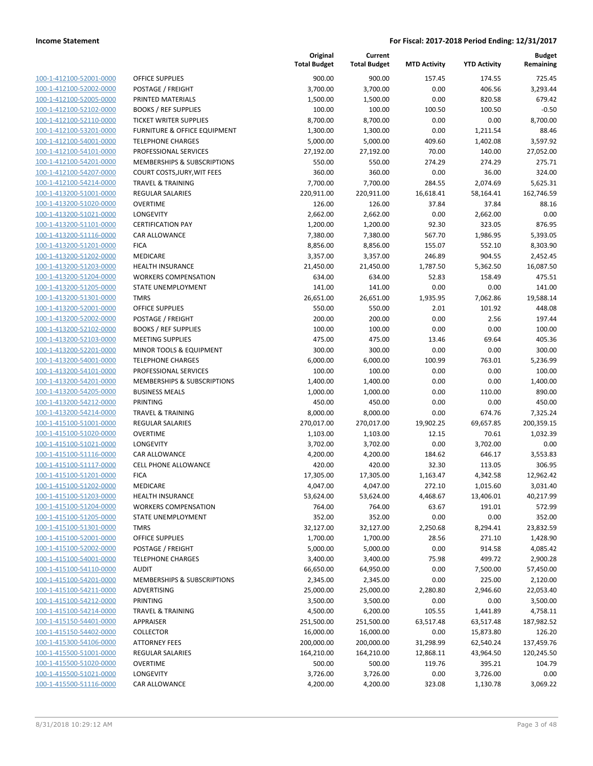| | | Original Total Budget | Current Total Budget | MTD Activity | YTD Activity | Budget Remaining |
|---|---|---|---|---|---|---|
| 100-1-412100-52001-0000 | OFFICE SUPPLIES | 900.00 | 900.00 | 157.45 | 174.55 | 725.45 |
| 100-1-412100-52002-0000 | POSTAGE / FREIGHT | 3,700.00 | 3,700.00 | 0.00 | 406.56 | 3,293.44 |
| 100-1-412100-52005-0000 | PRINTED MATERIALS | 1,500.00 | 1,500.00 | 0.00 | 820.58 | 679.42 |
| 100-1-412100-52102-0000 | BOOKS / REF SUPPLIES | 100.00 | 100.00 | 100.50 | 100.50 | -0.50 |
| 100-1-412100-52110-0000 | TICKET WRITER SUPPLIES | 8,700.00 | 8,700.00 | 0.00 | 0.00 | 8,700.00 |
| 100-1-412100-53201-0000 | FURNITURE & OFFICE EQUIPMENT | 1,300.00 | 1,300.00 | 0.00 | 1,211.54 | 88.46 |
| 100-1-412100-54001-0000 | TELEPHONE CHARGES | 5,000.00 | 5,000.00 | 409.60 | 1,402.08 | 3,597.92 |
| 100-1-412100-54101-0000 | PROFESSIONAL SERVICES | 27,192.00 | 27,192.00 | 70.00 | 140.00 | 27,052.00 |
| 100-1-412100-54201-0000 | MEMBERSHIPS & SUBSCRIPTIONS | 550.00 | 550.00 | 274.29 | 274.29 | 275.71 |
| 100-1-412100-54207-0000 | COURT COSTS,JURY,WIT FEES | 360.00 | 360.00 | 0.00 | 36.00 | 324.00 |
| 100-1-412100-54214-0000 | TRAVEL & TRAINING | 7,700.00 | 7,700.00 | 284.55 | 2,074.69 | 5,625.31 |
| 100-1-413200-51001-0000 | REGULAR SALARIES | 220,911.00 | 220,911.00 | 16,618.41 | 58,164.41 | 162,746.59 |
| 100-1-413200-51020-0000 | OVERTIME | 126.00 | 126.00 | 37.84 | 37.84 | 88.16 |
| 100-1-413200-51021-0000 | LONGEVITY | 2,662.00 | 2,662.00 | 0.00 | 2,662.00 | 0.00 |
| 100-1-413200-51101-0000 | CERTIFICATION PAY | 1,200.00 | 1,200.00 | 92.30 | 323.05 | 876.95 |
| 100-1-413200-51116-0000 | CAR ALLOWANCE | 7,380.00 | 7,380.00 | 567.70 | 1,986.95 | 5,393.05 |
| 100-1-413200-51201-0000 | FICA | 8,856.00 | 8,856.00 | 155.07 | 552.10 | 8,303.90 |
| 100-1-413200-51202-0000 | MEDICARE | 3,357.00 | 3,357.00 | 246.89 | 904.55 | 2,452.45 |
| 100-1-413200-51203-0000 | HEALTH INSURANCE | 21,450.00 | 21,450.00 | 1,787.50 | 5,362.50 | 16,087.50 |
| 100-1-413200-51204-0000 | WORKERS COMPENSATION | 634.00 | 634.00 | 52.83 | 158.49 | 475.51 |
| 100-1-413200-51205-0000 | STATE UNEMPLOYMENT | 141.00 | 141.00 | 0.00 | 0.00 | 141.00 |
| 100-1-413200-51301-0000 | TMRS | 26,651.00 | 26,651.00 | 1,935.95 | 7,062.86 | 19,588.14 |
| 100-1-413200-52001-0000 | OFFICE SUPPLIES | 550.00 | 550.00 | 2.01 | 101.92 | 448.08 |
| 100-1-413200-52002-0000 | POSTAGE / FREIGHT | 200.00 | 200.00 | 0.00 | 2.56 | 197.44 |
| 100-1-413200-52102-0000 | BOOKS / REF SUPPLIES | 100.00 | 100.00 | 0.00 | 0.00 | 100.00 |
| 100-1-413200-52103-0000 | MEETING SUPPLIES | 475.00 | 475.00 | 13.46 | 69.64 | 405.36 |
| 100-1-413200-52201-0000 | MINOR TOOLS & EQUIPMENT | 300.00 | 300.00 | 0.00 | 0.00 | 300.00 |
| 100-1-413200-54001-0000 | TELEPHONE CHARGES | 6,000.00 | 6,000.00 | 100.99 | 763.01 | 5,236.99 |
| 100-1-413200-54101-0000 | PROFESSIONAL SERVICES | 100.00 | 100.00 | 0.00 | 0.00 | 100.00 |
| 100-1-413200-54201-0000 | MEMBERSHIPS & SUBSCRIPTIONS | 1,400.00 | 1,400.00 | 0.00 | 0.00 | 1,400.00 |
| 100-1-413200-54205-0000 | BUSINESS MEALS | 1,000.00 | 1,000.00 | 0.00 | 110.00 | 890.00 |
| 100-1-413200-54212-0000 | PRINTING | 450.00 | 450.00 | 0.00 | 0.00 | 450.00 |
| 100-1-413200-54214-0000 | TRAVEL & TRAINING | 8,000.00 | 8,000.00 | 0.00 | 674.76 | 7,325.24 |
| 100-1-415100-51001-0000 | REGULAR SALARIES | 270,017.00 | 270,017.00 | 19,902.25 | 69,657.85 | 200,359.15 |
| 100-1-415100-51020-0000 | OVERTIME | 1,103.00 | 1,103.00 | 12.15 | 70.61 | 1,032.39 |
| 100-1-415100-51021-0000 | LONGEVITY | 3,702.00 | 3,702.00 | 0.00 | 3,702.00 | 0.00 |
| 100-1-415100-51116-0000 | CAR ALLOWANCE | 4,200.00 | 4,200.00 | 184.62 | 646.17 | 3,553.83 |
| 100-1-415100-51117-0000 | CELL PHONE ALLOWANCE | 420.00 | 420.00 | 32.30 | 113.05 | 306.95 |
| 100-1-415100-51201-0000 | FICA | 17,305.00 | 17,305.00 | 1,163.47 | 4,342.58 | 12,962.42 |
| 100-1-415100-51202-0000 | MEDICARE | 4,047.00 | 4,047.00 | 272.10 | 1,015.60 | 3,031.40 |
| 100-1-415100-51203-0000 | HEALTH INSURANCE | 53,624.00 | 53,624.00 | 4,468.67 | 13,406.01 | 40,217.99 |
| 100-1-415100-51204-0000 | WORKERS COMPENSATION | 764.00 | 764.00 | 63.67 | 191.01 | 572.99 |
| 100-1-415100-51205-0000 | STATE UNEMPLOYMENT | 352.00 | 352.00 | 0.00 | 0.00 | 352.00 |
| 100-1-415100-51301-0000 | TMRS | 32,127.00 | 32,127.00 | 2,250.68 | 8,294.41 | 23,832.59 |
| 100-1-415100-52001-0000 | OFFICE SUPPLIES | 1,700.00 | 1,700.00 | 28.56 | 271.10 | 1,428.90 |
| 100-1-415100-52002-0000 | POSTAGE / FREIGHT | 5,000.00 | 5,000.00 | 0.00 | 914.58 | 4,085.42 |
| 100-1-415100-54001-0000 | TELEPHONE CHARGES | 3,400.00 | 3,400.00 | 75.98 | 499.72 | 2,900.28 |
| 100-1-415100-54110-0000 | AUDIT | 66,650.00 | 64,950.00 | 0.00 | 7,500.00 | 57,450.00 |
| 100-1-415100-54201-0000 | MEMBERSHIPS & SUBSCRIPTIONS | 2,345.00 | 2,345.00 | 0.00 | 225.00 | 2,120.00 |
| 100-1-415100-54211-0000 | ADVERTISING | 25,000.00 | 25,000.00 | 2,280.80 | 2,946.60 | 22,053.40 |
| 100-1-415100-54212-0000 | PRINTING | 3,500.00 | 3,500.00 | 0.00 | 0.00 | 3,500.00 |
| 100-1-415100-54214-0000 | TRAVEL & TRAINING | 4,500.00 | 6,200.00 | 105.55 | 1,441.89 | 4,758.11 |
| 100-1-415150-54401-0000 | APPRAISER | 251,500.00 | 251,500.00 | 63,517.48 | 63,517.48 | 187,982.52 |
| 100-1-415150-54402-0000 | COLLECTOR | 16,000.00 | 16,000.00 | 0.00 | 15,873.80 | 126.20 |
| 100-1-415300-54106-0000 | ATTORNEY FEES | 200,000.00 | 200,000.00 | 31,298.99 | 62,540.24 | 137,459.76 |
| 100-1-415500-51001-0000 | REGULAR SALARIES | 164,210.00 | 164,210.00 | 12,868.11 | 43,964.50 | 120,245.50 |
| 100-1-415500-51020-0000 | OVERTIME | 500.00 | 500.00 | 119.76 | 395.21 | 104.79 |
| 100-1-415500-51021-0000 | LONGEVITY | 3,726.00 | 3,726.00 | 0.00 | 3,726.00 | 0.00 |
| 100-1-415500-51116-0000 | CAR ALLOWANCE | 4,200.00 | 4,200.00 | 323.08 | 1,130.78 | 3,069.22 |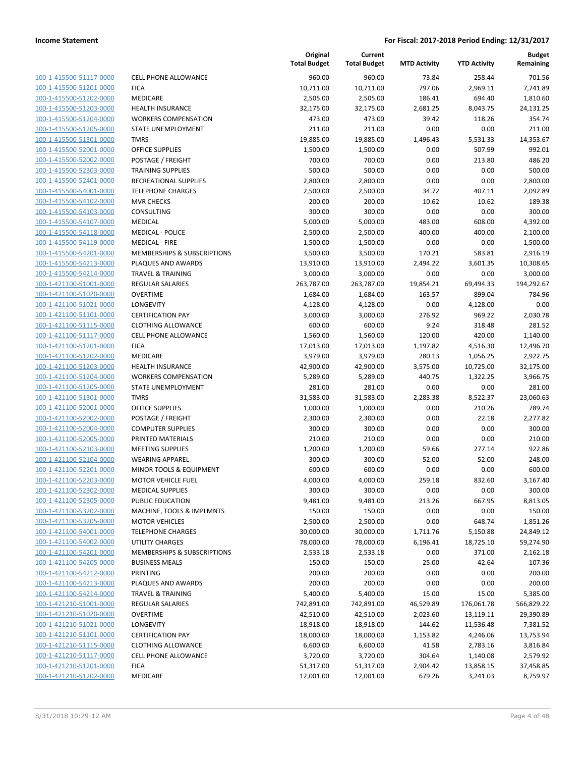| | | Original Total Budget | Current Total Budget | MTD Activity | YTD Activity | Budget Remaining |
|---|---|---|---|---|---|---|
| 100-1-415500-51117-0000 | CELL PHONE ALLOWANCE | 960.00 | 960.00 | 73.84 | 258.44 | 701.56 |
| 100-1-415500-51201-0000 | FICA | 10,711.00 | 10,711.00 | 797.06 | 2,969.11 | 7,741.89 |
| 100-1-415500-51202-0000 | MEDICARE | 2,505.00 | 2,505.00 | 186.41 | 694.40 | 1,810.60 |
| 100-1-415500-51203-0000 | HEALTH INSURANCE | 32,175.00 | 32,175.00 | 2,681.25 | 8,043.75 | 24,131.25 |
| 100-1-415500-51204-0000 | WORKERS COMPENSATION | 473.00 | 473.00 | 39.42 | 118.26 | 354.74 |
| 100-1-415500-51205-0000 | STATE UNEMPLOYMENT | 211.00 | 211.00 | 0.00 | 0.00 | 211.00 |
| 100-1-415500-51301-0000 | TMRS | 19,885.00 | 19,885.00 | 1,496.43 | 5,531.33 | 14,353.67 |
| 100-1-415500-52001-0000 | OFFICE SUPPLIES | 1,500.00 | 1,500.00 | 0.00 | 507.99 | 992.01 |
| 100-1-415500-52002-0000 | POSTAGE / FREIGHT | 700.00 | 700.00 | 0.00 | 213.80 | 486.20 |
| 100-1-415500-52303-0000 | TRAINING SUPPLIES | 500.00 | 500.00 | 0.00 | 0.00 | 500.00 |
| 100-1-415500-52401-0000 | RECREATIONAL SUPPLIES | 2,800.00 | 2,800.00 | 0.00 | 0.00 | 2,800.00 |
| 100-1-415500-54001-0000 | TELEPHONE CHARGES | 2,500.00 | 2,500.00 | 34.72 | 407.11 | 2,092.89 |
| 100-1-415500-54102-0000 | MVR CHECKS | 200.00 | 200.00 | 10.62 | 10.62 | 189.38 |
| 100-1-415500-54103-0000 | CONSULTING | 300.00 | 300.00 | 0.00 | 0.00 | 300.00 |
| 100-1-415500-54107-0000 | MEDICAL | 5,000.00 | 5,000.00 | 483.00 | 608.00 | 4,392.00 |
| 100-1-415500-54118-0000 | MEDICAL - POLICE | 2,500.00 | 2,500.00 | 400.00 | 400.00 | 2,100.00 |
| 100-1-415500-54119-0000 | MEDICAL - FIRE | 1,500.00 | 1,500.00 | 0.00 | 0.00 | 1,500.00 |
| 100-1-415500-54201-0000 | MEMBERSHIPS & SUBSCRIPTIONS | 3,500.00 | 3,500.00 | 170.21 | 583.81 | 2,916.19 |
| 100-1-415500-54213-0000 | PLAQUES AND AWARDS | 13,910.00 | 13,910.00 | 2,494.22 | 3,601.35 | 10,308.65 |
| 100-1-415500-54214-0000 | TRAVEL & TRAINING | 3,000.00 | 3,000.00 | 0.00 | 0.00 | 3,000.00 |
| 100-1-421100-51001-0000 | REGULAR SALARIES | 263,787.00 | 263,787.00 | 19,854.21 | 69,494.33 | 194,292.67 |
| 100-1-421100-51020-0000 | OVERTIME | 1,684.00 | 1,684.00 | 163.57 | 899.04 | 784.96 |
| 100-1-421100-51021-0000 | LONGEVITY | 4,128.00 | 4,128.00 | 0.00 | 4,128.00 | 0.00 |
| 100-1-421100-51101-0000 | CERTIFICATION PAY | 3,000.00 | 3,000.00 | 276.92 | 969.22 | 2,030.78 |
| 100-1-421100-51115-0000 | CLOTHING ALLOWANCE | 600.00 | 600.00 | 9.24 | 318.48 | 281.52 |
| 100-1-421100-51117-0000 | CELL PHONE ALLOWANCE | 1,560.00 | 1,560.00 | 120.00 | 420.00 | 1,140.00 |
| 100-1-421100-51201-0000 | FICA | 17,013.00 | 17,013.00 | 1,197.82 | 4,516.30 | 12,496.70 |
| 100-1-421100-51202-0000 | MEDICARE | 3,979.00 | 3,979.00 | 280.13 | 1,056.25 | 2,922.75 |
| 100-1-421100-51203-0000 | HEALTH INSURANCE | 42,900.00 | 42,900.00 | 3,575.00 | 10,725.00 | 32,175.00 |
| 100-1-421100-51204-0000 | WORKERS COMPENSATION | 5,289.00 | 5,289.00 | 440.75 | 1,322.25 | 3,966.75 |
| 100-1-421100-51205-0000 | STATE UNEMPLOYMENT | 281.00 | 281.00 | 0.00 | 0.00 | 281.00 |
| 100-1-421100-51301-0000 | TMRS | 31,583.00 | 31,583.00 | 2,283.38 | 8,522.37 | 23,060.63 |
| 100-1-421100-52001-0000 | OFFICE SUPPLIES | 1,000.00 | 1,000.00 | 0.00 | 210.26 | 789.74 |
| 100-1-421100-52002-0000 | POSTAGE / FREIGHT | 2,300.00 | 2,300.00 | 0.00 | 22.18 | 2,277.82 |
| 100-1-421100-52004-0000 | COMPUTER SUPPLIES | 300.00 | 300.00 | 0.00 | 0.00 | 300.00 |
| 100-1-421100-52005-0000 | PRINTED MATERIALS | 210.00 | 210.00 | 0.00 | 0.00 | 210.00 |
| 100-1-421100-52103-0000 | MEETING SUPPLIES | 1,200.00 | 1,200.00 | 59.66 | 277.14 | 922.86 |
| 100-1-421100-52104-0000 | WEARING APPAREL | 300.00 | 300.00 | 52.00 | 52.00 | 248.00 |
| 100-1-421100-52201-0000 | MINOR TOOLS & EQUIPMENT | 600.00 | 600.00 | 0.00 | 0.00 | 600.00 |
| 100-1-421100-52203-0000 | MOTOR VEHICLE FUEL | 4,000.00 | 4,000.00 | 259.18 | 832.60 | 3,167.40 |
| 100-1-421100-52302-0000 | MEDICAL SUPPLIES | 300.00 | 300.00 | 0.00 | 0.00 | 300.00 |
| 100-1-421100-52305-0000 | PUBLIC EDUCATION | 9,481.00 | 9,481.00 | 213.26 | 667.95 | 8,813.05 |
| 100-1-421100-53202-0000 | MACHINE, TOOLS & IMPLMNTS | 150.00 | 150.00 | 0.00 | 0.00 | 150.00 |
| 100-1-421100-53205-0000 | MOTOR VEHICLES | 2,500.00 | 2,500.00 | 0.00 | 648.74 | 1,851.26 |
| 100-1-421100-54001-0000 | TELEPHONE CHARGES | 30,000.00 | 30,000.00 | 1,711.76 | 5,150.88 | 24,849.12 |
| 100-1-421100-54002-0000 | UTILITY CHARGES | 78,000.00 | 78,000.00 | 6,196.41 | 18,725.10 | 59,274.90 |
| 100-1-421100-54201-0000 | MEMBERSHIPS & SUBSCRIPTIONS | 2,533.18 | 2,533.18 | 0.00 | 371.00 | 2,162.18 |
| 100-1-421100-54205-0000 | BUSINESS MEALS | 150.00 | 150.00 | 25.00 | 42.64 | 107.36 |
| 100-1-421100-54212-0000 | PRINTING | 200.00 | 200.00 | 0.00 | 0.00 | 200.00 |
| 100-1-421100-54213-0000 | PLAQUES AND AWARDS | 200.00 | 200.00 | 0.00 | 0.00 | 200.00 |
| 100-1-421100-54214-0000 | TRAVEL & TRAINING | 5,400.00 | 5,400.00 | 15.00 | 15.00 | 5,385.00 |
| 100-1-421210-51001-0000 | REGULAR SALARIES | 742,891.00 | 742,891.00 | 46,529.89 | 176,061.78 | 566,829.22 |
| 100-1-421210-51020-0000 | OVERTIME | 42,510.00 | 42,510.00 | 2,023.60 | 13,119.11 | 29,390.89 |
| 100-1-421210-51021-0000 | LONGEVITY | 18,918.00 | 18,918.00 | 144.62 | 11,536.48 | 7,381.52 |
| 100-1-421210-51101-0000 | CERTIFICATION PAY | 18,000.00 | 18,000.00 | 1,153.82 | 4,246.06 | 13,753.94 |
| 100-1-421210-51115-0000 | CLOTHING ALLOWANCE | 6,600.00 | 6,600.00 | 41.58 | 2,783.16 | 3,816.84 |
| 100-1-421210-51117-0000 | CELL PHONE ALLOWANCE | 3,720.00 | 3,720.00 | 304.64 | 1,140.08 | 2,579.92 |
| 100-1-421210-51201-0000 | FICA | 51,317.00 | 51,317.00 | 2,904.42 | 13,858.15 | 37,458.85 |
| 100-1-421210-51202-0000 | MEDICARE | 12,001.00 | 12,001.00 | 679.26 | 3,241.03 | 8,759.97 |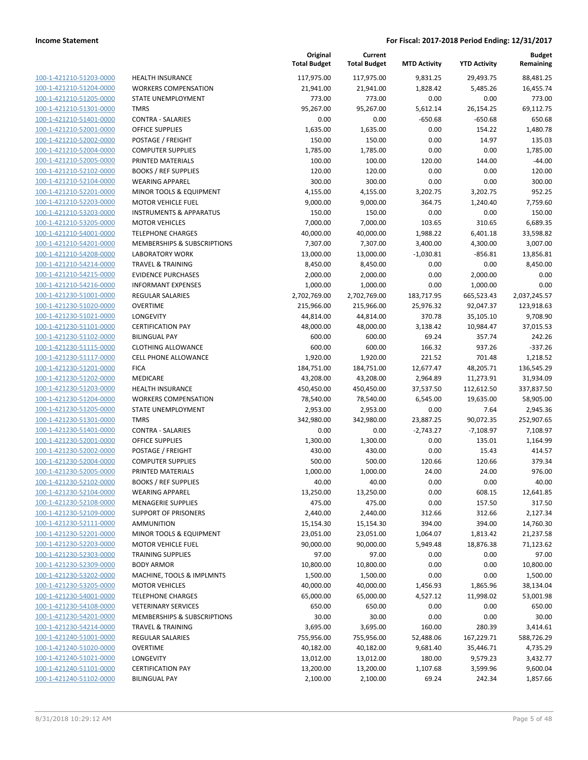| | | Original Total Budget | Current Total Budget | MTD Activity | YTD Activity | Budget Remaining |
|---|---|---|---|---|---|---|
| 100-1-421210-51203-0000 | HEALTH INSURANCE | 117,975.00 | 117,975.00 | 9,831.25 | 29,493.75 | 88,481.25 |
| 100-1-421210-51204-0000 | WORKERS COMPENSATION | 21,941.00 | 21,941.00 | 1,828.42 | 5,485.26 | 16,455.74 |
| 100-1-421210-51205-0000 | STATE UNEMPLOYMENT | 773.00 | 773.00 | 0.00 | 0.00 | 773.00 |
| 100-1-421210-51301-0000 | TMRS | 95,267.00 | 95,267.00 | 5,612.14 | 26,154.25 | 69,112.75 |
| 100-1-421210-51401-0000 | CONTRA - SALARIES | 0.00 | 0.00 | -650.68 | -650.68 | 650.68 |
| 100-1-421210-52001-0000 | OFFICE SUPPLIES | 1,635.00 | 1,635.00 | 0.00 | 154.22 | 1,480.78 |
| 100-1-421210-52002-0000 | POSTAGE / FREIGHT | 150.00 | 150.00 | 0.00 | 14.97 | 135.03 |
| 100-1-421210-52004-0000 | COMPUTER SUPPLIES | 1,785.00 | 1,785.00 | 0.00 | 0.00 | 1,785.00 |
| 100-1-421210-52005-0000 | PRINTED MATERIALS | 100.00 | 100.00 | 120.00 | 144.00 | -44.00 |
| 100-1-421210-52102-0000 | BOOKS / REF SUPPLIES | 120.00 | 120.00 | 0.00 | 0.00 | 120.00 |
| 100-1-421210-52104-0000 | WEARING APPAREL | 300.00 | 300.00 | 0.00 | 0.00 | 300.00 |
| 100-1-421210-52201-0000 | MINOR TOOLS & EQUIPMENT | 4,155.00 | 4,155.00 | 3,202.75 | 3,202.75 | 952.25 |
| 100-1-421210-52203-0000 | MOTOR VEHICLE FUEL | 9,000.00 | 9,000.00 | 364.75 | 1,240.40 | 7,759.60 |
| 100-1-421210-53203-0000 | INSTRUMENTS & APPARATUS | 150.00 | 150.00 | 0.00 | 0.00 | 150.00 |
| 100-1-421210-53205-0000 | MOTOR VEHICLES | 7,000.00 | 7,000.00 | 103.65 | 310.65 | 6,689.35 |
| 100-1-421210-54001-0000 | TELEPHONE CHARGES | 40,000.00 | 40,000.00 | 1,988.22 | 6,401.18 | 33,598.82 |
| 100-1-421210-54201-0000 | MEMBERSHIPS & SUBSCRIPTIONS | 7,307.00 | 7,307.00 | 3,400.00 | 4,300.00 | 3,007.00 |
| 100-1-421210-54208-0000 | LABORATORY WORK | 13,000.00 | 13,000.00 | -1,030.81 | -856.81 | 13,856.81 |
| 100-1-421210-54214-0000 | TRAVEL & TRAINING | 8,450.00 | 8,450.00 | 0.00 | 0.00 | 8,450.00 |
| 100-1-421210-54215-0000 | EVIDENCE PURCHASES | 2,000.00 | 2,000.00 | 0.00 | 2,000.00 | 0.00 |
| 100-1-421210-54216-0000 | INFORMANT EXPENSES | 1,000.00 | 1,000.00 | 0.00 | 1,000.00 | 0.00 |
| 100-1-421230-51001-0000 | REGULAR SALARIES | 2,702,769.00 | 2,702,769.00 | 183,717.95 | 665,523.43 | 2,037,245.57 |
| 100-1-421230-51020-0000 | OVERTIME | 215,966.00 | 215,966.00 | 25,976.32 | 92,047.37 | 123,918.63 |
| 100-1-421230-51021-0000 | LONGEVITY | 44,814.00 | 44,814.00 | 370.78 | 35,105.10 | 9,708.90 |
| 100-1-421230-51101-0000 | CERTIFICATION PAY | 48,000.00 | 48,000.00 | 3,138.42 | 10,984.47 | 37,015.53 |
| 100-1-421230-51102-0000 | BILINGUAL PAY | 600.00 | 600.00 | 69.24 | 357.74 | 242.26 |
| 100-1-421230-51115-0000 | CLOTHING ALLOWANCE | 600.00 | 600.00 | 166.32 | 937.26 | -337.26 |
| 100-1-421230-51117-0000 | CELL PHONE ALLOWANCE | 1,920.00 | 1,920.00 | 221.52 | 701.48 | 1,218.52 |
| 100-1-421230-51201-0000 | FICA | 184,751.00 | 184,751.00 | 12,677.47 | 48,205.71 | 136,545.29 |
| 100-1-421230-51202-0000 | MEDICARE | 43,208.00 | 43,208.00 | 2,964.89 | 11,273.91 | 31,934.09 |
| 100-1-421230-51203-0000 | HEALTH INSURANCE | 450,450.00 | 450,450.00 | 37,537.50 | 112,612.50 | 337,837.50 |
| 100-1-421230-51204-0000 | WORKERS COMPENSATION | 78,540.00 | 78,540.00 | 6,545.00 | 19,635.00 | 58,905.00 |
| 100-1-421230-51205-0000 | STATE UNEMPLOYMENT | 2,953.00 | 2,953.00 | 0.00 | 7.64 | 2,945.36 |
| 100-1-421230-51301-0000 | TMRS | 342,980.00 | 342,980.00 | 23,887.25 | 90,072.35 | 252,907.65 |
| 100-1-421230-51401-0000 | CONTRA - SALARIES | 0.00 | 0.00 | -2,743.27 | -7,108.97 | 7,108.97 |
| 100-1-421230-52001-0000 | OFFICE SUPPLIES | 1,300.00 | 1,300.00 | 0.00 | 135.01 | 1,164.99 |
| 100-1-421230-52002-0000 | POSTAGE / FREIGHT | 430.00 | 430.00 | 0.00 | 15.43 | 414.57 |
| 100-1-421230-52004-0000 | COMPUTER SUPPLIES | 500.00 | 500.00 | 120.66 | 120.66 | 379.34 |
| 100-1-421230-52005-0000 | PRINTED MATERIALS | 1,000.00 | 1,000.00 | 24.00 | 24.00 | 976.00 |
| 100-1-421230-52102-0000 | BOOKS / REF SUPPLIES | 40.00 | 40.00 | 0.00 | 0.00 | 40.00 |
| 100-1-421230-52104-0000 | WEARING APPAREL | 13,250.00 | 13,250.00 | 0.00 | 608.15 | 12,641.85 |
| 100-1-421230-52108-0000 | MENAGERIE SUPPLIES | 475.00 | 475.00 | 0.00 | 157.50 | 317.50 |
| 100-1-421230-52109-0000 | SUPPORT OF PRISONERS | 2,440.00 | 2,440.00 | 312.66 | 312.66 | 2,127.34 |
| 100-1-421230-52111-0000 | AMMUNITION | 15,154.30 | 15,154.30 | 394.00 | 394.00 | 14,760.30 |
| 100-1-421230-52201-0000 | MINOR TOOLS & EQUIPMENT | 23,051.00 | 23,051.00 | 1,064.07 | 1,813.42 | 21,237.58 |
| 100-1-421230-52203-0000 | MOTOR VEHICLE FUEL | 90,000.00 | 90,000.00 | 5,949.48 | 18,876.38 | 71,123.62 |
| 100-1-421230-52303-0000 | TRAINING SUPPLIES | 97.00 | 97.00 | 0.00 | 0.00 | 97.00 |
| 100-1-421230-52309-0000 | BODY ARMOR | 10,800.00 | 10,800.00 | 0.00 | 0.00 | 10,800.00 |
| 100-1-421230-53202-0000 | MACHINE, TOOLS & IMPLMNTS | 1,500.00 | 1,500.00 | 0.00 | 0.00 | 1,500.00 |
| 100-1-421230-53205-0000 | MOTOR VEHICLES | 40,000.00 | 40,000.00 | 1,456.93 | 1,865.96 | 38,134.04 |
| 100-1-421230-54001-0000 | TELEPHONE CHARGES | 65,000.00 | 65,000.00 | 4,527.12 | 11,998.02 | 53,001.98 |
| 100-1-421230-54108-0000 | VETERINARY SERVICES | 650.00 | 650.00 | 0.00 | 0.00 | 650.00 |
| 100-1-421230-54201-0000 | MEMBERSHIPS & SUBSCRIPTIONS | 30.00 | 30.00 | 0.00 | 0.00 | 30.00 |
| 100-1-421230-54214-0000 | TRAVEL & TRAINING | 3,695.00 | 3,695.00 | 160.00 | 280.39 | 3,414.61 |
| 100-1-421240-51001-0000 | REGULAR SALARIES | 755,956.00 | 755,956.00 | 52,488.06 | 167,229.71 | 588,726.29 |
| 100-1-421240-51020-0000 | OVERTIME | 40,182.00 | 40,182.00 | 9,681.40 | 35,446.71 | 4,735.29 |
| 100-1-421240-51021-0000 | LONGEVITY | 13,012.00 | 13,012.00 | 180.00 | 9,579.23 | 3,432.77 |
| 100-1-421240-51101-0000 | CERTIFICATION PAY | 13,200.00 | 13,200.00 | 1,107.68 | 3,599.96 | 9,600.04 |
| 100-1-421240-51102-0000 | BILINGUAL PAY | 2,100.00 | 2,100.00 | 69.24 | 242.34 | 1,857.66 |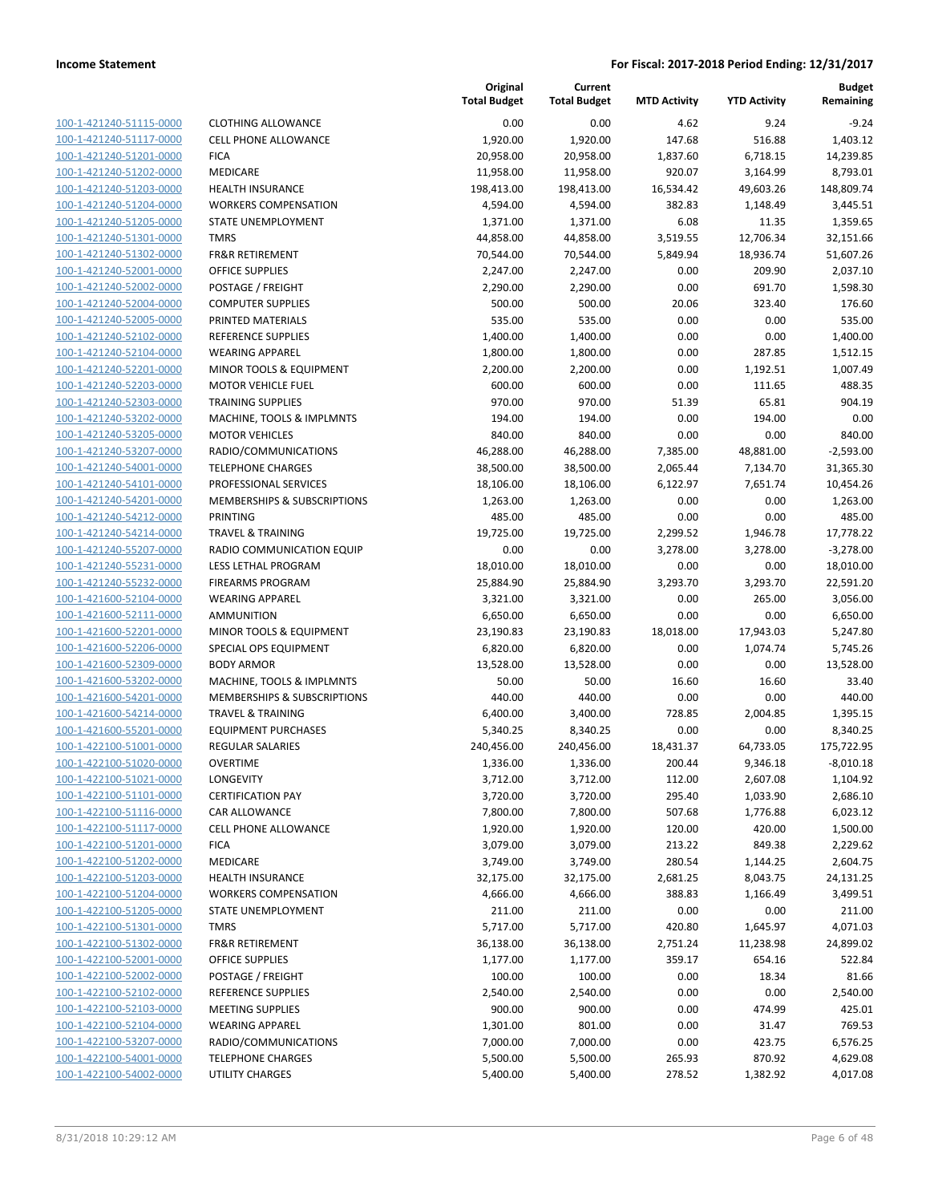**Income Statement** | **For Fiscal: 2017-2018 Period Ending: 12/31/2017**

| | | Original Total Budget | Current Total Budget | MTD Activity | YTD Activity | Budget Remaining |
|---|---|---|---|---|---|---|
| 100-1-421240-51115-0000 | CLOTHING ALLOWANCE | 0.00 | 0.00 | 4.62 | 9.24 | -9.24 |
| 100-1-421240-51117-0000 | CELL PHONE ALLOWANCE | 1,920.00 | 1,920.00 | 147.68 | 516.88 | 1,403.12 |
| 100-1-421240-51201-0000 | FICA | 20,958.00 | 20,958.00 | 1,837.60 | 6,718.15 | 14,239.85 |
| 100-1-421240-51202-0000 | MEDICARE | 11,958.00 | 11,958.00 | 920.07 | 3,164.99 | 8,793.01 |
| 100-1-421240-51203-0000 | HEALTH INSURANCE | 198,413.00 | 198,413.00 | 16,534.42 | 49,603.26 | 148,809.74 |
| 100-1-421240-51204-0000 | WORKERS COMPENSATION | 4,594.00 | 4,594.00 | 382.83 | 1,148.49 | 3,445.51 |
| 100-1-421240-51205-0000 | STATE UNEMPLOYMENT | 1,371.00 | 1,371.00 | 6.08 | 11.35 | 1,359.65 |
| 100-1-421240-51301-0000 | TMRS | 44,858.00 | 44,858.00 | 3,519.55 | 12,706.34 | 32,151.66 |
| 100-1-421240-51302-0000 | FR&R RETIREMENT | 70,544.00 | 70,544.00 | 5,849.94 | 18,936.74 | 51,607.26 |
| 100-1-421240-52001-0000 | OFFICE SUPPLIES | 2,247.00 | 2,247.00 | 0.00 | 209.90 | 2,037.10 |
| 100-1-421240-52002-0000 | POSTAGE / FREIGHT | 2,290.00 | 2,290.00 | 0.00 | 691.70 | 1,598.30 |
| 100-1-421240-52004-0000 | COMPUTER SUPPLIES | 500.00 | 500.00 | 20.06 | 323.40 | 176.60 |
| 100-1-421240-52005-0000 | PRINTED MATERIALS | 535.00 | 535.00 | 0.00 | 0.00 | 535.00 |
| 100-1-421240-52102-0000 | REFERENCE SUPPLIES | 1,400.00 | 1,400.00 | 0.00 | 0.00 | 1,400.00 |
| 100-1-421240-52104-0000 | WEARING APPAREL | 1,800.00 | 1,800.00 | 0.00 | 287.85 | 1,512.15 |
| 100-1-421240-52201-0000 | MINOR TOOLS & EQUIPMENT | 2,200.00 | 2,200.00 | 0.00 | 1,192.51 | 1,007.49 |
| 100-1-421240-52203-0000 | MOTOR VEHICLE FUEL | 600.00 | 600.00 | 0.00 | 111.65 | 488.35 |
| 100-1-421240-52303-0000 | TRAINING SUPPLIES | 970.00 | 970.00 | 51.39 | 65.81 | 904.19 |
| 100-1-421240-53202-0000 | MACHINE, TOOLS & IMPLMNTS | 194.00 | 194.00 | 0.00 | 194.00 | 0.00 |
| 100-1-421240-53205-0000 | MOTOR VEHICLES | 840.00 | 840.00 | 0.00 | 0.00 | 840.00 |
| 100-1-421240-53207-0000 | RADIO/COMMUNICATIONS | 46,288.00 | 46,288.00 | 7,385.00 | 48,881.00 | -2,593.00 |
| 100-1-421240-54001-0000 | TELEPHONE CHARGES | 38,500.00 | 38,500.00 | 2,065.44 | 7,134.70 | 31,365.30 |
| 100-1-421240-54101-0000 | PROFESSIONAL SERVICES | 18,106.00 | 18,106.00 | 6,122.97 | 7,651.74 | 10,454.26 |
| 100-1-421240-54201-0000 | MEMBERSHIPS & SUBSCRIPTIONS | 1,263.00 | 1,263.00 | 0.00 | 0.00 | 1,263.00 |
| 100-1-421240-54212-0000 | PRINTING | 485.00 | 485.00 | 0.00 | 0.00 | 485.00 |
| 100-1-421240-54214-0000 | TRAVEL & TRAINING | 19,725.00 | 19,725.00 | 2,299.52 | 1,946.78 | 17,778.22 |
| 100-1-421240-55207-0000 | RADIO COMMUNICATION EQUIP | 0.00 | 0.00 | 3,278.00 | 3,278.00 | -3,278.00 |
| 100-1-421240-55231-0000 | LESS LETHAL PROGRAM | 18,010.00 | 18,010.00 | 0.00 | 0.00 | 18,010.00 |
| 100-1-421240-55232-0000 | FIREARMS PROGRAM | 25,884.90 | 25,884.90 | 3,293.70 | 3,293.70 | 22,591.20 |
| 100-1-421600-52104-0000 | WEARING APPAREL | 3,321.00 | 3,321.00 | 0.00 | 265.00 | 3,056.00 |
| 100-1-421600-52111-0000 | AMMUNITION | 6,650.00 | 6,650.00 | 0.00 | 0.00 | 6,650.00 |
| 100-1-421600-52201-0000 | MINOR TOOLS & EQUIPMENT | 23,190.83 | 23,190.83 | 18,018.00 | 17,943.03 | 5,247.80 |
| 100-1-421600-52206-0000 | SPECIAL OPS EQUIPMENT | 6,820.00 | 6,820.00 | 0.00 | 1,074.74 | 5,745.26 |
| 100-1-421600-52309-0000 | BODY ARMOR | 13,528.00 | 13,528.00 | 0.00 | 0.00 | 13,528.00 |
| 100-1-421600-53202-0000 | MACHINE, TOOLS & IMPLMNTS | 50.00 | 50.00 | 16.60 | 16.60 | 33.40 |
| 100-1-421600-54201-0000 | MEMBERSHIPS & SUBSCRIPTIONS | 440.00 | 440.00 | 0.00 | 0.00 | 440.00 |
| 100-1-421600-54214-0000 | TRAVEL & TRAINING | 6,400.00 | 3,400.00 | 728.85 | 2,004.85 | 1,395.15 |
| 100-1-421600-55201-0000 | EQUIPMENT PURCHASES | 5,340.25 | 8,340.25 | 0.00 | 0.00 | 8,340.25 |
| 100-1-422100-51001-0000 | REGULAR SALARIES | 240,456.00 | 240,456.00 | 18,431.37 | 64,733.05 | 175,722.95 |
| 100-1-422100-51020-0000 | OVERTIME | 1,336.00 | 1,336.00 | 200.44 | 9,346.18 | -8,010.18 |
| 100-1-422100-51021-0000 | LONGEVITY | 3,712.00 | 3,712.00 | 112.00 | 2,607.08 | 1,104.92 |
| 100-1-422100-51101-0000 | CERTIFICATION PAY | 3,720.00 | 3,720.00 | 295.40 | 1,033.90 | 2,686.10 |
| 100-1-422100-51116-0000 | CAR ALLOWANCE | 7,800.00 | 7,800.00 | 507.68 | 1,776.88 | 6,023.12 |
| 100-1-422100-51117-0000 | CELL PHONE ALLOWANCE | 1,920.00 | 1,920.00 | 120.00 | 420.00 | 1,500.00 |
| 100-1-422100-51201-0000 | FICA | 3,079.00 | 3,079.00 | 213.22 | 849.38 | 2,229.62 |
| 100-1-422100-51202-0000 | MEDICARE | 3,749.00 | 3,749.00 | 280.54 | 1,144.25 | 2,604.75 |
| 100-1-422100-51203-0000 | HEALTH INSURANCE | 32,175.00 | 32,175.00 | 2,681.25 | 8,043.75 | 24,131.25 |
| 100-1-422100-51204-0000 | WORKERS COMPENSATION | 4,666.00 | 4,666.00 | 388.83 | 1,166.49 | 3,499.51 |
| 100-1-422100-51205-0000 | STATE UNEMPLOYMENT | 211.00 | 211.00 | 0.00 | 0.00 | 211.00 |
| 100-1-422100-51301-0000 | TMRS | 5,717.00 | 5,717.00 | 420.80 | 1,645.97 | 4,071.03 |
| 100-1-422100-51302-0000 | FR&R RETIREMENT | 36,138.00 | 36,138.00 | 2,751.24 | 11,238.98 | 24,899.02 |
| 100-1-422100-52001-0000 | OFFICE SUPPLIES | 1,177.00 | 1,177.00 | 359.17 | 654.16 | 522.84 |
| 100-1-422100-52002-0000 | POSTAGE / FREIGHT | 100.00 | 100.00 | 0.00 | 18.34 | 81.66 |
| 100-1-422100-52102-0000 | REFERENCE SUPPLIES | 2,540.00 | 2,540.00 | 0.00 | 0.00 | 2,540.00 |
| 100-1-422100-52103-0000 | MEETING SUPPLIES | 900.00 | 900.00 | 0.00 | 474.99 | 425.01 |
| 100-1-422100-52104-0000 | WEARING APPAREL | 1,301.00 | 801.00 | 0.00 | 31.47 | 769.53 |
| 100-1-422100-53207-0000 | RADIO/COMMUNICATIONS | 7,000.00 | 7,000.00 | 0.00 | 423.75 | 6,576.25 |
| 100-1-422100-54001-0000 | TELEPHONE CHARGES | 5,500.00 | 5,500.00 | 265.93 | 870.92 | 4,629.08 |
| 100-1-422100-54002-0000 | UTILITY CHARGES | 5,400.00 | 5,400.00 | 278.52 | 1,382.92 | 4,017.08 |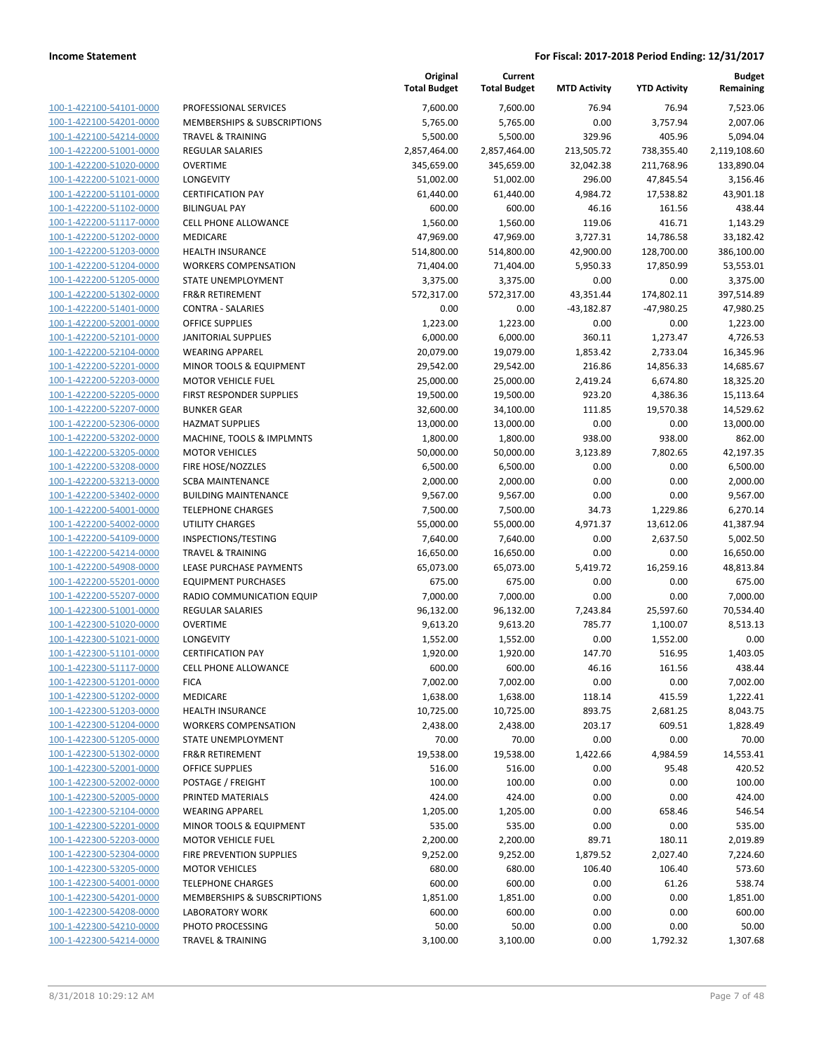| | | Original Total Budget | Current Total Budget | MTD Activity | YTD Activity | Budget Remaining |
|---|---|---|---|---|---|---|
| 100-1-422100-54101-0000 | PROFESSIONAL SERVICES | 7,600.00 | 7,600.00 | 76.94 | 76.94 | 7,523.06 |
| 100-1-422100-54201-0000 | MEMBERSHIPS & SUBSCRIPTIONS | 5,765.00 | 5,765.00 | 0.00 | 3,757.94 | 2,007.06 |
| 100-1-422100-54214-0000 | TRAVEL & TRAINING | 5,500.00 | 5,500.00 | 329.96 | 405.96 | 5,094.04 |
| 100-1-422200-51001-0000 | REGULAR SALARIES | 2,857,464.00 | 2,857,464.00 | 213,505.72 | 738,355.40 | 2,119,108.60 |
| 100-1-422200-51020-0000 | OVERTIME | 345,659.00 | 345,659.00 | 32,042.38 | 211,768.96 | 133,890.04 |
| 100-1-422200-51021-0000 | LONGEVITY | 51,002.00 | 51,002.00 | 296.00 | 47,845.54 | 3,156.46 |
| 100-1-422200-51101-0000 | CERTIFICATION PAY | 61,440.00 | 61,440.00 | 4,984.72 | 17,538.82 | 43,901.18 |
| 100-1-422200-51102-0000 | BILINGUAL PAY | 600.00 | 600.00 | 46.16 | 161.56 | 438.44 |
| 100-1-422200-51117-0000 | CELL PHONE ALLOWANCE | 1,560.00 | 1,560.00 | 119.06 | 416.71 | 1,143.29 |
| 100-1-422200-51202-0000 | MEDICARE | 47,969.00 | 47,969.00 | 3,727.31 | 14,786.58 | 33,182.42 |
| 100-1-422200-51203-0000 | HEALTH INSURANCE | 514,800.00 | 514,800.00 | 42,900.00 | 128,700.00 | 386,100.00 |
| 100-1-422200-51204-0000 | WORKERS COMPENSATION | 71,404.00 | 71,404.00 | 5,950.33 | 17,850.99 | 53,553.01 |
| 100-1-422200-51205-0000 | STATE UNEMPLOYMENT | 3,375.00 | 3,375.00 | 0.00 | 0.00 | 3,375.00 |
| 100-1-422200-51302-0000 | FR&R RETIREMENT | 572,317.00 | 572,317.00 | 43,351.44 | 174,802.11 | 397,514.89 |
| 100-1-422200-51401-0000 | CONTRA - SALARIES | 0.00 | 0.00 | -43,182.87 | -47,980.25 | 47,980.25 |
| 100-1-422200-52001-0000 | OFFICE SUPPLIES | 1,223.00 | 1,223.00 | 0.00 | 0.00 | 1,223.00 |
| 100-1-422200-52101-0000 | JANITORIAL SUPPLIES | 6,000.00 | 6,000.00 | 360.11 | 1,273.47 | 4,726.53 |
| 100-1-422200-52104-0000 | WEARING APPAREL | 20,079.00 | 19,079.00 | 1,853.42 | 2,733.04 | 16,345.96 |
| 100-1-422200-52201-0000 | MINOR TOOLS & EQUIPMENT | 29,542.00 | 29,542.00 | 216.86 | 14,856.33 | 14,685.67 |
| 100-1-422200-52203-0000 | MOTOR VEHICLE FUEL | 25,000.00 | 25,000.00 | 2,419.24 | 6,674.80 | 18,325.20 |
| 100-1-422200-52205-0000 | FIRST RESPONDER SUPPLIES | 19,500.00 | 19,500.00 | 923.20 | 4,386.36 | 15,113.64 |
| 100-1-422200-52207-0000 | BUNKER GEAR | 32,600.00 | 34,100.00 | 111.85 | 19,570.38 | 14,529.62 |
| 100-1-422200-52306-0000 | HAZMAT SUPPLIES | 13,000.00 | 13,000.00 | 0.00 | 0.00 | 13,000.00 |
| 100-1-422200-53202-0000 | MACHINE, TOOLS & IMPLMNTS | 1,800.00 | 1,800.00 | 938.00 | 938.00 | 862.00 |
| 100-1-422200-53205-0000 | MOTOR VEHICLES | 50,000.00 | 50,000.00 | 3,123.89 | 7,802.65 | 42,197.35 |
| 100-1-422200-53208-0000 | FIRE HOSE/NOZZLES | 6,500.00 | 6,500.00 | 0.00 | 0.00 | 6,500.00 |
| 100-1-422200-53213-0000 | SCBA MAINTENANCE | 2,000.00 | 2,000.00 | 0.00 | 0.00 | 2,000.00 |
| 100-1-422200-53402-0000 | BUILDING MAINTENANCE | 9,567.00 | 9,567.00 | 0.00 | 0.00 | 9,567.00 |
| 100-1-422200-54001-0000 | TELEPHONE CHARGES | 7,500.00 | 7,500.00 | 34.73 | 1,229.86 | 6,270.14 |
| 100-1-422200-54002-0000 | UTILITY CHARGES | 55,000.00 | 55,000.00 | 4,971.37 | 13,612.06 | 41,387.94 |
| 100-1-422200-54109-0000 | INSPECTIONS/TESTING | 7,640.00 | 7,640.00 | 0.00 | 2,637.50 | 5,002.50 |
| 100-1-422200-54214-0000 | TRAVEL & TRAINING | 16,650.00 | 16,650.00 | 0.00 | 0.00 | 16,650.00 |
| 100-1-422200-54908-0000 | LEASE PURCHASE PAYMENTS | 65,073.00 | 65,073.00 | 5,419.72 | 16,259.16 | 48,813.84 |
| 100-1-422200-55201-0000 | EQUIPMENT PURCHASES | 675.00 | 675.00 | 0.00 | 0.00 | 675.00 |
| 100-1-422200-55207-0000 | RADIO COMMUNICATION EQUIP | 7,000.00 | 7,000.00 | 0.00 | 0.00 | 7,000.00 |
| 100-1-422300-51001-0000 | REGULAR SALARIES | 96,132.00 | 96,132.00 | 7,243.84 | 25,597.60 | 70,534.40 |
| 100-1-422300-51020-0000 | OVERTIME | 9,613.20 | 9,613.20 | 785.77 | 1,100.07 | 8,513.13 |
| 100-1-422300-51021-0000 | LONGEVITY | 1,552.00 | 1,552.00 | 0.00 | 1,552.00 | 0.00 |
| 100-1-422300-51101-0000 | CERTIFICATION PAY | 1,920.00 | 1,920.00 | 147.70 | 516.95 | 1,403.05 |
| 100-1-422300-51117-0000 | CELL PHONE ALLOWANCE | 600.00 | 600.00 | 46.16 | 161.56 | 438.44 |
| 100-1-422300-51201-0000 | FICA | 7,002.00 | 7,002.00 | 0.00 | 0.00 | 7,002.00 |
| 100-1-422300-51202-0000 | MEDICARE | 1,638.00 | 1,638.00 | 118.14 | 415.59 | 1,222.41 |
| 100-1-422300-51203-0000 | HEALTH INSURANCE | 10,725.00 | 10,725.00 | 893.75 | 2,681.25 | 8,043.75 |
| 100-1-422300-51204-0000 | WORKERS COMPENSATION | 2,438.00 | 2,438.00 | 203.17 | 609.51 | 1,828.49 |
| 100-1-422300-51205-0000 | STATE UNEMPLOYMENT | 70.00 | 70.00 | 0.00 | 0.00 | 70.00 |
| 100-1-422300-51302-0000 | FR&R RETIREMENT | 19,538.00 | 19,538.00 | 1,422.66 | 4,984.59 | 14,553.41 |
| 100-1-422300-52001-0000 | OFFICE SUPPLIES | 516.00 | 516.00 | 0.00 | 95.48 | 420.52 |
| 100-1-422300-52002-0000 | POSTAGE / FREIGHT | 100.00 | 100.00 | 0.00 | 0.00 | 100.00 |
| 100-1-422300-52005-0000 | PRINTED MATERIALS | 424.00 | 424.00 | 0.00 | 0.00 | 424.00 |
| 100-1-422300-52104-0000 | WEARING APPAREL | 1,205.00 | 1,205.00 | 0.00 | 658.46 | 546.54 |
| 100-1-422300-52201-0000 | MINOR TOOLS & EQUIPMENT | 535.00 | 535.00 | 0.00 | 0.00 | 535.00 |
| 100-1-422300-52203-0000 | MOTOR VEHICLE FUEL | 2,200.00 | 2,200.00 | 89.71 | 180.11 | 2,019.89 |
| 100-1-422300-52304-0000 | FIRE PREVENTION SUPPLIES | 9,252.00 | 9,252.00 | 1,879.52 | 2,027.40 | 7,224.60 |
| 100-1-422300-53205-0000 | MOTOR VEHICLES | 680.00 | 680.00 | 106.40 | 106.40 | 573.60 |
| 100-1-422300-54001-0000 | TELEPHONE CHARGES | 600.00 | 600.00 | 0.00 | 61.26 | 538.74 |
| 100-1-422300-54201-0000 | MEMBERSHIPS & SUBSCRIPTIONS | 1,851.00 | 1,851.00 | 0.00 | 0.00 | 1,851.00 |
| 100-1-422300-54208-0000 | LABORATORY WORK | 600.00 | 600.00 | 0.00 | 0.00 | 600.00 |
| 100-1-422300-54210-0000 | PHOTO PROCESSING | 50.00 | 50.00 | 0.00 | 0.00 | 50.00 |
| 100-1-422300-54214-0000 | TRAVEL & TRAINING | 3,100.00 | 3,100.00 | 0.00 | 1,792.32 | 1,307.68 |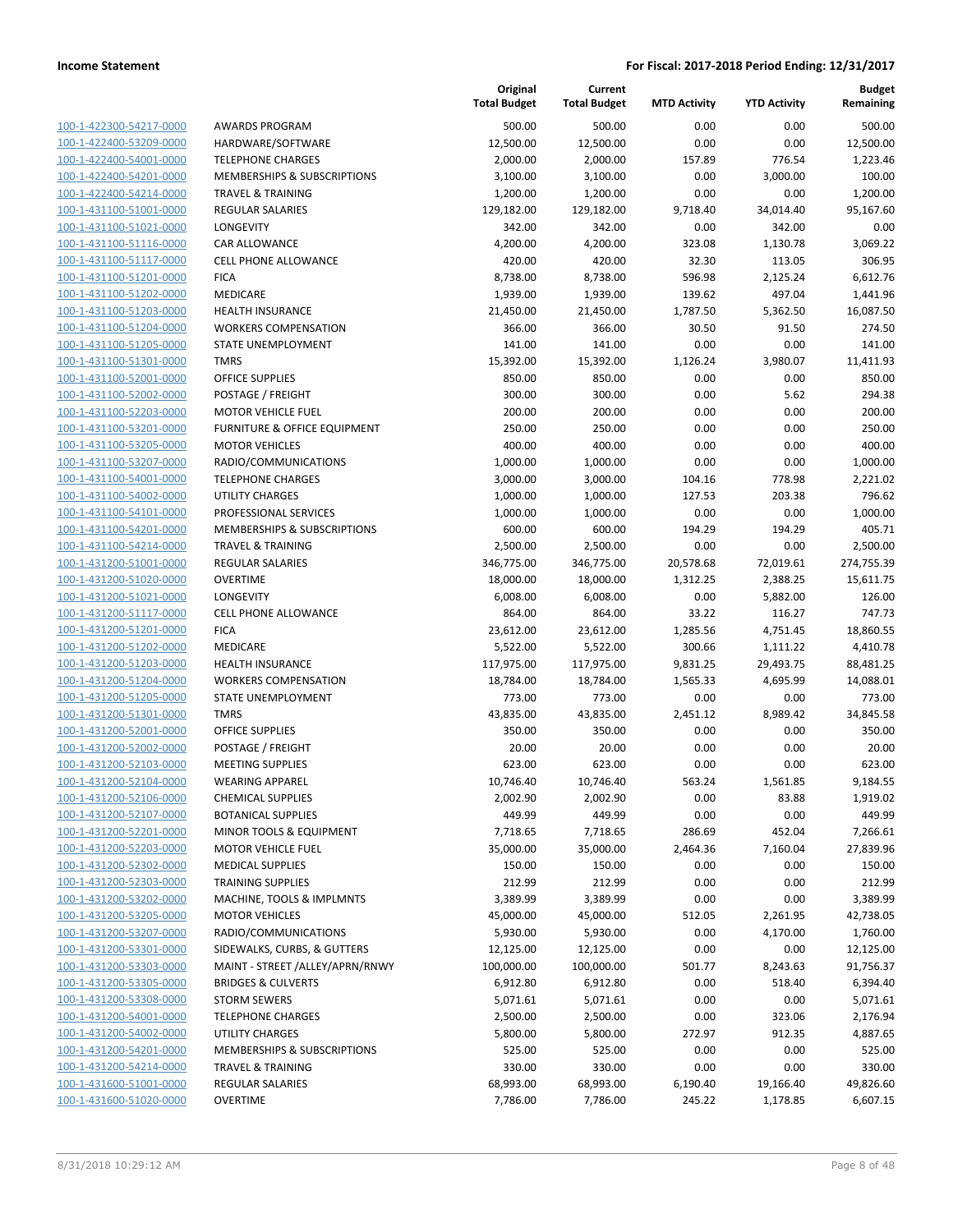| | | Original Total Budget | Current Total Budget | MTD Activity | YTD Activity | Budget Remaining |
|---|---|---|---|---|---|---|
| 100-1-422300-54217-0000 | AWARDS PROGRAM | 500.00 | 500.00 | 0.00 | 0.00 | 500.00 |
| 100-1-422400-53209-0000 | HARDWARE/SOFTWARE | 12,500.00 | 12,500.00 | 0.00 | 0.00 | 12,500.00 |
| 100-1-422400-54001-0000 | TELEPHONE CHARGES | 2,000.00 | 2,000.00 | 157.89 | 776.54 | 1,223.46 |
| 100-1-422400-54201-0000 | MEMBERSHIPS & SUBSCRIPTIONS | 3,100.00 | 3,100.00 | 0.00 | 3,000.00 | 100.00 |
| 100-1-422400-54214-0000 | TRAVEL & TRAINING | 1,200.00 | 1,200.00 | 0.00 | 0.00 | 1,200.00 |
| 100-1-431100-51001-0000 | REGULAR SALARIES | 129,182.00 | 129,182.00 | 9,718.40 | 34,014.40 | 95,167.60 |
| 100-1-431100-51021-0000 | LONGEVITY | 342.00 | 342.00 | 0.00 | 342.00 | 0.00 |
| 100-1-431100-51116-0000 | CAR ALLOWANCE | 4,200.00 | 4,200.00 | 323.08 | 1,130.78 | 3,069.22 |
| 100-1-431100-51117-0000 | CELL PHONE ALLOWANCE | 420.00 | 420.00 | 32.30 | 113.05 | 306.95 |
| 100-1-431100-51201-0000 | FICA | 8,738.00 | 8,738.00 | 596.98 | 2,125.24 | 6,612.76 |
| 100-1-431100-51202-0000 | MEDICARE | 1,939.00 | 1,939.00 | 139.62 | 497.04 | 1,441.96 |
| 100-1-431100-51203-0000 | HEALTH INSURANCE | 21,450.00 | 21,450.00 | 1,787.50 | 5,362.50 | 16,087.50 |
| 100-1-431100-51204-0000 | WORKERS COMPENSATION | 366.00 | 366.00 | 30.50 | 91.50 | 274.50 |
| 100-1-431100-51205-0000 | STATE UNEMPLOYMENT | 141.00 | 141.00 | 0.00 | 0.00 | 141.00 |
| 100-1-431100-51301-0000 | TMRS | 15,392.00 | 15,392.00 | 1,126.24 | 3,980.07 | 11,411.93 |
| 100-1-431100-52001-0000 | OFFICE SUPPLIES | 850.00 | 850.00 | 0.00 | 0.00 | 850.00 |
| 100-1-431100-52002-0000 | POSTAGE / FREIGHT | 300.00 | 300.00 | 0.00 | 5.62 | 294.38 |
| 100-1-431100-52203-0000 | MOTOR VEHICLE FUEL | 200.00 | 200.00 | 0.00 | 0.00 | 200.00 |
| 100-1-431100-53201-0000 | FURNITURE & OFFICE EQUIPMENT | 250.00 | 250.00 | 0.00 | 0.00 | 250.00 |
| 100-1-431100-53205-0000 | MOTOR VEHICLES | 400.00 | 400.00 | 0.00 | 0.00 | 400.00 |
| 100-1-431100-53207-0000 | RADIO/COMMUNICATIONS | 1,000.00 | 1,000.00 | 0.00 | 0.00 | 1,000.00 |
| 100-1-431100-54001-0000 | TELEPHONE CHARGES | 3,000.00 | 3,000.00 | 104.16 | 778.98 | 2,221.02 |
| 100-1-431100-54002-0000 | UTILITY CHARGES | 1,000.00 | 1,000.00 | 127.53 | 203.38 | 796.62 |
| 100-1-431100-54101-0000 | PROFESSIONAL SERVICES | 1,000.00 | 1,000.00 | 0.00 | 0.00 | 1,000.00 |
| 100-1-431100-54201-0000 | MEMBERSHIPS & SUBSCRIPTIONS | 600.00 | 600.00 | 194.29 | 194.29 | 405.71 |
| 100-1-431100-54214-0000 | TRAVEL & TRAINING | 2,500.00 | 2,500.00 | 0.00 | 0.00 | 2,500.00 |
| 100-1-431200-51001-0000 | REGULAR SALARIES | 346,775.00 | 346,775.00 | 20,578.68 | 72,019.61 | 274,755.39 |
| 100-1-431200-51020-0000 | OVERTIME | 18,000.00 | 18,000.00 | 1,312.25 | 2,388.25 | 15,611.75 |
| 100-1-431200-51021-0000 | LONGEVITY | 6,008.00 | 6,008.00 | 0.00 | 5,882.00 | 126.00 |
| 100-1-431200-51117-0000 | CELL PHONE ALLOWANCE | 864.00 | 864.00 | 33.22 | 116.27 | 747.73 |
| 100-1-431200-51201-0000 | FICA | 23,612.00 | 23,612.00 | 1,285.56 | 4,751.45 | 18,860.55 |
| 100-1-431200-51202-0000 | MEDICARE | 5,522.00 | 5,522.00 | 300.66 | 1,111.22 | 4,410.78 |
| 100-1-431200-51203-0000 | HEALTH INSURANCE | 117,975.00 | 117,975.00 | 9,831.25 | 29,493.75 | 88,481.25 |
| 100-1-431200-51204-0000 | WORKERS COMPENSATION | 18,784.00 | 18,784.00 | 1,565.33 | 4,695.99 | 14,088.01 |
| 100-1-431200-51205-0000 | STATE UNEMPLOYMENT | 773.00 | 773.00 | 0.00 | 0.00 | 773.00 |
| 100-1-431200-51301-0000 | TMRS | 43,835.00 | 43,835.00 | 2,451.12 | 8,989.42 | 34,845.58 |
| 100-1-431200-52001-0000 | OFFICE SUPPLIES | 350.00 | 350.00 | 0.00 | 0.00 | 350.00 |
| 100-1-431200-52002-0000 | POSTAGE / FREIGHT | 20.00 | 20.00 | 0.00 | 0.00 | 20.00 |
| 100-1-431200-52103-0000 | MEETING SUPPLIES | 623.00 | 623.00 | 0.00 | 0.00 | 623.00 |
| 100-1-431200-52104-0000 | WEARING APPAREL | 10,746.40 | 10,746.40 | 563.24 | 1,561.85 | 9,184.55 |
| 100-1-431200-52106-0000 | CHEMICAL SUPPLIES | 2,002.90 | 2,002.90 | 0.00 | 83.88 | 1,919.02 |
| 100-1-431200-52107-0000 | BOTANICAL SUPPLIES | 449.99 | 449.99 | 0.00 | 0.00 | 449.99 |
| 100-1-431200-52201-0000 | MINOR TOOLS & EQUIPMENT | 7,718.65 | 7,718.65 | 286.69 | 452.04 | 7,266.61 |
| 100-1-431200-52203-0000 | MOTOR VEHICLE FUEL | 35,000.00 | 35,000.00 | 2,464.36 | 7,160.04 | 27,839.96 |
| 100-1-431200-52302-0000 | MEDICAL SUPPLIES | 150.00 | 150.00 | 0.00 | 0.00 | 150.00 |
| 100-1-431200-52303-0000 | TRAINING SUPPLIES | 212.99 | 212.99 | 0.00 | 0.00 | 212.99 |
| 100-1-431200-53202-0000 | MACHINE, TOOLS & IMPLMNTS | 3,389.99 | 3,389.99 | 0.00 | 0.00 | 3,389.99 |
| 100-1-431200-53205-0000 | MOTOR VEHICLES | 45,000.00 | 45,000.00 | 512.05 | 2,261.95 | 42,738.05 |
| 100-1-431200-53207-0000 | RADIO/COMMUNICATIONS | 5,930.00 | 5,930.00 | 0.00 | 4,170.00 | 1,760.00 |
| 100-1-431200-53301-0000 | SIDEWALKS, CURBS, & GUTTERS | 12,125.00 | 12,125.00 | 0.00 | 0.00 | 12,125.00 |
| 100-1-431200-53303-0000 | MAINT - STREET /ALLEY/APRN/RNWY | 100,000.00 | 100,000.00 | 501.77 | 8,243.63 | 91,756.37 |
| 100-1-431200-53305-0000 | BRIDGES & CULVERTS | 6,912.80 | 6,912.80 | 0.00 | 518.40 | 6,394.40 |
| 100-1-431200-53308-0000 | STORM SEWERS | 5,071.61 | 5,071.61 | 0.00 | 0.00 | 5,071.61 |
| 100-1-431200-54001-0000 | TELEPHONE CHARGES | 2,500.00 | 2,500.00 | 0.00 | 323.06 | 2,176.94 |
| 100-1-431200-54002-0000 | UTILITY CHARGES | 5,800.00 | 5,800.00 | 272.97 | 912.35 | 4,887.65 |
| 100-1-431200-54201-0000 | MEMBERSHIPS & SUBSCRIPTIONS | 525.00 | 525.00 | 0.00 | 0.00 | 525.00 |
| 100-1-431200-54214-0000 | TRAVEL & TRAINING | 330.00 | 330.00 | 0.00 | 0.00 | 330.00 |
| 100-1-431600-51001-0000 | REGULAR SALARIES | 68,993.00 | 68,993.00 | 6,190.40 | 19,166.40 | 49,826.60 |
| 100-1-431600-51020-0000 | OVERTIME | 7,786.00 | 7,786.00 | 245.22 | 1,178.85 | 6,607.15 |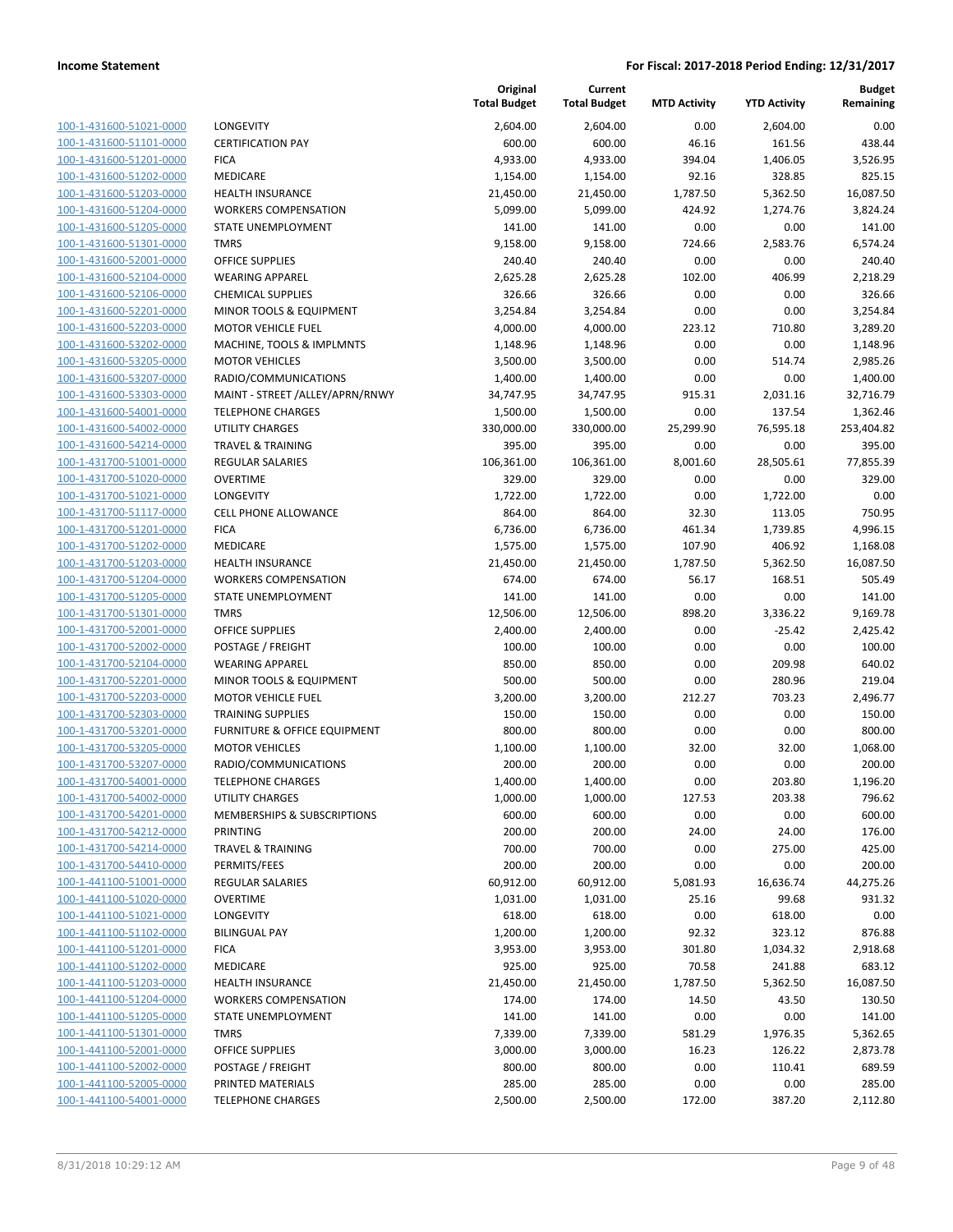| | | Original Total Budget | Current Total Budget | MTD Activity | YTD Activity | Budget Remaining |
|---|---|---|---|---|---|---|
| 100-1-431600-51021-0000 | LONGEVITY | 2,604.00 | 2,604.00 | 0.00 | 2,604.00 | 0.00 |
| 100-1-431600-51101-0000 | CERTIFICATION PAY | 600.00 | 600.00 | 46.16 | 161.56 | 438.44 |
| 100-1-431600-51201-0000 | FICA | 4,933.00 | 4,933.00 | 394.04 | 1,406.05 | 3,526.95 |
| 100-1-431600-51202-0000 | MEDICARE | 1,154.00 | 1,154.00 | 92.16 | 328.85 | 825.15 |
| 100-1-431600-51203-0000 | HEALTH INSURANCE | 21,450.00 | 21,450.00 | 1,787.50 | 5,362.50 | 16,087.50 |
| 100-1-431600-51204-0000 | WORKERS COMPENSATION | 5,099.00 | 5,099.00 | 424.92 | 1,274.76 | 3,824.24 |
| 100-1-431600-51205-0000 | STATE UNEMPLOYMENT | 141.00 | 141.00 | 0.00 | 0.00 | 141.00 |
| 100-1-431600-51301-0000 | TMRS | 9,158.00 | 9,158.00 | 724.66 | 2,583.76 | 6,574.24 |
| 100-1-431600-52001-0000 | OFFICE SUPPLIES | 240.40 | 240.40 | 0.00 | 0.00 | 240.40 |
| 100-1-431600-52104-0000 | WEARING APPAREL | 2,625.28 | 2,625.28 | 102.00 | 406.99 | 2,218.29 |
| 100-1-431600-52106-0000 | CHEMICAL SUPPLIES | 326.66 | 326.66 | 0.00 | 0.00 | 326.66 |
| 100-1-431600-52201-0000 | MINOR TOOLS & EQUIPMENT | 3,254.84 | 3,254.84 | 0.00 | 0.00 | 3,254.84 |
| 100-1-431600-52203-0000 | MOTOR VEHICLE FUEL | 4,000.00 | 4,000.00 | 223.12 | 710.80 | 3,289.20 |
| 100-1-431600-53202-0000 | MACHINE, TOOLS & IMPLMNTS | 1,148.96 | 1,148.96 | 0.00 | 0.00 | 1,148.96 |
| 100-1-431600-53205-0000 | MOTOR VEHICLES | 3,500.00 | 3,500.00 | 0.00 | 514.74 | 2,985.26 |
| 100-1-431600-53207-0000 | RADIO/COMMUNICATIONS | 1,400.00 | 1,400.00 | 0.00 | 0.00 | 1,400.00 |
| 100-1-431600-53303-0000 | MAINT - STREET /ALLEY/APRN/RNWY | 34,747.95 | 34,747.95 | 915.31 | 2,031.16 | 32,716.79 |
| 100-1-431600-54001-0000 | TELEPHONE CHARGES | 1,500.00 | 1,500.00 | 0.00 | 137.54 | 1,362.46 |
| 100-1-431600-54002-0000 | UTILITY CHARGES | 330,000.00 | 330,000.00 | 25,299.90 | 76,595.18 | 253,404.82 |
| 100-1-431600-54214-0000 | TRAVEL & TRAINING | 395.00 | 395.00 | 0.00 | 0.00 | 395.00 |
| 100-1-431700-51001-0000 | REGULAR SALARIES | 106,361.00 | 106,361.00 | 8,001.60 | 28,505.61 | 77,855.39 |
| 100-1-431700-51020-0000 | OVERTIME | 329.00 | 329.00 | 0.00 | 0.00 | 329.00 |
| 100-1-431700-51021-0000 | LONGEVITY | 1,722.00 | 1,722.00 | 0.00 | 1,722.00 | 0.00 |
| 100-1-431700-51117-0000 | CELL PHONE ALLOWANCE | 864.00 | 864.00 | 32.30 | 113.05 | 750.95 |
| 100-1-431700-51201-0000 | FICA | 6,736.00 | 6,736.00 | 461.34 | 1,739.85 | 4,996.15 |
| 100-1-431700-51202-0000 | MEDICARE | 1,575.00 | 1,575.00 | 107.90 | 406.92 | 1,168.08 |
| 100-1-431700-51203-0000 | HEALTH INSURANCE | 21,450.00 | 21,450.00 | 1,787.50 | 5,362.50 | 16,087.50 |
| 100-1-431700-51204-0000 | WORKERS COMPENSATION | 674.00 | 674.00 | 56.17 | 168.51 | 505.49 |
| 100-1-431700-51205-0000 | STATE UNEMPLOYMENT | 141.00 | 141.00 | 0.00 | 0.00 | 141.00 |
| 100-1-431700-51301-0000 | TMRS | 12,506.00 | 12,506.00 | 898.20 | 3,336.22 | 9,169.78 |
| 100-1-431700-52001-0000 | OFFICE SUPPLIES | 2,400.00 | 2,400.00 | 0.00 | -25.42 | 2,425.42 |
| 100-1-431700-52002-0000 | POSTAGE / FREIGHT | 100.00 | 100.00 | 0.00 | 0.00 | 100.00 |
| 100-1-431700-52104-0000 | WEARING APPAREL | 850.00 | 850.00 | 0.00 | 209.98 | 640.02 |
| 100-1-431700-52201-0000 | MINOR TOOLS & EQUIPMENT | 500.00 | 500.00 | 0.00 | 280.96 | 219.04 |
| 100-1-431700-52203-0000 | MOTOR VEHICLE FUEL | 3,200.00 | 3,200.00 | 212.27 | 703.23 | 2,496.77 |
| 100-1-431700-52303-0000 | TRAINING SUPPLIES | 150.00 | 150.00 | 0.00 | 0.00 | 150.00 |
| 100-1-431700-53201-0000 | FURNITURE & OFFICE EQUIPMENT | 800.00 | 800.00 | 0.00 | 0.00 | 800.00 |
| 100-1-431700-53205-0000 | MOTOR VEHICLES | 1,100.00 | 1,100.00 | 32.00 | 32.00 | 1,068.00 |
| 100-1-431700-53207-0000 | RADIO/COMMUNICATIONS | 200.00 | 200.00 | 0.00 | 0.00 | 200.00 |
| 100-1-431700-54001-0000 | TELEPHONE CHARGES | 1,400.00 | 1,400.00 | 0.00 | 203.80 | 1,196.20 |
| 100-1-431700-54002-0000 | UTILITY CHARGES | 1,000.00 | 1,000.00 | 127.53 | 203.38 | 796.62 |
| 100-1-431700-54201-0000 | MEMBERSHIPS & SUBSCRIPTIONS | 600.00 | 600.00 | 0.00 | 0.00 | 600.00 |
| 100-1-431700-54212-0000 | PRINTING | 200.00 | 200.00 | 24.00 | 24.00 | 176.00 |
| 100-1-431700-54214-0000 | TRAVEL & TRAINING | 700.00 | 700.00 | 0.00 | 275.00 | 425.00 |
| 100-1-431700-54410-0000 | PERMITS/FEES | 200.00 | 200.00 | 0.00 | 0.00 | 200.00 |
| 100-1-441100-51001-0000 | REGULAR SALARIES | 60,912.00 | 60,912.00 | 5,081.93 | 16,636.74 | 44,275.26 |
| 100-1-441100-51020-0000 | OVERTIME | 1,031.00 | 1,031.00 | 25.16 | 99.68 | 931.32 |
| 100-1-441100-51021-0000 | LONGEVITY | 618.00 | 618.00 | 0.00 | 618.00 | 0.00 |
| 100-1-441100-51102-0000 | BILINGUAL PAY | 1,200.00 | 1,200.00 | 92.32 | 323.12 | 876.88 |
| 100-1-441100-51201-0000 | FICA | 3,953.00 | 3,953.00 | 301.80 | 1,034.32 | 2,918.68 |
| 100-1-441100-51202-0000 | MEDICARE | 925.00 | 925.00 | 70.58 | 241.88 | 683.12 |
| 100-1-441100-51203-0000 | HEALTH INSURANCE | 21,450.00 | 21,450.00 | 1,787.50 | 5,362.50 | 16,087.50 |
| 100-1-441100-51204-0000 | WORKERS COMPENSATION | 174.00 | 174.00 | 14.50 | 43.50 | 130.50 |
| 100-1-441100-51205-0000 | STATE UNEMPLOYMENT | 141.00 | 141.00 | 0.00 | 0.00 | 141.00 |
| 100-1-441100-51301-0000 | TMRS | 7,339.00 | 7,339.00 | 581.29 | 1,976.35 | 5,362.65 |
| 100-1-441100-52001-0000 | OFFICE SUPPLIES | 3,000.00 | 3,000.00 | 16.23 | 126.22 | 2,873.78 |
| 100-1-441100-52002-0000 | POSTAGE / FREIGHT | 800.00 | 800.00 | 0.00 | 110.41 | 689.59 |
| 100-1-441100-52005-0000 | PRINTED MATERIALS | 285.00 | 285.00 | 0.00 | 0.00 | 285.00 |
| 100-1-441100-54001-0000 | TELEPHONE CHARGES | 2,500.00 | 2,500.00 | 172.00 | 387.20 | 2,112.80 |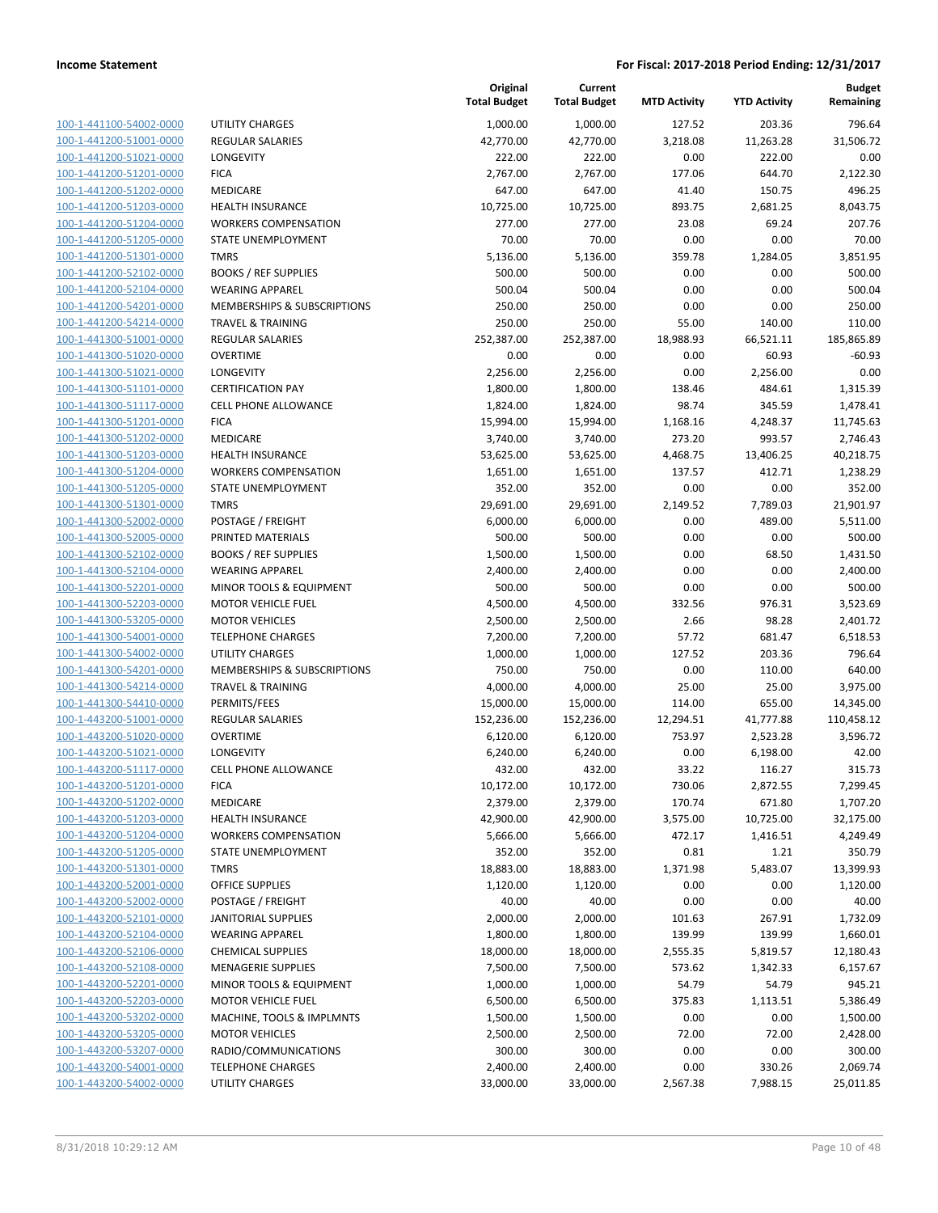**Income Statement** | **For Fiscal: 2017-2018 Period Ending: 12/31/2017**

| | | Original Total Budget | Current Total Budget | MTD Activity | YTD Activity | Budget Remaining |
|---|---|---|---|---|---|---|
| 100-1-441100-54002-0000 | UTILITY CHARGES | 1,000.00 | 1,000.00 | 127.52 | 203.36 | 796.64 |
| 100-1-441200-51001-0000 | REGULAR SALARIES | 42,770.00 | 42,770.00 | 3,218.08 | 11,263.28 | 31,506.72 |
| 100-1-441200-51021-0000 | LONGEVITY | 222.00 | 222.00 | 0.00 | 222.00 | 0.00 |
| 100-1-441200-51201-0000 | FICA | 2,767.00 | 2,767.00 | 177.06 | 644.70 | 2,122.30 |
| 100-1-441200-51202-0000 | MEDICARE | 647.00 | 647.00 | 41.40 | 150.75 | 496.25 |
| 100-1-441200-51203-0000 | HEALTH INSURANCE | 10,725.00 | 10,725.00 | 893.75 | 2,681.25 | 8,043.75 |
| 100-1-441200-51204-0000 | WORKERS COMPENSATION | 277.00 | 277.00 | 23.08 | 69.24 | 207.76 |
| 100-1-441200-51205-0000 | STATE UNEMPLOYMENT | 70.00 | 70.00 | 0.00 | 0.00 | 70.00 |
| 100-1-441200-51301-0000 | TMRS | 5,136.00 | 5,136.00 | 359.78 | 1,284.05 | 3,851.95 |
| 100-1-441200-52102-0000 | BOOKS / REF SUPPLIES | 500.00 | 500.00 | 0.00 | 0.00 | 500.00 |
| 100-1-441200-52104-0000 | WEARING APPAREL | 500.04 | 500.04 | 0.00 | 0.00 | 500.04 |
| 100-1-441200-54201-0000 | MEMBERSHIPS & SUBSCRIPTIONS | 250.00 | 250.00 | 0.00 | 0.00 | 250.00 |
| 100-1-441200-54214-0000 | TRAVEL & TRAINING | 250.00 | 250.00 | 55.00 | 140.00 | 110.00 |
| 100-1-441300-51001-0000 | REGULAR SALARIES | 252,387.00 | 252,387.00 | 18,988.93 | 66,521.11 | 185,865.89 |
| 100-1-441300-51020-0000 | OVERTIME | 0.00 | 0.00 | 0.00 | 60.93 | -60.93 |
| 100-1-441300-51021-0000 | LONGEVITY | 2,256.00 | 2,256.00 | 0.00 | 2,256.00 | 0.00 |
| 100-1-441300-51101-0000 | CERTIFICATION PAY | 1,800.00 | 1,800.00 | 138.46 | 484.61 | 1,315.39 |
| 100-1-441300-51117-0000 | CELL PHONE ALLOWANCE | 1,824.00 | 1,824.00 | 98.74 | 345.59 | 1,478.41 |
| 100-1-441300-51201-0000 | FICA | 15,994.00 | 15,994.00 | 1,168.16 | 4,248.37 | 11,745.63 |
| 100-1-441300-51202-0000 | MEDICARE | 3,740.00 | 3,740.00 | 273.20 | 993.57 | 2,746.43 |
| 100-1-441300-51203-0000 | HEALTH INSURANCE | 53,625.00 | 53,625.00 | 4,468.75 | 13,406.25 | 40,218.75 |
| 100-1-441300-51204-0000 | WORKERS COMPENSATION | 1,651.00 | 1,651.00 | 137.57 | 412.71 | 1,238.29 |
| 100-1-441300-51205-0000 | STATE UNEMPLOYMENT | 352.00 | 352.00 | 0.00 | 0.00 | 352.00 |
| 100-1-441300-51301-0000 | TMRS | 29,691.00 | 29,691.00 | 2,149.52 | 7,789.03 | 21,901.97 |
| 100-1-441300-52002-0000 | POSTAGE / FREIGHT | 6,000.00 | 6,000.00 | 0.00 | 489.00 | 5,511.00 |
| 100-1-441300-52005-0000 | PRINTED MATERIALS | 500.00 | 500.00 | 0.00 | 0.00 | 500.00 |
| 100-1-441300-52102-0000 | BOOKS / REF SUPPLIES | 1,500.00 | 1,500.00 | 0.00 | 68.50 | 1,431.50 |
| 100-1-441300-52104-0000 | WEARING APPAREL | 2,400.00 | 2,400.00 | 0.00 | 0.00 | 2,400.00 |
| 100-1-441300-52201-0000 | MINOR TOOLS & EQUIPMENT | 500.00 | 500.00 | 0.00 | 0.00 | 500.00 |
| 100-1-441300-52203-0000 | MOTOR VEHICLE FUEL | 4,500.00 | 4,500.00 | 332.56 | 976.31 | 3,523.69 |
| 100-1-441300-53205-0000 | MOTOR VEHICLES | 2,500.00 | 2,500.00 | 2.66 | 98.28 | 2,401.72 |
| 100-1-441300-54001-0000 | TELEPHONE CHARGES | 7,200.00 | 7,200.00 | 57.72 | 681.47 | 6,518.53 |
| 100-1-441300-54002-0000 | UTILITY CHARGES | 1,000.00 | 1,000.00 | 127.52 | 203.36 | 796.64 |
| 100-1-441300-54201-0000 | MEMBERSHIPS & SUBSCRIPTIONS | 750.00 | 750.00 | 0.00 | 110.00 | 640.00 |
| 100-1-441300-54214-0000 | TRAVEL & TRAINING | 4,000.00 | 4,000.00 | 25.00 | 25.00 | 3,975.00 |
| 100-1-441300-54410-0000 | PERMITS/FEES | 15,000.00 | 15,000.00 | 114.00 | 655.00 | 14,345.00 |
| 100-1-443200-51001-0000 | REGULAR SALARIES | 152,236.00 | 152,236.00 | 12,294.51 | 41,777.88 | 110,458.12 |
| 100-1-443200-51020-0000 | OVERTIME | 6,120.00 | 6,120.00 | 753.97 | 2,523.28 | 3,596.72 |
| 100-1-443200-51021-0000 | LONGEVITY | 6,240.00 | 6,240.00 | 0.00 | 6,198.00 | 42.00 |
| 100-1-443200-51117-0000 | CELL PHONE ALLOWANCE | 432.00 | 432.00 | 33.22 | 116.27 | 315.73 |
| 100-1-443200-51201-0000 | FICA | 10,172.00 | 10,172.00 | 730.06 | 2,872.55 | 7,299.45 |
| 100-1-443200-51202-0000 | MEDICARE | 2,379.00 | 2,379.00 | 170.74 | 671.80 | 1,707.20 |
| 100-1-443200-51203-0000 | HEALTH INSURANCE | 42,900.00 | 42,900.00 | 3,575.00 | 10,725.00 | 32,175.00 |
| 100-1-443200-51204-0000 | WORKERS COMPENSATION | 5,666.00 | 5,666.00 | 472.17 | 1,416.51 | 4,249.49 |
| 100-1-443200-51205-0000 | STATE UNEMPLOYMENT | 352.00 | 352.00 | 0.81 | 1.21 | 350.79 |
| 100-1-443200-51301-0000 | TMRS | 18,883.00 | 18,883.00 | 1,371.98 | 5,483.07 | 13,399.93 |
| 100-1-443200-52001-0000 | OFFICE SUPPLIES | 1,120.00 | 1,120.00 | 0.00 | 0.00 | 1,120.00 |
| 100-1-443200-52002-0000 | POSTAGE / FREIGHT | 40.00 | 40.00 | 0.00 | 0.00 | 40.00 |
| 100-1-443200-52101-0000 | JANITORIAL SUPPLIES | 2,000.00 | 2,000.00 | 101.63 | 267.91 | 1,732.09 |
| 100-1-443200-52104-0000 | WEARING APPAREL | 1,800.00 | 1,800.00 | 139.99 | 139.99 | 1,660.01 |
| 100-1-443200-52106-0000 | CHEMICAL SUPPLIES | 18,000.00 | 18,000.00 | 2,555.35 | 5,819.57 | 12,180.43 |
| 100-1-443200-52108-0000 | MENAGERIE SUPPLIES | 7,500.00 | 7,500.00 | 573.62 | 1,342.33 | 6,157.67 |
| 100-1-443200-52201-0000 | MINOR TOOLS & EQUIPMENT | 1,000.00 | 1,000.00 | 54.79 | 54.79 | 945.21 |
| 100-1-443200-52203-0000 | MOTOR VEHICLE FUEL | 6,500.00 | 6,500.00 | 375.83 | 1,113.51 | 5,386.49 |
| 100-1-443200-53202-0000 | MACHINE, TOOLS & IMPLMNTS | 1,500.00 | 1,500.00 | 0.00 | 0.00 | 1,500.00 |
| 100-1-443200-53205-0000 | MOTOR VEHICLES | 2,500.00 | 2,500.00 | 72.00 | 72.00 | 2,428.00 |
| 100-1-443200-53207-0000 | RADIO/COMMUNICATIONS | 300.00 | 300.00 | 0.00 | 0.00 | 300.00 |
| 100-1-443200-54001-0000 | TELEPHONE CHARGES | 2,400.00 | 2,400.00 | 0.00 | 330.26 | 2,069.74 |
| 100-1-443200-54002-0000 | UTILITY CHARGES | 33,000.00 | 33,000.00 | 2,567.38 | 7,988.15 | 25,011.85 |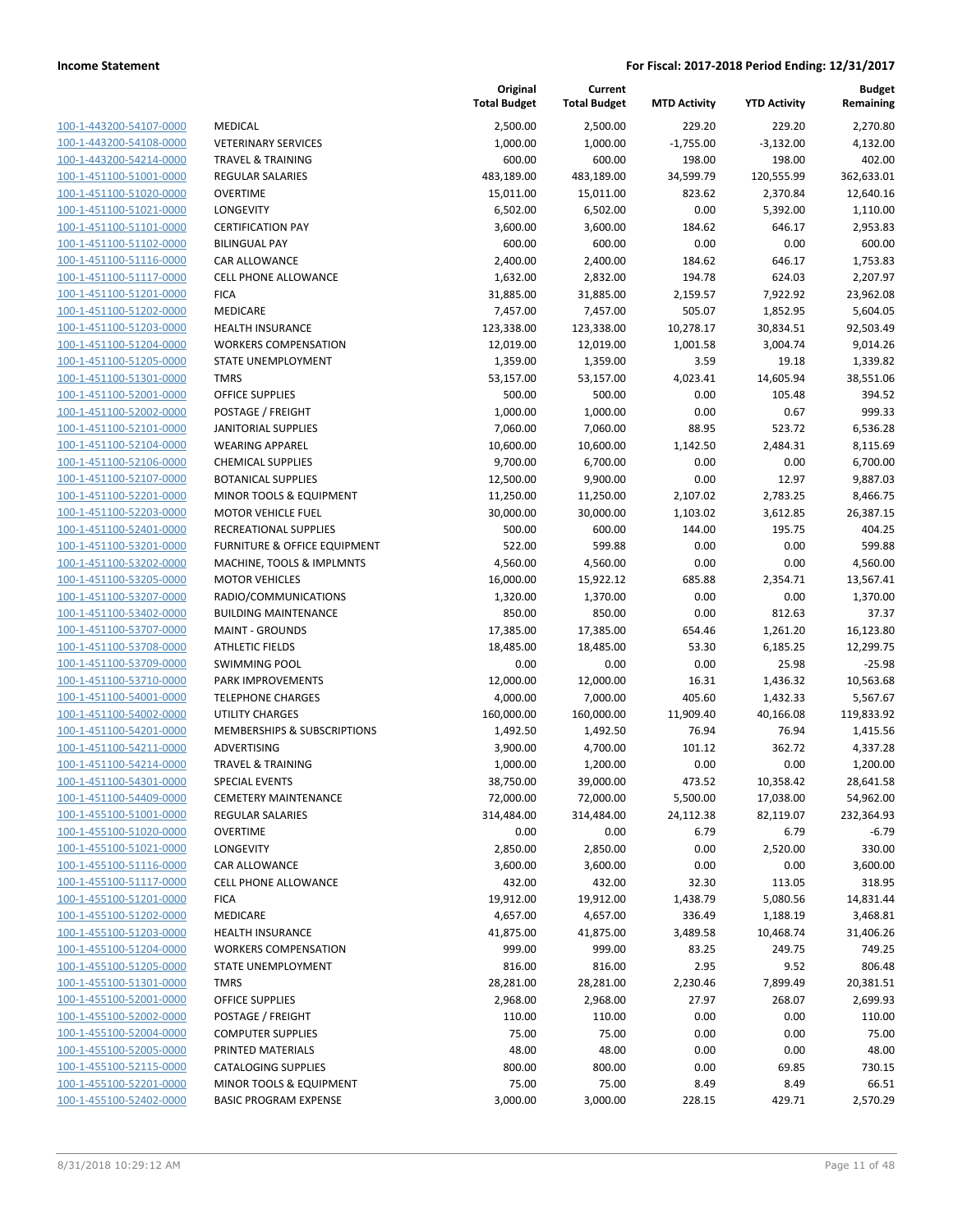| | | Original Total Budget | Current Total Budget | MTD Activity | YTD Activity | Budget Remaining |
|---|---|---|---|---|---|---|
| 100-1-443200-54107-0000 | MEDICAL | 2,500.00 | 2,500.00 | 229.20 | 229.20 | 2,270.80 |
| 100-1-443200-54108-0000 | VETERINARY SERVICES | 1,000.00 | 1,000.00 | -1,755.00 | -3,132.00 | 4,132.00 |
| 100-1-443200-54214-0000 | TRAVEL & TRAINING | 600.00 | 600.00 | 198.00 | 198.00 | 402.00 |
| 100-1-451100-51001-0000 | REGULAR SALARIES | 483,189.00 | 483,189.00 | 34,599.79 | 120,555.99 | 362,633.01 |
| 100-1-451100-51020-0000 | OVERTIME | 15,011.00 | 15,011.00 | 823.62 | 2,370.84 | 12,640.16 |
| 100-1-451100-51021-0000 | LONGEVITY | 6,502.00 | 6,502.00 | 0.00 | 5,392.00 | 1,110.00 |
| 100-1-451100-51101-0000 | CERTIFICATION PAY | 3,600.00 | 3,600.00 | 184.62 | 646.17 | 2,953.83 |
| 100-1-451100-51102-0000 | BILINGUAL PAY | 600.00 | 600.00 | 0.00 | 0.00 | 600.00 |
| 100-1-451100-51116-0000 | CAR ALLOWANCE | 2,400.00 | 2,400.00 | 184.62 | 646.17 | 1,753.83 |
| 100-1-451100-51117-0000 | CELL PHONE ALLOWANCE | 1,632.00 | 2,832.00 | 194.78 | 624.03 | 2,207.97 |
| 100-1-451100-51201-0000 | FICA | 31,885.00 | 31,885.00 | 2,159.57 | 7,922.92 | 23,962.08 |
| 100-1-451100-51202-0000 | MEDICARE | 7,457.00 | 7,457.00 | 505.07 | 1,852.95 | 5,604.05 |
| 100-1-451100-51203-0000 | HEALTH INSURANCE | 123,338.00 | 123,338.00 | 10,278.17 | 30,834.51 | 92,503.49 |
| 100-1-451100-51204-0000 | WORKERS COMPENSATION | 12,019.00 | 12,019.00 | 1,001.58 | 3,004.74 | 9,014.26 |
| 100-1-451100-51205-0000 | STATE UNEMPLOYMENT | 1,359.00 | 1,359.00 | 3.59 | 19.18 | 1,339.82 |
| 100-1-451100-51301-0000 | TMRS | 53,157.00 | 53,157.00 | 4,023.41 | 14,605.94 | 38,551.06 |
| 100-1-451100-52001-0000 | OFFICE SUPPLIES | 500.00 | 500.00 | 0.00 | 105.48 | 394.52 |
| 100-1-451100-52002-0000 | POSTAGE / FREIGHT | 1,000.00 | 1,000.00 | 0.00 | 0.67 | 999.33 |
| 100-1-451100-52101-0000 | JANITORIAL SUPPLIES | 7,060.00 | 7,060.00 | 88.95 | 523.72 | 6,536.28 |
| 100-1-451100-52104-0000 | WEARING APPAREL | 10,600.00 | 10,600.00 | 1,142.50 | 2,484.31 | 8,115.69 |
| 100-1-451100-52106-0000 | CHEMICAL SUPPLIES | 9,700.00 | 6,700.00 | 0.00 | 0.00 | 6,700.00 |
| 100-1-451100-52107-0000 | BOTANICAL SUPPLIES | 12,500.00 | 9,900.00 | 0.00 | 12.97 | 9,887.03 |
| 100-1-451100-52201-0000 | MINOR TOOLS & EQUIPMENT | 11,250.00 | 11,250.00 | 2,107.02 | 2,783.25 | 8,466.75 |
| 100-1-451100-52203-0000 | MOTOR VEHICLE FUEL | 30,000.00 | 30,000.00 | 1,103.02 | 3,612.85 | 26,387.15 |
| 100-1-451100-52401-0000 | RECREATIONAL SUPPLIES | 500.00 | 600.00 | 144.00 | 195.75 | 404.25 |
| 100-1-451100-53201-0000 | FURNITURE & OFFICE EQUIPMENT | 522.00 | 599.88 | 0.00 | 0.00 | 599.88 |
| 100-1-451100-53202-0000 | MACHINE, TOOLS & IMPLMNTS | 4,560.00 | 4,560.00 | 0.00 | 0.00 | 4,560.00 |
| 100-1-451100-53205-0000 | MOTOR VEHICLES | 16,000.00 | 15,922.12 | 685.88 | 2,354.71 | 13,567.41 |
| 100-1-451100-53207-0000 | RADIO/COMMUNICATIONS | 1,320.00 | 1,370.00 | 0.00 | 0.00 | 1,370.00 |
| 100-1-451100-53402-0000 | BUILDING MAINTENANCE | 850.00 | 850.00 | 0.00 | 812.63 | 37.37 |
| 100-1-451100-53707-0000 | MAINT - GROUNDS | 17,385.00 | 17,385.00 | 654.46 | 1,261.20 | 16,123.80 |
| 100-1-451100-53708-0000 | ATHLETIC FIELDS | 18,485.00 | 18,485.00 | 53.30 | 6,185.25 | 12,299.75 |
| 100-1-451100-53709-0000 | SWIMMING POOL | 0.00 | 0.00 | 0.00 | 25.98 | -25.98 |
| 100-1-451100-53710-0000 | PARK IMPROVEMENTS | 12,000.00 | 12,000.00 | 16.31 | 1,436.32 | 10,563.68 |
| 100-1-451100-54001-0000 | TELEPHONE CHARGES | 4,000.00 | 7,000.00 | 405.60 | 1,432.33 | 5,567.67 |
| 100-1-451100-54002-0000 | UTILITY CHARGES | 160,000.00 | 160,000.00 | 11,909.40 | 40,166.08 | 119,833.92 |
| 100-1-451100-54201-0000 | MEMBERSHIPS & SUBSCRIPTIONS | 1,492.50 | 1,492.50 | 76.94 | 76.94 | 1,415.56 |
| 100-1-451100-54211-0000 | ADVERTISING | 3,900.00 | 4,700.00 | 101.12 | 362.72 | 4,337.28 |
| 100-1-451100-54214-0000 | TRAVEL & TRAINING | 1,000.00 | 1,200.00 | 0.00 | 0.00 | 1,200.00 |
| 100-1-451100-54301-0000 | SPECIAL EVENTS | 38,750.00 | 39,000.00 | 473.52 | 10,358.42 | 28,641.58 |
| 100-1-451100-54409-0000 | CEMETERY MAINTENANCE | 72,000.00 | 72,000.00 | 5,500.00 | 17,038.00 | 54,962.00 |
| 100-1-455100-51001-0000 | REGULAR SALARIES | 314,484.00 | 314,484.00 | 24,112.38 | 82,119.07 | 232,364.93 |
| 100-1-455100-51020-0000 | OVERTIME | 0.00 | 0.00 | 6.79 | 6.79 | -6.79 |
| 100-1-455100-51021-0000 | LONGEVITY | 2,850.00 | 2,850.00 | 0.00 | 2,520.00 | 330.00 |
| 100-1-455100-51116-0000 | CAR ALLOWANCE | 3,600.00 | 3,600.00 | 0.00 | 0.00 | 3,600.00 |
| 100-1-455100-51117-0000 | CELL PHONE ALLOWANCE | 432.00 | 432.00 | 32.30 | 113.05 | 318.95 |
| 100-1-455100-51201-0000 | FICA | 19,912.00 | 19,912.00 | 1,438.79 | 5,080.56 | 14,831.44 |
| 100-1-455100-51202-0000 | MEDICARE | 4,657.00 | 4,657.00 | 336.49 | 1,188.19 | 3,468.81 |
| 100-1-455100-51203-0000 | HEALTH INSURANCE | 41,875.00 | 41,875.00 | 3,489.58 | 10,468.74 | 31,406.26 |
| 100-1-455100-51204-0000 | WORKERS COMPENSATION | 999.00 | 999.00 | 83.25 | 249.75 | 749.25 |
| 100-1-455100-51205-0000 | STATE UNEMPLOYMENT | 816.00 | 816.00 | 2.95 | 9.52 | 806.48 |
| 100-1-455100-51301-0000 | TMRS | 28,281.00 | 28,281.00 | 2,230.46 | 7,899.49 | 20,381.51 |
| 100-1-455100-52001-0000 | OFFICE SUPPLIES | 2,968.00 | 2,968.00 | 27.97 | 268.07 | 2,699.93 |
| 100-1-455100-52002-0000 | POSTAGE / FREIGHT | 110.00 | 110.00 | 0.00 | 0.00 | 110.00 |
| 100-1-455100-52004-0000 | COMPUTER SUPPLIES | 75.00 | 75.00 | 0.00 | 0.00 | 75.00 |
| 100-1-455100-52005-0000 | PRINTED MATERIALS | 48.00 | 48.00 | 0.00 | 0.00 | 48.00 |
| 100-1-455100-52115-0000 | CATALOGING SUPPLIES | 800.00 | 800.00 | 0.00 | 69.85 | 730.15 |
| 100-1-455100-52201-0000 | MINOR TOOLS & EQUIPMENT | 75.00 | 75.00 | 8.49 | 8.49 | 66.51 |
| 100-1-455100-52402-0000 | BASIC PROGRAM EXPENSE | 3,000.00 | 3,000.00 | 228.15 | 429.71 | 2,570.29 |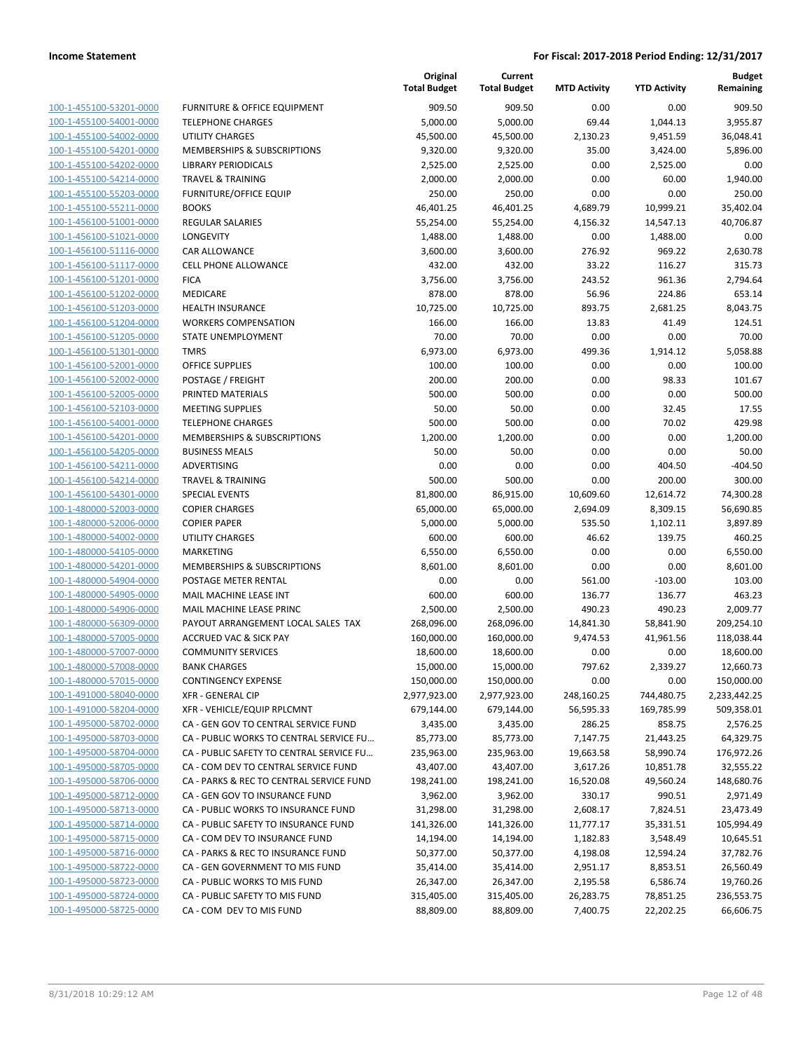| | | Original Total Budget | Current Total Budget | MTD Activity | YTD Activity | Budget Remaining |
|---|---|---|---|---|---|---|
| 100-1-455100-53201-0000 | FURNITURE & OFFICE EQUIPMENT | 909.50 | 909.50 | 0.00 | 0.00 | 909.50 |
| 100-1-455100-54001-0000 | TELEPHONE CHARGES | 5,000.00 | 5,000.00 | 69.44 | 1,044.13 | 3,955.87 |
| 100-1-455100-54002-0000 | UTILITY CHARGES | 45,500.00 | 45,500.00 | 2,130.23 | 9,451.59 | 36,048.41 |
| 100-1-455100-54201-0000 | MEMBERSHIPS & SUBSCRIPTIONS | 9,320.00 | 9,320.00 | 35.00 | 3,424.00 | 5,896.00 |
| 100-1-455100-54202-0000 | LIBRARY PERIODICALS | 2,525.00 | 2,525.00 | 0.00 | 2,525.00 | 0.00 |
| 100-1-455100-54214-0000 | TRAVEL & TRAINING | 2,000.00 | 2,000.00 | 0.00 | 60.00 | 1,940.00 |
| 100-1-455100-55203-0000 | FURNITURE/OFFICE EQUIP | 250.00 | 250.00 | 0.00 | 0.00 | 250.00 |
| 100-1-455100-55211-0000 | BOOKS | 46,401.25 | 46,401.25 | 4,689.79 | 10,999.21 | 35,402.04 |
| 100-1-456100-51001-0000 | REGULAR SALARIES | 55,254.00 | 55,254.00 | 4,156.32 | 14,547.13 | 40,706.87 |
| 100-1-456100-51021-0000 | LONGEVITY | 1,488.00 | 1,488.00 | 0.00 | 1,488.00 | 0.00 |
| 100-1-456100-51116-0000 | CAR ALLOWANCE | 3,600.00 | 3,600.00 | 276.92 | 969.22 | 2,630.78 |
| 100-1-456100-51117-0000 | CELL PHONE ALLOWANCE | 432.00 | 432.00 | 33.22 | 116.27 | 315.73 |
| 100-1-456100-51201-0000 | FICA | 3,756.00 | 3,756.00 | 243.52 | 961.36 | 2,794.64 |
| 100-1-456100-51202-0000 | MEDICARE | 878.00 | 878.00 | 56.96 | 224.86 | 653.14 |
| 100-1-456100-51203-0000 | HEALTH INSURANCE | 10,725.00 | 10,725.00 | 893.75 | 2,681.25 | 8,043.75 |
| 100-1-456100-51204-0000 | WORKERS COMPENSATION | 166.00 | 166.00 | 13.83 | 41.49 | 124.51 |
| 100-1-456100-51205-0000 | STATE UNEMPLOYMENT | 70.00 | 70.00 | 0.00 | 0.00 | 70.00 |
| 100-1-456100-51301-0000 | TMRS | 6,973.00 | 6,973.00 | 499.36 | 1,914.12 | 5,058.88 |
| 100-1-456100-52001-0000 | OFFICE SUPPLIES | 100.00 | 100.00 | 0.00 | 0.00 | 100.00 |
| 100-1-456100-52002-0000 | POSTAGE / FREIGHT | 200.00 | 200.00 | 0.00 | 98.33 | 101.67 |
| 100-1-456100-52005-0000 | PRINTED MATERIALS | 500.00 | 500.00 | 0.00 | 0.00 | 500.00 |
| 100-1-456100-52103-0000 | MEETING SUPPLIES | 50.00 | 50.00 | 0.00 | 32.45 | 17.55 |
| 100-1-456100-54001-0000 | TELEPHONE CHARGES | 500.00 | 500.00 | 0.00 | 70.02 | 429.98 |
| 100-1-456100-54201-0000 | MEMBERSHIPS & SUBSCRIPTIONS | 1,200.00 | 1,200.00 | 0.00 | 0.00 | 1,200.00 |
| 100-1-456100-54205-0000 | BUSINESS MEALS | 50.00 | 50.00 | 0.00 | 0.00 | 50.00 |
| 100-1-456100-54211-0000 | ADVERTISING | 0.00 | 0.00 | 0.00 | 404.50 | -404.50 |
| 100-1-456100-54214-0000 | TRAVEL & TRAINING | 500.00 | 500.00 | 0.00 | 200.00 | 300.00 |
| 100-1-456100-54301-0000 | SPECIAL EVENTS | 81,800.00 | 86,915.00 | 10,609.60 | 12,614.72 | 74,300.28 |
| 100-1-480000-52003-0000 | COPIER CHARGES | 65,000.00 | 65,000.00 | 2,694.09 | 8,309.15 | 56,690.85 |
| 100-1-480000-52006-0000 | COPIER PAPER | 5,000.00 | 5,000.00 | 535.50 | 1,102.11 | 3,897.89 |
| 100-1-480000-54002-0000 | UTILITY CHARGES | 600.00 | 600.00 | 46.62 | 139.75 | 460.25 |
| 100-1-480000-54105-0000 | MARKETING | 6,550.00 | 6,550.00 | 0.00 | 0.00 | 6,550.00 |
| 100-1-480000-54201-0000 | MEMBERSHIPS & SUBSCRIPTIONS | 8,601.00 | 8,601.00 | 0.00 | 0.00 | 8,601.00 |
| 100-1-480000-54904-0000 | POSTAGE METER RENTAL | 0.00 | 0.00 | 561.00 | -103.00 | 103.00 |
| 100-1-480000-54905-0000 | MAIL MACHINE LEASE INT | 600.00 | 600.00 | 136.77 | 136.77 | 463.23 |
| 100-1-480000-54906-0000 | MAIL MACHINE LEASE PRINC | 2,500.00 | 2,500.00 | 490.23 | 490.23 | 2,009.77 |
| 100-1-480000-56309-0000 | PAYOUT ARRANGEMENT LOCAL SALES TAX | 268,096.00 | 268,096.00 | 14,841.30 | 58,841.90 | 209,254.10 |
| 100-1-480000-57005-0000 | ACCRUED VAC & SICK PAY | 160,000.00 | 160,000.00 | 9,474.53 | 41,961.56 | 118,038.44 |
| 100-1-480000-57007-0000 | COMMUNITY SERVICES | 18,600.00 | 18,600.00 | 0.00 | 0.00 | 18,600.00 |
| 100-1-480000-57008-0000 | BANK CHARGES | 15,000.00 | 15,000.00 | 797.62 | 2,339.27 | 12,660.73 |
| 100-1-480000-57015-0000 | CONTINGENCY EXPENSE | 150,000.00 | 150,000.00 | 0.00 | 0.00 | 150,000.00 |
| 100-1-491000-58040-0000 | XFR - GENERAL CIP | 2,977,923.00 | 2,977,923.00 | 248,160.25 | 744,480.75 | 2,233,442.25 |
| 100-1-491000-58204-0000 | XFR - VEHICLE/EQUIP RPLCMNT | 679,144.00 | 679,144.00 | 56,595.33 | 169,785.99 | 509,358.01 |
| 100-1-495000-58702-0000 | CA - GEN GOV TO CENTRAL SERVICE FUND | 3,435.00 | 3,435.00 | 286.25 | 858.75 | 2,576.25 |
| 100-1-495000-58703-0000 | CA - PUBLIC WORKS TO CENTRAL SERVICE FU... | 85,773.00 | 85,773.00 | 7,147.75 | 21,443.25 | 64,329.75 |
| 100-1-495000-58704-0000 | CA - PUBLIC SAFETY TO CENTRAL SERVICE FU... | 235,963.00 | 235,963.00 | 19,663.58 | 58,990.74 | 176,972.26 |
| 100-1-495000-58705-0000 | CA - COM DEV TO CENTRAL SERVICE FUND | 43,407.00 | 43,407.00 | 3,617.26 | 10,851.78 | 32,555.22 |
| 100-1-495000-58706-0000 | CA - PARKS & REC TO CENTRAL SERVICE FUND | 198,241.00 | 198,241.00 | 16,520.08 | 49,560.24 | 148,680.76 |
| 100-1-495000-58712-0000 | CA - GEN GOV TO INSURANCE FUND | 3,962.00 | 3,962.00 | 330.17 | 990.51 | 2,971.49 |
| 100-1-495000-58713-0000 | CA - PUBLIC WORKS TO INSURANCE FUND | 31,298.00 | 31,298.00 | 2,608.17 | 7,824.51 | 23,473.49 |
| 100-1-495000-58714-0000 | CA - PUBLIC SAFETY TO INSURANCE FUND | 141,326.00 | 141,326.00 | 11,777.17 | 35,331.51 | 105,994.49 |
| 100-1-495000-58715-0000 | CA - COM DEV TO INSURANCE FUND | 14,194.00 | 14,194.00 | 1,182.83 | 3,548.49 | 10,645.51 |
| 100-1-495000-58716-0000 | CA - PARKS & REC TO INSURANCE FUND | 50,377.00 | 50,377.00 | 4,198.08 | 12,594.24 | 37,782.76 |
| 100-1-495000-58722-0000 | CA - GEN GOVERNMENT TO MIS FUND | 35,414.00 | 35,414.00 | 2,951.17 | 8,853.51 | 26,560.49 |
| 100-1-495000-58723-0000 | CA - PUBLIC WORKS TO MIS FUND | 26,347.00 | 26,347.00 | 2,195.58 | 6,586.74 | 19,760.26 |
| 100-1-495000-58724-0000 | CA - PUBLIC SAFETY TO MIS FUND | 315,405.00 | 315,405.00 | 26,283.75 | 78,851.25 | 236,553.75 |
| 100-1-495000-58725-0000 | CA - COM DEV TO MIS FUND | 88,809.00 | 88,809.00 | 7,400.75 | 22,202.25 | 66,606.75 |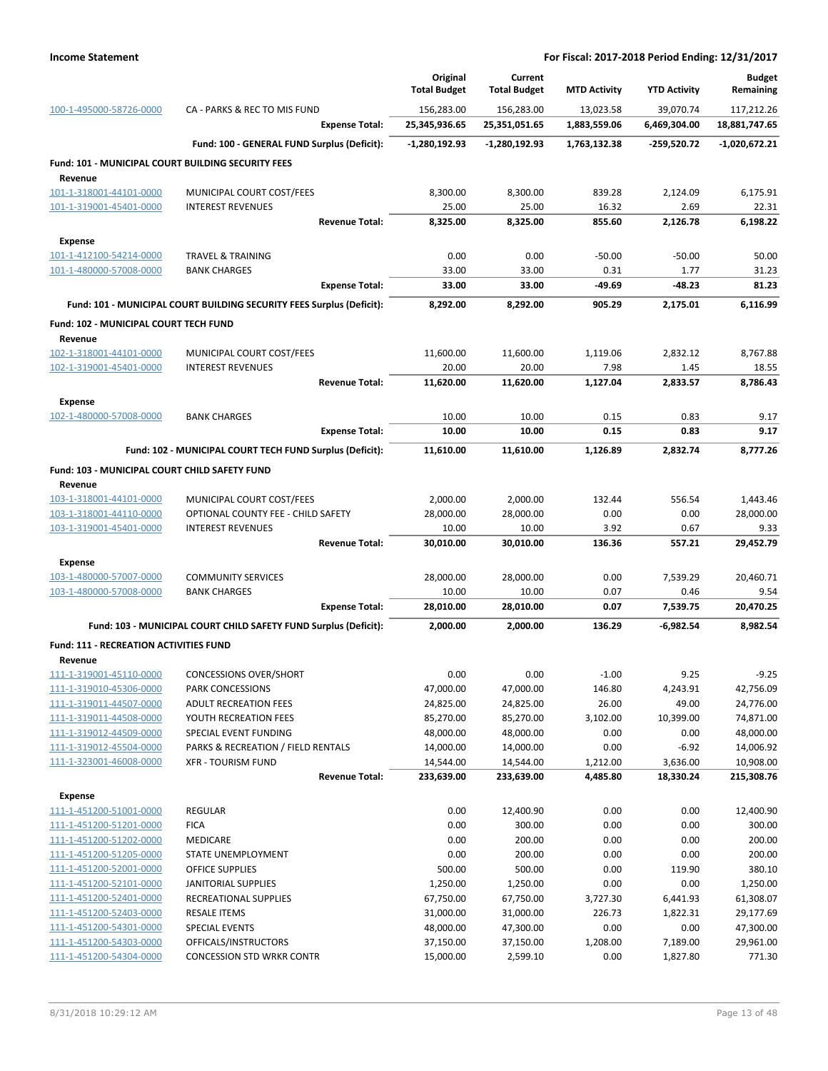| | | Original Total Budget | Current Total Budget | MTD Activity | YTD Activity | Budget Remaining |
|---|---|---|---|---|---|---|
| 100-1-495000-58726-0000 | CA - PARKS & REC TO MIS FUND | 156,283.00 | 156,283.00 | 13,023.58 | 39,070.74 | 117,212.26 |
| | **Expense Total:** | **25,345,936.65** | **25,351,051.65** | **1,883,559.06** | **6,469,304.00** | **18,881,747.65** |
| | **Fund: 100 - GENERAL FUND Surplus (Deficit):** | **-1,280,192.93** | **-1,280,192.93** | **1,763,132.38** | **-259,520.72** | **-1,020,672.21** |
| **Fund: 101 - MUNICIPAL COURT BUILDING SECURITY FEES** | | | | | | |
| **Revenue** | | | | | | |
| 101-1-318001-44101-0000 | MUNICIPAL COURT COST/FEES | 8,300.00 | 8,300.00 | 839.28 | 2,124.09 | 6,175.91 |
| 101-1-319001-45401-0000 | INTEREST REVENUES | 25.00 | 25.00 | 16.32 | 2.69 | 22.31 |
| | **Revenue Total:** | **8,325.00** | **8,325.00** | **855.60** | **2,126.78** | **6,198.22** |
| **Expense** | | | | | | |
| 101-1-412100-54214-0000 | TRAVEL & TRAINING | 0.00 | 0.00 | -50.00 | -50.00 | 50.00 |
| 101-1-480000-57008-0000 | BANK CHARGES | 33.00 | 33.00 | 0.31 | 1.77 | 31.23 |
| | **Expense Total:** | **33.00** | **33.00** | **-49.69** | **-48.23** | **81.23** |
| | **Fund: 101 - MUNICIPAL COURT BUILDING SECURITY FEES Surplus (Deficit):** | **8,292.00** | **8,292.00** | **905.29** | **2,175.01** | **6,116.99** |
| **Fund: 102 - MUNICIPAL COURT TECH FUND** | | | | | | |
| **Revenue** | | | | | | |
| 102-1-318001-44101-0000 | MUNICIPAL COURT COST/FEES | 11,600.00 | 11,600.00 | 1,119.06 | 2,832.12 | 8,767.88 |
| 102-1-319001-45401-0000 | INTEREST REVENUES | 20.00 | 20.00 | 7.98 | 1.45 | 18.55 |
| | **Revenue Total:** | **11,620.00** | **11,620.00** | **1,127.04** | **2,833.57** | **8,786.43** |
| **Expense** | | | | | | |
| 102-1-480000-57008-0000 | BANK CHARGES | 10.00 | 10.00 | 0.15 | 0.83 | 9.17 |
| | **Expense Total:** | **10.00** | **10.00** | **0.15** | **0.83** | **9.17** |
| | **Fund: 102 - MUNICIPAL COURT TECH FUND Surplus (Deficit):** | **11,610.00** | **11,610.00** | **1,126.89** | **2,832.74** | **8,777.26** |
| **Fund: 103 - MUNICIPAL COURT CHILD SAFETY FUND** | | | | | | |
| **Revenue** | | | | | | |
| 103-1-318001-44101-0000 | MUNICIPAL COURT COST/FEES | 2,000.00 | 2,000.00 | 132.44 | 556.54 | 1,443.46 |
| 103-1-318001-44110-0000 | OPTIONAL COUNTY FEE - CHILD SAFETY | 28,000.00 | 28,000.00 | 0.00 | 0.00 | 28,000.00 |
| 103-1-319001-45401-0000 | INTEREST REVENUES | 10.00 | 10.00 | 3.92 | 0.67 | 9.33 |
| | **Revenue Total:** | **30,010.00** | **30,010.00** | **136.36** | **557.21** | **29,452.79** |
| **Expense** | | | | | | |
| 103-1-480000-57007-0000 | COMMUNITY SERVICES | 28,000.00 | 28,000.00 | 0.00 | 7,539.29 | 20,460.71 |
| 103-1-480000-57008-0000 | BANK CHARGES | 10.00 | 10.00 | 0.07 | 0.46 | 9.54 |
| | **Expense Total:** | **28,010.00** | **28,010.00** | **0.07** | **7,539.75** | **20,470.25** |
| | **Fund: 103 - MUNICIPAL COURT CHILD SAFETY FUND Surplus (Deficit):** | **2,000.00** | **2,000.00** | **136.29** | **-6,982.54** | **8,982.54** |
| **Fund: 111 - RECREATION ACTIVITIES FUND** | | | | | | |
| **Revenue** | | | | | | |
| 111-1-319001-45110-0000 | CONCESSIONS OVER/SHORT | 0.00 | 0.00 | -1.00 | 9.25 | -9.25 |
| 111-1-319010-45306-0000 | PARK CONCESSIONS | 47,000.00 | 47,000.00 | 146.80 | 4,243.91 | 42,756.09 |
| 111-1-319011-44507-0000 | ADULT RECREATION FEES | 24,825.00 | 24,825.00 | 26.00 | 49.00 | 24,776.00 |
| 111-1-319011-44508-0000 | YOUTH RECREATION FEES | 85,270.00 | 85,270.00 | 3,102.00 | 10,399.00 | 74,871.00 |
| 111-1-319012-44509-0000 | SPECIAL EVENT FUNDING | 48,000.00 | 48,000.00 | 0.00 | 0.00 | 48,000.00 |
| 111-1-319012-45504-0000 | PARKS & RECREATION / FIELD RENTALS | 14,000.00 | 14,000.00 | 0.00 | -6.92 | 14,006.92 |
| 111-1-323001-46008-0000 | XFR - TOURISM FUND | 14,544.00 | 14,544.00 | 1,212.00 | 3,636.00 | 10,908.00 |
| | **Revenue Total:** | **233,639.00** | **233,639.00** | **4,485.80** | **18,330.24** | **215,308.76** |
| **Expense** | | | | | | |
| 111-1-451200-51001-0000 | REGULAR | 0.00 | 12,400.90 | 0.00 | 0.00 | 12,400.90 |
| 111-1-451200-51201-0000 | FICA | 0.00 | 300.00 | 0.00 | 0.00 | 300.00 |
| 111-1-451200-51202-0000 | MEDICARE | 0.00 | 200.00 | 0.00 | 0.00 | 200.00 |
| 111-1-451200-51205-0000 | STATE UNEMPLOYMENT | 0.00 | 200.00 | 0.00 | 0.00 | 200.00 |
| 111-1-451200-52001-0000 | OFFICE SUPPLIES | 500.00 | 500.00 | 0.00 | 119.90 | 380.10 |
| 111-1-451200-52101-0000 | JANITORIAL SUPPLIES | 1,250.00 | 1,250.00 | 0.00 | 0.00 | 1,250.00 |
| 111-1-451200-52401-0000 | RECREATIONAL SUPPLIES | 67,750.00 | 67,750.00 | 3,727.30 | 6,441.93 | 61,308.07 |
| 111-1-451200-52403-0000 | RESALE ITEMS | 31,000.00 | 31,000.00 | 226.73 | 1,822.31 | 29,177.69 |
| 111-1-451200-54301-0000 | SPECIAL EVENTS | 48,000.00 | 47,300.00 | 0.00 | 0.00 | 47,300.00 |
| 111-1-451200-54303-0000 | OFFICALS/INSTRUCTORS | 37,150.00 | 37,150.00 | 1,208.00 | 7,189.00 | 29,961.00 |
| 111-1-451200-54304-0000 | CONCESSION STD WRKR CONTR | 15,000.00 | 2,599.10 | 0.00 | 1,827.80 | 771.30 |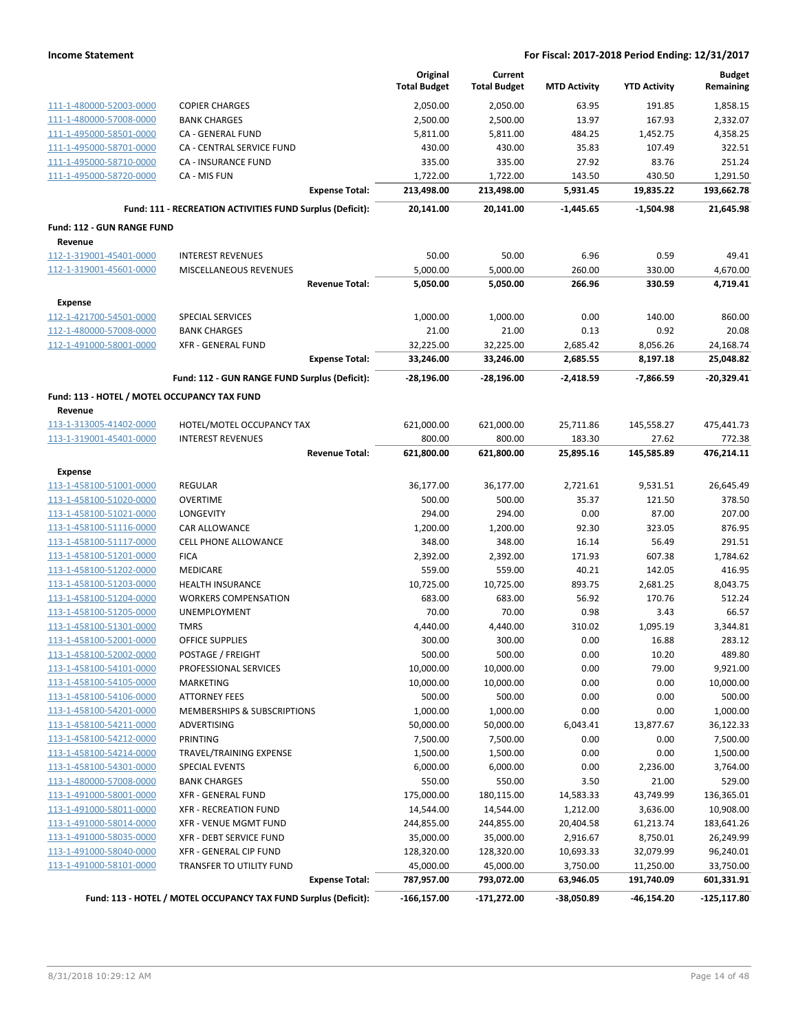**Income Statement** — For Fiscal: 2017-2018 Period Ending: 12/31/2017

| | | Original Total Budget | Current Total Budget | MTD Activity | YTD Activity | Budget Remaining |
|---|---|---|---|---|---|---|
| 111-1-480000-52003-0000 | COPIER CHARGES | 2,050.00 | 2,050.00 | 63.95 | 191.85 | 1,858.15 |
| 111-1-480000-57008-0000 | BANK CHARGES | 2,500.00 | 2,500.00 | 13.97 | 167.93 | 2,332.07 |
| 111-1-495000-58501-0000 | CA - GENERAL FUND | 5,811.00 | 5,811.00 | 484.25 | 1,452.75 | 4,358.25 |
| 111-1-495000-58701-0000 | CA - CENTRAL SERVICE FUND | 430.00 | 430.00 | 35.83 | 107.49 | 322.51 |
| 111-1-495000-58710-0000 | CA - INSURANCE FUND | 335.00 | 335.00 | 27.92 | 83.76 | 251.24 |
| 111-1-495000-58720-0000 | CA - MIS FUN | 1,722.00 | 1,722.00 | 143.50 | 430.50 | 1,291.50 |
| | **Expense Total:** | **213,498.00** | **213,498.00** | **5,931.45** | **19,835.22** | **193,662.78** |
| | **Fund: 111 - RECREATION ACTIVITIES FUND Surplus (Deficit):** | **20,141.00** | **20,141.00** | **-1,445.65** | **-1,504.98** | **21,645.98** |
| **Fund: 112 - GUN RANGE FUND** | | | | | | |
| **Revenue** | | | | | | |
| 112-1-319001-45401-0000 | INTEREST REVENUES | 50.00 | 50.00 | 6.96 | 0.59 | 49.41 |
| 112-1-319001-45601-0000 | MISCELLANEOUS REVENUES | 5,000.00 | 5,000.00 | 260.00 | 330.00 | 4,670.00 |
| | **Revenue Total:** | **5,050.00** | **5,050.00** | **266.96** | **330.59** | **4,719.41** |
| **Expense** | | | | | | |
| 112-1-421700-54501-0000 | SPECIAL SERVICES | 1,000.00 | 1,000.00 | 0.00 | 140.00 | 860.00 |
| 112-1-480000-57008-0000 | BANK CHARGES | 21.00 | 21.00 | 0.13 | 0.92 | 20.08 |
| 112-1-491000-58001-0000 | XFR - GENERAL FUND | 32,225.00 | 32,225.00 | 2,685.42 | 8,056.26 | 24,168.74 |
| | **Expense Total:** | **33,246.00** | **33,246.00** | **2,685.55** | **8,197.18** | **25,048.82** |
| | **Fund: 112 - GUN RANGE FUND Surplus (Deficit):** | **-28,196.00** | **-28,196.00** | **-2,418.59** | **-7,866.59** | **-20,329.41** |
| **Fund: 113 - HOTEL / MOTEL OCCUPANCY TAX FUND** | | | | | | |
| **Revenue** | | | | | | |
| 113-1-313005-41402-0000 | HOTEL/MOTEL OCCUPANCY TAX | 621,000.00 | 621,000.00 | 25,711.86 | 145,558.27 | 475,441.73 |
| 113-1-319001-45401-0000 | INTEREST REVENUES | 800.00 | 800.00 | 183.30 | 27.62 | 772.38 |
| | **Revenue Total:** | **621,800.00** | **621,800.00** | **25,895.16** | **145,585.89** | **476,214.11** |
| **Expense** | | | | | | |
| 113-1-458100-51001-0000 | REGULAR | 36,177.00 | 36,177.00 | 2,721.61 | 9,531.51 | 26,645.49 |
| 113-1-458100-51020-0000 | OVERTIME | 500.00 | 500.00 | 35.37 | 121.50 | 378.50 |
| 113-1-458100-51021-0000 | LONGEVITY | 294.00 | 294.00 | 0.00 | 87.00 | 207.00 |
| 113-1-458100-51116-0000 | CAR ALLOWANCE | 1,200.00 | 1,200.00 | 92.30 | 323.05 | 876.95 |
| 113-1-458100-51117-0000 | CELL PHONE ALLOWANCE | 348.00 | 348.00 | 16.14 | 56.49 | 291.51 |
| 113-1-458100-51201-0000 | FICA | 2,392.00 | 2,392.00 | 171.93 | 607.38 | 1,784.62 |
| 113-1-458100-51202-0000 | MEDICARE | 559.00 | 559.00 | 40.21 | 142.05 | 416.95 |
| 113-1-458100-51203-0000 | HEALTH INSURANCE | 10,725.00 | 10,725.00 | 893.75 | 2,681.25 | 8,043.75 |
| 113-1-458100-51204-0000 | WORKERS COMPENSATION | 683.00 | 683.00 | 56.92 | 170.76 | 512.24 |
| 113-1-458100-51205-0000 | UNEMPLOYMENT | 70.00 | 70.00 | 0.98 | 3.43 | 66.57 |
| 113-1-458100-51301-0000 | TMRS | 4,440.00 | 4,440.00 | 310.02 | 1,095.19 | 3,344.81 |
| 113-1-458100-52001-0000 | OFFICE SUPPLIES | 300.00 | 300.00 | 0.00 | 16.88 | 283.12 |
| 113-1-458100-52002-0000 | POSTAGE / FREIGHT | 500.00 | 500.00 | 0.00 | 10.20 | 489.80 |
| 113-1-458100-54101-0000 | PROFESSIONAL SERVICES | 10,000.00 | 10,000.00 | 0.00 | 79.00 | 9,921.00 |
| 113-1-458100-54105-0000 | MARKETING | 10,000.00 | 10,000.00 | 0.00 | 0.00 | 10,000.00 |
| 113-1-458100-54106-0000 | ATTORNEY FEES | 500.00 | 500.00 | 0.00 | 0.00 | 500.00 |
| 113-1-458100-54201-0000 | MEMBERSHIPS & SUBSCRIPTIONS | 1,000.00 | 1,000.00 | 0.00 | 0.00 | 1,000.00 |
| 113-1-458100-54211-0000 | ADVERTISING | 50,000.00 | 50,000.00 | 6,043.41 | 13,877.67 | 36,122.33 |
| 113-1-458100-54212-0000 | PRINTING | 7,500.00 | 7,500.00 | 0.00 | 0.00 | 7,500.00 |
| 113-1-458100-54214-0000 | TRAVEL/TRAINING EXPENSE | 1,500.00 | 1,500.00 | 0.00 | 0.00 | 1,500.00 |
| 113-1-458100-54301-0000 | SPECIAL EVENTS | 6,000.00 | 6,000.00 | 0.00 | 2,236.00 | 3,764.00 |
| 113-1-480000-57008-0000 | BANK CHARGES | 550.00 | 550.00 | 3.50 | 21.00 | 529.00 |
| 113-1-491000-58001-0000 | XFR - GENERAL FUND | 175,000.00 | 180,115.00 | 14,583.33 | 43,749.99 | 136,365.01 |
| 113-1-491000-58011-0000 | XFR - RECREATION FUND | 14,544.00 | 14,544.00 | 1,212.00 | 3,636.00 | 10,908.00 |
| 113-1-491000-58014-0000 | XFR - VENUE MGMT FUND | 244,855.00 | 244,855.00 | 20,404.58 | 61,213.74 | 183,641.26 |
| 113-1-491000-58035-0000 | XFR - DEBT SERVICE FUND | 35,000.00 | 35,000.00 | 2,916.67 | 8,750.01 | 26,249.99 |
| 113-1-491000-58040-0000 | XFR - GENERAL CIP FUND | 128,320.00 | 128,320.00 | 10,693.33 | 32,079.99 | 96,240.01 |
| 113-1-491000-58101-0000 | TRANSFER TO UTILITY FUND | 45,000.00 | 45,000.00 | 3,750.00 | 11,250.00 | 33,750.00 |
| | **Expense Total:** | **787,957.00** | **793,072.00** | **63,946.05** | **191,740.09** | **601,331.91** |
| | **Fund: 113 - HOTEL / MOTEL OCCUPANCY TAX FUND Surplus (Deficit):** | **-166,157.00** | **-171,272.00** | **-38,050.89** | **-46,154.20** | **-125,117.80** |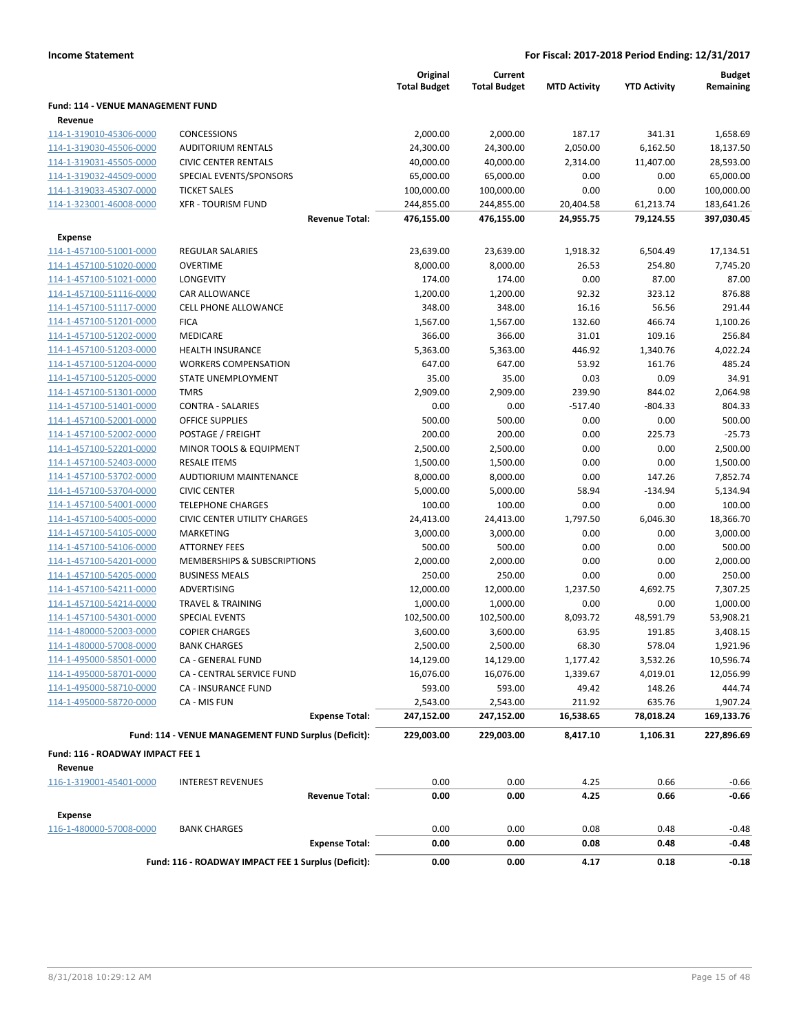**Income Statement** — **For Fiscal: 2017-2018 Period Ending: 12/31/2017**

| | | Original Total Budget | Current Total Budget | MTD Activity | YTD Activity | Budget Remaining |
|---|---|---|---|---|---|---|
| **Fund: 114 - VENUE MANAGEMENT FUND** | | | | | | |
| **Revenue** | | | | | | |
| 114-1-319010-45306-0000 | CONCESSIONS | 2,000.00 | 2,000.00 | 187.17 | 341.31 | 1,658.69 |
| 114-1-319030-45506-0000 | AUDITORIUM RENTALS | 24,300.00 | 24,300.00 | 2,050.00 | 6,162.50 | 18,137.50 |
| 114-1-319031-45505-0000 | CIVIC CENTER RENTALS | 40,000.00 | 40,000.00 | 2,314.00 | 11,407.00 | 28,593.00 |
| 114-1-319032-44509-0000 | SPECIAL EVENTS/SPONSORS | 65,000.00 | 65,000.00 | 0.00 | 0.00 | 65,000.00 |
| 114-1-319033-45307-0000 | TICKET SALES | 100,000.00 | 100,000.00 | 0.00 | 0.00 | 100,000.00 |
| 114-1-323001-46008-0000 | XFR - TOURISM FUND | 244,855.00 | 244,855.00 | 20,404.58 | 61,213.74 | 183,641.26 |
| | **Revenue Total:** | **476,155.00** | **476,155.00** | **24,955.75** | **79,124.55** | **397,030.45** |
| **Expense** | | | | | | |
| 114-1-457100-51001-0000 | REGULAR SALARIES | 23,639.00 | 23,639.00 | 1,918.32 | 6,504.49 | 17,134.51 |
| 114-1-457100-51020-0000 | OVERTIME | 8,000.00 | 8,000.00 | 26.53 | 254.80 | 7,745.20 |
| 114-1-457100-51021-0000 | LONGEVITY | 174.00 | 174.00 | 0.00 | 87.00 | 87.00 |
| 114-1-457100-51116-0000 | CAR ALLOWANCE | 1,200.00 | 1,200.00 | 92.32 | 323.12 | 876.88 |
| 114-1-457100-51117-0000 | CELL PHONE ALLOWANCE | 348.00 | 348.00 | 16.16 | 56.56 | 291.44 |
| 114-1-457100-51201-0000 | FICA | 1,567.00 | 1,567.00 | 132.60 | 466.74 | 1,100.26 |
| 114-1-457100-51202-0000 | MEDICARE | 366.00 | 366.00 | 31.01 | 109.16 | 256.84 |
| 114-1-457100-51203-0000 | HEALTH INSURANCE | 5,363.00 | 5,363.00 | 446.92 | 1,340.76 | 4,022.24 |
| 114-1-457100-51204-0000 | WORKERS COMPENSATION | 647.00 | 647.00 | 53.92 | 161.76 | 485.24 |
| 114-1-457100-51205-0000 | STATE UNEMPLOYMENT | 35.00 | 35.00 | 0.03 | 0.09 | 34.91 |
| 114-1-457100-51301-0000 | TMRS | 2,909.00 | 2,909.00 | 239.90 | 844.02 | 2,064.98 |
| 114-1-457100-51401-0000 | CONTRA - SALARIES | 0.00 | 0.00 | -517.40 | -804.33 | 804.33 |
| 114-1-457100-52001-0000 | OFFICE SUPPLIES | 500.00 | 500.00 | 0.00 | 0.00 | 500.00 |
| 114-1-457100-52002-0000 | POSTAGE / FREIGHT | 200.00 | 200.00 | 0.00 | 225.73 | -25.73 |
| 114-1-457100-52201-0000 | MINOR TOOLS & EQUIPMENT | 2,500.00 | 2,500.00 | 0.00 | 0.00 | 2,500.00 |
| 114-1-457100-52403-0000 | RESALE ITEMS | 1,500.00 | 1,500.00 | 0.00 | 0.00 | 1,500.00 |
| 114-1-457100-53702-0000 | AUDTIORIUM MAINTENANCE | 8,000.00 | 8,000.00 | 0.00 | 147.26 | 7,852.74 |
| 114-1-457100-53704-0000 | CIVIC CENTER | 5,000.00 | 5,000.00 | 58.94 | -134.94 | 5,134.94 |
| 114-1-457100-54001-0000 | TELEPHONE CHARGES | 100.00 | 100.00 | 0.00 | 0.00 | 100.00 |
| 114-1-457100-54005-0000 | CIVIC CENTER UTILITY CHARGES | 24,413.00 | 24,413.00 | 1,797.50 | 6,046.30 | 18,366.70 |
| 114-1-457100-54105-0000 | MARKETING | 3,000.00 | 3,000.00 | 0.00 | 0.00 | 3,000.00 |
| 114-1-457100-54106-0000 | ATTORNEY FEES | 500.00 | 500.00 | 0.00 | 0.00 | 500.00 |
| 114-1-457100-54201-0000 | MEMBERSHIPS & SUBSCRIPTIONS | 2,000.00 | 2,000.00 | 0.00 | 0.00 | 2,000.00 |
| 114-1-457100-54205-0000 | BUSINESS MEALS | 250.00 | 250.00 | 0.00 | 0.00 | 250.00 |
| 114-1-457100-54211-0000 | ADVERTISING | 12,000.00 | 12,000.00 | 1,237.50 | 4,692.75 | 7,307.25 |
| 114-1-457100-54214-0000 | TRAVEL & TRAINING | 1,000.00 | 1,000.00 | 0.00 | 0.00 | 1,000.00 |
| 114-1-457100-54301-0000 | SPECIAL EVENTS | 102,500.00 | 102,500.00 | 8,093.72 | 48,591.79 | 53,908.21 |
| 114-1-480000-52003-0000 | COPIER CHARGES | 3,600.00 | 3,600.00 | 63.95 | 191.85 | 3,408.15 |
| 114-1-480000-57008-0000 | BANK CHARGES | 2,500.00 | 2,500.00 | 68.30 | 578.04 | 1,921.96 |
| 114-1-495000-58501-0000 | CA - GENERAL FUND | 14,129.00 | 14,129.00 | 1,177.42 | 3,532.26 | 10,596.74 |
| 114-1-495000-58701-0000 | CA - CENTRAL SERVICE FUND | 16,076.00 | 16,076.00 | 1,339.67 | 4,019.01 | 12,056.99 |
| 114-1-495000-58710-0000 | CA - INSURANCE FUND | 593.00 | 593.00 | 49.42 | 148.26 | 444.74 |
| 114-1-495000-58720-0000 | CA - MIS FUN | 2,543.00 | 2,543.00 | 211.92 | 635.76 | 1,907.24 |
| | **Expense Total:** | **247,152.00** | **247,152.00** | **16,538.65** | **78,018.24** | **169,133.76** |
| | **Fund: 114 - VENUE MANAGEMENT FUND Surplus (Deficit):** | **229,003.00** | **229,003.00** | **8,417.10** | **1,106.31** | **227,896.69** |
| **Fund: 116 - ROADWAY IMPACT FEE 1** | | | | | | |
| **Revenue** | | | | | | |
| 116-1-319001-45401-0000 | INTEREST REVENUES | 0.00 | 0.00 | 4.25 | 0.66 | -0.66 |
| | **Revenue Total:** | **0.00** | **0.00** | **4.25** | **0.66** | **-0.66** |
| **Expense** | | | | | | |
| 116-1-480000-57008-0000 | BANK CHARGES | 0.00 | 0.00 | 0.08 | 0.48 | -0.48 |
| | **Expense Total:** | **0.00** | **0.00** | **0.08** | **0.48** | **-0.48** |
| | **Fund: 116 - ROADWAY IMPACT FEE 1 Surplus (Deficit):** | **0.00** | **0.00** | **4.17** | **0.18** | **-0.18** |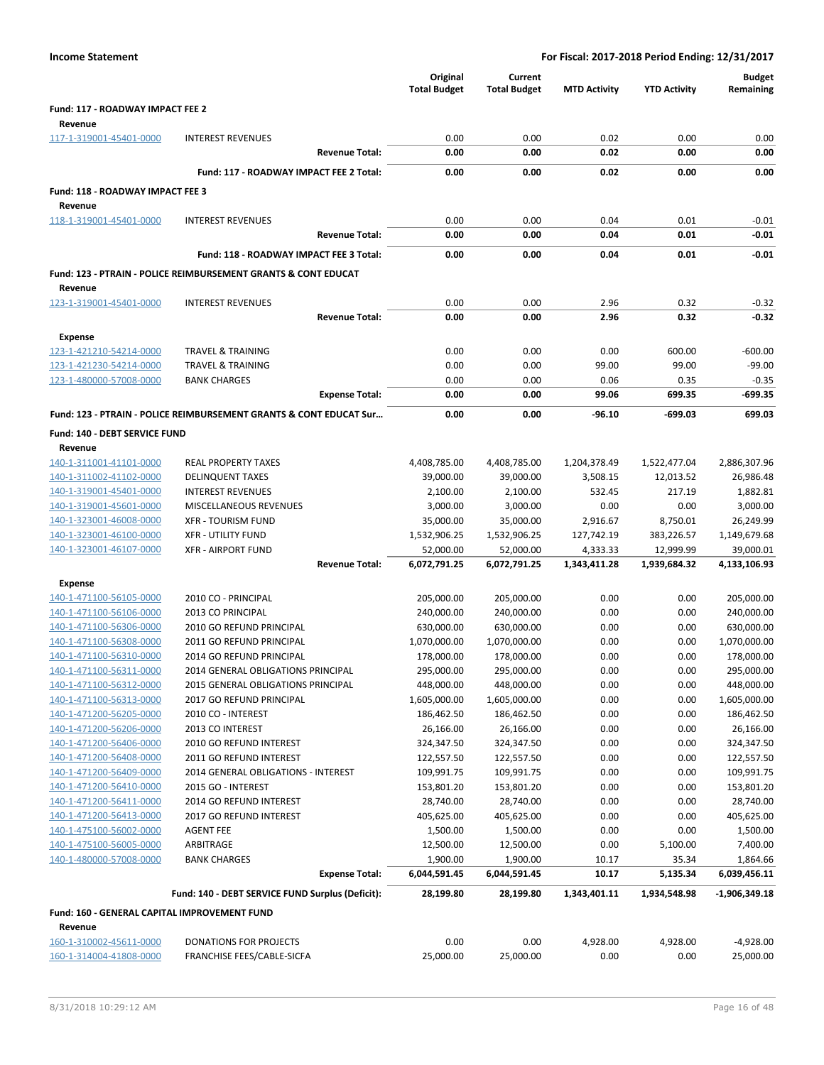**Income Statement** — For Fiscal: 2017-2018 Period Ending: 12/31/2017

| | | Original Total Budget | Current Total Budget | MTD Activity | YTD Activity | Budget Remaining |
|---|---|---|---|---|---|---|
| **Fund: 117 - ROADWAY IMPACT FEE 2** | | | | | | |
| **Revenue** | | | | | | |
| 117-1-319001-45401-0000 | INTEREST REVENUES | 0.00 | 0.00 | 0.02 | 0.00 | 0.00 |
| | **Revenue Total:** | **0.00** | **0.00** | **0.02** | **0.00** | **0.00** |
| | **Fund: 117 - ROADWAY IMPACT FEE 2 Total:** | **0.00** | **0.00** | **0.02** | **0.00** | **0.00** |
| **Fund: 118 - ROADWAY IMPACT FEE 3** | | | | | | |
| **Revenue** | | | | | | |
| 118-1-319001-45401-0000 | INTEREST REVENUES | 0.00 | 0.00 | 0.04 | 0.01 | -0.01 |
| | **Revenue Total:** | **0.00** | **0.00** | **0.04** | **0.01** | **-0.01** |
| | **Fund: 118 - ROADWAY IMPACT FEE 3 Total:** | **0.00** | **0.00** | **0.04** | **0.01** | **-0.01** |
| **Fund: 123 - PTRAIN - POLICE REIMBURSEMENT GRANTS & CONT EDUCAT** | | | | | | |
| **Revenue** | | | | | | |
| 123-1-319001-45401-0000 | INTEREST REVENUES | 0.00 | 0.00 | 2.96 | 0.32 | -0.32 |
| | **Revenue Total:** | **0.00** | **0.00** | **2.96** | **0.32** | **-0.32** |
| **Expense** | | | | | | |
| 123-1-421210-54214-0000 | TRAVEL & TRAINING | 0.00 | 0.00 | 0.00 | 600.00 | -600.00 |
| 123-1-421230-54214-0000 | TRAVEL & TRAINING | 0.00 | 0.00 | 99.00 | 99.00 | -99.00 |
| 123-1-480000-57008-0000 | BANK CHARGES | 0.00 | 0.00 | 0.06 | 0.35 | -0.35 |
| | **Expense Total:** | **0.00** | **0.00** | **99.06** | **699.35** | **-699.35** |
| **Fund: 123 - PTRAIN - POLICE REIMBURSEMENT GRANTS & CONT EDUCAT Sur...** | | **0.00** | **0.00** | **-96.10** | **-699.03** | **699.03** |
| **Fund: 140 - DEBT SERVICE FUND** | | | | | | |
| **Revenue** | | | | | | |
| 140-1-311001-41101-0000 | REAL PROPERTY TAXES | 4,408,785.00 | 4,408,785.00 | 1,204,378.49 | 1,522,477.04 | 2,886,307.96 |
| 140-1-311002-41102-0000 | DELINQUENT TAXES | 39,000.00 | 39,000.00 | 3,508.15 | 12,013.52 | 26,986.48 |
| 140-1-319001-45401-0000 | INTEREST REVENUES | 2,100.00 | 2,100.00 | 532.45 | 217.19 | 1,882.81 |
| 140-1-319001-45601-0000 | MISCELLANEOUS REVENUES | 3,000.00 | 3,000.00 | 0.00 | 0.00 | 3,000.00 |
| 140-1-323001-46008-0000 | XFR - TOURISM FUND | 35,000.00 | 35,000.00 | 2,916.67 | 8,750.01 | 26,249.99 |
| 140-1-323001-46100-0000 | XFR - UTILITY FUND | 1,532,906.25 | 1,532,906.25 | 127,742.19 | 383,226.57 | 1,149,679.68 |
| 140-1-323001-46107-0000 | XFR - AIRPORT FUND | 52,000.00 | 52,000.00 | 4,333.33 | 12,999.99 | 39,000.01 |
| | **Revenue Total:** | **6,072,791.25** | **6,072,791.25** | **1,343,411.28** | **1,939,684.32** | **4,133,106.93** |
| **Expense** | | | | | | |
| 140-1-471100-56105-0000 | 2010 CO - PRINCIPAL | 205,000.00 | 205,000.00 | 0.00 | 0.00 | 205,000.00 |
| 140-1-471100-56106-0000 | 2013 CO PRINCIPAL | 240,000.00 | 240,000.00 | 0.00 | 0.00 | 240,000.00 |
| 140-1-471100-56306-0000 | 2010 GO REFUND PRINCIPAL | 630,000.00 | 630,000.00 | 0.00 | 0.00 | 630,000.00 |
| 140-1-471100-56308-0000 | 2011 GO REFUND PRINCIPAL | 1,070,000.00 | 1,070,000.00 | 0.00 | 0.00 | 1,070,000.00 |
| 140-1-471100-56310-0000 | 2014 GO REFUND PRINCIPAL | 178,000.00 | 178,000.00 | 0.00 | 0.00 | 178,000.00 |
| 140-1-471100-56311-0000 | 2014 GENERAL OBLIGATIONS PRINCIPAL | 295,000.00 | 295,000.00 | 0.00 | 0.00 | 295,000.00 |
| 140-1-471100-56312-0000 | 2015 GENERAL OBLIGATIONS PRINCIPAL | 448,000.00 | 448,000.00 | 0.00 | 0.00 | 448,000.00 |
| 140-1-471100-56313-0000 | 2017 GO REFUND PRINCIPAL | 1,605,000.00 | 1,605,000.00 | 0.00 | 0.00 | 1,605,000.00 |
| 140-1-471200-56205-0000 | 2010 CO - INTEREST | 186,462.50 | 186,462.50 | 0.00 | 0.00 | 186,462.50 |
| 140-1-471200-56206-0000 | 2013 CO INTEREST | 26,166.00 | 26,166.00 | 0.00 | 0.00 | 26,166.00 |
| 140-1-471200-56406-0000 | 2010 GO REFUND INTEREST | 324,347.50 | 324,347.50 | 0.00 | 0.00 | 324,347.50 |
| 140-1-471200-56408-0000 | 2011 GO REFUND INTEREST | 122,557.50 | 122,557.50 | 0.00 | 0.00 | 122,557.50 |
| 140-1-471200-56409-0000 | 2014 GENERAL OBLIGATIONS - INTEREST | 109,991.75 | 109,991.75 | 0.00 | 0.00 | 109,991.75 |
| 140-1-471200-56410-0000 | 2015 GO - INTEREST | 153,801.20 | 153,801.20 | 0.00 | 0.00 | 153,801.20 |
| 140-1-471200-56411-0000 | 2014 GO REFUND INTEREST | 28,740.00 | 28,740.00 | 0.00 | 0.00 | 28,740.00 |
| 140-1-471200-56413-0000 | 2017 GO REFUND INTEREST | 405,625.00 | 405,625.00 | 0.00 | 0.00 | 405,625.00 |
| 140-1-475100-56002-0000 | AGENT FEE | 1,500.00 | 1,500.00 | 0.00 | 0.00 | 1,500.00 |
| 140-1-475100-56005-0000 | ARBITRAGE | 12,500.00 | 12,500.00 | 0.00 | 5,100.00 | 7,400.00 |
| 140-1-480000-57008-0000 | BANK CHARGES | 1,900.00 | 1,900.00 | 10.17 | 35.34 | 1,864.66 |
| | **Expense Total:** | **6,044,591.45** | **6,044,591.45** | **10.17** | **5,135.34** | **6,039,456.11** |
| | **Fund: 140 - DEBT SERVICE FUND Surplus (Deficit):** | **28,199.80** | **28,199.80** | **1,343,401.11** | **1,934,548.98** | **-1,906,349.18** |
| **Fund: 160 - GENERAL CAPITAL IMPROVEMENT FUND** | | | | | | |
| **Revenue** | | | | | | |
| 160-1-310002-45611-0000 | DONATIONS FOR PROJECTS | 0.00 | 0.00 | 4,928.00 | 4,928.00 | -4,928.00 |
| 160-1-314004-41808-0000 | FRANCHISE FEES/CABLE-SICFA | 25,000.00 | 25,000.00 | 0.00 | 0.00 | 25,000.00 |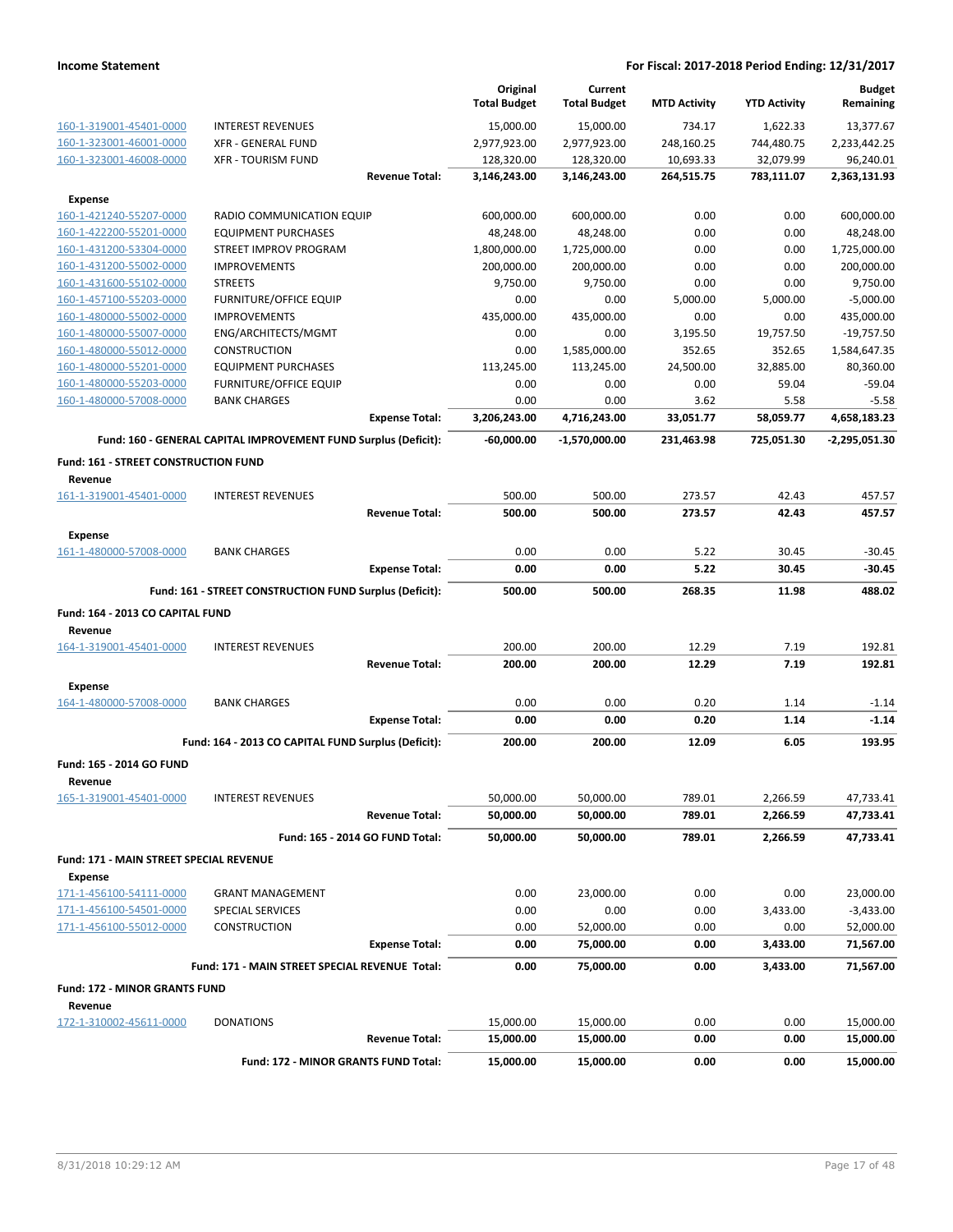**Income Statement** — For Fiscal: 2017-2018 Period Ending: 12/31/2017

| | | Original Total Budget | Current Total Budget | MTD Activity | YTD Activity | Budget Remaining |
|---|---|---|---|---|---|---|
| 160-1-319001-45401-0000 | INTEREST REVENUES | 15,000.00 | 15,000.00 | 734.17 | 1,622.33 | 13,377.67 |
| 160-1-323001-46001-0000 | XFR - GENERAL FUND | 2,977,923.00 | 2,977,923.00 | 248,160.25 | 744,480.75 | 2,233,442.25 |
| 160-1-323001-46008-0000 | XFR - TOURISM FUND | 128,320.00 | 128,320.00 | 10,693.33 | 32,079.99 | 96,240.01 |
| | **Revenue Total:** | **3,146,243.00** | **3,146,243.00** | **264,515.75** | **783,111.07** | **2,363,131.93** |
| **Expense** | | | | | | |
| 160-1-421240-55207-0000 | RADIO COMMUNICATION EQUIP | 600,000.00 | 600,000.00 | 0.00 | 0.00 | 600,000.00 |
| 160-1-422200-55201-0000 | EQUIPMENT PURCHASES | 48,248.00 | 48,248.00 | 0.00 | 0.00 | 48,248.00 |
| 160-1-431200-53304-0000 | STREET IMPROV PROGRAM | 1,800,000.00 | 1,725,000.00 | 0.00 | 0.00 | 1,725,000.00 |
| 160-1-431200-55002-0000 | IMPROVEMENTS | 200,000.00 | 200,000.00 | 0.00 | 0.00 | 200,000.00 |
| 160-1-431600-55102-0000 | STREETS | 9,750.00 | 9,750.00 | 0.00 | 0.00 | 9,750.00 |
| 160-1-457100-55203-0000 | FURNITURE/OFFICE EQUIP | 0.00 | 0.00 | 5,000.00 | 5,000.00 | -5,000.00 |
| 160-1-480000-55002-0000 | IMPROVEMENTS | 435,000.00 | 435,000.00 | 0.00 | 0.00 | 435,000.00 |
| 160-1-480000-55007-0000 | ENG/ARCHITECTS/MGMT | 0.00 | 0.00 | 3,195.50 | 19,757.50 | -19,757.50 |
| 160-1-480000-55012-0000 | CONSTRUCTION | 0.00 | 1,585,000.00 | 352.65 | 352.65 | 1,584,647.35 |
| 160-1-480000-55201-0000 | EQUIPMENT PURCHASES | 113,245.00 | 113,245.00 | 24,500.00 | 32,885.00 | 80,360.00 |
| 160-1-480000-55203-0000 | FURNITURE/OFFICE EQUIP | 0.00 | 0.00 | 0.00 | 59.04 | -59.04 |
| 160-1-480000-57008-0000 | BANK CHARGES | 0.00 | 0.00 | 3.62 | 5.58 | -5.58 |
| | **Expense Total:** | **3,206,243.00** | **4,716,243.00** | **33,051.77** | **58,059.77** | **4,658,183.23** |
| | **Fund: 160 - GENERAL CAPITAL IMPROVEMENT FUND Surplus (Deficit):** | **-60,000.00** | **-1,570,000.00** | **231,463.98** | **725,051.30** | **-2,295,051.30** |
| **Fund: 161 - STREET CONSTRUCTION FUND** | | | | | | |
| **Revenue** | | | | | | |
| 161-1-319001-45401-0000 | INTEREST REVENUES | 500.00 | 500.00 | 273.57 | 42.43 | 457.57 |
| | **Revenue Total:** | **500.00** | **500.00** | **273.57** | **42.43** | **457.57** |
| **Expense** | | | | | | |
| 161-1-480000-57008-0000 | BANK CHARGES | 0.00 | 0.00 | 5.22 | 30.45 | -30.45 |
| | **Expense Total:** | **0.00** | **0.00** | **5.22** | **30.45** | **-30.45** |
| | **Fund: 161 - STREET CONSTRUCTION FUND Surplus (Deficit):** | **500.00** | **500.00** | **268.35** | **11.98** | **488.02** |
| **Fund: 164 - 2013 CO CAPITAL FUND** | | | | | | |
| **Revenue** | | | | | | |
| 164-1-319001-45401-0000 | INTEREST REVENUES | 200.00 | 200.00 | 12.29 | 7.19 | 192.81 |
| | **Revenue Total:** | **200.00** | **200.00** | **12.29** | **7.19** | **192.81** |
| **Expense** | | | | | | |
| 164-1-480000-57008-0000 | BANK CHARGES | 0.00 | 0.00 | 0.20 | 1.14 | -1.14 |
| | **Expense Total:** | **0.00** | **0.00** | **0.20** | **1.14** | **-1.14** |
| | **Fund: 164 - 2013 CO CAPITAL FUND Surplus (Deficit):** | **200.00** | **200.00** | **12.09** | **6.05** | **193.95** |
| **Fund: 165 - 2014 GO FUND** | | | | | | |
| **Revenue** | | | | | | |
| 165-1-319001-45401-0000 | INTEREST REVENUES | 50,000.00 | 50,000.00 | 789.01 | 2,266.59 | 47,733.41 |
| | **Revenue Total:** | **50,000.00** | **50,000.00** | **789.01** | **2,266.59** | **47,733.41** |
| | **Fund: 165 - 2014 GO FUND Total:** | **50,000.00** | **50,000.00** | **789.01** | **2,266.59** | **47,733.41** |
| **Fund: 171 - MAIN STREET SPECIAL REVENUE** | | | | | | |
| **Expense** | | | | | | |
| 171-1-456100-54111-0000 | GRANT MANAGEMENT | 0.00 | 23,000.00 | 0.00 | 0.00 | 23,000.00 |
| 171-1-456100-54501-0000 | SPECIAL SERVICES | 0.00 | 0.00 | 0.00 | 3,433.00 | -3,433.00 |
| 171-1-456100-55012-0000 | CONSTRUCTION | 0.00 | 52,000.00 | 0.00 | 0.00 | 52,000.00 |
| | **Expense Total:** | **0.00** | **75,000.00** | **0.00** | **3,433.00** | **71,567.00** |
| | **Fund: 171 - MAIN STREET SPECIAL REVENUE Total:** | **0.00** | **75,000.00** | **0.00** | **3,433.00** | **71,567.00** |
| **Fund: 172 - MINOR GRANTS FUND** | | | | | | |
| **Revenue** | | | | | | |
| 172-1-310002-45611-0000 | DONATIONS | 15,000.00 | 15,000.00 | 0.00 | 0.00 | 15,000.00 |
| | **Revenue Total:** | **15,000.00** | **15,000.00** | **0.00** | **0.00** | **15,000.00** |
| | **Fund: 172 - MINOR GRANTS FUND Total:** | **15,000.00** | **15,000.00** | **0.00** | **0.00** | **15,000.00** |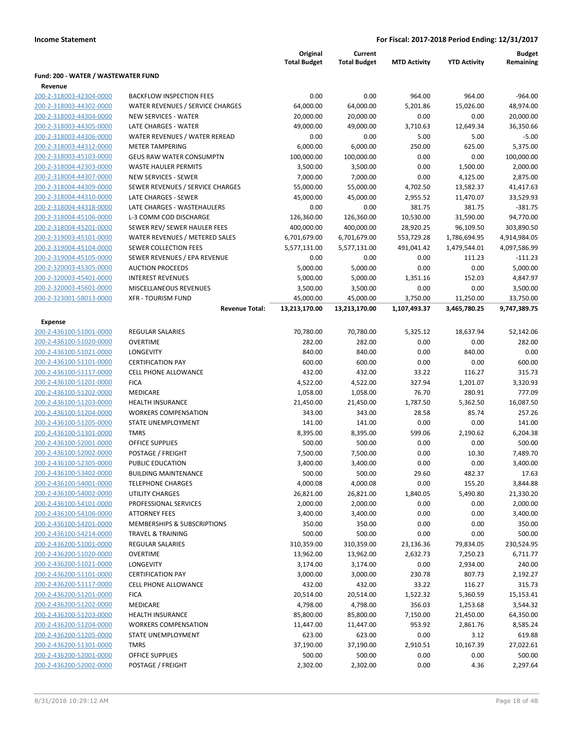**Income Statement** | **For Fiscal: 2017-2018 Period Ending: 12/31/2017**

| | | Original Total Budget | Current Total Budget | MTD Activity | YTD Activity | Budget Remaining |
|---|---|---|---|---|---|---|
| **Fund: 200 - WATER / WASTEWATER FUND** | | | | | | |
| **Revenue** | | | | | | |
| 200-2-318003-42304-0000 | BACKFLOW INSPECTION FEES | 0.00 | 0.00 | 964.00 | 964.00 | -964.00 |
| 200-2-318003-44302-0000 | WATER REVENUES / SERVICE CHARGES | 64,000.00 | 64,000.00 | 5,201.86 | 15,026.00 | 48,974.00 |
| 200-2-318003-44304-0000 | NEW SERVICES - WATER | 20,000.00 | 20,000.00 | 0.00 | 0.00 | 20,000.00 |
| 200-2-318003-44305-0000 | LATE CHARGES - WATER | 49,000.00 | 49,000.00 | 3,710.63 | 12,649.34 | 36,350.66 |
| 200-2-318003-44306-0000 | WATER REVENUES / WATER REREAD | 0.00 | 0.00 | 5.00 | 5.00 | -5.00 |
| 200-2-318003-44312-0000 | METER TAMPERING | 6,000.00 | 6,000.00 | 250.00 | 625.00 | 5,375.00 |
| 200-2-318003-45103-0000 | GEUS RAW WATER CONSUMPTN | 100,000.00 | 100,000.00 | 0.00 | 0.00 | 100,000.00 |
| 200-2-318004-42303-0000 | WASTE HAULER PERMITS | 3,500.00 | 3,500.00 | 0.00 | 1,500.00 | 2,000.00 |
| 200-2-318004-44307-0000 | NEW SERVICES - SEWER | 7,000.00 | 7,000.00 | 0.00 | 4,125.00 | 2,875.00 |
| 200-2-318004-44309-0000 | SEWER REVENUES / SERVICE CHARGES | 55,000.00 | 55,000.00 | 4,702.50 | 13,582.37 | 41,417.63 |
| 200-2-318004-44310-0000 | LATE CHARGES - SEWER | 45,000.00 | 45,000.00 | 2,955.52 | 11,470.07 | 33,529.93 |
| 200-2-318004-44318-0000 | LATE CHARGES - WASTEHAULERS | 0.00 | 0.00 | 381.75 | 381.75 | -381.75 |
| 200-2-318004-45106-0000 | L-3 COMM COD DISCHARGE | 126,360.00 | 126,360.00 | 10,530.00 | 31,590.00 | 94,770.00 |
| 200-2-318004-45201-0000 | SEWER REV/ SEWER HAULER FEES | 400,000.00 | 400,000.00 | 28,920.25 | 96,109.50 | 303,890.50 |
| 200-2-319003-45101-0000 | WATER REVENUES / METERED SALES | 6,701,679.00 | 6,701,679.00 | 553,729.28 | 1,786,694.95 | 4,914,984.05 |
| 200-2-319004-45104-0000 | SEWER COLLECTION FEES | 5,577,131.00 | 5,577,131.00 | 491,041.42 | 1,479,544.01 | 4,097,586.99 |
| 200-2-319004-45105-0000 | SEWER REVENUES / EPA REVENUE | 0.00 | 0.00 | 0.00 | 111.23 | -111.23 |
| 200-2-320003-45305-0000 | AUCTION PROCEEDS | 5,000.00 | 5,000.00 | 0.00 | 0.00 | 5,000.00 |
| 200-2-320003-45401-0000 | INTEREST REVENUES | 5,000.00 | 5,000.00 | 1,351.16 | 152.03 | 4,847.97 |
| 200-2-320003-45601-0000 | MISCELLANEOUS REVENUES | 3,500.00 | 3,500.00 | 0.00 | 0.00 | 3,500.00 |
| 200-2-323001-58013-0000 | XFR - TOURISM FUND | 45,000.00 | 45,000.00 | 3,750.00 | 11,250.00 | 33,750.00 |
| | **Revenue Total:** | **13,213,170.00** | **13,213,170.00** | **1,107,493.37** | **3,465,780.25** | **9,747,389.75** |
| **Expense** | | | | | | |
| 200-2-436100-51001-0000 | REGULAR SALARIES | 70,780.00 | 70,780.00 | 5,325.12 | 18,637.94 | 52,142.06 |
| 200-2-436100-51020-0000 | OVERTIME | 282.00 | 282.00 | 0.00 | 0.00 | 282.00 |
| 200-2-436100-51021-0000 | LONGEVITY | 840.00 | 840.00 | 0.00 | 840.00 | 0.00 |
| 200-2-436100-51101-0000 | CERTIFICATION PAY | 600.00 | 600.00 | 0.00 | 0.00 | 600.00 |
| 200-2-436100-51117-0000 | CELL PHONE ALLOWANCE | 432.00 | 432.00 | 33.22 | 116.27 | 315.73 |
| 200-2-436100-51201-0000 | FICA | 4,522.00 | 4,522.00 | 327.94 | 1,201.07 | 3,320.93 |
| 200-2-436100-51202-0000 | MEDICARE | 1,058.00 | 1,058.00 | 76.70 | 280.91 | 777.09 |
| 200-2-436100-51203-0000 | HEALTH INSURANCE | 21,450.00 | 21,450.00 | 1,787.50 | 5,362.50 | 16,087.50 |
| 200-2-436100-51204-0000 | WORKERS COMPENSATION | 343.00 | 343.00 | 28.58 | 85.74 | 257.26 |
| 200-2-436100-51205-0000 | STATE UNEMPLOYMENT | 141.00 | 141.00 | 0.00 | 0.00 | 141.00 |
| 200-2-436100-51301-0000 | TMRS | 8,395.00 | 8,395.00 | 599.06 | 2,190.62 | 6,204.38 |
| 200-2-436100-52001-0000 | OFFICE SUPPLIES | 500.00 | 500.00 | 0.00 | 0.00 | 500.00 |
| 200-2-436100-52002-0000 | POSTAGE / FREIGHT | 7,500.00 | 7,500.00 | 0.00 | 10.30 | 7,489.70 |
| 200-2-436100-52305-0000 | PUBLIC EDUCATION | 3,400.00 | 3,400.00 | 0.00 | 0.00 | 3,400.00 |
| 200-2-436100-53402-0000 | BUILDING MAINTENANCE | 500.00 | 500.00 | 29.60 | 482.37 | 17.63 |
| 200-2-436100-54001-0000 | TELEPHONE CHARGES | 4,000.08 | 4,000.08 | 0.00 | 155.20 | 3,844.88 |
| 200-2-436100-54002-0000 | UTILITY CHARGES | 26,821.00 | 26,821.00 | 1,840.05 | 5,490.80 | 21,330.20 |
| 200-2-436100-54101-0000 | PROFESSIONAL SERVICES | 2,000.00 | 2,000.00 | 0.00 | 0.00 | 2,000.00 |
| 200-2-436100-54106-0000 | ATTORNEY FEES | 3,400.00 | 3,400.00 | 0.00 | 0.00 | 3,400.00 |
| 200-2-436100-54201-0000 | MEMBERSHIPS & SUBSCRIPTIONS | 350.00 | 350.00 | 0.00 | 0.00 | 350.00 |
| 200-2-436100-54214-0000 | TRAVEL & TRAINING | 500.00 | 500.00 | 0.00 | 0.00 | 500.00 |
| 200-2-436200-51001-0000 | REGULAR SALARIES | 310,359.00 | 310,359.00 | 23,136.36 | 79,834.05 | 230,524.95 |
| 200-2-436200-51020-0000 | OVERTIME | 13,962.00 | 13,962.00 | 2,632.73 | 7,250.23 | 6,711.77 |
| 200-2-436200-51021-0000 | LONGEVITY | 3,174.00 | 3,174.00 | 0.00 | 2,934.00 | 240.00 |
| 200-2-436200-51101-0000 | CERTIFICATION PAY | 3,000.00 | 3,000.00 | 230.78 | 807.73 | 2,192.27 |
| 200-2-436200-51117-0000 | CELL PHONE ALLOWANCE | 432.00 | 432.00 | 33.22 | 116.27 | 315.73 |
| 200-2-436200-51201-0000 | FICA | 20,514.00 | 20,514.00 | 1,522.32 | 5,360.59 | 15,153.41 |
| 200-2-436200-51202-0000 | MEDICARE | 4,798.00 | 4,798.00 | 356.03 | 1,253.68 | 3,544.32 |
| 200-2-436200-51203-0000 | HEALTH INSURANCE | 85,800.00 | 85,800.00 | 7,150.00 | 21,450.00 | 64,350.00 |
| 200-2-436200-51204-0000 | WORKERS COMPENSATION | 11,447.00 | 11,447.00 | 953.92 | 2,861.76 | 8,585.24 |
| 200-2-436200-51205-0000 | STATE UNEMPLOYMENT | 623.00 | 623.00 | 0.00 | 3.12 | 619.88 |
| 200-2-436200-51301-0000 | TMRS | 37,190.00 | 37,190.00 | 2,910.51 | 10,167.39 | 27,022.61 |
| 200-2-436200-52001-0000 | OFFICE SUPPLIES | 500.00 | 500.00 | 0.00 | 0.00 | 500.00 |
| 200-2-436200-52002-0000 | POSTAGE / FREIGHT | 2,302.00 | 2,302.00 | 0.00 | 4.36 | 2,297.64 |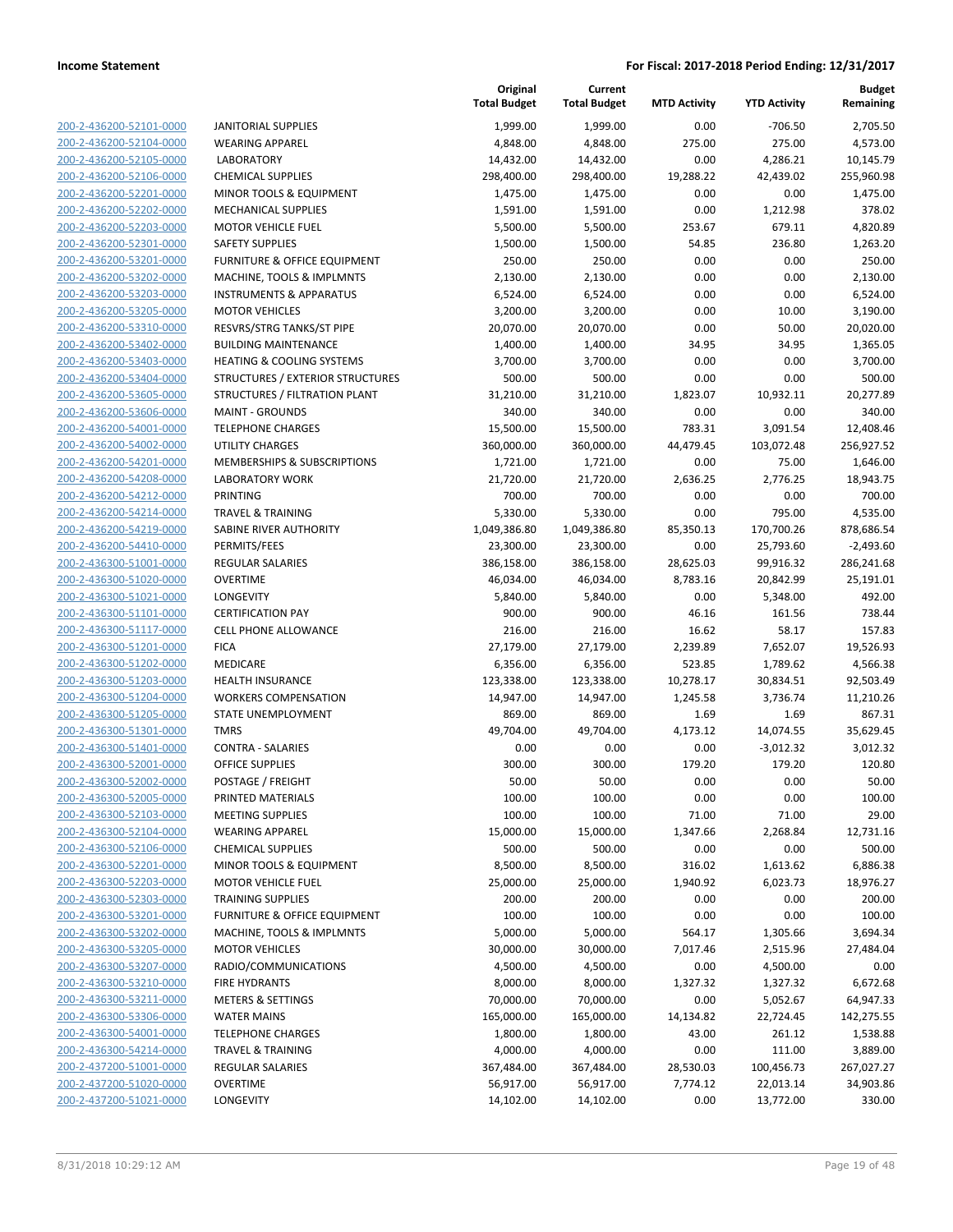| | | Original Total Budget | Current Total Budget | MTD Activity | YTD Activity | Budget Remaining |
|---|---|---|---|---|---|---|
| 200-2-436200-52101-0000 | JANITORIAL SUPPLIES | 1,999.00 | 1,999.00 | 0.00 | -706.50 | 2,705.50 |
| 200-2-436200-52104-0000 | WEARING APPAREL | 4,848.00 | 4,848.00 | 275.00 | 275.00 | 4,573.00 |
| 200-2-436200-52105-0000 | LABORATORY | 14,432.00 | 14,432.00 | 0.00 | 4,286.21 | 10,145.79 |
| 200-2-436200-52106-0000 | CHEMICAL SUPPLIES | 298,400.00 | 298,400.00 | 19,288.22 | 42,439.02 | 255,960.98 |
| 200-2-436200-52201-0000 | MINOR TOOLS & EQUIPMENT | 1,475.00 | 1,475.00 | 0.00 | 0.00 | 1,475.00 |
| 200-2-436200-52202-0000 | MECHANICAL SUPPLIES | 1,591.00 | 1,591.00 | 0.00 | 1,212.98 | 378.02 |
| 200-2-436200-52203-0000 | MOTOR VEHICLE FUEL | 5,500.00 | 5,500.00 | 253.67 | 679.11 | 4,820.89 |
| 200-2-436200-52301-0000 | SAFETY SUPPLIES | 1,500.00 | 1,500.00 | 54.85 | 236.80 | 1,263.20 |
| 200-2-436200-53201-0000 | FURNITURE & OFFICE EQUIPMENT | 250.00 | 250.00 | 0.00 | 0.00 | 250.00 |
| 200-2-436200-53202-0000 | MACHINE, TOOLS & IMPLMNTS | 2,130.00 | 2,130.00 | 0.00 | 0.00 | 2,130.00 |
| 200-2-436200-53203-0000 | INSTRUMENTS & APPARATUS | 6,524.00 | 6,524.00 | 0.00 | 0.00 | 6,524.00 |
| 200-2-436200-53205-0000 | MOTOR VEHICLES | 3,200.00 | 3,200.00 | 0.00 | 10.00 | 3,190.00 |
| 200-2-436200-53310-0000 | RESVRS/STRG TANKS/ST PIPE | 20,070.00 | 20,070.00 | 0.00 | 50.00 | 20,020.00 |
| 200-2-436200-53402-0000 | BUILDING MAINTENANCE | 1,400.00 | 1,400.00 | 34.95 | 34.95 | 1,365.05 |
| 200-2-436200-53403-0000 | HEATING & COOLING SYSTEMS | 3,700.00 | 3,700.00 | 0.00 | 0.00 | 3,700.00 |
| 200-2-436200-53404-0000 | STRUCTURES / EXTERIOR STRUCTURES | 500.00 | 500.00 | 0.00 | 0.00 | 500.00 |
| 200-2-436200-53605-0000 | STRUCTURES / FILTRATION PLANT | 31,210.00 | 31,210.00 | 1,823.07 | 10,932.11 | 20,277.89 |
| 200-2-436200-53606-0000 | MAINT - GROUNDS | 340.00 | 340.00 | 0.00 | 0.00 | 340.00 |
| 200-2-436200-54001-0000 | TELEPHONE CHARGES | 15,500.00 | 15,500.00 | 783.31 | 3,091.54 | 12,408.46 |
| 200-2-436200-54002-0000 | UTILITY CHARGES | 360,000.00 | 360,000.00 | 44,479.45 | 103,072.48 | 256,927.52 |
| 200-2-436200-54201-0000 | MEMBERSHIPS & SUBSCRIPTIONS | 1,721.00 | 1,721.00 | 0.00 | 75.00 | 1,646.00 |
| 200-2-436200-54208-0000 | LABORATORY WORK | 21,720.00 | 21,720.00 | 2,636.25 | 2,776.25 | 18,943.75 |
| 200-2-436200-54212-0000 | PRINTING | 700.00 | 700.00 | 0.00 | 0.00 | 700.00 |
| 200-2-436200-54214-0000 | TRAVEL & TRAINING | 5,330.00 | 5,330.00 | 0.00 | 795.00 | 4,535.00 |
| 200-2-436200-54219-0000 | SABINE RIVER AUTHORITY | 1,049,386.80 | 1,049,386.80 | 85,350.13 | 170,700.26 | 878,686.54 |
| 200-2-436200-54410-0000 | PERMITS/FEES | 23,300.00 | 23,300.00 | 0.00 | 25,793.60 | -2,493.60 |
| 200-2-436300-51001-0000 | REGULAR SALARIES | 386,158.00 | 386,158.00 | 28,625.03 | 99,916.32 | 286,241.68 |
| 200-2-436300-51020-0000 | OVERTIME | 46,034.00 | 46,034.00 | 8,783.16 | 20,842.99 | 25,191.01 |
| 200-2-436300-51021-0000 | LONGEVITY | 5,840.00 | 5,840.00 | 0.00 | 5,348.00 | 492.00 |
| 200-2-436300-51101-0000 | CERTIFICATION PAY | 900.00 | 900.00 | 46.16 | 161.56 | 738.44 |
| 200-2-436300-51117-0000 | CELL PHONE ALLOWANCE | 216.00 | 216.00 | 16.62 | 58.17 | 157.83 |
| 200-2-436300-51201-0000 | FICA | 27,179.00 | 27,179.00 | 2,239.89 | 7,652.07 | 19,526.93 |
| 200-2-436300-51202-0000 | MEDICARE | 6,356.00 | 6,356.00 | 523.85 | 1,789.62 | 4,566.38 |
| 200-2-436300-51203-0000 | HEALTH INSURANCE | 123,338.00 | 123,338.00 | 10,278.17 | 30,834.51 | 92,503.49 |
| 200-2-436300-51204-0000 | WORKERS COMPENSATION | 14,947.00 | 14,947.00 | 1,245.58 | 3,736.74 | 11,210.26 |
| 200-2-436300-51205-0000 | STATE UNEMPLOYMENT | 869.00 | 869.00 | 1.69 | 1.69 | 867.31 |
| 200-2-436300-51301-0000 | TMRS | 49,704.00 | 49,704.00 | 4,173.12 | 14,074.55 | 35,629.45 |
| 200-2-436300-51401-0000 | CONTRA - SALARIES | 0.00 | 0.00 | 0.00 | -3,012.32 | 3,012.32 |
| 200-2-436300-52001-0000 | OFFICE SUPPLIES | 300.00 | 300.00 | 179.20 | 179.20 | 120.80 |
| 200-2-436300-52002-0000 | POSTAGE / FREIGHT | 50.00 | 50.00 | 0.00 | 0.00 | 50.00 |
| 200-2-436300-52005-0000 | PRINTED MATERIALS | 100.00 | 100.00 | 0.00 | 0.00 | 100.00 |
| 200-2-436300-52103-0000 | MEETING SUPPLIES | 100.00 | 100.00 | 71.00 | 71.00 | 29.00 |
| 200-2-436300-52104-0000 | WEARING APPAREL | 15,000.00 | 15,000.00 | 1,347.66 | 2,268.84 | 12,731.16 |
| 200-2-436300-52106-0000 | CHEMICAL SUPPLIES | 500.00 | 500.00 | 0.00 | 0.00 | 500.00 |
| 200-2-436300-52201-0000 | MINOR TOOLS & EQUIPMENT | 8,500.00 | 8,500.00 | 316.02 | 1,613.62 | 6,886.38 |
| 200-2-436300-52203-0000 | MOTOR VEHICLE FUEL | 25,000.00 | 25,000.00 | 1,940.92 | 6,023.73 | 18,976.27 |
| 200-2-436300-52303-0000 | TRAINING SUPPLIES | 200.00 | 200.00 | 0.00 | 0.00 | 200.00 |
| 200-2-436300-53201-0000 | FURNITURE & OFFICE EQUIPMENT | 100.00 | 100.00 | 0.00 | 0.00 | 100.00 |
| 200-2-436300-53202-0000 | MACHINE, TOOLS & IMPLMNTS | 5,000.00 | 5,000.00 | 564.17 | 1,305.66 | 3,694.34 |
| 200-2-436300-53205-0000 | MOTOR VEHICLES | 30,000.00 | 30,000.00 | 7,017.46 | 2,515.96 | 27,484.04 |
| 200-2-436300-53207-0000 | RADIO/COMMUNICATIONS | 4,500.00 | 4,500.00 | 0.00 | 4,500.00 | 0.00 |
| 200-2-436300-53210-0000 | FIRE HYDRANTS | 8,000.00 | 8,000.00 | 1,327.32 | 1,327.32 | 6,672.68 |
| 200-2-436300-53211-0000 | METERS & SETTINGS | 70,000.00 | 70,000.00 | 0.00 | 5,052.67 | 64,947.33 |
| 200-2-436300-53306-0000 | WATER MAINS | 165,000.00 | 165,000.00 | 14,134.82 | 22,724.45 | 142,275.55 |
| 200-2-436300-54001-0000 | TELEPHONE CHARGES | 1,800.00 | 1,800.00 | 43.00 | 261.12 | 1,538.88 |
| 200-2-436300-54214-0000 | TRAVEL & TRAINING | 4,000.00 | 4,000.00 | 0.00 | 111.00 | 3,889.00 |
| 200-2-437200-51001-0000 | REGULAR SALARIES | 367,484.00 | 367,484.00 | 28,530.03 | 100,456.73 | 267,027.27 |
| 200-2-437200-51020-0000 | OVERTIME | 56,917.00 | 56,917.00 | 7,774.12 | 22,013.14 | 34,903.86 |
| 200-2-437200-51021-0000 | LONGEVITY | 14,102.00 | 14,102.00 | 0.00 | 13,772.00 | 330.00 |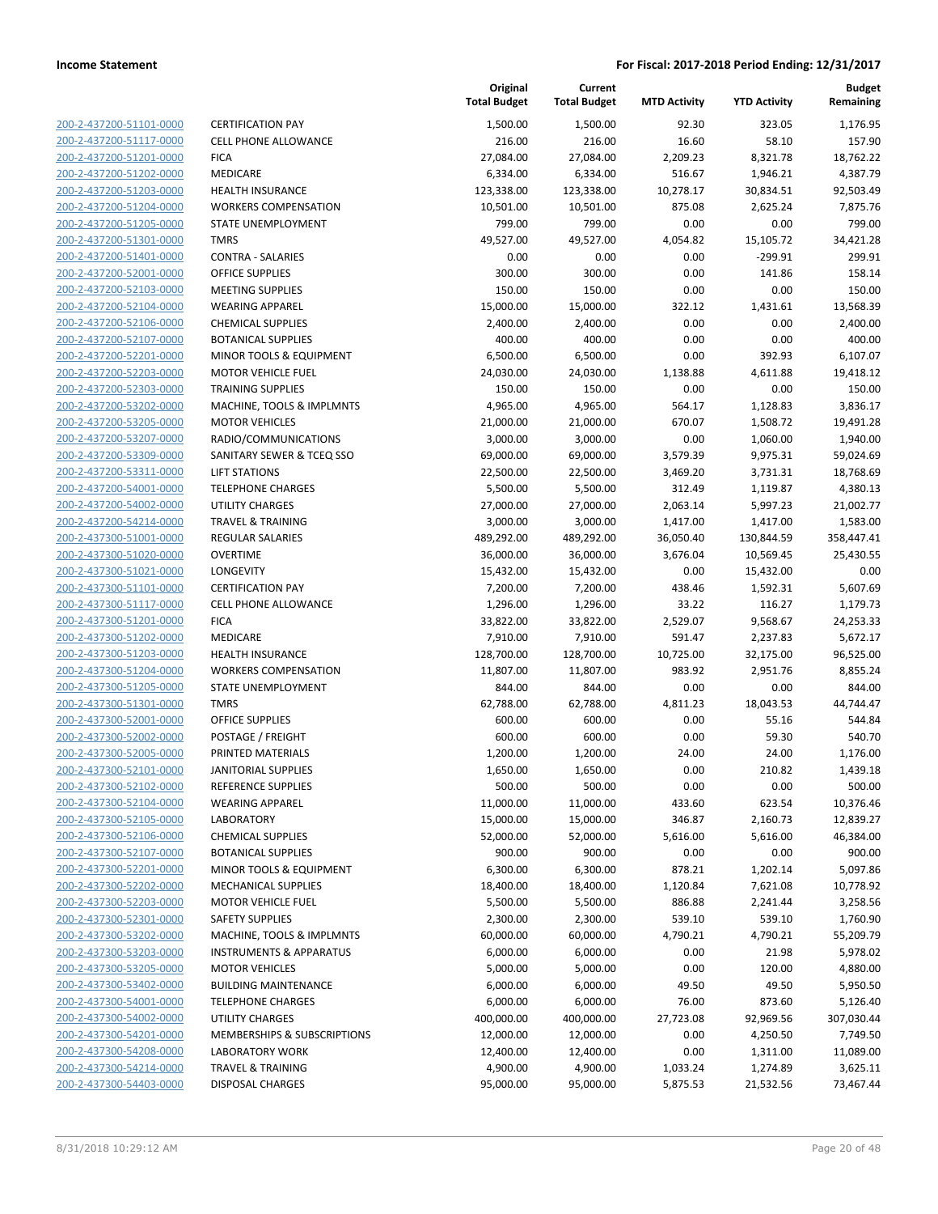**Income Statement** **For Fiscal: 2017-2018 Period Ending: 12/31/2017**

| | | Original Total Budget | Current Total Budget | MTD Activity | YTD Activity | Budget Remaining |
|---|---|---|---|---|---|---|
| 200-2-437200-51101-0000 | CERTIFICATION PAY | 1,500.00 | 1,500.00 | 92.30 | 323.05 | 1,176.95 |
| 200-2-437200-51117-0000 | CELL PHONE ALLOWANCE | 216.00 | 216.00 | 16.60 | 58.10 | 157.90 |
| 200-2-437200-51201-0000 | FICA | 27,084.00 | 27,084.00 | 2,209.23 | 8,321.78 | 18,762.22 |
| 200-2-437200-51202-0000 | MEDICARE | 6,334.00 | 6,334.00 | 516.67 | 1,946.21 | 4,387.79 |
| 200-2-437200-51203-0000 | HEALTH INSURANCE | 123,338.00 | 123,338.00 | 10,278.17 | 30,834.51 | 92,503.49 |
| 200-2-437200-51204-0000 | WORKERS COMPENSATION | 10,501.00 | 10,501.00 | 875.08 | 2,625.24 | 7,875.76 |
| 200-2-437200-51205-0000 | STATE UNEMPLOYMENT | 799.00 | 799.00 | 0.00 | 0.00 | 799.00 |
| 200-2-437200-51301-0000 | TMRS | 49,527.00 | 49,527.00 | 4,054.82 | 15,105.72 | 34,421.28 |
| 200-2-437200-51401-0000 | CONTRA - SALARIES | 0.00 | 0.00 | 0.00 | -299.91 | 299.91 |
| 200-2-437200-52001-0000 | OFFICE SUPPLIES | 300.00 | 300.00 | 0.00 | 141.86 | 158.14 |
| 200-2-437200-52103-0000 | MEETING SUPPLIES | 150.00 | 150.00 | 0.00 | 0.00 | 150.00 |
| 200-2-437200-52104-0000 | WEARING APPAREL | 15,000.00 | 15,000.00 | 322.12 | 1,431.61 | 13,568.39 |
| 200-2-437200-52106-0000 | CHEMICAL SUPPLIES | 2,400.00 | 2,400.00 | 0.00 | 0.00 | 2,400.00 |
| 200-2-437200-52107-0000 | BOTANICAL SUPPLIES | 400.00 | 400.00 | 0.00 | 0.00 | 400.00 |
| 200-2-437200-52201-0000 | MINOR TOOLS & EQUIPMENT | 6,500.00 | 6,500.00 | 0.00 | 392.93 | 6,107.07 |
| 200-2-437200-52203-0000 | MOTOR VEHICLE FUEL | 24,030.00 | 24,030.00 | 1,138.88 | 4,611.88 | 19,418.12 |
| 200-2-437200-52303-0000 | TRAINING SUPPLIES | 150.00 | 150.00 | 0.00 | 0.00 | 150.00 |
| 200-2-437200-53202-0000 | MACHINE, TOOLS & IMPLMNTS | 4,965.00 | 4,965.00 | 564.17 | 1,128.83 | 3,836.17 |
| 200-2-437200-53205-0000 | MOTOR VEHICLES | 21,000.00 | 21,000.00 | 670.07 | 1,508.72 | 19,491.28 |
| 200-2-437200-53207-0000 | RADIO/COMMUNICATIONS | 3,000.00 | 3,000.00 | 0.00 | 1,060.00 | 1,940.00 |
| 200-2-437200-53309-0000 | SANITARY SEWER & TCEQ SSO | 69,000.00 | 69,000.00 | 3,579.39 | 9,975.31 | 59,024.69 |
| 200-2-437200-53311-0000 | LIFT STATIONS | 22,500.00 | 22,500.00 | 3,469.20 | 3,731.31 | 18,768.69 |
| 200-2-437200-54001-0000 | TELEPHONE CHARGES | 5,500.00 | 5,500.00 | 312.49 | 1,119.87 | 4,380.13 |
| 200-2-437200-54002-0000 | UTILITY CHARGES | 27,000.00 | 27,000.00 | 2,063.14 | 5,997.23 | 21,002.77 |
| 200-2-437200-54214-0000 | TRAVEL & TRAINING | 3,000.00 | 3,000.00 | 1,417.00 | 1,417.00 | 1,583.00 |
| 200-2-437300-51001-0000 | REGULAR SALARIES | 489,292.00 | 489,292.00 | 36,050.40 | 130,844.59 | 358,447.41 |
| 200-2-437300-51020-0000 | OVERTIME | 36,000.00 | 36,000.00 | 3,676.04 | 10,569.45 | 25,430.55 |
| 200-2-437300-51021-0000 | LONGEVITY | 15,432.00 | 15,432.00 | 0.00 | 15,432.00 | 0.00 |
| 200-2-437300-51101-0000 | CERTIFICATION PAY | 7,200.00 | 7,200.00 | 438.46 | 1,592.31 | 5,607.69 |
| 200-2-437300-51117-0000 | CELL PHONE ALLOWANCE | 1,296.00 | 1,296.00 | 33.22 | 116.27 | 1,179.73 |
| 200-2-437300-51201-0000 | FICA | 33,822.00 | 33,822.00 | 2,529.07 | 9,568.67 | 24,253.33 |
| 200-2-437300-51202-0000 | MEDICARE | 7,910.00 | 7,910.00 | 591.47 | 2,237.83 | 5,672.17 |
| 200-2-437300-51203-0000 | HEALTH INSURANCE | 128,700.00 | 128,700.00 | 10,725.00 | 32,175.00 | 96,525.00 |
| 200-2-437300-51204-0000 | WORKERS COMPENSATION | 11,807.00 | 11,807.00 | 983.92 | 2,951.76 | 8,855.24 |
| 200-2-437300-51205-0000 | STATE UNEMPLOYMENT | 844.00 | 844.00 | 0.00 | 0.00 | 844.00 |
| 200-2-437300-51301-0000 | TMRS | 62,788.00 | 62,788.00 | 4,811.23 | 18,043.53 | 44,744.47 |
| 200-2-437300-52001-0000 | OFFICE SUPPLIES | 600.00 | 600.00 | 0.00 | 55.16 | 544.84 |
| 200-2-437300-52002-0000 | POSTAGE / FREIGHT | 600.00 | 600.00 | 0.00 | 59.30 | 540.70 |
| 200-2-437300-52005-0000 | PRINTED MATERIALS | 1,200.00 | 1,200.00 | 24.00 | 24.00 | 1,176.00 |
| 200-2-437300-52101-0000 | JANITORIAL SUPPLIES | 1,650.00 | 1,650.00 | 0.00 | 210.82 | 1,439.18 |
| 200-2-437300-52102-0000 | REFERENCE SUPPLIES | 500.00 | 500.00 | 0.00 | 0.00 | 500.00 |
| 200-2-437300-52104-0000 | WEARING APPAREL | 11,000.00 | 11,000.00 | 433.60 | 623.54 | 10,376.46 |
| 200-2-437300-52105-0000 | LABORATORY | 15,000.00 | 15,000.00 | 346.87 | 2,160.73 | 12,839.27 |
| 200-2-437300-52106-0000 | CHEMICAL SUPPLIES | 52,000.00 | 52,000.00 | 5,616.00 | 5,616.00 | 46,384.00 |
| 200-2-437300-52107-0000 | BOTANICAL SUPPLIES | 900.00 | 900.00 | 0.00 | 0.00 | 900.00 |
| 200-2-437300-52201-0000 | MINOR TOOLS & EQUIPMENT | 6,300.00 | 6,300.00 | 878.21 | 1,202.14 | 5,097.86 |
| 200-2-437300-52202-0000 | MECHANICAL SUPPLIES | 18,400.00 | 18,400.00 | 1,120.84 | 7,621.08 | 10,778.92 |
| 200-2-437300-52203-0000 | MOTOR VEHICLE FUEL | 5,500.00 | 5,500.00 | 886.88 | 2,241.44 | 3,258.56 |
| 200-2-437300-52301-0000 | SAFETY SUPPLIES | 2,300.00 | 2,300.00 | 539.10 | 539.10 | 1,760.90 |
| 200-2-437300-53202-0000 | MACHINE, TOOLS & IMPLMNTS | 60,000.00 | 60,000.00 | 4,790.21 | 4,790.21 | 55,209.79 |
| 200-2-437300-53203-0000 | INSTRUMENTS & APPARATUS | 6,000.00 | 6,000.00 | 0.00 | 21.98 | 5,978.02 |
| 200-2-437300-53205-0000 | MOTOR VEHICLES | 5,000.00 | 5,000.00 | 0.00 | 120.00 | 4,880.00 |
| 200-2-437300-53402-0000 | BUILDING MAINTENANCE | 6,000.00 | 6,000.00 | 49.50 | 49.50 | 5,950.50 |
| 200-2-437300-54001-0000 | TELEPHONE CHARGES | 6,000.00 | 6,000.00 | 76.00 | 873.60 | 5,126.40 |
| 200-2-437300-54002-0000 | UTILITY CHARGES | 400,000.00 | 400,000.00 | 27,723.08 | 92,969.56 | 307,030.44 |
| 200-2-437300-54201-0000 | MEMBERSHIPS & SUBSCRIPTIONS | 12,000.00 | 12,000.00 | 0.00 | 4,250.50 | 7,749.50 |
| 200-2-437300-54208-0000 | LABORATORY WORK | 12,400.00 | 12,400.00 | 0.00 | 1,311.00 | 11,089.00 |
| 200-2-437300-54214-0000 | TRAVEL & TRAINING | 4,900.00 | 4,900.00 | 1,033.24 | 1,274.89 | 3,625.11 |
| 200-2-437300-54403-0000 | DISPOSAL CHARGES | 95,000.00 | 95,000.00 | 5,875.53 | 21,532.56 | 73,467.44 |

8/31/2018 10:29:12 AM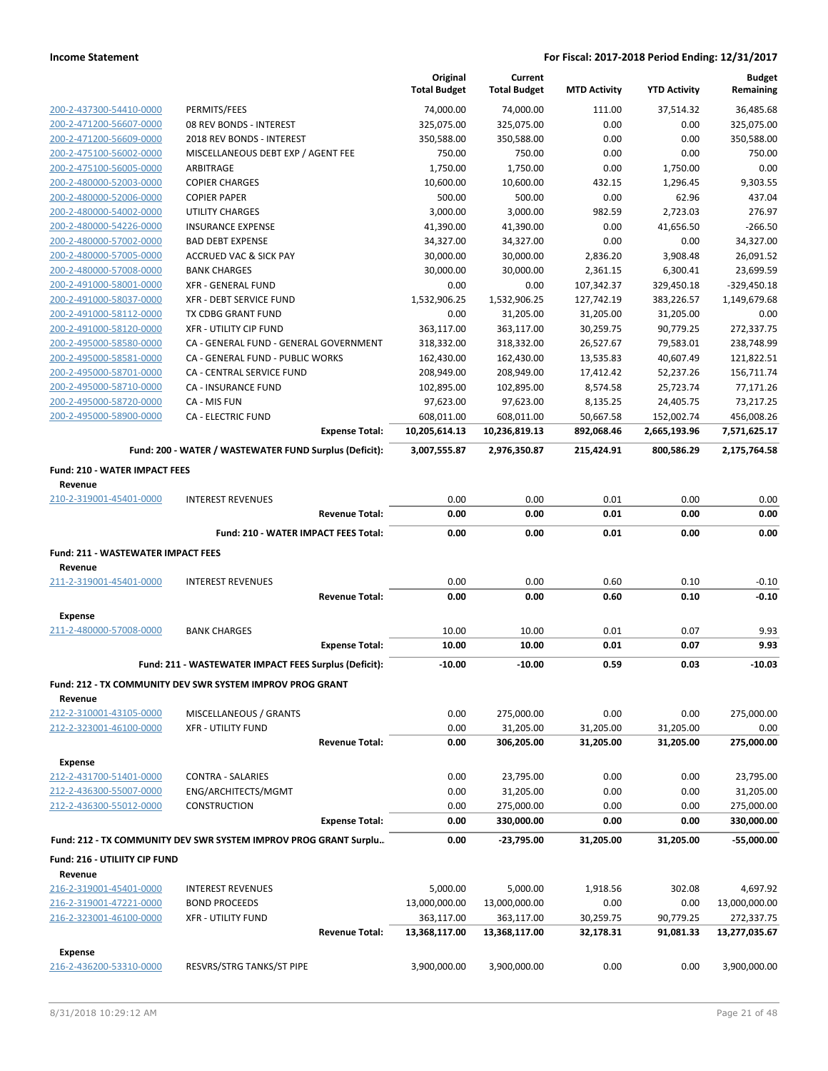**Income Statement** — For Fiscal: 2017-2018 Period Ending: 12/31/2017

| | | Original Total Budget | Current Total Budget | MTD Activity | YTD Activity | Budget Remaining |
|---|---|---|---|---|---|---|
| 200-2-437300-54410-0000 | PERMITS/FEES | 74,000.00 | 74,000.00 | 111.00 | 37,514.32 | 36,485.68 |
| 200-2-471200-56607-0000 | 08 REV BONDS - INTEREST | 325,075.00 | 325,075.00 | 0.00 | 0.00 | 325,075.00 |
| 200-2-471200-56609-0000 | 2018 REV BONDS - INTEREST | 350,588.00 | 350,588.00 | 0.00 | 0.00 | 350,588.00 |
| 200-2-475100-56002-0000 | MISCELLANEOUS DEBT EXP / AGENT FEE | 750.00 | 750.00 | 0.00 | 0.00 | 750.00 |
| 200-2-475100-56005-0000 | ARBITRAGE | 1,750.00 | 1,750.00 | 0.00 | 1,750.00 | 0.00 |
| 200-2-480000-52003-0000 | COPIER CHARGES | 10,600.00 | 10,600.00 | 432.15 | 1,296.45 | 9,303.55 |
| 200-2-480000-52006-0000 | COPIER PAPER | 500.00 | 500.00 | 0.00 | 62.96 | 437.04 |
| 200-2-480000-54002-0000 | UTILITY CHARGES | 3,000.00 | 3,000.00 | 982.59 | 2,723.03 | 276.97 |
| 200-2-480000-54226-0000 | INSURANCE EXPENSE | 41,390.00 | 41,390.00 | 0.00 | 41,656.50 | -266.50 |
| 200-2-480000-57002-0000 | BAD DEBT EXPENSE | 34,327.00 | 34,327.00 | 0.00 | 0.00 | 34,327.00 |
| 200-2-480000-57005-0000 | ACCRUED VAC & SICK PAY | 30,000.00 | 30,000.00 | 2,836.20 | 3,908.48 | 26,091.52 |
| 200-2-480000-57008-0000 | BANK CHARGES | 30,000.00 | 30,000.00 | 2,361.15 | 6,300.41 | 23,699.59 |
| 200-2-491000-58001-0000 | XFR - GENERAL FUND | 0.00 | 0.00 | 107,342.37 | 329,450.18 | -329,450.18 |
| 200-2-491000-58037-0000 | XFR - DEBT SERVICE FUND | 1,532,906.25 | 1,532,906.25 | 127,742.19 | 383,226.57 | 1,149,679.68 |
| 200-2-491000-58112-0000 | TX CDBG GRANT FUND | 0.00 | 31,205.00 | 31,205.00 | 31,205.00 | 0.00 |
| 200-2-491000-58120-0000 | XFR - UTILITY CIP FUND | 363,117.00 | 363,117.00 | 30,259.75 | 90,779.25 | 272,337.75 |
| 200-2-495000-58580-0000 | CA - GENERAL FUND - GENERAL GOVERNMENT | 318,332.00 | 318,332.00 | 26,527.67 | 79,583.01 | 238,748.99 |
| 200-2-495000-58581-0000 | CA - GENERAL FUND - PUBLIC WORKS | 162,430.00 | 162,430.00 | 13,535.83 | 40,607.49 | 121,822.51 |
| 200-2-495000-58701-0000 | CA - CENTRAL SERVICE FUND | 208,949.00 | 208,949.00 | 17,412.42 | 52,237.26 | 156,711.74 |
| 200-2-495000-58710-0000 | CA - INSURANCE FUND | 102,895.00 | 102,895.00 | 8,574.58 | 25,723.74 | 77,171.26 |
| 200-2-495000-58720-0000 | CA - MIS FUN | 97,623.00 | 97,623.00 | 8,135.25 | 24,405.75 | 73,217.25 |
| 200-2-495000-58900-0000 | CA - ELECTRIC FUND | 608,011.00 | 608,011.00 | 50,667.58 | 152,002.74 | 456,008.26 |
| | **Expense Total:** | **10,205,614.13** | **10,236,819.13** | **892,068.46** | **2,665,193.96** | **7,571,625.17** |
| | **Fund: 200 - WATER / WASTEWATER FUND Surplus (Deficit):** | **3,007,555.87** | **2,976,350.87** | **215,424.91** | **800,586.29** | **2,175,764.58** |
| **Fund: 210 - WATER IMPACT FEES** | | | | | | |
| **Revenue** | | | | | | |
| 210-2-319001-45401-0000 | INTEREST REVENUES | 0.00 | 0.00 | 0.01 | 0.00 | 0.00 |
| | **Revenue Total:** | **0.00** | **0.00** | **0.01** | **0.00** | **0.00** |
| | **Fund: 210 - WATER IMPACT FEES Total:** | **0.00** | **0.00** | **0.01** | **0.00** | **0.00** |
| **Fund: 211 - WASTEWATER IMPACT FEES** | | | | | | |
| **Revenue** | | | | | | |
| 211-2-319001-45401-0000 | INTEREST REVENUES | 0.00 | 0.00 | 0.60 | 0.10 | -0.10 |
| | **Revenue Total:** | **0.00** | **0.00** | **0.60** | **0.10** | **-0.10** |
| **Expense** | | | | | | |
| 211-2-480000-57008-0000 | BANK CHARGES | 10.00 | 10.00 | 0.01 | 0.07 | 9.93 |
| | **Expense Total:** | **10.00** | **10.00** | **0.01** | **0.07** | **9.93** |
| | **Fund: 211 - WASTEWATER IMPACT FEES Surplus (Deficit):** | **-10.00** | **-10.00** | **0.59** | **0.03** | **-10.03** |
| **Fund: 212 - TX COMMUNITY DEV SWR SYSTEM IMPROV PROG GRANT** | | | | | | |
| **Revenue** | | | | | | |
| 212-2-310001-43105-0000 | MISCELLANEOUS / GRANTS | 0.00 | 275,000.00 | 0.00 | 0.00 | 275,000.00 |
| 212-2-323001-46100-0000 | XFR - UTILITY FUND | 0.00 | 31,205.00 | 31,205.00 | 31,205.00 | 0.00 |
| | **Revenue Total:** | **0.00** | **306,205.00** | **31,205.00** | **31,205.00** | **275,000.00** |
| **Expense** | | | | | | |
| 212-2-431700-51401-0000 | CONTRA - SALARIES | 0.00 | 23,795.00 | 0.00 | 0.00 | 23,795.00 |
| 212-2-436300-55007-0000 | ENG/ARCHITECTS/MGMT | 0.00 | 31,205.00 | 0.00 | 0.00 | 31,205.00 |
| 212-2-436300-55012-0000 | CONSTRUCTION | 0.00 | 275,000.00 | 0.00 | 0.00 | 275,000.00 |
| | **Expense Total:** | **0.00** | **330,000.00** | **0.00** | **0.00** | **330,000.00** |
| | **Fund: 212 - TX COMMUNITY DEV SWR SYSTEM IMPROV PROG GRANT Surplu..** | **0.00** | **-23,795.00** | **31,205.00** | **31,205.00** | **-55,000.00** |
| **Fund: 216 - UTILIITY CIP FUND** | | | | | | |
| **Revenue** | | | | | | |
| 216-2-319001-45401-0000 | INTEREST REVENUES | 5,000.00 | 5,000.00 | 1,918.56 | 302.08 | 4,697.92 |
| 216-2-319001-47221-0000 | BOND PROCEEDS | 13,000,000.00 | 13,000,000.00 | 0.00 | 0.00 | 13,000,000.00 |
| 216-2-323001-46100-0000 | XFR - UTILITY FUND | 363,117.00 | 363,117.00 | 30,259.75 | 90,779.25 | 272,337.75 |
| | **Revenue Total:** | **13,368,117.00** | **13,368,117.00** | **32,178.31** | **91,081.33** | **13,277,035.67** |
| **Expense** | | | | | | |
| 216-2-436200-53310-0000 | RESVRS/STRG TANKS/ST PIPE | 3,900,000.00 | 3,900,000.00 | 0.00 | 0.00 | 3,900,000.00 |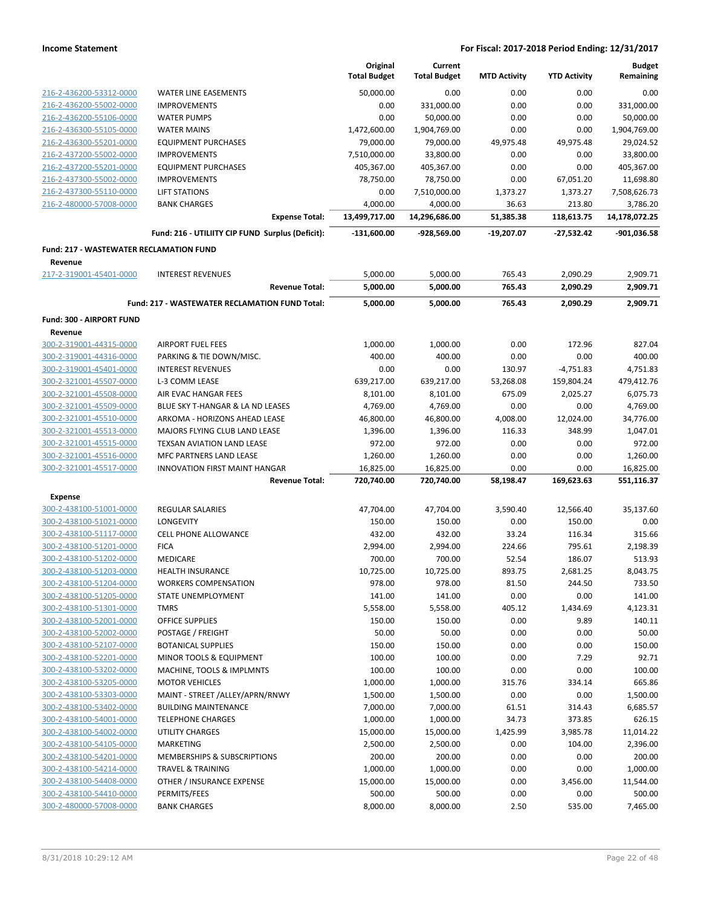| | | Original Total Budget | Current Total Budget | MTD Activity | YTD Activity | Budget Remaining |
|---|---|---|---|---|---|---|
| 216-2-436200-53312-0000 | WATER LINE EASEMENTS | 50,000.00 | 0.00 | 0.00 | 0.00 | 0.00 |
| 216-2-436200-55002-0000 | IMPROVEMENTS | 0.00 | 331,000.00 | 0.00 | 0.00 | 331,000.00 |
| 216-2-436200-55106-0000 | WATER PUMPS | 0.00 | 50,000.00 | 0.00 | 0.00 | 50,000.00 |
| 216-2-436300-55105-0000 | WATER MAINS | 1,472,600.00 | 1,904,769.00 | 0.00 | 0.00 | 1,904,769.00 |
| 216-2-436300-55201-0000 | EQUIPMENT PURCHASES | 79,000.00 | 79,000.00 | 49,975.48 | 49,975.48 | 29,024.52 |
| 216-2-437200-55002-0000 | IMPROVEMENTS | 7,510,000.00 | 33,800.00 | 0.00 | 0.00 | 33,800.00 |
| 216-2-437200-55201-0000 | EQUIPMENT PURCHASES | 405,367.00 | 405,367.00 | 0.00 | 0.00 | 405,367.00 |
| 216-2-437300-55002-0000 | IMPROVEMENTS | 78,750.00 | 78,750.00 | 0.00 | 67,051.20 | 11,698.80 |
| 216-2-437300-55110-0000 | LIFT STATIONS | 0.00 | 7,510,000.00 | 1,373.27 | 1,373.27 | 7,508,626.73 |
| 216-2-480000-57008-0000 | BANK CHARGES | 4,000.00 | 4,000.00 | 36.63 | 213.80 | 3,786.20 |
| | **Expense Total:** | **13,499,717.00** | **14,296,686.00** | **51,385.38** | **118,613.75** | **14,178,072.25** |
| | **Fund: 216 - UTILIITY CIP FUND Surplus (Deficit):** | **-131,600.00** | **-928,569.00** | **-19,207.07** | **-27,532.42** | **-901,036.58** |

**Fund: 217 - WASTEWATER RECLAMATION FUND**

**Revenue**

| | | Original Total Budget | Current Total Budget | MTD Activity | YTD Activity | Budget Remaining |
|---|---|---|---|---|---|---|
| 217-2-319001-45401-0000 | INTEREST REVENUES | 5,000.00 | 5,000.00 | 765.43 | 2,090.29 | 2,909.71 |
| | **Revenue Total:** | **5,000.00** | **5,000.00** | **765.43** | **2,090.29** | **2,909.71** |
| | **Fund: 217 - WASTEWATER RECLAMATION FUND Total:** | **5,000.00** | **5,000.00** | **765.43** | **2,090.29** | **2,909.71** |

**Fund: 300 - AIRPORT FUND**

**Revenue**

| | | Original Total Budget | Current Total Budget | MTD Activity | YTD Activity | Budget Remaining |
|---|---|---|---|---|---|---|
| 300-2-319001-44315-0000 | AIRPORT FUEL FEES | 1,000.00 | 1,000.00 | 0.00 | 172.96 | 827.04 |
| 300-2-319001-44316-0000 | PARKING & TIE DOWN/MISC. | 400.00 | 400.00 | 0.00 | 0.00 | 400.00 |
| 300-2-319001-45401-0000 | INTEREST REVENUES | 0.00 | 0.00 | 130.97 | -4,751.83 | 4,751.83 |
| 300-2-321001-45507-0000 | L-3 COMM LEASE | 639,217.00 | 639,217.00 | 53,268.08 | 159,804.24 | 479,412.76 |
| 300-2-321001-45508-0000 | AIR EVAC HANGAR FEES | 8,101.00 | 8,101.00 | 675.09 | 2,025.27 | 6,075.73 |
| 300-2-321001-45509-0000 | BLUE SKY T-HANGAR & LA ND LEASES | 4,769.00 | 4,769.00 | 0.00 | 0.00 | 4,769.00 |
| 300-2-321001-45510-0000 | ARKOMA - HORIZONS AHEAD LEASE | 46,800.00 | 46,800.00 | 4,008.00 | 12,024.00 | 34,776.00 |
| 300-2-321001-45513-0000 | MAJORS FLYING CLUB LAND LEASE | 1,396.00 | 1,396.00 | 116.33 | 348.99 | 1,047.01 |
| 300-2-321001-45515-0000 | TEXSAN AVIATION LAND LEASE | 972.00 | 972.00 | 0.00 | 0.00 | 972.00 |
| 300-2-321001-45516-0000 | MFC PARTNERS LAND LEASE | 1,260.00 | 1,260.00 | 0.00 | 0.00 | 1,260.00 |
| 300-2-321001-45517-0000 | INNOVATION FIRST MAINT HANGAR | 16,825.00 | 16,825.00 | 0.00 | 0.00 | 16,825.00 |
| | **Revenue Total:** | **720,740.00** | **720,740.00** | **58,198.47** | **169,623.63** | **551,116.37** |

**Expense**

| | | Original Total Budget | Current Total Budget | MTD Activity | YTD Activity | Budget Remaining |
|---|---|---|---|---|---|---|
| 300-2-438100-51001-0000 | REGULAR SALARIES | 47,704.00 | 47,704.00 | 3,590.40 | 12,566.40 | 35,137.60 |
| 300-2-438100-51021-0000 | LONGEVITY | 150.00 | 150.00 | 0.00 | 150.00 | 0.00 |
| 300-2-438100-51117-0000 | CELL PHONE ALLOWANCE | 432.00 | 432.00 | 33.24 | 116.34 | 315.66 |
| 300-2-438100-51201-0000 | FICA | 2,994.00 | 2,994.00 | 224.66 | 795.61 | 2,198.39 |
| 300-2-438100-51202-0000 | MEDICARE | 700.00 | 700.00 | 52.54 | 186.07 | 513.93 |
| 300-2-438100-51203-0000 | HEALTH INSURANCE | 10,725.00 | 10,725.00 | 893.75 | 2,681.25 | 8,043.75 |
| 300-2-438100-51204-0000 | WORKERS COMPENSATION | 978.00 | 978.00 | 81.50 | 244.50 | 733.50 |
| 300-2-438100-51205-0000 | STATE UNEMPLOYMENT | 141.00 | 141.00 | 0.00 | 0.00 | 141.00 |
| 300-2-438100-51301-0000 | TMRS | 5,558.00 | 5,558.00 | 405.12 | 1,434.69 | 4,123.31 |
| 300-2-438100-52001-0000 | OFFICE SUPPLIES | 150.00 | 150.00 | 0.00 | 9.89 | 140.11 |
| 300-2-438100-52002-0000 | POSTAGE / FREIGHT | 50.00 | 50.00 | 0.00 | 0.00 | 50.00 |
| 300-2-438100-52107-0000 | BOTANICAL SUPPLIES | 150.00 | 150.00 | 0.00 | 0.00 | 150.00 |
| 300-2-438100-52201-0000 | MINOR TOOLS & EQUIPMENT | 100.00 | 100.00 | 0.00 | 7.29 | 92.71 |
| 300-2-438100-53202-0000 | MACHINE, TOOLS & IMPLMNTS | 100.00 | 100.00 | 0.00 | 0.00 | 100.00 |
| 300-2-438100-53205-0000 | MOTOR VEHICLES | 1,000.00 | 1,000.00 | 315.76 | 334.14 | 665.86 |
| 300-2-438100-53303-0000 | MAINT - STREET /ALLEY/APRN/RNWY | 1,500.00 | 1,500.00 | 0.00 | 0.00 | 1,500.00 |
| 300-2-438100-53402-0000 | BUILDING MAINTENANCE | 7,000.00 | 7,000.00 | 61.51 | 314.43 | 6,685.57 |
| 300-2-438100-54001-0000 | TELEPHONE CHARGES | 1,000.00 | 1,000.00 | 34.73 | 373.85 | 626.15 |
| 300-2-438100-54002-0000 | UTILITY CHARGES | 15,000.00 | 15,000.00 | 1,425.99 | 3,985.78 | 11,014.22 |
| 300-2-438100-54105-0000 | MARKETING | 2,500.00 | 2,500.00 | 0.00 | 104.00 | 2,396.00 |
| 300-2-438100-54201-0000 | MEMBERSHIPS & SUBSCRIPTIONS | 200.00 | 200.00 | 0.00 | 0.00 | 200.00 |
| 300-2-438100-54214-0000 | TRAVEL & TRAINING | 1,000.00 | 1,000.00 | 0.00 | 0.00 | 1,000.00 |
| 300-2-438100-54408-0000 | OTHER / INSURANCE EXPENSE | 15,000.00 | 15,000.00 | 0.00 | 3,456.00 | 11,544.00 |
| 300-2-438100-54410-0000 | PERMITS/FEES | 500.00 | 500.00 | 0.00 | 0.00 | 500.00 |
| 300-2-480000-57008-0000 | BANK CHARGES | 8,000.00 | 8,000.00 | 2.50 | 535.00 | 7,465.00 |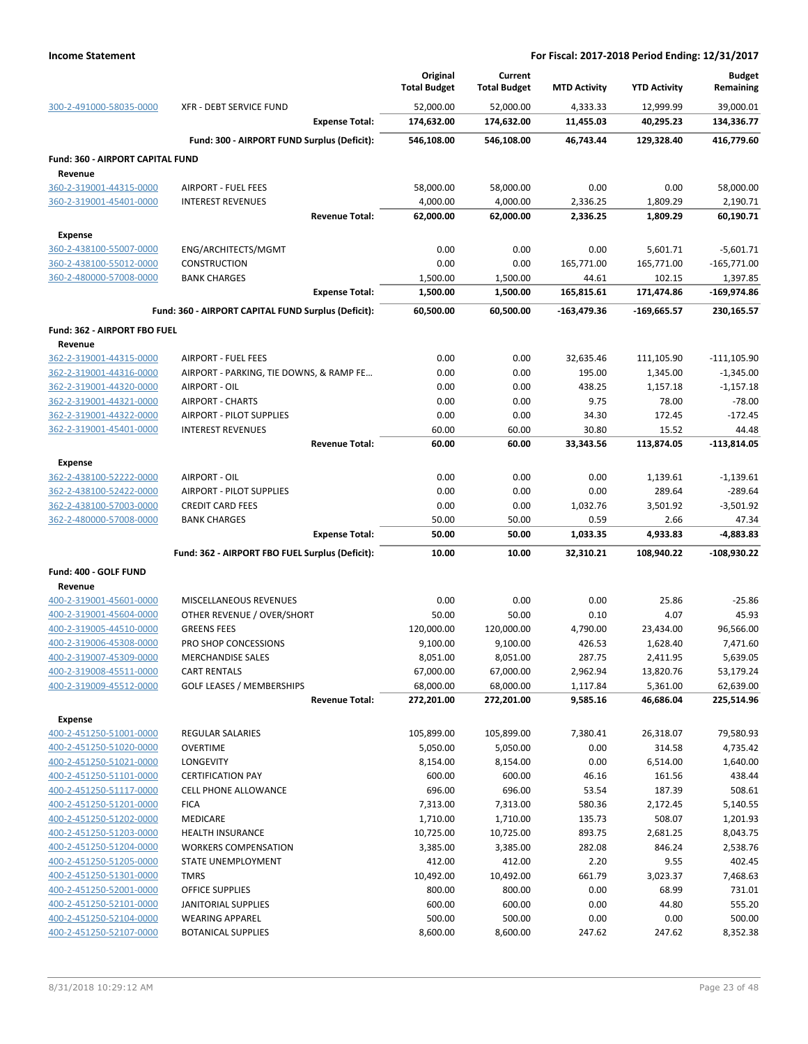**Income Statement** — For Fiscal: 2017-2018 Period Ending: 12/31/2017

| | | Original Total Budget | Current Total Budget | MTD Activity | YTD Activity | Budget Remaining |
|---|---|---|---|---|---|---|
| 300-2-491000-58035-0000 | XFR - DEBT SERVICE FUND | 52,000.00 | 52,000.00 | 4,333.33 | 12,999.99 | 39,000.01 |
| | **Expense Total:** | **174,632.00** | **174,632.00** | **11,455.03** | **40,295.23** | **134,336.77** |
| | **Fund: 300 - AIRPORT FUND Surplus (Deficit):** | **546,108.00** | **546,108.00** | **46,743.44** | **129,328.40** | **416,779.60** |
| **Fund: 360 - AIRPORT CAPITAL FUND** | | | | | | |
| **Revenue** | | | | | | |
| 360-2-319001-44315-0000 | AIRPORT - FUEL FEES | 58,000.00 | 58,000.00 | 0.00 | 0.00 | 58,000.00 |
| 360-2-319001-45401-0000 | INTEREST REVENUES | 4,000.00 | 4,000.00 | 2,336.25 | 1,809.29 | 2,190.71 |
| | **Revenue Total:** | **62,000.00** | **62,000.00** | **2,336.25** | **1,809.29** | **60,190.71** |
| **Expense** | | | | | | |
| 360-2-438100-55007-0000 | ENG/ARCHITECTS/MGMT | 0.00 | 0.00 | 0.00 | 5,601.71 | -5,601.71 |
| 360-2-438100-55012-0000 | CONSTRUCTION | 0.00 | 0.00 | 165,771.00 | 165,771.00 | -165,771.00 |
| 360-2-480000-57008-0000 | BANK CHARGES | 1,500.00 | 1,500.00 | 44.61 | 102.15 | 1,397.85 |
| | **Expense Total:** | **1,500.00** | **1,500.00** | **165,815.61** | **171,474.86** | **-169,974.86** |
| | **Fund: 360 - AIRPORT CAPITAL FUND Surplus (Deficit):** | **60,500.00** | **60,500.00** | **-163,479.36** | **-169,665.57** | **230,165.57** |
| **Fund: 362 - AIRPORT FBO FUEL** | | | | | | |
| **Revenue** | | | | | | |
| 362-2-319001-44315-0000 | AIRPORT - FUEL FEES | 0.00 | 0.00 | 32,635.46 | 111,105.90 | -111,105.90 |
| 362-2-319001-44316-0000 | AIRPORT - PARKING, TIE DOWNS, & RAMP FE… | 0.00 | 0.00 | 195.00 | 1,345.00 | -1,345.00 |
| 362-2-319001-44320-0000 | AIRPORT - OIL | 0.00 | 0.00 | 438.25 | 1,157.18 | -1,157.18 |
| 362-2-319001-44321-0000 | AIRPORT - CHARTS | 0.00 | 0.00 | 9.75 | 78.00 | -78.00 |
| 362-2-319001-44322-0000 | AIRPORT - PILOT SUPPLIES | 0.00 | 0.00 | 34.30 | 172.45 | -172.45 |
| 362-2-319001-45401-0000 | INTEREST REVENUES | 60.00 | 60.00 | 30.80 | 15.52 | 44.48 |
| | **Revenue Total:** | **60.00** | **60.00** | **33,343.56** | **113,874.05** | **-113,814.05** |
| **Expense** | | | | | | |
| 362-2-438100-52222-0000 | AIRPORT - OIL | 0.00 | 0.00 | 0.00 | 1,139.61 | -1,139.61 |
| 362-2-438100-52422-0000 | AIRPORT - PILOT SUPPLIES | 0.00 | 0.00 | 0.00 | 289.64 | -289.64 |
| 362-2-438100-57003-0000 | CREDIT CARD FEES | 0.00 | 0.00 | 1,032.76 | 3,501.92 | -3,501.92 |
| 362-2-480000-57008-0000 | BANK CHARGES | 50.00 | 50.00 | 0.59 | 2.66 | 47.34 |
| | **Expense Total:** | **50.00** | **50.00** | **1,033.35** | **4,933.83** | **-4,883.83** |
| | **Fund: 362 - AIRPORT FBO FUEL Surplus (Deficit):** | **10.00** | **10.00** | **32,310.21** | **108,940.22** | **-108,930.22** |
| **Fund: 400 - GOLF FUND** | | | | | | |
| **Revenue** | | | | | | |
| 400-2-319001-45601-0000 | MISCELLANEOUS REVENUES | 0.00 | 0.00 | 0.00 | 25.86 | -25.86 |
| 400-2-319001-45604-0000 | OTHER REVENUE / OVER/SHORT | 50.00 | 50.00 | 0.10 | 4.07 | 45.93 |
| 400-2-319005-44510-0000 | GREENS FEES | 120,000.00 | 120,000.00 | 4,790.00 | 23,434.00 | 96,566.00 |
| 400-2-319006-45308-0000 | PRO SHOP CONCESSIONS | 9,100.00 | 9,100.00 | 426.53 | 1,628.40 | 7,471.60 |
| 400-2-319007-45309-0000 | MERCHANDISE SALES | 8,051.00 | 8,051.00 | 287.75 | 2,411.95 | 5,639.05 |
| 400-2-319008-45511-0000 | CART RENTALS | 67,000.00 | 67,000.00 | 2,962.94 | 13,820.76 | 53,179.24 |
| 400-2-319009-45512-0000 | GOLF LEASES / MEMBERSHIPS | 68,000.00 | 68,000.00 | 1,117.84 | 5,361.00 | 62,639.00 |
| | **Revenue Total:** | **272,201.00** | **272,201.00** | **9,585.16** | **46,686.04** | **225,514.96** |
| **Expense** | | | | | | |
| 400-2-451250-51001-0000 | REGULAR SALARIES | 105,899.00 | 105,899.00 | 7,380.41 | 26,318.07 | 79,580.93 |
| 400-2-451250-51020-0000 | OVERTIME | 5,050.00 | 5,050.00 | 0.00 | 314.58 | 4,735.42 |
| 400-2-451250-51021-0000 | LONGEVITY | 8,154.00 | 8,154.00 | 0.00 | 6,514.00 | 1,640.00 |
| 400-2-451250-51101-0000 | CERTIFICATION PAY | 600.00 | 600.00 | 46.16 | 161.56 | 438.44 |
| 400-2-451250-51117-0000 | CELL PHONE ALLOWANCE | 696.00 | 696.00 | 53.54 | 187.39 | 508.61 |
| 400-2-451250-51201-0000 | FICA | 7,313.00 | 7,313.00 | 580.36 | 2,172.45 | 5,140.55 |
| 400-2-451250-51202-0000 | MEDICARE | 1,710.00 | 1,710.00 | 135.73 | 508.07 | 1,201.93 |
| 400-2-451250-51203-0000 | HEALTH INSURANCE | 10,725.00 | 10,725.00 | 893.75 | 2,681.25 | 8,043.75 |
| 400-2-451250-51204-0000 | WORKERS COMPENSATION | 3,385.00 | 3,385.00 | 282.08 | 846.24 | 2,538.76 |
| 400-2-451250-51205-0000 | STATE UNEMPLOYMENT | 412.00 | 412.00 | 2.20 | 9.55 | 402.45 |
| 400-2-451250-51301-0000 | TMRS | 10,492.00 | 10,492.00 | 661.79 | 3,023.37 | 7,468.63 |
| 400-2-451250-52001-0000 | OFFICE SUPPLIES | 800.00 | 800.00 | 0.00 | 68.99 | 731.01 |
| 400-2-451250-52101-0000 | JANITORIAL SUPPLIES | 600.00 | 600.00 | 0.00 | 44.80 | 555.20 |
| 400-2-451250-52104-0000 | WEARING APPAREL | 500.00 | 500.00 | 0.00 | 0.00 | 500.00 |
| 400-2-451250-52107-0000 | BOTANICAL SUPPLIES | 8,600.00 | 8,600.00 | 247.62 | 247.62 | 8,352.38 |

8/31/2018 10:29:12 AM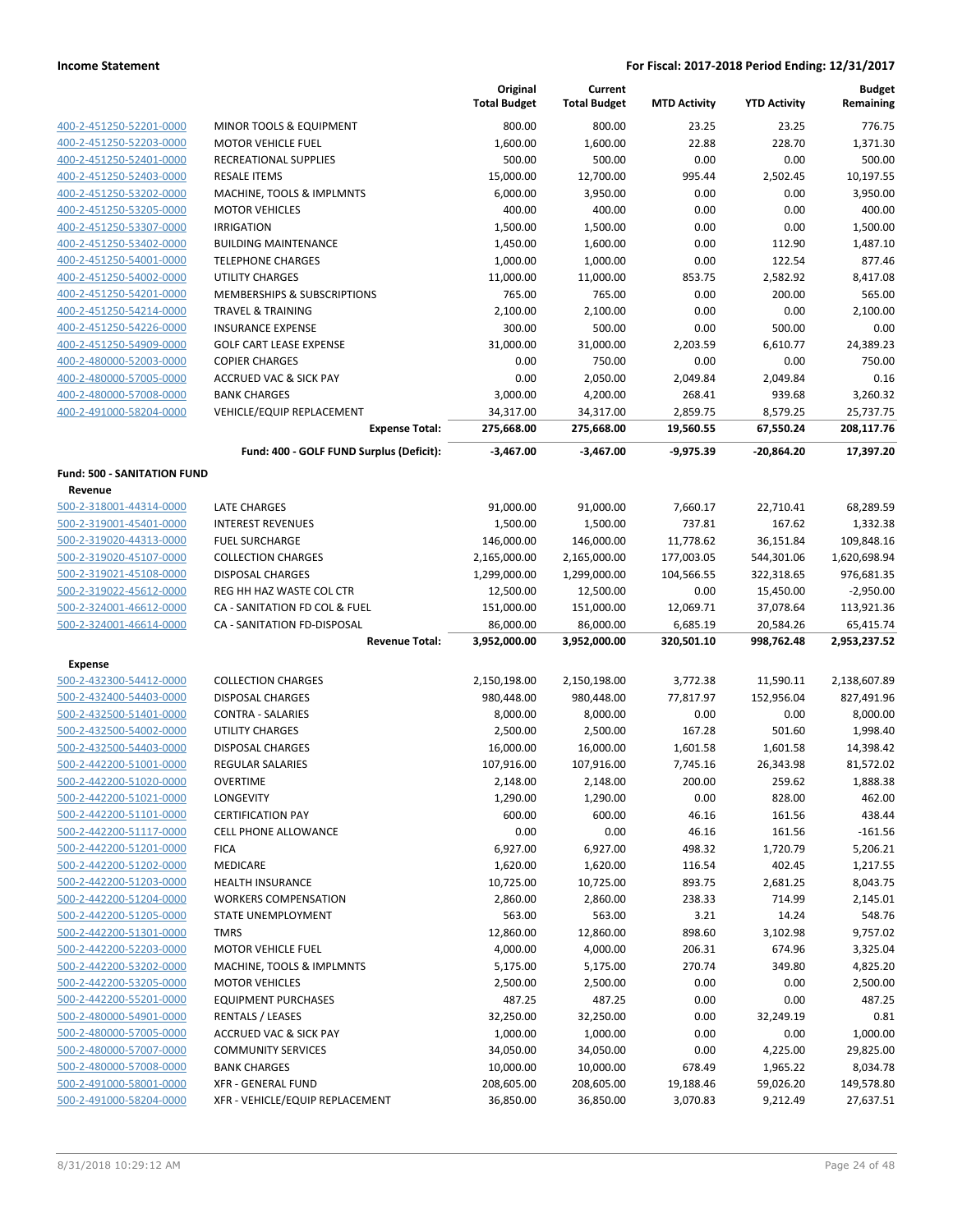**Income Statement** | **For Fiscal: 2017-2018 Period Ending: 12/31/2017**

| | | Original Total Budget | Current Total Budget | MTD Activity | YTD Activity | Budget Remaining |
|---|---|---|---|---|---|---|
| 400-2-451250-52201-0000 | MINOR TOOLS & EQUIPMENT | 800.00 | 800.00 | 23.25 | 23.25 | 776.75 |
| 400-2-451250-52203-0000 | MOTOR VEHICLE FUEL | 1,600.00 | 1,600.00 | 22.88 | 228.70 | 1,371.30 |
| 400-2-451250-52401-0000 | RECREATIONAL SUPPLIES | 500.00 | 500.00 | 0.00 | 0.00 | 500.00 |
| 400-2-451250-52403-0000 | RESALE ITEMS | 15,000.00 | 12,700.00 | 995.44 | 2,502.45 | 10,197.55 |
| 400-2-451250-53202-0000 | MACHINE, TOOLS & IMPLMNTS | 6,000.00 | 3,950.00 | 0.00 | 0.00 | 3,950.00 |
| 400-2-451250-53205-0000 | MOTOR VEHICLES | 400.00 | 400.00 | 0.00 | 0.00 | 400.00 |
| 400-2-451250-53307-0000 | IRRIGATION | 1,500.00 | 1,500.00 | 0.00 | 0.00 | 1,500.00 |
| 400-2-451250-53402-0000 | BUILDING MAINTENANCE | 1,450.00 | 1,600.00 | 0.00 | 112.90 | 1,487.10 |
| 400-2-451250-54001-0000 | TELEPHONE CHARGES | 1,000.00 | 1,000.00 | 0.00 | 122.54 | 877.46 |
| 400-2-451250-54002-0000 | UTILITY CHARGES | 11,000.00 | 11,000.00 | 853.75 | 2,582.92 | 8,417.08 |
| 400-2-451250-54201-0000 | MEMBERSHIPS & SUBSCRIPTIONS | 765.00 | 765.00 | 0.00 | 200.00 | 565.00 |
| 400-2-451250-54214-0000 | TRAVEL & TRAINING | 2,100.00 | 2,100.00 | 0.00 | 0.00 | 2,100.00 |
| 400-2-451250-54226-0000 | INSURANCE EXPENSE | 300.00 | 500.00 | 0.00 | 500.00 | 0.00 |
| 400-2-451250-54909-0000 | GOLF CART LEASE EXPENSE | 31,000.00 | 31,000.00 | 2,203.59 | 6,610.77 | 24,389.23 |
| 400-2-480000-52003-0000 | COPIER CHARGES | 0.00 | 750.00 | 0.00 | 0.00 | 750.00 |
| 400-2-480000-57005-0000 | ACCRUED VAC & SICK PAY | 0.00 | 2,050.00 | 2,049.84 | 2,049.84 | 0.16 |
| 400-2-480000-57008-0000 | BANK CHARGES | 3,000.00 | 4,200.00 | 268.41 | 939.68 | 3,260.32 |
| 400-2-491000-58204-0000 | VEHICLE/EQUIP REPLACEMENT | 34,317.00 | 34,317.00 | 2,859.75 | 8,579.25 | 25,737.75 |
| | **Expense Total:** | **275,668.00** | **275,668.00** | **19,560.55** | **67,550.24** | **208,117.76** |
| | **Fund: 400 - GOLF FUND Surplus (Deficit):** | **-3,467.00** | **-3,467.00** | **-9,975.39** | **-20,864.20** | **17,397.20** |
| **Fund: 500 - SANITATION FUND** | | | | | | |
| **Revenue** | | | | | | |
| 500-2-318001-44314-0000 | LATE CHARGES | 91,000.00 | 91,000.00 | 7,660.17 | 22,710.41 | 68,289.59 |
| 500-2-319001-45401-0000 | INTEREST REVENUES | 1,500.00 | 1,500.00 | 737.81 | 167.62 | 1,332.38 |
| 500-2-319020-44313-0000 | FUEL SURCHARGE | 146,000.00 | 146,000.00 | 11,778.62 | 36,151.84 | 109,848.16 |
| 500-2-319020-45107-0000 | COLLECTION CHARGES | 2,165,000.00 | 2,165,000.00 | 177,003.05 | 544,301.06 | 1,620,698.94 |
| 500-2-319021-45108-0000 | DISPOSAL CHARGES | 1,299,000.00 | 1,299,000.00 | 104,566.55 | 322,318.65 | 976,681.35 |
| 500-2-319022-45612-0000 | REG HH HAZ WASTE COL CTR | 12,500.00 | 12,500.00 | 0.00 | 15,450.00 | -2,950.00 |
| 500-2-324001-46612-0000 | CA - SANITATION FD COL & FUEL | 151,000.00 | 151,000.00 | 12,069.71 | 37,078.64 | 113,921.36 |
| 500-2-324001-46614-0000 | CA - SANITATION FD-DISPOSAL | 86,000.00 | 86,000.00 | 6,685.19 | 20,584.26 | 65,415.74 |
| | **Revenue Total:** | **3,952,000.00** | **3,952,000.00** | **320,501.10** | **998,762.48** | **2,953,237.52** |
| **Expense** | | | | | | |
| 500-2-432300-54412-0000 | COLLECTION CHARGES | 2,150,198.00 | 2,150,198.00 | 3,772.38 | 11,590.11 | 2,138,607.89 |
| 500-2-432400-54403-0000 | DISPOSAL CHARGES | 980,448.00 | 980,448.00 | 77,817.97 | 152,956.04 | 827,491.96 |
| 500-2-432500-51401-0000 | CONTRA - SALARIES | 8,000.00 | 8,000.00 | 0.00 | 0.00 | 8,000.00 |
| 500-2-432500-54002-0000 | UTILITY CHARGES | 2,500.00 | 2,500.00 | 167.28 | 501.60 | 1,998.40 |
| 500-2-432500-54403-0000 | DISPOSAL CHARGES | 16,000.00 | 16,000.00 | 1,601.58 | 1,601.58 | 14,398.42 |
| 500-2-442200-51001-0000 | REGULAR SALARIES | 107,916.00 | 107,916.00 | 7,745.16 | 26,343.98 | 81,572.02 |
| 500-2-442200-51020-0000 | OVERTIME | 2,148.00 | 2,148.00 | 200.00 | 259.62 | 1,888.38 |
| 500-2-442200-51021-0000 | LONGEVITY | 1,290.00 | 1,290.00 | 0.00 | 828.00 | 462.00 |
| 500-2-442200-51101-0000 | CERTIFICATION PAY | 600.00 | 600.00 | 46.16 | 161.56 | 438.44 |
| 500-2-442200-51117-0000 | CELL PHONE ALLOWANCE | 0.00 | 0.00 | 46.16 | 161.56 | -161.56 |
| 500-2-442200-51201-0000 | FICA | 6,927.00 | 6,927.00 | 498.32 | 1,720.79 | 5,206.21 |
| 500-2-442200-51202-0000 | MEDICARE | 1,620.00 | 1,620.00 | 116.54 | 402.45 | 1,217.55 |
| 500-2-442200-51203-0000 | HEALTH INSURANCE | 10,725.00 | 10,725.00 | 893.75 | 2,681.25 | 8,043.75 |
| 500-2-442200-51204-0000 | WORKERS COMPENSATION | 2,860.00 | 2,860.00 | 238.33 | 714.99 | 2,145.01 |
| 500-2-442200-51205-0000 | STATE UNEMPLOYMENT | 563.00 | 563.00 | 3.21 | 14.24 | 548.76 |
| 500-2-442200-51301-0000 | TMRS | 12,860.00 | 12,860.00 | 898.60 | 3,102.98 | 9,757.02 |
| 500-2-442200-52203-0000 | MOTOR VEHICLE FUEL | 4,000.00 | 4,000.00 | 206.31 | 674.96 | 3,325.04 |
| 500-2-442200-53202-0000 | MACHINE, TOOLS & IMPLMNTS | 5,175.00 | 5,175.00 | 270.74 | 349.80 | 4,825.20 |
| 500-2-442200-53205-0000 | MOTOR VEHICLES | 2,500.00 | 2,500.00 | 0.00 | 0.00 | 2,500.00 |
| 500-2-442200-55201-0000 | EQUIPMENT PURCHASES | 487.25 | 487.25 | 0.00 | 0.00 | 487.25 |
| 500-2-480000-54901-0000 | RENTALS / LEASES | 32,250.00 | 32,250.00 | 0.00 | 32,249.19 | 0.81 |
| 500-2-480000-57005-0000 | ACCRUED VAC & SICK PAY | 1,000.00 | 1,000.00 | 0.00 | 0.00 | 1,000.00 |
| 500-2-480000-57007-0000 | COMMUNITY SERVICES | 34,050.00 | 34,050.00 | 0.00 | 4,225.00 | 29,825.00 |
| 500-2-480000-57008-0000 | BANK CHARGES | 10,000.00 | 10,000.00 | 678.49 | 1,965.22 | 8,034.78 |
| 500-2-491000-58001-0000 | XFR - GENERAL FUND | 208,605.00 | 208,605.00 | 19,188.46 | 59,026.20 | 149,578.80 |
| 500-2-491000-58204-0000 | XFR - VEHICLE/EQUIP REPLACEMENT | 36,850.00 | 36,850.00 | 3,070.83 | 9,212.49 | 27,637.51 |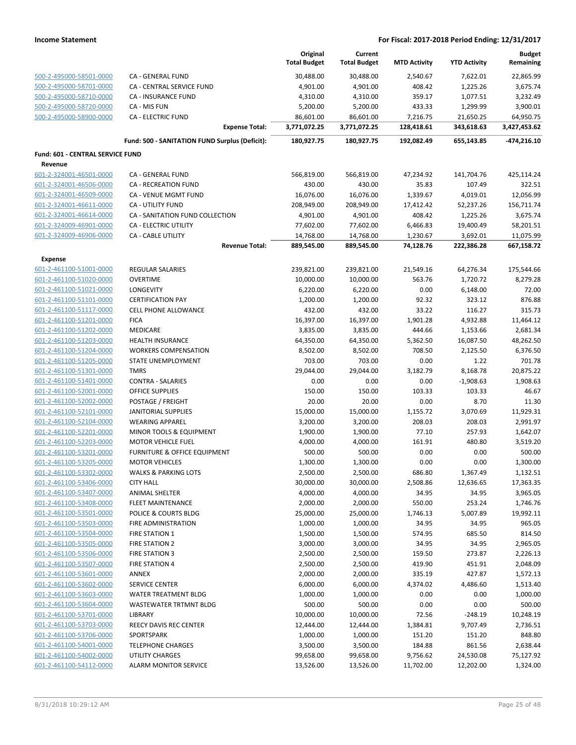| | | Original Total Budget | Current Total Budget | MTD Activity | YTD Activity | Budget Remaining |
|---|---|---|---|---|---|---|
| 500-2-495000-58501-0000 | CA - GENERAL FUND | 30,488.00 | 30,488.00 | 2,540.67 | 7,622.01 | 22,865.99 |
| 500-2-495000-58701-0000 | CA - CENTRAL SERVICE FUND | 4,901.00 | 4,901.00 | 408.42 | 1,225.26 | 3,675.74 |
| 500-2-495000-58710-0000 | CA - INSURANCE FUND | 4,310.00 | 4,310.00 | 359.17 | 1,077.51 | 3,232.49 |
| 500-2-495000-58720-0000 | CA - MIS FUN | 5,200.00 | 5,200.00 | 433.33 | 1,299.99 | 3,900.01 |
| 500-2-495000-58900-0000 | CA - ELECTRIC FUND | 86,601.00 | 86,601.00 | 7,216.75 | 21,650.25 | 64,950.75 |
| | **Expense Total:** | **3,771,072.25** | **3,771,072.25** | **128,418.61** | **343,618.63** | **3,427,453.62** |
| | **Fund: 500 - SANITATION FUND Surplus (Deficit):** | **180,927.75** | **180,927.75** | **192,082.49** | **655,143.85** | **-474,216.10** |

**Fund: 601 - CENTRAL SERVICE FUND**

**Revenue**

| | | Original Total Budget | Current Total Budget | MTD Activity | YTD Activity | Budget Remaining |
|---|---|---|---|---|---|---|
| 601-2-324001-46501-0000 | CA - GENERAL FUND | 566,819.00 | 566,819.00 | 47,234.92 | 141,704.76 | 425,114.24 |
| 601-2-324001-46506-0000 | CA - RECREATION FUND | 430.00 | 430.00 | 35.83 | 107.49 | 322.51 |
| 601-2-324001-46509-0000 | CA - VENUE MGMT FUND | 16,076.00 | 16,076.00 | 1,339.67 | 4,019.01 | 12,056.99 |
| 601-2-324001-46611-0000 | CA - UTILITY FUND | 208,949.00 | 208,949.00 | 17,412.42 | 52,237.26 | 156,711.74 |
| 601-2-324001-46614-0000 | CA - SANITATION FUND COLLECTION | 4,901.00 | 4,901.00 | 408.42 | 1,225.26 | 3,675.74 |
| 601-2-324009-46901-0000 | CA - ELECTRIC UTILITY | 77,602.00 | 77,602.00 | 6,466.83 | 19,400.49 | 58,201.51 |
| 601-2-324009-46906-0000 | CA - CABLE UTILITY | 14,768.00 | 14,768.00 | 1,230.67 | 3,692.01 | 11,075.99 |
| | **Revenue Total:** | **889,545.00** | **889,545.00** | **74,128.76** | **222,386.28** | **667,158.72** |

**Expense**

| | | Original Total Budget | Current Total Budget | MTD Activity | YTD Activity | Budget Remaining |
|---|---|---|---|---|---|---|
| 601-2-461100-51001-0000 | REGULAR SALARIES | 239,821.00 | 239,821.00 | 21,549.16 | 64,276.34 | 175,544.66 |
| 601-2-461100-51020-0000 | OVERTIME | 10,000.00 | 10,000.00 | 563.76 | 1,720.72 | 8,279.28 |
| 601-2-461100-51021-0000 | LONGEVITY | 6,220.00 | 6,220.00 | 0.00 | 6,148.00 | 72.00 |
| 601-2-461100-51101-0000 | CERTIFICATION PAY | 1,200.00 | 1,200.00 | 92.32 | 323.12 | 876.88 |
| 601-2-461100-51117-0000 | CELL PHONE ALLOWANCE | 432.00 | 432.00 | 33.22 | 116.27 | 315.73 |
| 601-2-461100-51201-0000 | FICA | 16,397.00 | 16,397.00 | 1,901.28 | 4,932.88 | 11,464.12 |
| 601-2-461100-51202-0000 | MEDICARE | 3,835.00 | 3,835.00 | 444.66 | 1,153.66 | 2,681.34 |
| 601-2-461100-51203-0000 | HEALTH INSURANCE | 64,350.00 | 64,350.00 | 5,362.50 | 16,087.50 | 48,262.50 |
| 601-2-461100-51204-0000 | WORKERS COMPENSATION | 8,502.00 | 8,502.00 | 708.50 | 2,125.50 | 6,376.50 |
| 601-2-461100-51205-0000 | STATE UNEMPLOYMENT | 703.00 | 703.00 | 0.00 | 1.22 | 701.78 |
| 601-2-461100-51301-0000 | TMRS | 29,044.00 | 29,044.00 | 3,182.79 | 8,168.78 | 20,875.22 |
| 601-2-461100-51401-0000 | CONTRA - SALARIES | 0.00 | 0.00 | 0.00 | -1,908.63 | 1,908.63 |
| 601-2-461100-52001-0000 | OFFICE SUPPLIES | 150.00 | 150.00 | 103.33 | 103.33 | 46.67 |
| 601-2-461100-52002-0000 | POSTAGE / FREIGHT | 20.00 | 20.00 | 0.00 | 8.70 | 11.30 |
| 601-2-461100-52101-0000 | JANITORIAL SUPPLIES | 15,000.00 | 15,000.00 | 1,155.72 | 3,070.69 | 11,929.31 |
| 601-2-461100-52104-0000 | WEARING APPAREL | 3,200.00 | 3,200.00 | 208.03 | 208.03 | 2,991.97 |
| 601-2-461100-52201-0000 | MINOR TOOLS & EQUIPMENT | 1,900.00 | 1,900.00 | 77.10 | 257.93 | 1,642.07 |
| 601-2-461100-52203-0000 | MOTOR VEHICLE FUEL | 4,000.00 | 4,000.00 | 161.91 | 480.80 | 3,519.20 |
| 601-2-461100-53201-0000 | FURNITURE & OFFICE EQUIPMENT | 500.00 | 500.00 | 0.00 | 0.00 | 500.00 |
| 601-2-461100-53205-0000 | MOTOR VEHICLES | 1,300.00 | 1,300.00 | 0.00 | 0.00 | 1,300.00 |
| 601-2-461100-53302-0000 | WALKS & PARKING LOTS | 2,500.00 | 2,500.00 | 686.80 | 1,367.49 | 1,132.51 |
| 601-2-461100-53406-0000 | CITY HALL | 30,000.00 | 30,000.00 | 2,508.86 | 12,636.65 | 17,363.35 |
| 601-2-461100-53407-0000 | ANIMAL SHELTER | 4,000.00 | 4,000.00 | 34.95 | 34.95 | 3,965.05 |
| 601-2-461100-53408-0000 | FLEET MAINTENANCE | 2,000.00 | 2,000.00 | 550.00 | 253.24 | 1,746.76 |
| 601-2-461100-53501-0000 | POLICE & COURTS BLDG | 25,000.00 | 25,000.00 | 1,746.13 | 5,007.89 | 19,992.11 |
| 601-2-461100-53503-0000 | FIRE ADMINISTRATION | 1,000.00 | 1,000.00 | 34.95 | 34.95 | 965.05 |
| 601-2-461100-53504-0000 | FIRE STATION 1 | 1,500.00 | 1,500.00 | 574.95 | 685.50 | 814.50 |
| 601-2-461100-53505-0000 | FIRE STATION 2 | 3,000.00 | 3,000.00 | 34.95 | 34.95 | 2,965.05 |
| 601-2-461100-53506-0000 | FIRE STATION 3 | 2,500.00 | 2,500.00 | 159.50 | 273.87 | 2,226.13 |
| 601-2-461100-53507-0000 | FIRE STATION 4 | 2,500.00 | 2,500.00 | 419.90 | 451.91 | 2,048.09 |
| 601-2-461100-53601-0000 | ANNEX | 2,000.00 | 2,000.00 | 335.19 | 427.87 | 1,572.13 |
| 601-2-461100-53602-0000 | SERVICE CENTER | 6,000.00 | 6,000.00 | 4,374.02 | 4,486.60 | 1,513.40 |
| 601-2-461100-53603-0000 | WATER TREATMENT BLDG | 1,000.00 | 1,000.00 | 0.00 | 0.00 | 1,000.00 |
| 601-2-461100-53604-0000 | WASTEWATER TRTMNT BLDG | 500.00 | 500.00 | 0.00 | 0.00 | 500.00 |
| 601-2-461100-53701-0000 | LIBRARY | 10,000.00 | 10,000.00 | 72.56 | -248.19 | 10,248.19 |
| 601-2-461100-53703-0000 | REECY DAVIS REC CENTER | 12,444.00 | 12,444.00 | 1,384.81 | 9,707.49 | 2,736.51 |
| 601-2-461100-53706-0000 | SPORTSPARK | 1,000.00 | 1,000.00 | 151.20 | 151.20 | 848.80 |
| 601-2-461100-54001-0000 | TELEPHONE CHARGES | 3,500.00 | 3,500.00 | 184.88 | 861.56 | 2,638.44 |
| 601-2-461100-54002-0000 | UTILITY CHARGES | 99,658.00 | 99,658.00 | 9,756.62 | 24,530.08 | 75,127.92 |
| 601-2-461100-54112-0000 | ALARM MONITOR SERVICE | 13,526.00 | 13,526.00 | 11,702.00 | 12,202.00 | 1,324.00 |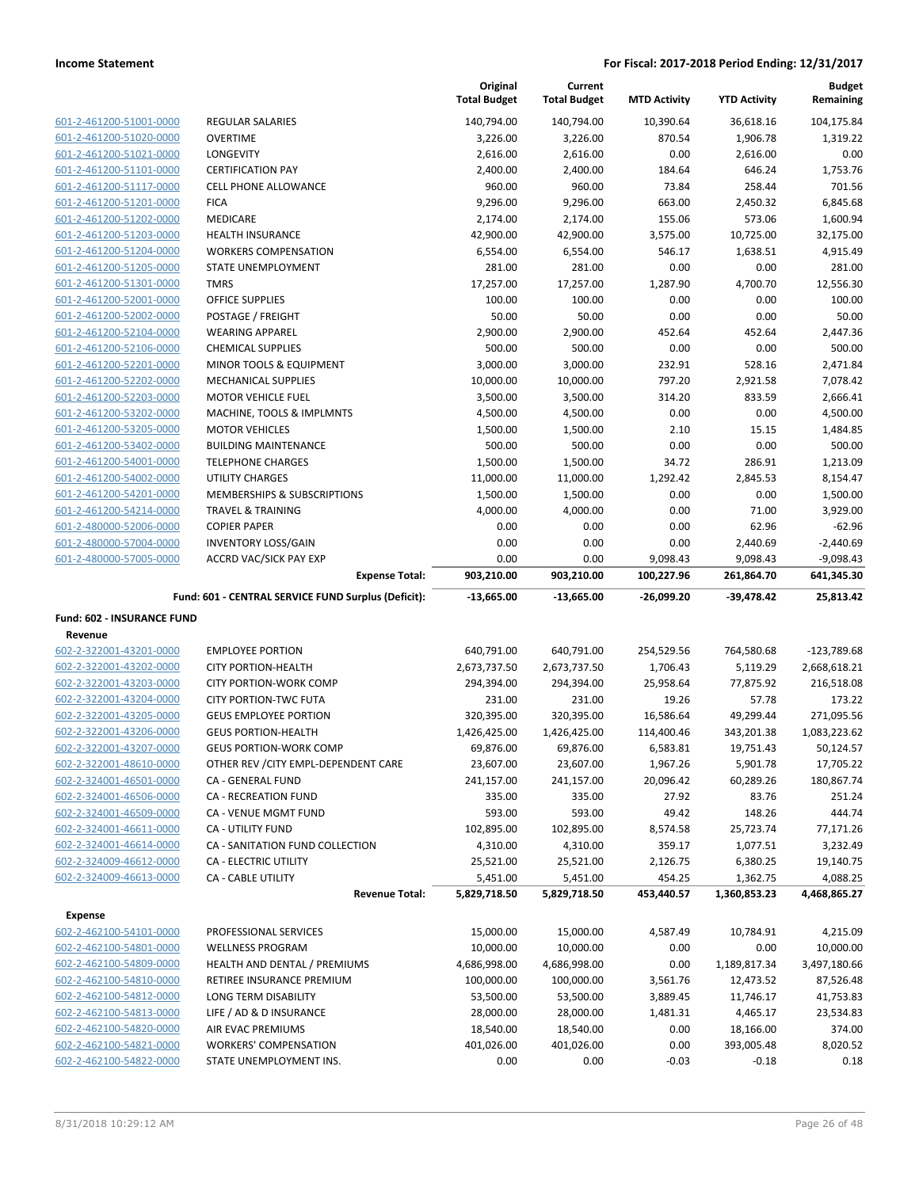**Income Statement** — **For Fiscal: 2017-2018 Period Ending: 12/31/2017**

| | | Original Total Budget | Current Total Budget | MTD Activity | YTD Activity | Budget Remaining |
|---|---|---|---|---|---|---|
| 601-2-461200-51001-0000 | REGULAR SALARIES | 140,794.00 | 140,794.00 | 10,390.64 | 36,618.16 | 104,175.84 |
| 601-2-461200-51020-0000 | OVERTIME | 3,226.00 | 3,226.00 | 870.54 | 1,906.78 | 1,319.22 |
| 601-2-461200-51021-0000 | LONGEVITY | 2,616.00 | 2,616.00 | 0.00 | 2,616.00 | 0.00 |
| 601-2-461200-51101-0000 | CERTIFICATION PAY | 2,400.00 | 2,400.00 | 184.64 | 646.24 | 1,753.76 |
| 601-2-461200-51117-0000 | CELL PHONE ALLOWANCE | 960.00 | 960.00 | 73.84 | 258.44 | 701.56 |
| 601-2-461200-51201-0000 | FICA | 9,296.00 | 9,296.00 | 663.00 | 2,450.32 | 6,845.68 |
| 601-2-461200-51202-0000 | MEDICARE | 2,174.00 | 2,174.00 | 155.06 | 573.06 | 1,600.94 |
| 601-2-461200-51203-0000 | HEALTH INSURANCE | 42,900.00 | 42,900.00 | 3,575.00 | 10,725.00 | 32,175.00 |
| 601-2-461200-51204-0000 | WORKERS COMPENSATION | 6,554.00 | 6,554.00 | 546.17 | 1,638.51 | 4,915.49 |
| 601-2-461200-51205-0000 | STATE UNEMPLOYMENT | 281.00 | 281.00 | 0.00 | 0.00 | 281.00 |
| 601-2-461200-51301-0000 | TMRS | 17,257.00 | 17,257.00 | 1,287.90 | 4,700.70 | 12,556.30 |
| 601-2-461200-52001-0000 | OFFICE SUPPLIES | 100.00 | 100.00 | 0.00 | 0.00 | 100.00 |
| 601-2-461200-52002-0000 | POSTAGE / FREIGHT | 50.00 | 50.00 | 0.00 | 0.00 | 50.00 |
| 601-2-461200-52104-0000 | WEARING APPAREL | 2,900.00 | 2,900.00 | 452.64 | 452.64 | 2,447.36 |
| 601-2-461200-52106-0000 | CHEMICAL SUPPLIES | 500.00 | 500.00 | 0.00 | 0.00 | 500.00 |
| 601-2-461200-52201-0000 | MINOR TOOLS & EQUIPMENT | 3,000.00 | 3,000.00 | 232.91 | 528.16 | 2,471.84 |
| 601-2-461200-52202-0000 | MECHANICAL SUPPLIES | 10,000.00 | 10,000.00 | 797.20 | 2,921.58 | 7,078.42 |
| 601-2-461200-52203-0000 | MOTOR VEHICLE FUEL | 3,500.00 | 3,500.00 | 314.20 | 833.59 | 2,666.41 |
| 601-2-461200-53202-0000 | MACHINE, TOOLS & IMPLMNTS | 4,500.00 | 4,500.00 | 0.00 | 0.00 | 4,500.00 |
| 601-2-461200-53205-0000 | MOTOR VEHICLES | 1,500.00 | 1,500.00 | 2.10 | 15.15 | 1,484.85 |
| 601-2-461200-53402-0000 | BUILDING MAINTENANCE | 500.00 | 500.00 | 0.00 | 0.00 | 500.00 |
| 601-2-461200-54001-0000 | TELEPHONE CHARGES | 1,500.00 | 1,500.00 | 34.72 | 286.91 | 1,213.09 |
| 601-2-461200-54002-0000 | UTILITY CHARGES | 11,000.00 | 11,000.00 | 1,292.42 | 2,845.53 | 8,154.47 |
| 601-2-461200-54201-0000 | MEMBERSHIPS & SUBSCRIPTIONS | 1,500.00 | 1,500.00 | 0.00 | 0.00 | 1,500.00 |
| 601-2-461200-54214-0000 | TRAVEL & TRAINING | 4,000.00 | 4,000.00 | 0.00 | 71.00 | 3,929.00 |
| 601-2-480000-52006-0000 | COPIER PAPER | 0.00 | 0.00 | 0.00 | 62.96 | -62.96 |
| 601-2-480000-57004-0000 | INVENTORY LOSS/GAIN | 0.00 | 0.00 | 0.00 | 2,440.69 | -2,440.69 |
| 601-2-480000-57005-0000 | ACCRD VAC/SICK PAY EXP | 0.00 | 0.00 | 9,098.43 | 9,098.43 | -9,098.43 |
| | **Expense Total:** | **903,210.00** | **903,210.00** | **100,227.96** | **261,864.70** | **641,345.30** |
| | **Fund: 601 - CENTRAL SERVICE FUND Surplus (Deficit):** | **-13,665.00** | **-13,665.00** | **-26,099.20** | **-39,478.42** | **25,813.42** |
| **Fund: 602 - INSURANCE FUND** | | | | | | |
| **Revenue** | | | | | | |
| 602-2-322001-43201-0000 | EMPLOYEE PORTION | 640,791.00 | 640,791.00 | 254,529.56 | 764,580.68 | -123,789.68 |
| 602-2-322001-43202-0000 | CITY PORTION-HEALTH | 2,673,737.50 | 2,673,737.50 | 1,706.43 | 5,119.29 | 2,668,618.21 |
| 602-2-322001-43203-0000 | CITY PORTION-WORK COMP | 294,394.00 | 294,394.00 | 25,958.64 | 77,875.92 | 216,518.08 |
| 602-2-322001-43204-0000 | CITY PORTION-TWC FUTA | 231.00 | 231.00 | 19.26 | 57.78 | 173.22 |
| 602-2-322001-43205-0000 | GEUS EMPLOYEE PORTION | 320,395.00 | 320,395.00 | 16,586.64 | 49,299.44 | 271,095.56 |
| 602-2-322001-43206-0000 | GEUS PORTION-HEALTH | 1,426,425.00 | 1,426,425.00 | 114,400.46 | 343,201.38 | 1,083,223.62 |
| 602-2-322001-43207-0000 | GEUS PORTION-WORK COMP | 69,876.00 | 69,876.00 | 6,583.81 | 19,751.43 | 50,124.57 |
| 602-2-322001-48610-0000 | OTHER REV /CITY EMPL-DEPENDENT CARE | 23,607.00 | 23,607.00 | 1,967.26 | 5,901.78 | 17,705.22 |
| 602-2-324001-46501-0000 | CA - GENERAL FUND | 241,157.00 | 241,157.00 | 20,096.42 | 60,289.26 | 180,867.74 |
| 602-2-324001-46506-0000 | CA - RECREATION FUND | 335.00 | 335.00 | 27.92 | 83.76 | 251.24 |
| 602-2-324001-46509-0000 | CA - VENUE MGMT FUND | 593.00 | 593.00 | 49.42 | 148.26 | 444.74 |
| 602-2-324001-46611-0000 | CA - UTILITY FUND | 102,895.00 | 102,895.00 | 8,574.58 | 25,723.74 | 77,171.26 |
| 602-2-324001-46614-0000 | CA - SANITATION FUND COLLECTION | 4,310.00 | 4,310.00 | 359.17 | 1,077.51 | 3,232.49 |
| 602-2-324009-46612-0000 | CA - ELECTRIC UTILITY | 25,521.00 | 25,521.00 | 2,126.75 | 6,380.25 | 19,140.75 |
| 602-2-324009-46613-0000 | CA - CABLE UTILITY | 5,451.00 | 5,451.00 | 454.25 | 1,362.75 | 4,088.25 |
| | **Revenue Total:** | **5,829,718.50** | **5,829,718.50** | **453,440.57** | **1,360,853.23** | **4,468,865.27** |
| **Expense** | | | | | | |
| 602-2-462100-54101-0000 | PROFESSIONAL SERVICES | 15,000.00 | 15,000.00 | 4,587.49 | 10,784.91 | 4,215.09 |
| 602-2-462100-54801-0000 | WELLNESS PROGRAM | 10,000.00 | 10,000.00 | 0.00 | 0.00 | 10,000.00 |
| 602-2-462100-54809-0000 | HEALTH AND DENTAL / PREMIUMS | 4,686,998.00 | 4,686,998.00 | 0.00 | 1,189,817.34 | 3,497,180.66 |
| 602-2-462100-54810-0000 | RETIREE INSURANCE PREMIUM | 100,000.00 | 100,000.00 | 3,561.76 | 12,473.52 | 87,526.48 |
| 602-2-462100-54812-0000 | LONG TERM DISABILITY | 53,500.00 | 53,500.00 | 3,889.45 | 11,746.17 | 41,753.83 |
| 602-2-462100-54813-0000 | LIFE / AD & D INSURANCE | 28,000.00 | 28,000.00 | 1,481.31 | 4,465.17 | 23,534.83 |
| 602-2-462100-54820-0000 | AIR EVAC PREMIUMS | 18,540.00 | 18,540.00 | 0.00 | 18,166.00 | 374.00 |
| 602-2-462100-54821-0000 | WORKERS' COMPENSATION | 401,026.00 | 401,026.00 | 0.00 | 393,005.48 | 8,020.52 |
| 602-2-462100-54822-0000 | STATE UNEMPLOYMENT INS. | 0.00 | 0.00 | -0.03 | -0.18 | 0.18 |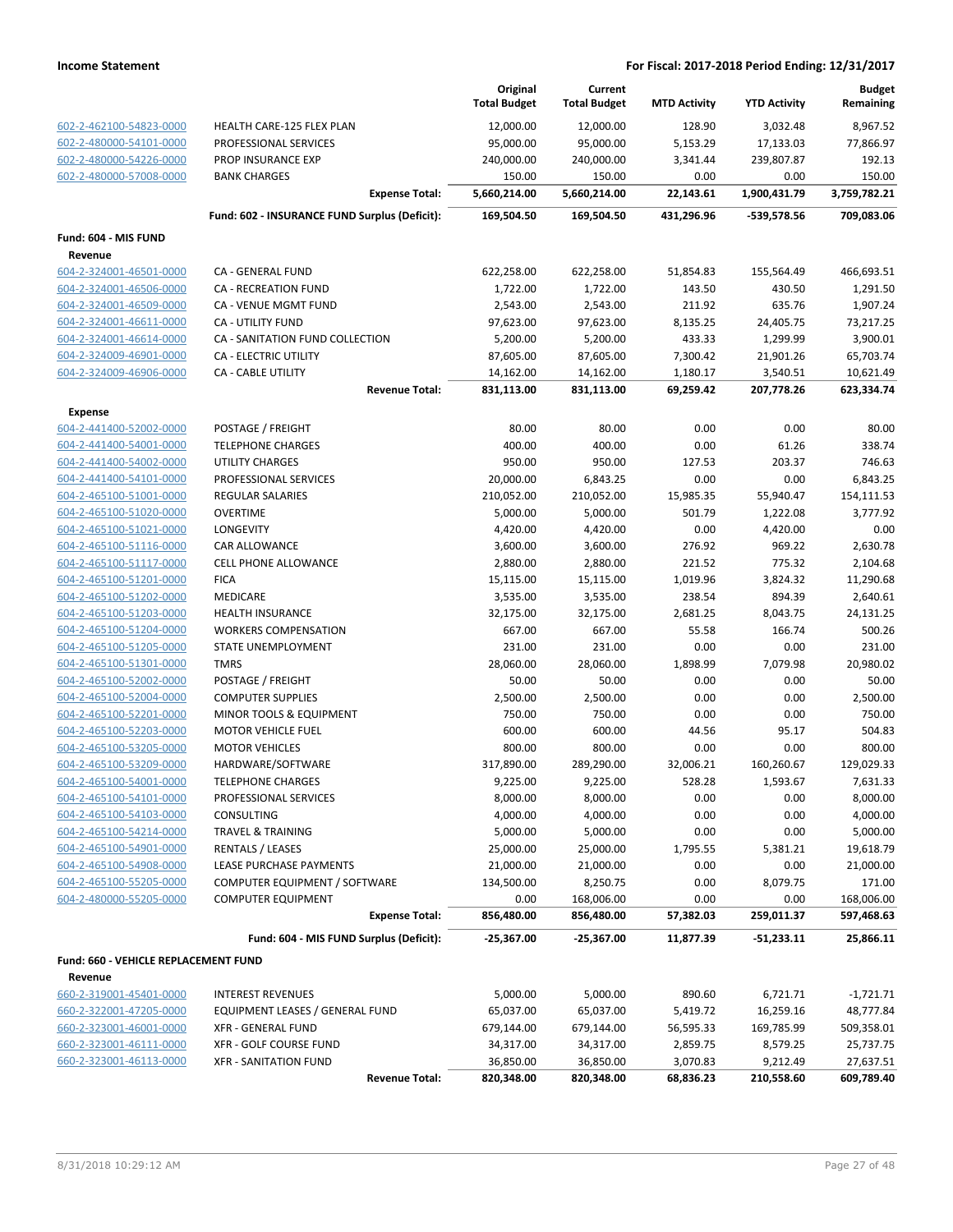**Income Statement** — For Fiscal: 2017-2018 Period Ending: 12/31/2017

| | | Original Total Budget | Current Total Budget | MTD Activity | YTD Activity | Budget Remaining |
|---|---|---|---|---|---|---|
| 602-2-462100-54823-0000 | HEALTH CARE-125 FLEX PLAN | 12,000.00 | 12,000.00 | 128.90 | 3,032.48 | 8,967.52 |
| 602-2-480000-54101-0000 | PROFESSIONAL SERVICES | 95,000.00 | 95,000.00 | 5,153.29 | 17,133.03 | 77,866.97 |
| 602-2-480000-54226-0000 | PROP INSURANCE EXP | 240,000.00 | 240,000.00 | 3,341.44 | 239,807.87 | 192.13 |
| 602-2-480000-57008-0000 | BANK CHARGES | 150.00 | 150.00 | 0.00 | 0.00 | 150.00 |
| | **Expense Total:** | **5,660,214.00** | **5,660,214.00** | **22,143.61** | **1,900,431.79** | **3,759,782.21** |
| | **Fund: 602 - INSURANCE FUND Surplus (Deficit):** | **169,504.50** | **169,504.50** | **431,296.96** | **-539,578.56** | **709,083.06** |
| **Fund: 604 - MIS FUND** | | | | | | |
| **Revenue** | | | | | | |
| 604-2-324001-46501-0000 | CA - GENERAL FUND | 622,258.00 | 622,258.00 | 51,854.83 | 155,564.49 | 466,693.51 |
| 604-2-324001-46506-0000 | CA - RECREATION FUND | 1,722.00 | 1,722.00 | 143.50 | 430.50 | 1,291.50 |
| 604-2-324001-46509-0000 | CA - VENUE MGMT FUND | 2,543.00 | 2,543.00 | 211.92 | 635.76 | 1,907.24 |
| 604-2-324001-46611-0000 | CA - UTILITY FUND | 97,623.00 | 97,623.00 | 8,135.25 | 24,405.75 | 73,217.25 |
| 604-2-324001-46614-0000 | CA - SANITATION FUND COLLECTION | 5,200.00 | 5,200.00 | 433.33 | 1,299.99 | 3,900.01 |
| 604-2-324009-46901-0000 | CA - ELECTRIC UTILITY | 87,605.00 | 87,605.00 | 7,300.42 | 21,901.26 | 65,703.74 |
| 604-2-324009-46906-0000 | CA - CABLE UTILITY | 14,162.00 | 14,162.00 | 1,180.17 | 3,540.51 | 10,621.49 |
| | **Revenue Total:** | **831,113.00** | **831,113.00** | **69,259.42** | **207,778.26** | **623,334.74** |
| **Expense** | | | | | | |
| 604-2-441400-52002-0000 | POSTAGE / FREIGHT | 80.00 | 80.00 | 0.00 | 0.00 | 80.00 |
| 604-2-441400-54001-0000 | TELEPHONE CHARGES | 400.00 | 400.00 | 0.00 | 61.26 | 338.74 |
| 604-2-441400-54002-0000 | UTILITY CHARGES | 950.00 | 950.00 | 127.53 | 203.37 | 746.63 |
| 604-2-441400-54101-0000 | PROFESSIONAL SERVICES | 20,000.00 | 6,843.25 | 0.00 | 0.00 | 6,843.25 |
| 604-2-465100-51001-0000 | REGULAR SALARIES | 210,052.00 | 210,052.00 | 15,985.35 | 55,940.47 | 154,111.53 |
| 604-2-465100-51020-0000 | OVERTIME | 5,000.00 | 5,000.00 | 501.79 | 1,222.08 | 3,777.92 |
| 604-2-465100-51021-0000 | LONGEVITY | 4,420.00 | 4,420.00 | 0.00 | 4,420.00 | 0.00 |
| 604-2-465100-51116-0000 | CAR ALLOWANCE | 3,600.00 | 3,600.00 | 276.92 | 969.22 | 2,630.78 |
| 604-2-465100-51117-0000 | CELL PHONE ALLOWANCE | 2,880.00 | 2,880.00 | 221.52 | 775.32 | 2,104.68 |
| 604-2-465100-51201-0000 | FICA | 15,115.00 | 15,115.00 | 1,019.96 | 3,824.32 | 11,290.68 |
| 604-2-465100-51202-0000 | MEDICARE | 3,535.00 | 3,535.00 | 238.54 | 894.39 | 2,640.61 |
| 604-2-465100-51203-0000 | HEALTH INSURANCE | 32,175.00 | 32,175.00 | 2,681.25 | 8,043.75 | 24,131.25 |
| 604-2-465100-51204-0000 | WORKERS COMPENSATION | 667.00 | 667.00 | 55.58 | 166.74 | 500.26 |
| 604-2-465100-51205-0000 | STATE UNEMPLOYMENT | 231.00 | 231.00 | 0.00 | 0.00 | 231.00 |
| 604-2-465100-51301-0000 | TMRS | 28,060.00 | 28,060.00 | 1,898.99 | 7,079.98 | 20,980.02 |
| 604-2-465100-52002-0000 | POSTAGE / FREIGHT | 50.00 | 50.00 | 0.00 | 0.00 | 50.00 |
| 604-2-465100-52004-0000 | COMPUTER SUPPLIES | 2,500.00 | 2,500.00 | 0.00 | 0.00 | 2,500.00 |
| 604-2-465100-52201-0000 | MINOR TOOLS & EQUIPMENT | 750.00 | 750.00 | 0.00 | 0.00 | 750.00 |
| 604-2-465100-52203-0000 | MOTOR VEHICLE FUEL | 600.00 | 600.00 | 44.56 | 95.17 | 504.83 |
| 604-2-465100-53205-0000 | MOTOR VEHICLES | 800.00 | 800.00 | 0.00 | 0.00 | 800.00 |
| 604-2-465100-53209-0000 | HARDWARE/SOFTWARE | 317,890.00 | 289,290.00 | 32,006.21 | 160,260.67 | 129,029.33 |
| 604-2-465100-54001-0000 | TELEPHONE CHARGES | 9,225.00 | 9,225.00 | 528.28 | 1,593.67 | 7,631.33 |
| 604-2-465100-54101-0000 | PROFESSIONAL SERVICES | 8,000.00 | 8,000.00 | 0.00 | 0.00 | 8,000.00 |
| 604-2-465100-54103-0000 | CONSULTING | 4,000.00 | 4,000.00 | 0.00 | 0.00 | 4,000.00 |
| 604-2-465100-54214-0000 | TRAVEL & TRAINING | 5,000.00 | 5,000.00 | 0.00 | 0.00 | 5,000.00 |
| 604-2-465100-54901-0000 | RENTALS / LEASES | 25,000.00 | 25,000.00 | 1,795.55 | 5,381.21 | 19,618.79 |
| 604-2-465100-54908-0000 | LEASE PURCHASE PAYMENTS | 21,000.00 | 21,000.00 | 0.00 | 0.00 | 21,000.00 |
| 604-2-465100-55205-0000 | COMPUTER EQUIPMENT / SOFTWARE | 134,500.00 | 8,250.75 | 0.00 | 8,079.75 | 171.00 |
| 604-2-480000-55205-0000 | COMPUTER EQUIPMENT | 0.00 | 168,006.00 | 0.00 | 0.00 | 168,006.00 |
| | **Expense Total:** | **856,480.00** | **856,480.00** | **57,382.03** | **259,011.37** | **597,468.63** |
| | **Fund: 604 - MIS FUND Surplus (Deficit):** | **-25,367.00** | **-25,367.00** | **11,877.39** | **-51,233.11** | **25,866.11** |
| **Fund: 660 - VEHICLE REPLACEMENT FUND** | | | | | | |
| **Revenue** | | | | | | |
| 660-2-319001-45401-0000 | INTEREST REVENUES | 5,000.00 | 5,000.00 | 890.60 | 6,721.71 | -1,721.71 |
| 660-2-322001-47205-0000 | EQUIPMENT LEASES / GENERAL FUND | 65,037.00 | 65,037.00 | 5,419.72 | 16,259.16 | 48,777.84 |
| 660-2-323001-46001-0000 | XFR - GENERAL FUND | 679,144.00 | 679,144.00 | 56,595.33 | 169,785.99 | 509,358.01 |
| 660-2-323001-46111-0000 | XFR - GOLF COURSE FUND | 34,317.00 | 34,317.00 | 2,859.75 | 8,579.25 | 25,737.75 |
| 660-2-323001-46113-0000 | XFR - SANITATION FUND | 36,850.00 | 36,850.00 | 3,070.83 | 9,212.49 | 27,637.51 |
| | **Revenue Total:** | **820,348.00** | **820,348.00** | **68,836.23** | **210,558.60** | **609,789.40** |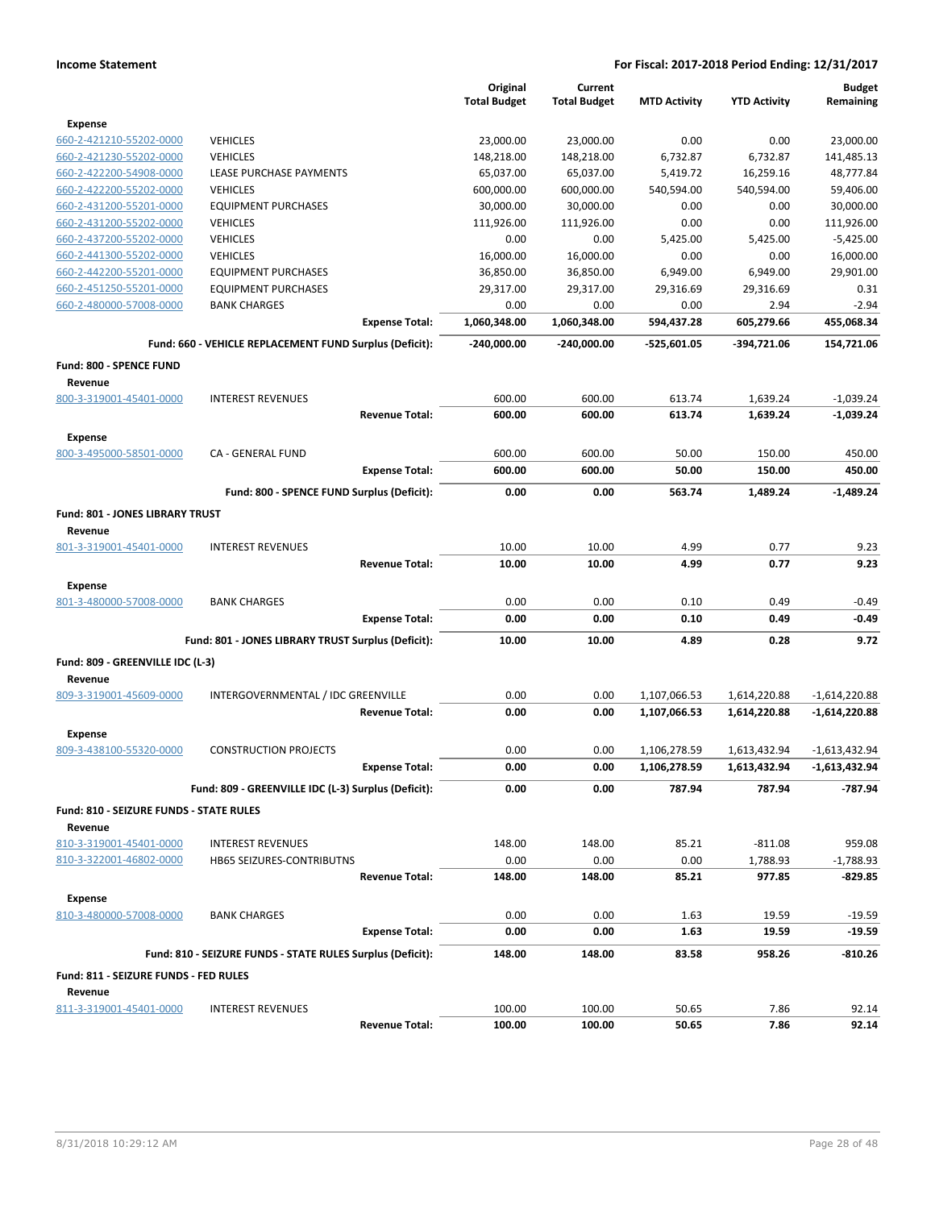**Income Statement** | **For Fiscal: 2017-2018 Period Ending: 12/31/2017**

| | | Original Total Budget | Current Total Budget | MTD Activity | YTD Activity | Budget Remaining |
|---|---|---|---|---|---|---|
| **Expense** | | | | | | |
| 660-2-421210-55202-0000 | VEHICLES | 23,000.00 | 23,000.00 | 0.00 | 0.00 | 23,000.00 |
| 660-2-421230-55202-0000 | VEHICLES | 148,218.00 | 148,218.00 | 6,732.87 | 6,732.87 | 141,485.13 |
| 660-2-422200-54908-0000 | LEASE PURCHASE PAYMENTS | 65,037.00 | 65,037.00 | 5,419.72 | 16,259.16 | 48,777.84 |
| 660-2-422200-55202-0000 | VEHICLES | 600,000.00 | 600,000.00 | 540,594.00 | 540,594.00 | 59,406.00 |
| 660-2-431200-55201-0000 | EQUIPMENT PURCHASES | 30,000.00 | 30,000.00 | 0.00 | 0.00 | 30,000.00 |
| 660-2-431200-55202-0000 | VEHICLES | 111,926.00 | 111,926.00 | 0.00 | 0.00 | 111,926.00 |
| 660-2-437200-55202-0000 | VEHICLES | 0.00 | 0.00 | 5,425.00 | 5,425.00 | -5,425.00 |
| 660-2-441300-55202-0000 | VEHICLES | 16,000.00 | 16,000.00 | 0.00 | 0.00 | 16,000.00 |
| 660-2-442200-55201-0000 | EQUIPMENT PURCHASES | 36,850.00 | 36,850.00 | 6,949.00 | 6,949.00 | 29,901.00 |
| 660-2-451250-55201-0000 | EQUIPMENT PURCHASES | 29,317.00 | 29,317.00 | 29,316.69 | 29,316.69 | 0.31 |
| 660-2-480000-57008-0000 | BANK CHARGES | 0.00 | 0.00 | 0.00 | 2.94 | -2.94 |
| | **Expense Total:** | **1,060,348.00** | **1,060,348.00** | **594,437.28** | **605,279.66** | **455,068.34** |
| | **Fund: 660 - VEHICLE REPLACEMENT FUND Surplus (Deficit):** | **-240,000.00** | **-240,000.00** | **-525,601.05** | **-394,721.06** | **154,721.06** |
| **Fund: 800 - SPENCE FUND** | | | | | | |
| **Revenue** | | | | | | |
| 800-3-319001-45401-0000 | INTEREST REVENUES | 600.00 | 600.00 | 613.74 | 1,639.24 | -1,039.24 |
| | **Revenue Total:** | **600.00** | **600.00** | **613.74** | **1,639.24** | **-1,039.24** |
| **Expense** | | | | | | |
| 800-3-495000-58501-0000 | CA - GENERAL FUND | 600.00 | 600.00 | 50.00 | 150.00 | 450.00 |
| | **Expense Total:** | **600.00** | **600.00** | **50.00** | **150.00** | **450.00** |
| | **Fund: 800 - SPENCE FUND Surplus (Deficit):** | **0.00** | **0.00** | **563.74** | **1,489.24** | **-1,489.24** |
| **Fund: 801 - JONES LIBRARY TRUST** | | | | | | |
| **Revenue** | | | | | | |
| 801-3-319001-45401-0000 | INTEREST REVENUES | 10.00 | 10.00 | 4.99 | 0.77 | 9.23 |
| | **Revenue Total:** | **10.00** | **10.00** | **4.99** | **0.77** | **9.23** |
| **Expense** | | | | | | |
| 801-3-480000-57008-0000 | BANK CHARGES | 0.00 | 0.00 | 0.10 | 0.49 | -0.49 |
| | **Expense Total:** | **0.00** | **0.00** | **0.10** | **0.49** | **-0.49** |
| | **Fund: 801 - JONES LIBRARY TRUST Surplus (Deficit):** | **10.00** | **10.00** | **4.89** | **0.28** | **9.72** |
| **Fund: 809 - GREENVILLE IDC (L-3)** | | | | | | |
| **Revenue** | | | | | | |
| 809-3-319001-45609-0000 | INTERGOVERNMENTAL / IDC GREENVILLE | 0.00 | 0.00 | 1,107,066.53 | 1,614,220.88 | -1,614,220.88 |
| | **Revenue Total:** | **0.00** | **0.00** | **1,107,066.53** | **1,614,220.88** | **-1,614,220.88** |
| **Expense** | | | | | | |
| 809-3-438100-55320-0000 | CONSTRUCTION PROJECTS | 0.00 | 0.00 | 1,106,278.59 | 1,613,432.94 | -1,613,432.94 |
| | **Expense Total:** | **0.00** | **0.00** | **1,106,278.59** | **1,613,432.94** | **-1,613,432.94** |
| | **Fund: 809 - GREENVILLE IDC (L-3) Surplus (Deficit):** | **0.00** | **0.00** | **787.94** | **787.94** | **-787.94** |
| **Fund: 810 - SEIZURE FUNDS - STATE RULES** | | | | | | |
| **Revenue** | | | | | | |
| 810-3-319001-45401-0000 | INTEREST REVENUES | 148.00 | 148.00 | 85.21 | -811.08 | 959.08 |
| 810-3-322001-46802-0000 | HB65 SEIZURES-CONTRIBUTNS | 0.00 | 0.00 | 0.00 | 1,788.93 | -1,788.93 |
| | **Revenue Total:** | **148.00** | **148.00** | **85.21** | **977.85** | **-829.85** |
| **Expense** | | | | | | |
| 810-3-480000-57008-0000 | BANK CHARGES | 0.00 | 0.00 | 1.63 | 19.59 | -19.59 |
| | **Expense Total:** | **0.00** | **0.00** | **1.63** | **19.59** | **-19.59** |
| | **Fund: 810 - SEIZURE FUNDS - STATE RULES Surplus (Deficit):** | **148.00** | **148.00** | **83.58** | **958.26** | **-810.26** |
| **Fund: 811 - SEIZURE FUNDS - FED RULES** | | | | | | |
| **Revenue** | | | | | | |
| 811-3-319001-45401-0000 | INTEREST REVENUES | 100.00 | 100.00 | 50.65 | 7.86 | 92.14 |
| | **Revenue Total:** | **100.00** | **100.00** | **50.65** | **7.86** | **92.14** |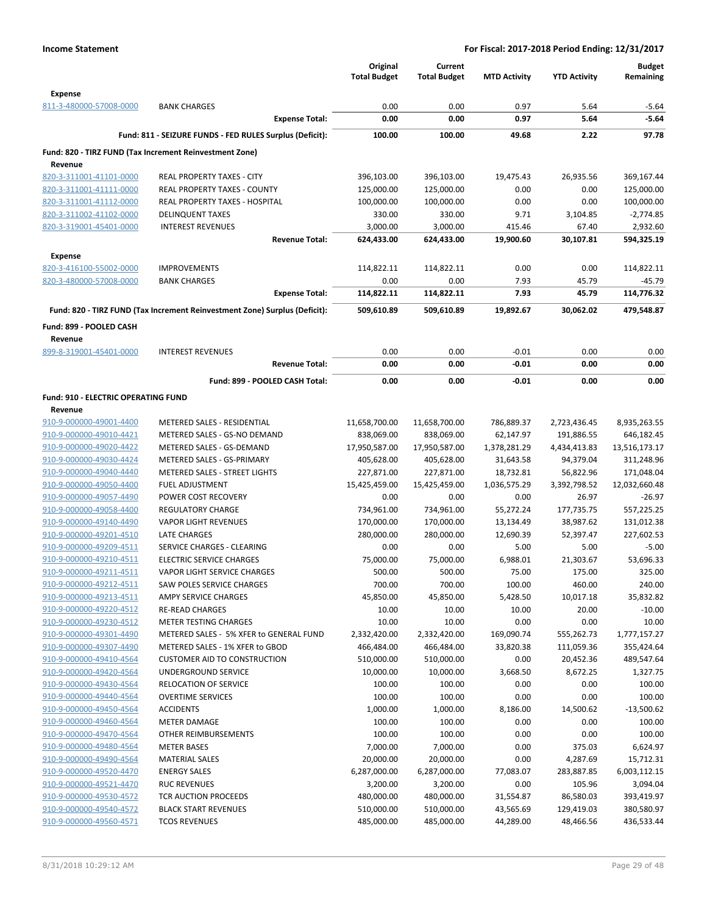| | | Original Total Budget | Current Total Budget | MTD Activity | YTD Activity | Budget Remaining |
|---|---|---|---|---|---|---|
| **Expense** | | | | | | |
| 811-3-480000-57008-0000 | BANK CHARGES | 0.00 | 0.00 | 0.97 | 5.64 | -5.64 |
| | **Expense Total:** | **0.00** | **0.00** | **0.97** | **5.64** | **-5.64** |
| | **Fund: 811 - SEIZURE FUNDS - FED RULES Surplus (Deficit):** | **100.00** | **100.00** | **49.68** | **2.22** | **97.78** |
| **Fund: 820 - TIRZ FUND (Tax Increment Reinvestment Zone)** | | | | | | |
| **Revenue** | | | | | | |
| 820-3-311001-41101-0000 | REAL PROPERTY TAXES - CITY | 396,103.00 | 396,103.00 | 19,475.43 | 26,935.56 | 369,167.44 |
| 820-3-311001-41111-0000 | REAL PROPERTY TAXES - COUNTY | 125,000.00 | 125,000.00 | 0.00 | 0.00 | 125,000.00 |
| 820-3-311001-41112-0000 | REAL PROPERTY TAXES - HOSPITAL | 100,000.00 | 100,000.00 | 0.00 | 0.00 | 100,000.00 |
| 820-3-311002-41102-0000 | DELINQUENT TAXES | 330.00 | 330.00 | 9.71 | 3,104.85 | -2,774.85 |
| 820-3-319001-45401-0000 | INTEREST REVENUES | 3,000.00 | 3,000.00 | 415.46 | 67.40 | 2,932.60 |
| | **Revenue Total:** | **624,433.00** | **624,433.00** | **19,900.60** | **30,107.81** | **594,325.19** |
| **Expense** | | | | | | |
| 820-3-416100-55002-0000 | IMPROVEMENTS | 114,822.11 | 114,822.11 | 0.00 | 0.00 | 114,822.11 |
| 820-3-480000-57008-0000 | BANK CHARGES | 0.00 | 0.00 | 7.93 | 45.79 | -45.79 |
| | **Expense Total:** | **114,822.11** | **114,822.11** | **7.93** | **45.79** | **114,776.32** |
| | **Fund: 820 - TIRZ FUND (Tax Increment Reinvestment Zone) Surplus (Deficit):** | **509,610.89** | **509,610.89** | **19,892.67** | **30,062.02** | **479,548.87** |
| **Fund: 899 - POOLED CASH** | | | | | | |
| **Revenue** | | | | | | |
| 899-8-319001-45401-0000 | INTEREST REVENUES | 0.00 | 0.00 | -0.01 | 0.00 | 0.00 |
| | **Revenue Total:** | **0.00** | **0.00** | **-0.01** | **0.00** | **0.00** |
| | **Fund: 899 - POOLED CASH Total:** | **0.00** | **0.00** | **-0.01** | **0.00** | **0.00** |
| **Fund: 910 - ELECTRIC OPERATING FUND** | | | | | | |
| **Revenue** | | | | | | |
| 910-9-000000-49001-4400 | METERED SALES - RESIDENTIAL | 11,658,700.00 | 11,658,700.00 | 786,889.37 | 2,723,436.45 | 8,935,263.55 |
| 910-9-000000-49010-4421 | METERED SALES - GS-NO DEMAND | 838,069.00 | 838,069.00 | 62,147.97 | 191,886.55 | 646,182.45 |
| 910-9-000000-49020-4422 | METERED SALES - GS-DEMAND | 17,950,587.00 | 17,950,587.00 | 1,378,281.29 | 4,434,413.83 | 13,516,173.17 |
| 910-9-000000-49030-4424 | METERED SALES - GS-PRIMARY | 405,628.00 | 405,628.00 | 31,643.58 | 94,379.04 | 311,248.96 |
| 910-9-000000-49040-4440 | METERED SALES - STREET LIGHTS | 227,871.00 | 227,871.00 | 18,732.81 | 56,822.96 | 171,048.04 |
| 910-9-000000-49050-4400 | FUEL ADJUSTMENT | 15,425,459.00 | 15,425,459.00 | 1,036,575.29 | 3,392,798.52 | 12,032,660.48 |
| 910-9-000000-49057-4490 | POWER COST RECOVERY | 0.00 | 0.00 | 0.00 | 26.97 | -26.97 |
| 910-9-000000-49058-4400 | REGULATORY CHARGE | 734,961.00 | 734,961.00 | 55,272.24 | 177,735.75 | 557,225.25 |
| 910-9-000000-49140-4490 | VAPOR LIGHT REVENUES | 170,000.00 | 170,000.00 | 13,134.49 | 38,987.62 | 131,012.38 |
| 910-9-000000-49201-4510 | LATE CHARGES | 280,000.00 | 280,000.00 | 12,690.39 | 52,397.47 | 227,602.53 |
| 910-9-000000-49209-4511 | SERVICE CHARGES - CLEARING | 0.00 | 0.00 | 5.00 | 5.00 | -5.00 |
| 910-9-000000-49210-4511 | ELECTRIC SERVICE CHARGES | 75,000.00 | 75,000.00 | 6,988.01 | 21,303.67 | 53,696.33 |
| 910-9-000000-49211-4511 | VAPOR LIGHT SERVICE CHARGES | 500.00 | 500.00 | 75.00 | 175.00 | 325.00 |
| 910-9-000000-49212-4511 | SAW POLES SERVICE CHARGES | 700.00 | 700.00 | 100.00 | 460.00 | 240.00 |
| 910-9-000000-49213-4511 | AMPY SERVICE CHARGES | 45,850.00 | 45,850.00 | 5,428.50 | 10,017.18 | 35,832.82 |
| 910-9-000000-49220-4512 | RE-READ CHARGES | 10.00 | 10.00 | 10.00 | 20.00 | -10.00 |
| 910-9-000000-49230-4512 | METER TESTING CHARGES | 10.00 | 10.00 | 0.00 | 0.00 | 10.00 |
| 910-9-000000-49301-4490 | METERED SALES - 5% XFER to GENERAL FUND | 2,332,420.00 | 2,332,420.00 | 169,090.74 | 555,262.73 | 1,777,157.27 |
| 910-9-000000-49307-4490 | METERED SALES - 1% XFER to GBOD | 466,484.00 | 466,484.00 | 33,820.38 | 111,059.36 | 355,424.64 |
| 910-9-000000-49410-4564 | CUSTOMER AID TO CONSTRUCTION | 510,000.00 | 510,000.00 | 0.00 | 20,452.36 | 489,547.64 |
| 910-9-000000-49420-4564 | UNDERGROUND SERVICE | 10,000.00 | 10,000.00 | 3,668.50 | 8,672.25 | 1,327.75 |
| 910-9-000000-49430-4564 | RELOCATION OF SERVICE | 100.00 | 100.00 | 0.00 | 0.00 | 100.00 |
| 910-9-000000-49440-4564 | OVERTIME SERVICES | 100.00 | 100.00 | 0.00 | 0.00 | 100.00 |
| 910-9-000000-49450-4564 | ACCIDENTS | 1,000.00 | 1,000.00 | 8,186.00 | 14,500.62 | -13,500.62 |
| 910-9-000000-49460-4564 | METER DAMAGE | 100.00 | 100.00 | 0.00 | 0.00 | 100.00 |
| 910-9-000000-49470-4564 | OTHER REIMBURSEMENTS | 100.00 | 100.00 | 0.00 | 0.00 | 100.00 |
| 910-9-000000-49480-4564 | METER BASES | 7,000.00 | 7,000.00 | 0.00 | 375.03 | 6,624.97 |
| 910-9-000000-49490-4564 | MATERIAL SALES | 20,000.00 | 20,000.00 | 0.00 | 4,287.69 | 15,712.31 |
| 910-9-000000-49520-4470 | ENERGY SALES | 6,287,000.00 | 6,287,000.00 | 77,083.07 | 283,887.85 | 6,003,112.15 |
| 910-9-000000-49521-4470 | RUC REVENUES | 3,200.00 | 3,200.00 | 0.00 | 105.96 | 3,094.04 |
| 910-9-000000-49530-4572 | TCR AUCTION PROCEEDS | 480,000.00 | 480,000.00 | 31,554.87 | 86,580.03 | 393,419.97 |
| 910-9-000000-49540-4572 | BLACK START REVENUES | 510,000.00 | 510,000.00 | 43,565.69 | 129,419.03 | 380,580.97 |
| 910-9-000000-49560-4571 | TCOS REVENUES | 485,000.00 | 485,000.00 | 44,289.00 | 48,466.56 | 436,533.44 |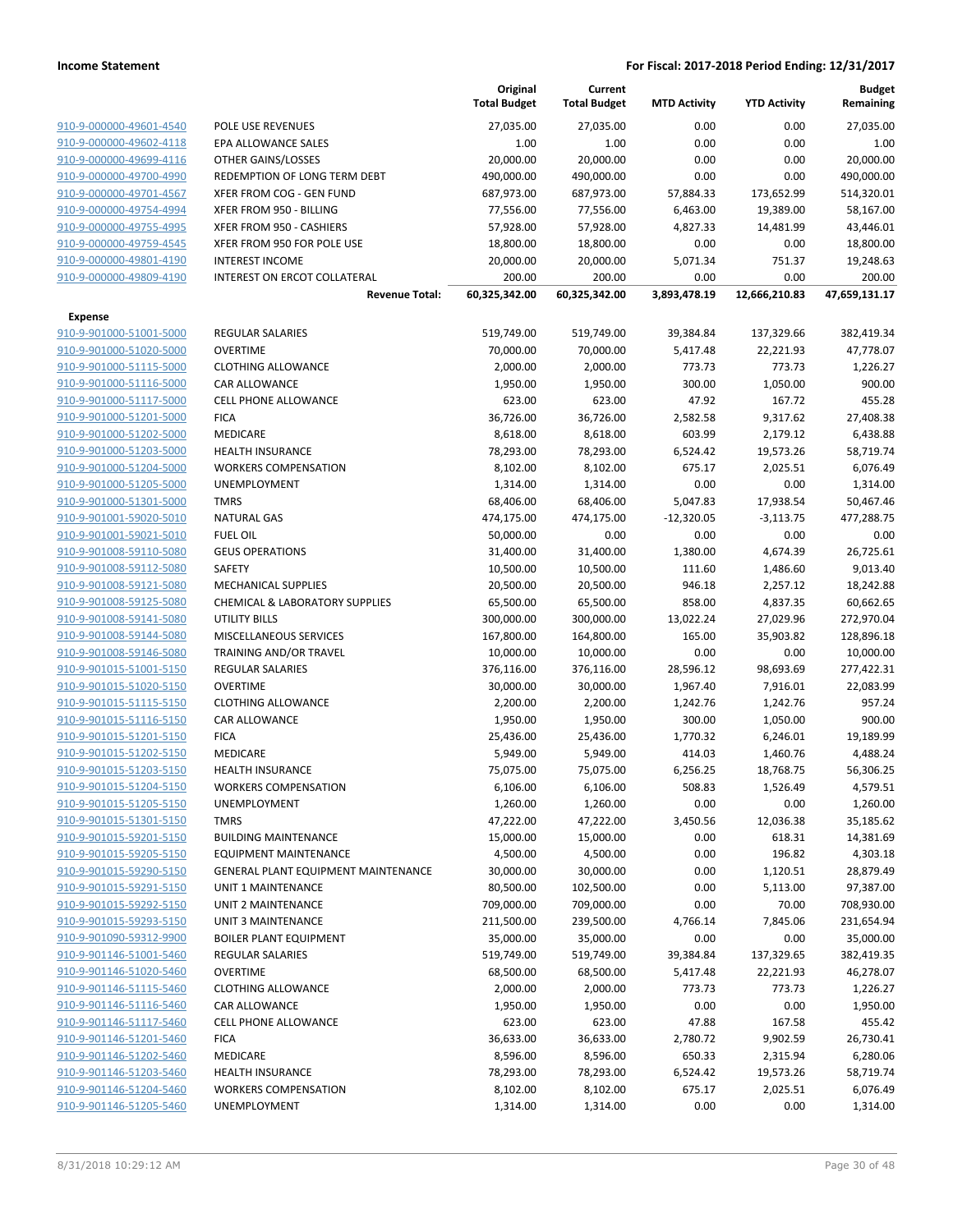| | | Original Total Budget | Current Total Budget | MTD Activity | YTD Activity | Budget Remaining |
|---|---|---|---|---|---|---|
| 910-9-000000-49601-4540 | POLE USE REVENUES | 27,035.00 | 27,035.00 | 0.00 | 0.00 | 27,035.00 |
| 910-9-000000-49602-4118 | EPA ALLOWANCE SALES | 1.00 | 1.00 | 0.00 | 0.00 | 1.00 |
| 910-9-000000-49699-4116 | OTHER GAINS/LOSSES | 20,000.00 | 20,000.00 | 0.00 | 0.00 | 20,000.00 |
| 910-9-000000-49700-4990 | REDEMPTION OF LONG TERM DEBT | 490,000.00 | 490,000.00 | 0.00 | 0.00 | 490,000.00 |
| 910-9-000000-49701-4567 | XFER FROM COG - GEN FUND | 687,973.00 | 687,973.00 | 57,884.33 | 173,652.99 | 514,320.01 |
| 910-9-000000-49754-4994 | XFER FROM 950 - BILLING | 77,556.00 | 77,556.00 | 6,463.00 | 19,389.00 | 58,167.00 |
| 910-9-000000-49755-4995 | XFER FROM 950 - CASHIERS | 57,928.00 | 57,928.00 | 4,827.33 | 14,481.99 | 43,446.01 |
| 910-9-000000-49759-4545 | XFER FROM 950 FOR POLE USE | 18,800.00 | 18,800.00 | 0.00 | 0.00 | 18,800.00 |
| 910-9-000000-49801-4190 | INTEREST INCOME | 20,000.00 | 20,000.00 | 5,071.34 | 751.37 | 19,248.63 |
| 910-9-000000-49809-4190 | INTEREST ON ERCOT COLLATERAL | 200.00 | 200.00 | 0.00 | 0.00 | 200.00 |
| | **Revenue Total:** | **60,325,342.00** | **60,325,342.00** | **3,893,478.19** | **12,666,210.83** | **47,659,131.17** |
| **Expense** | | | | | | |
| 910-9-901000-51001-5000 | REGULAR SALARIES | 519,749.00 | 519,749.00 | 39,384.84 | 137,329.66 | 382,419.34 |
| 910-9-901000-51020-5000 | OVERTIME | 70,000.00 | 70,000.00 | 5,417.48 | 22,221.93 | 47,778.07 |
| 910-9-901000-51115-5000 | CLOTHING ALLOWANCE | 2,000.00 | 2,000.00 | 773.73 | 773.73 | 1,226.27 |
| 910-9-901000-51116-5000 | CAR ALLOWANCE | 1,950.00 | 1,950.00 | 300.00 | 1,050.00 | 900.00 |
| 910-9-901000-51117-5000 | CELL PHONE ALLOWANCE | 623.00 | 623.00 | 47.92 | 167.72 | 455.28 |
| 910-9-901000-51201-5000 | FICA | 36,726.00 | 36,726.00 | 2,582.58 | 9,317.62 | 27,408.38 |
| 910-9-901000-51202-5000 | MEDICARE | 8,618.00 | 8,618.00 | 603.99 | 2,179.12 | 6,438.88 |
| 910-9-901000-51203-5000 | HEALTH INSURANCE | 78,293.00 | 78,293.00 | 6,524.42 | 19,573.26 | 58,719.74 |
| 910-9-901000-51204-5000 | WORKERS COMPENSATION | 8,102.00 | 8,102.00 | 675.17 | 2,025.51 | 6,076.49 |
| 910-9-901000-51205-5000 | UNEMPLOYMENT | 1,314.00 | 1,314.00 | 0.00 | 0.00 | 1,314.00 |
| 910-9-901000-51301-5000 | TMRS | 68,406.00 | 68,406.00 | 5,047.83 | 17,938.54 | 50,467.46 |
| 910-9-901001-59020-5010 | NATURAL GAS | 474,175.00 | 474,175.00 | -12,320.05 | -3,113.75 | 477,288.75 |
| 910-9-901001-59021-5010 | FUEL OIL | 50,000.00 | 0.00 | 0.00 | 0.00 | 0.00 |
| 910-9-901008-59110-5080 | GEUS OPERATIONS | 31,400.00 | 31,400.00 | 1,380.00 | 4,674.39 | 26,725.61 |
| 910-9-901008-59112-5080 | SAFETY | 10,500.00 | 10,500.00 | 111.60 | 1,486.60 | 9,013.40 |
| 910-9-901008-59121-5080 | MECHANICAL SUPPLIES | 20,500.00 | 20,500.00 | 946.18 | 2,257.12 | 18,242.88 |
| 910-9-901008-59125-5080 | CHEMICAL & LABORATORY SUPPLIES | 65,500.00 | 65,500.00 | 858.00 | 4,837.35 | 60,662.65 |
| 910-9-901008-59141-5080 | UTILITY BILLS | 300,000.00 | 300,000.00 | 13,022.24 | 27,029.96 | 272,970.04 |
| 910-9-901008-59144-5080 | MISCELLANEOUS SERVICES | 167,800.00 | 164,800.00 | 165.00 | 35,903.82 | 128,896.18 |
| 910-9-901008-59146-5080 | TRAINING AND/OR TRAVEL | 10,000.00 | 10,000.00 | 0.00 | 0.00 | 10,000.00 |
| 910-9-901015-51001-5150 | REGULAR SALARIES | 376,116.00 | 376,116.00 | 28,596.12 | 98,693.69 | 277,422.31 |
| 910-9-901015-51020-5150 | OVERTIME | 30,000.00 | 30,000.00 | 1,967.40 | 7,916.01 | 22,083.99 |
| 910-9-901015-51115-5150 | CLOTHING ALLOWANCE | 2,200.00 | 2,200.00 | 1,242.76 | 1,242.76 | 957.24 |
| 910-9-901015-51116-5150 | CAR ALLOWANCE | 1,950.00 | 1,950.00 | 300.00 | 1,050.00 | 900.00 |
| 910-9-901015-51201-5150 | FICA | 25,436.00 | 25,436.00 | 1,770.32 | 6,246.01 | 19,189.99 |
| 910-9-901015-51202-5150 | MEDICARE | 5,949.00 | 5,949.00 | 414.03 | 1,460.76 | 4,488.24 |
| 910-9-901015-51203-5150 | HEALTH INSURANCE | 75,075.00 | 75,075.00 | 6,256.25 | 18,768.75 | 56,306.25 |
| 910-9-901015-51204-5150 | WORKERS COMPENSATION | 6,106.00 | 6,106.00 | 508.83 | 1,526.49 | 4,579.51 |
| 910-9-901015-51205-5150 | UNEMPLOYMENT | 1,260.00 | 1,260.00 | 0.00 | 0.00 | 1,260.00 |
| 910-9-901015-51301-5150 | TMRS | 47,222.00 | 47,222.00 | 3,450.56 | 12,036.38 | 35,185.62 |
| 910-9-901015-59201-5150 | BUILDING MAINTENANCE | 15,000.00 | 15,000.00 | 0.00 | 618.31 | 14,381.69 |
| 910-9-901015-59205-5150 | EQUIPMENT MAINTENANCE | 4,500.00 | 4,500.00 | 0.00 | 196.82 | 4,303.18 |
| 910-9-901015-59290-5150 | GENERAL PLANT EQUIPMENT MAINTENANCE | 30,000.00 | 30,000.00 | 0.00 | 1,120.51 | 28,879.49 |
| 910-9-901015-59291-5150 | UNIT 1 MAINTENANCE | 80,500.00 | 102,500.00 | 0.00 | 5,113.00 | 97,387.00 |
| 910-9-901015-59292-5150 | UNIT 2 MAINTENANCE | 709,000.00 | 709,000.00 | 0.00 | 70.00 | 708,930.00 |
| 910-9-901015-59293-5150 | UNIT 3 MAINTENANCE | 211,500.00 | 239,500.00 | 4,766.14 | 7,845.06 | 231,654.94 |
| 910-9-901090-59312-9900 | BOILER PLANT EQUIPMENT | 35,000.00 | 35,000.00 | 0.00 | 0.00 | 35,000.00 |
| 910-9-901146-51001-5460 | REGULAR SALARIES | 519,749.00 | 519,749.00 | 39,384.84 | 137,329.65 | 382,419.35 |
| 910-9-901146-51020-5460 | OVERTIME | 68,500.00 | 68,500.00 | 5,417.48 | 22,221.93 | 46,278.07 |
| 910-9-901146-51115-5460 | CLOTHING ALLOWANCE | 2,000.00 | 2,000.00 | 773.73 | 773.73 | 1,226.27 |
| 910-9-901146-51116-5460 | CAR ALLOWANCE | 1,950.00 | 1,950.00 | 0.00 | 0.00 | 1,950.00 |
| 910-9-901146-51117-5460 | CELL PHONE ALLOWANCE | 623.00 | 623.00 | 47.88 | 167.58 | 455.42 |
| 910-9-901146-51201-5460 | FICA | 36,633.00 | 36,633.00 | 2,780.72 | 9,902.59 | 26,730.41 |
| 910-9-901146-51202-5460 | MEDICARE | 8,596.00 | 8,596.00 | 650.33 | 2,315.94 | 6,280.06 |
| 910-9-901146-51203-5460 | HEALTH INSURANCE | 78,293.00 | 78,293.00 | 6,524.42 | 19,573.26 | 58,719.74 |
| 910-9-901146-51204-5460 | WORKERS COMPENSATION | 8,102.00 | 8,102.00 | 675.17 | 2,025.51 | 6,076.49 |
| 910-9-901146-51205-5460 | UNEMPLOYMENT | 1,314.00 | 1,314.00 | 0.00 | 0.00 | 1,314.00 |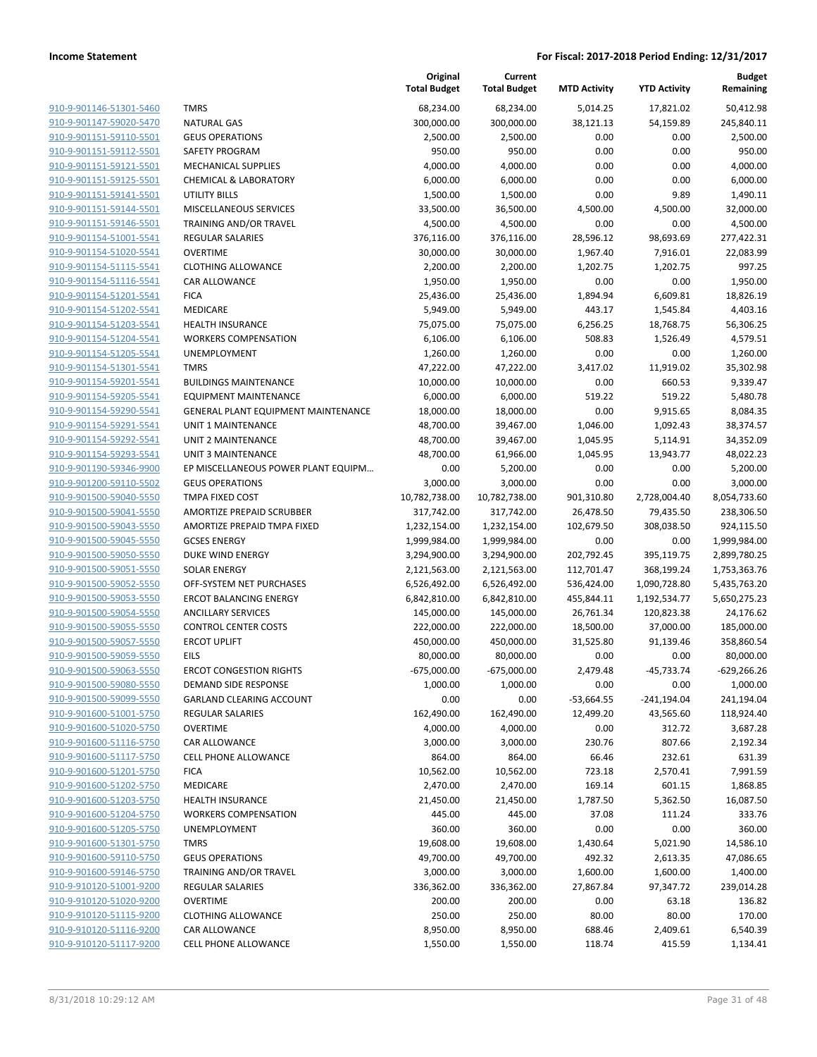**Income Statement** | **For Fiscal: 2017-2018 Period Ending: 12/31/2017**

| | | Original Total Budget | Current Total Budget | MTD Activity | YTD Activity | Budget Remaining |
|---|---|---|---|---|---|---|
| 910-9-901146-51301-5460 | TMRS | 68,234.00 | 68,234.00 | 5,014.25 | 17,821.02 | 50,412.98 |
| 910-9-901147-59020-5470 | NATURAL GAS | 300,000.00 | 300,000.00 | 38,121.13 | 54,159.89 | 245,840.11 |
| 910-9-901151-59110-5501 | GEUS OPERATIONS | 2,500.00 | 2,500.00 | 0.00 | 0.00 | 2,500.00 |
| 910-9-901151-59112-5501 | SAFETY PROGRAM | 950.00 | 950.00 | 0.00 | 0.00 | 950.00 |
| 910-9-901151-59121-5501 | MECHANICAL SUPPLIES | 4,000.00 | 4,000.00 | 0.00 | 0.00 | 4,000.00 |
| 910-9-901151-59125-5501 | CHEMICAL & LABORATORY | 6,000.00 | 6,000.00 | 0.00 | 0.00 | 6,000.00 |
| 910-9-901151-59141-5501 | UTILITY BILLS | 1,500.00 | 1,500.00 | 0.00 | 9.89 | 1,490.11 |
| 910-9-901151-59144-5501 | MISCELLANEOUS SERVICES | 33,500.00 | 36,500.00 | 4,500.00 | 4,500.00 | 32,000.00 |
| 910-9-901151-59146-5501 | TRAINING AND/OR TRAVEL | 4,500.00 | 4,500.00 | 0.00 | 0.00 | 4,500.00 |
| 910-9-901154-51001-5541 | REGULAR SALARIES | 376,116.00 | 376,116.00 | 28,596.12 | 98,693.69 | 277,422.31 |
| 910-9-901154-51020-5541 | OVERTIME | 30,000.00 | 30,000.00 | 1,967.40 | 7,916.01 | 22,083.99 |
| 910-9-901154-51115-5541 | CLOTHING ALLOWANCE | 2,200.00 | 2,200.00 | 1,202.75 | 1,202.75 | 997.25 |
| 910-9-901154-51116-5541 | CAR ALLOWANCE | 1,950.00 | 1,950.00 | 0.00 | 0.00 | 1,950.00 |
| 910-9-901154-51201-5541 | FICA | 25,436.00 | 25,436.00 | 1,894.94 | 6,609.81 | 18,826.19 |
| 910-9-901154-51202-5541 | MEDICARE | 5,949.00 | 5,949.00 | 443.17 | 1,545.84 | 4,403.16 |
| 910-9-901154-51203-5541 | HEALTH INSURANCE | 75,075.00 | 75,075.00 | 6,256.25 | 18,768.75 | 56,306.25 |
| 910-9-901154-51204-5541 | WORKERS COMPENSATION | 6,106.00 | 6,106.00 | 508.83 | 1,526.49 | 4,579.51 |
| 910-9-901154-51205-5541 | UNEMPLOYMENT | 1,260.00 | 1,260.00 | 0.00 | 0.00 | 1,260.00 |
| 910-9-901154-51301-5541 | TMRS | 47,222.00 | 47,222.00 | 3,417.02 | 11,919.02 | 35,302.98 |
| 910-9-901154-59201-5541 | BUILDINGS MAINTENANCE | 10,000.00 | 10,000.00 | 0.00 | 660.53 | 9,339.47 |
| 910-9-901154-59205-5541 | EQUIPMENT MAINTENANCE | 6,000.00 | 6,000.00 | 519.22 | 519.22 | 5,480.78 |
| 910-9-901154-59290-5541 | GENERAL PLANT EQUIPMENT MAINTENANCE | 18,000.00 | 18,000.00 | 0.00 | 9,915.65 | 8,084.35 |
| 910-9-901154-59291-5541 | UNIT 1 MAINTENANCE | 48,700.00 | 39,467.00 | 1,046.00 | 1,092.43 | 38,374.57 |
| 910-9-901154-59292-5541 | UNIT 2 MAINTENANCE | 48,700.00 | 39,467.00 | 1,045.95 | 5,114.91 | 34,352.09 |
| 910-9-901154-59293-5541 | UNIT 3 MAINTENANCE | 48,700.00 | 61,966.00 | 1,045.95 | 13,943.77 | 48,022.23 |
| 910-9-901190-59346-9900 | EP MISCELLANEOUS POWER PLANT EQUIPM… | 0.00 | 5,200.00 | 0.00 | 0.00 | 5,200.00 |
| 910-9-901200-59110-5502 | GEUS OPERATIONS | 3,000.00 | 3,000.00 | 0.00 | 0.00 | 3,000.00 |
| 910-9-901500-59040-5550 | TMPA FIXED COST | 10,782,738.00 | 10,782,738.00 | 901,310.80 | 2,728,004.40 | 8,054,733.60 |
| 910-9-901500-59041-5550 | AMORTIZE PREPAID SCRUBBER | 317,742.00 | 317,742.00 | 26,478.50 | 79,435.50 | 238,306.50 |
| 910-9-901500-59043-5550 | AMORTIZE PREPAID TMPA FIXED | 1,232,154.00 | 1,232,154.00 | 102,679.50 | 308,038.50 | 924,115.50 |
| 910-9-901500-59045-5550 | GCSES ENERGY | 1,999,984.00 | 1,999,984.00 | 0.00 | 0.00 | 1,999,984.00 |
| 910-9-901500-59050-5550 | DUKE WIND ENERGY | 3,294,900.00 | 3,294,900.00 | 202,792.45 | 395,119.75 | 2,899,780.25 |
| 910-9-901500-59051-5550 | SOLAR ENERGY | 2,121,563.00 | 2,121,563.00 | 112,701.47 | 368,199.24 | 1,753,363.76 |
| 910-9-901500-59052-5550 | OFF-SYSTEM NET PURCHASES | 6,526,492.00 | 6,526,492.00 | 536,424.00 | 1,090,728.80 | 5,435,763.20 |
| 910-9-901500-59053-5550 | ERCOT BALANCING ENERGY | 6,842,810.00 | 6,842,810.00 | 455,844.11 | 1,192,534.77 | 5,650,275.23 |
| 910-9-901500-59054-5550 | ANCILLARY SERVICES | 145,000.00 | 145,000.00 | 26,761.34 | 120,823.38 | 24,176.62 |
| 910-9-901500-59055-5550 | CONTROL CENTER COSTS | 222,000.00 | 222,000.00 | 18,500.00 | 37,000.00 | 185,000.00 |
| 910-9-901500-59057-5550 | ERCOT UPLIFT | 450,000.00 | 450,000.00 | 31,525.80 | 91,139.46 | 358,860.54 |
| 910-9-901500-59059-5550 | EILS | 80,000.00 | 80,000.00 | 0.00 | 0.00 | 80,000.00 |
| 910-9-901500-59063-5550 | ERCOT CONGESTION RIGHTS | -675,000.00 | -675,000.00 | 2,479.48 | -45,733.74 | -629,266.26 |
| 910-9-901500-59080-5550 | DEMAND SIDE RESPONSE | 1,000.00 | 1,000.00 | 0.00 | 0.00 | 1,000.00 |
| 910-9-901500-59099-5550 | GARLAND CLEARING ACCOUNT | 0.00 | 0.00 | -53,664.55 | -241,194.04 | 241,194.04 |
| 910-9-901600-51001-5750 | REGULAR SALARIES | 162,490.00 | 162,490.00 | 12,499.20 | 43,565.60 | 118,924.40 |
| 910-9-901600-51020-5750 | OVERTIME | 4,000.00 | 4,000.00 | 0.00 | 312.72 | 3,687.28 |
| 910-9-901600-51116-5750 | CAR ALLOWANCE | 3,000.00 | 3,000.00 | 230.76 | 807.66 | 2,192.34 |
| 910-9-901600-51117-5750 | CELL PHONE ALLOWANCE | 864.00 | 864.00 | 66.46 | 232.61 | 631.39 |
| 910-9-901600-51201-5750 | FICA | 10,562.00 | 10,562.00 | 723.18 | 2,570.41 | 7,991.59 |
| 910-9-901600-51202-5750 | MEDICARE | 2,470.00 | 2,470.00 | 169.14 | 601.15 | 1,868.85 |
| 910-9-901600-51203-5750 | HEALTH INSURANCE | 21,450.00 | 21,450.00 | 1,787.50 | 5,362.50 | 16,087.50 |
| 910-9-901600-51204-5750 | WORKERS COMPENSATION | 445.00 | 445.00 | 37.08 | 111.24 | 333.76 |
| 910-9-901600-51205-5750 | UNEMPLOYMENT | 360.00 | 360.00 | 0.00 | 0.00 | 360.00 |
| 910-9-901600-51301-5750 | TMRS | 19,608.00 | 19,608.00 | 1,430.64 | 5,021.90 | 14,586.10 |
| 910-9-901600-59110-5750 | GEUS OPERATIONS | 49,700.00 | 49,700.00 | 492.32 | 2,613.35 | 47,086.65 |
| 910-9-901600-59146-5750 | TRAINING AND/OR TRAVEL | 3,000.00 | 3,000.00 | 1,600.00 | 1,600.00 | 1,400.00 |
| 910-9-910120-51001-9200 | REGULAR SALARIES | 336,362.00 | 336,362.00 | 27,867.84 | 97,347.72 | 239,014.28 |
| 910-9-910120-51020-9200 | OVERTIME | 200.00 | 200.00 | 0.00 | 63.18 | 136.82 |
| 910-9-910120-51115-9200 | CLOTHING ALLOWANCE | 250.00 | 250.00 | 80.00 | 80.00 | 170.00 |
| 910-9-910120-51116-9200 | CAR ALLOWANCE | 8,950.00 | 8,950.00 | 688.46 | 2,409.61 | 6,540.39 |
| 910-9-910120-51117-9200 | CELL PHONE ALLOWANCE | 1,550.00 | 1,550.00 | 118.74 | 415.59 | 1,134.41 |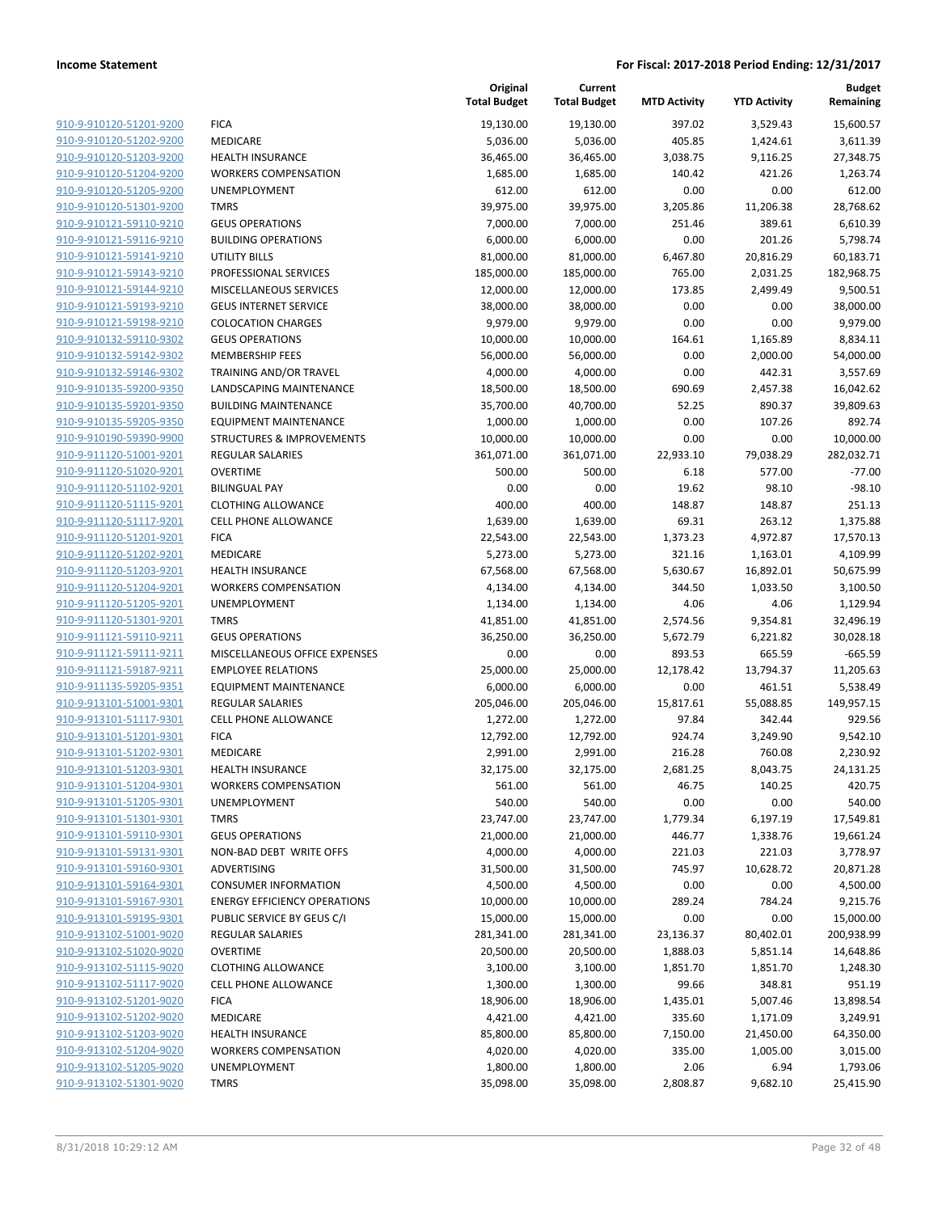| | | Original Total Budget | Current Total Budget | MTD Activity | YTD Activity | Budget Remaining |
|---|---|---|---|---|---|---|
| 910-9-910120-51201-9200 | FICA | 19,130.00 | 19,130.00 | 397.02 | 3,529.43 | 15,600.57 |
| 910-9-910120-51202-9200 | MEDICARE | 5,036.00 | 5,036.00 | 405.85 | 1,424.61 | 3,611.39 |
| 910-9-910120-51203-9200 | HEALTH INSURANCE | 36,465.00 | 36,465.00 | 3,038.75 | 9,116.25 | 27,348.75 |
| 910-9-910120-51204-9200 | WORKERS COMPENSATION | 1,685.00 | 1,685.00 | 140.42 | 421.26 | 1,263.74 |
| 910-9-910120-51205-9200 | UNEMPLOYMENT | 612.00 | 612.00 | 0.00 | 0.00 | 612.00 |
| 910-9-910120-51301-9200 | TMRS | 39,975.00 | 39,975.00 | 3,205.86 | 11,206.38 | 28,768.62 |
| 910-9-910121-59110-9210 | GEUS OPERATIONS | 7,000.00 | 7,000.00 | 251.46 | 389.61 | 6,610.39 |
| 910-9-910121-59116-9210 | BUILDING OPERATIONS | 6,000.00 | 6,000.00 | 0.00 | 201.26 | 5,798.74 |
| 910-9-910121-59141-9210 | UTILITY BILLS | 81,000.00 | 81,000.00 | 6,467.80 | 20,816.29 | 60,183.71 |
| 910-9-910121-59143-9210 | PROFESSIONAL SERVICES | 185,000.00 | 185,000.00 | 765.00 | 2,031.25 | 182,968.75 |
| 910-9-910121-59144-9210 | MISCELLANEOUS SERVICES | 12,000.00 | 12,000.00 | 173.85 | 2,499.49 | 9,500.51 |
| 910-9-910121-59193-9210 | GEUS INTERNET SERVICE | 38,000.00 | 38,000.00 | 0.00 | 0.00 | 38,000.00 |
| 910-9-910121-59198-9210 | COLOCATION CHARGES | 9,979.00 | 9,979.00 | 0.00 | 0.00 | 9,979.00 |
| 910-9-910132-59110-9302 | GEUS OPERATIONS | 10,000.00 | 10,000.00 | 164.61 | 1,165.89 | 8,834.11 |
| 910-9-910132-59142-9302 | MEMBERSHIP FEES | 56,000.00 | 56,000.00 | 0.00 | 2,000.00 | 54,000.00 |
| 910-9-910132-59146-9302 | TRAINING AND/OR TRAVEL | 4,000.00 | 4,000.00 | 0.00 | 442.31 | 3,557.69 |
| 910-9-910135-59200-9350 | LANDSCAPING MAINTENANCE | 18,500.00 | 18,500.00 | 690.69 | 2,457.38 | 16,042.62 |
| 910-9-910135-59201-9350 | BUILDING MAINTENANCE | 35,700.00 | 40,700.00 | 52.25 | 890.37 | 39,809.63 |
| 910-9-910135-59205-9350 | EQUIPMENT MAINTENANCE | 1,000.00 | 1,000.00 | 0.00 | 107.26 | 892.74 |
| 910-9-910190-59390-9900 | STRUCTURES & IMPROVEMENTS | 10,000.00 | 10,000.00 | 0.00 | 0.00 | 10,000.00 |
| 910-9-911120-51001-9201 | REGULAR SALARIES | 361,071.00 | 361,071.00 | 22,933.10 | 79,038.29 | 282,032.71 |
| 910-9-911120-51020-9201 | OVERTIME | 500.00 | 500.00 | 6.18 | 577.00 | -77.00 |
| 910-9-911120-51102-9201 | BILINGUAL PAY | 0.00 | 0.00 | 19.62 | 98.10 | -98.10 |
| 910-9-911120-51115-9201 | CLOTHING ALLOWANCE | 400.00 | 400.00 | 148.87 | 148.87 | 251.13 |
| 910-9-911120-51117-9201 | CELL PHONE ALLOWANCE | 1,639.00 | 1,639.00 | 69.31 | 263.12 | 1,375.88 |
| 910-9-911120-51201-9201 | FICA | 22,543.00 | 22,543.00 | 1,373.23 | 4,972.87 | 17,570.13 |
| 910-9-911120-51202-9201 | MEDICARE | 5,273.00 | 5,273.00 | 321.16 | 1,163.01 | 4,109.99 |
| 910-9-911120-51203-9201 | HEALTH INSURANCE | 67,568.00 | 67,568.00 | 5,630.67 | 16,892.01 | 50,675.99 |
| 910-9-911120-51204-9201 | WORKERS COMPENSATION | 4,134.00 | 4,134.00 | 344.50 | 1,033.50 | 3,100.50 |
| 910-9-911120-51205-9201 | UNEMPLOYMENT | 1,134.00 | 1,134.00 | 4.06 | 4.06 | 1,129.94 |
| 910-9-911120-51301-9201 | TMRS | 41,851.00 | 41,851.00 | 2,574.56 | 9,354.81 | 32,496.19 |
| 910-9-911121-59110-9211 | GEUS OPERATIONS | 36,250.00 | 36,250.00 | 5,672.79 | 6,221.82 | 30,028.18 |
| 910-9-911121-59111-9211 | MISCELLANEOUS OFFICE EXPENSES | 0.00 | 0.00 | 893.53 | 665.59 | -665.59 |
| 910-9-911121-59187-9211 | EMPLOYEE RELATIONS | 25,000.00 | 25,000.00 | 12,178.42 | 13,794.37 | 11,205.63 |
| 910-9-911135-59205-9351 | EQUIPMENT MAINTENANCE | 6,000.00 | 6,000.00 | 0.00 | 461.51 | 5,538.49 |
| 910-9-913101-51001-9301 | REGULAR SALARIES | 205,046.00 | 205,046.00 | 15,817.61 | 55,088.85 | 149,957.15 |
| 910-9-913101-51117-9301 | CELL PHONE ALLOWANCE | 1,272.00 | 1,272.00 | 97.84 | 342.44 | 929.56 |
| 910-9-913101-51201-9301 | FICA | 12,792.00 | 12,792.00 | 924.74 | 3,249.90 | 9,542.10 |
| 910-9-913101-51202-9301 | MEDICARE | 2,991.00 | 2,991.00 | 216.28 | 760.08 | 2,230.92 |
| 910-9-913101-51203-9301 | HEALTH INSURANCE | 32,175.00 | 32,175.00 | 2,681.25 | 8,043.75 | 24,131.25 |
| 910-9-913101-51204-9301 | WORKERS COMPENSATION | 561.00 | 561.00 | 46.75 | 140.25 | 420.75 |
| 910-9-913101-51205-9301 | UNEMPLOYMENT | 540.00 | 540.00 | 0.00 | 0.00 | 540.00 |
| 910-9-913101-51301-9301 | TMRS | 23,747.00 | 23,747.00 | 1,779.34 | 6,197.19 | 17,549.81 |
| 910-9-913101-59110-9301 | GEUS OPERATIONS | 21,000.00 | 21,000.00 | 446.77 | 1,338.76 | 19,661.24 |
| 910-9-913101-59131-9301 | NON-BAD DEBT WRITE OFFS | 4,000.00 | 4,000.00 | 221.03 | 221.03 | 3,778.97 |
| 910-9-913101-59160-9301 | ADVERTISING | 31,500.00 | 31,500.00 | 745.97 | 10,628.72 | 20,871.28 |
| 910-9-913101-59164-9301 | CONSUMER INFORMATION | 4,500.00 | 4,500.00 | 0.00 | 0.00 | 4,500.00 |
| 910-9-913101-59167-9301 | ENERGY EFFICIENCY OPERATIONS | 10,000.00 | 10,000.00 | 289.24 | 784.24 | 9,215.76 |
| 910-9-913101-59195-9301 | PUBLIC SERVICE BY GEUS C/I | 15,000.00 | 15,000.00 | 0.00 | 0.00 | 15,000.00 |
| 910-9-913102-51001-9020 | REGULAR SALARIES | 281,341.00 | 281,341.00 | 23,136.37 | 80,402.01 | 200,938.99 |
| 910-9-913102-51020-9020 | OVERTIME | 20,500.00 | 20,500.00 | 1,888.03 | 5,851.14 | 14,648.86 |
| 910-9-913102-51115-9020 | CLOTHING ALLOWANCE | 3,100.00 | 3,100.00 | 1,851.70 | 1,851.70 | 1,248.30 |
| 910-9-913102-51117-9020 | CELL PHONE ALLOWANCE | 1,300.00 | 1,300.00 | 99.66 | 348.81 | 951.19 |
| 910-9-913102-51201-9020 | FICA | 18,906.00 | 18,906.00 | 1,435.01 | 5,007.46 | 13,898.54 |
| 910-9-913102-51202-9020 | MEDICARE | 4,421.00 | 4,421.00 | 335.60 | 1,171.09 | 3,249.91 |
| 910-9-913102-51203-9020 | HEALTH INSURANCE | 85,800.00 | 85,800.00 | 7,150.00 | 21,450.00 | 64,350.00 |
| 910-9-913102-51204-9020 | WORKERS COMPENSATION | 4,020.00 | 4,020.00 | 335.00 | 1,005.00 | 3,015.00 |
| 910-9-913102-51205-9020 | UNEMPLOYMENT | 1,800.00 | 1,800.00 | 2.06 | 6.94 | 1,793.06 |
| 910-9-913102-51301-9020 | TMRS | 35,098.00 | 35,098.00 | 2,808.87 | 9,682.10 | 25,415.90 |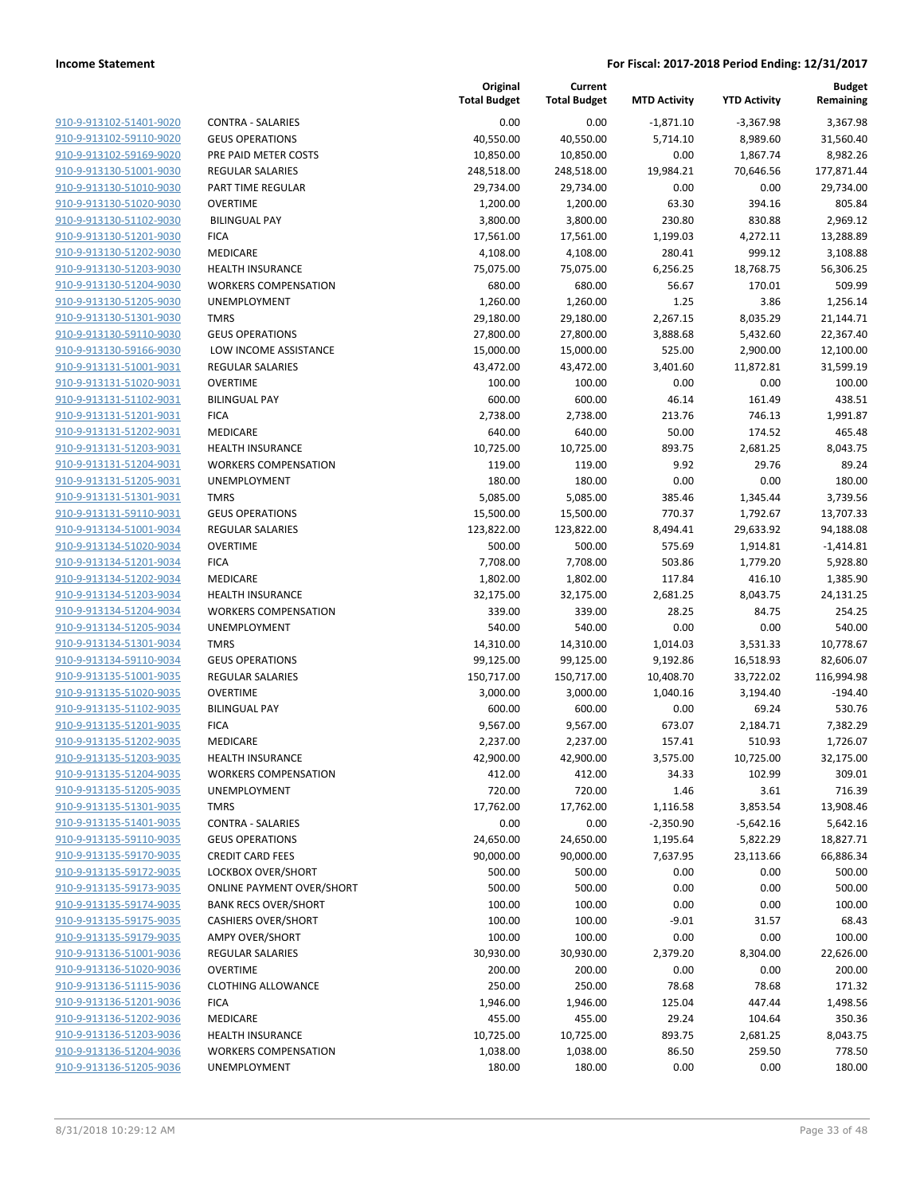| | | Original Total Budget | Current Total Budget | MTD Activity | YTD Activity | Budget Remaining |
|---|---|---|---|---|---|---|
| 910-9-913102-51401-9020 | CONTRA - SALARIES | 0.00 | 0.00 | -1,871.10 | -3,367.98 | 3,367.98 |
| 910-9-913102-59110-9020 | GEUS OPERATIONS | 40,550.00 | 40,550.00 | 5,714.10 | 8,989.60 | 31,560.40 |
| 910-9-913102-59169-9020 | PRE PAID METER COSTS | 10,850.00 | 10,850.00 | 0.00 | 1,867.74 | 8,982.26 |
| 910-9-913130-51001-9030 | REGULAR SALARIES | 248,518.00 | 248,518.00 | 19,984.21 | 70,646.56 | 177,871.44 |
| 910-9-913130-51010-9030 | PART TIME REGULAR | 29,734.00 | 29,734.00 | 0.00 | 0.00 | 29,734.00 |
| 910-9-913130-51020-9030 | OVERTIME | 1,200.00 | 1,200.00 | 63.30 | 394.16 | 805.84 |
| 910-9-913130-51102-9030 | BILINGUAL PAY | 3,800.00 | 3,800.00 | 230.80 | 830.88 | 2,969.12 |
| 910-9-913130-51201-9030 | FICA | 17,561.00 | 17,561.00 | 1,199.03 | 4,272.11 | 13,288.89 |
| 910-9-913130-51202-9030 | MEDICARE | 4,108.00 | 4,108.00 | 280.41 | 999.12 | 3,108.88 |
| 910-9-913130-51203-9030 | HEALTH INSURANCE | 75,075.00 | 75,075.00 | 6,256.25 | 18,768.75 | 56,306.25 |
| 910-9-913130-51204-9030 | WORKERS COMPENSATION | 680.00 | 680.00 | 56.67 | 170.01 | 509.99 |
| 910-9-913130-51205-9030 | UNEMPLOYMENT | 1,260.00 | 1,260.00 | 1.25 | 3.86 | 1,256.14 |
| 910-9-913130-51301-9030 | TMRS | 29,180.00 | 29,180.00 | 2,267.15 | 8,035.29 | 21,144.71 |
| 910-9-913130-59110-9030 | GEUS OPERATIONS | 27,800.00 | 27,800.00 | 3,888.68 | 5,432.60 | 22,367.40 |
| 910-9-913130-59166-9030 | LOW INCOME ASSISTANCE | 15,000.00 | 15,000.00 | 525.00 | 2,900.00 | 12,100.00 |
| 910-9-913131-51001-9031 | REGULAR SALARIES | 43,472.00 | 43,472.00 | 3,401.60 | 11,872.81 | 31,599.19 |
| 910-9-913131-51020-9031 | OVERTIME | 100.00 | 100.00 | 0.00 | 0.00 | 100.00 |
| 910-9-913131-51102-9031 | BILINGUAL PAY | 600.00 | 600.00 | 46.14 | 161.49 | 438.51 |
| 910-9-913131-51201-9031 | FICA | 2,738.00 | 2,738.00 | 213.76 | 746.13 | 1,991.87 |
| 910-9-913131-51202-9031 | MEDICARE | 640.00 | 640.00 | 50.00 | 174.52 | 465.48 |
| 910-9-913131-51203-9031 | HEALTH INSURANCE | 10,725.00 | 10,725.00 | 893.75 | 2,681.25 | 8,043.75 |
| 910-9-913131-51204-9031 | WORKERS COMPENSATION | 119.00 | 119.00 | 9.92 | 29.76 | 89.24 |
| 910-9-913131-51205-9031 | UNEMPLOYMENT | 180.00 | 180.00 | 0.00 | 0.00 | 180.00 |
| 910-9-913131-51301-9031 | TMRS | 5,085.00 | 5,085.00 | 385.46 | 1,345.44 | 3,739.56 |
| 910-9-913131-59110-9031 | GEUS OPERATIONS | 15,500.00 | 15,500.00 | 770.37 | 1,792.67 | 13,707.33 |
| 910-9-913134-51001-9034 | REGULAR SALARIES | 123,822.00 | 123,822.00 | 8,494.41 | 29,633.92 | 94,188.08 |
| 910-9-913134-51020-9034 | OVERTIME | 500.00 | 500.00 | 575.69 | 1,914.81 | -1,414.81 |
| 910-9-913134-51201-9034 | FICA | 7,708.00 | 7,708.00 | 503.86 | 1,779.20 | 5,928.80 |
| 910-9-913134-51202-9034 | MEDICARE | 1,802.00 | 1,802.00 | 117.84 | 416.10 | 1,385.90 |
| 910-9-913134-51203-9034 | HEALTH INSURANCE | 32,175.00 | 32,175.00 | 2,681.25 | 8,043.75 | 24,131.25 |
| 910-9-913134-51204-9034 | WORKERS COMPENSATION | 339.00 | 339.00 | 28.25 | 84.75 | 254.25 |
| 910-9-913134-51205-9034 | UNEMPLOYMENT | 540.00 | 540.00 | 0.00 | 0.00 | 540.00 |
| 910-9-913134-51301-9034 | TMRS | 14,310.00 | 14,310.00 | 1,014.03 | 3,531.33 | 10,778.67 |
| 910-9-913134-59110-9034 | GEUS OPERATIONS | 99,125.00 | 99,125.00 | 9,192.86 | 16,518.93 | 82,606.07 |
| 910-9-913135-51001-9035 | REGULAR SALARIES | 150,717.00 | 150,717.00 | 10,408.70 | 33,722.02 | 116,994.98 |
| 910-9-913135-51020-9035 | OVERTIME | 3,000.00 | 3,000.00 | 1,040.16 | 3,194.40 | -194.40 |
| 910-9-913135-51102-9035 | BILINGUAL PAY | 600.00 | 600.00 | 0.00 | 69.24 | 530.76 |
| 910-9-913135-51201-9035 | FICA | 9,567.00 | 9,567.00 | 673.07 | 2,184.71 | 7,382.29 |
| 910-9-913135-51202-9035 | MEDICARE | 2,237.00 | 2,237.00 | 157.41 | 510.93 | 1,726.07 |
| 910-9-913135-51203-9035 | HEALTH INSURANCE | 42,900.00 | 42,900.00 | 3,575.00 | 10,725.00 | 32,175.00 |
| 910-9-913135-51204-9035 | WORKERS COMPENSATION | 412.00 | 412.00 | 34.33 | 102.99 | 309.01 |
| 910-9-913135-51205-9035 | UNEMPLOYMENT | 720.00 | 720.00 | 1.46 | 3.61 | 716.39 |
| 910-9-913135-51301-9035 | TMRS | 17,762.00 | 17,762.00 | 1,116.58 | 3,853.54 | 13,908.46 |
| 910-9-913135-51401-9035 | CONTRA - SALARIES | 0.00 | 0.00 | -2,350.90 | -5,642.16 | 5,642.16 |
| 910-9-913135-59110-9035 | GEUS OPERATIONS | 24,650.00 | 24,650.00 | 1,195.64 | 5,822.29 | 18,827.71 |
| 910-9-913135-59170-9035 | CREDIT CARD FEES | 90,000.00 | 90,000.00 | 7,637.95 | 23,113.66 | 66,886.34 |
| 910-9-913135-59172-9035 | LOCKBOX OVER/SHORT | 500.00 | 500.00 | 0.00 | 0.00 | 500.00 |
| 910-9-913135-59173-9035 | ONLINE PAYMENT OVER/SHORT | 500.00 | 500.00 | 0.00 | 0.00 | 500.00 |
| 910-9-913135-59174-9035 | BANK RECS OVER/SHORT | 100.00 | 100.00 | 0.00 | 0.00 | 100.00 |
| 910-9-913135-59175-9035 | CASHIERS OVER/SHORT | 100.00 | 100.00 | -9.01 | 31.57 | 68.43 |
| 910-9-913135-59179-9035 | AMPY OVER/SHORT | 100.00 | 100.00 | 0.00 | 0.00 | 100.00 |
| 910-9-913136-51001-9036 | REGULAR SALARIES | 30,930.00 | 30,930.00 | 2,379.20 | 8,304.00 | 22,626.00 |
| 910-9-913136-51020-9036 | OVERTIME | 200.00 | 200.00 | 0.00 | 0.00 | 200.00 |
| 910-9-913136-51115-9036 | CLOTHING ALLOWANCE | 250.00 | 250.00 | 78.68 | 78.68 | 171.32 |
| 910-9-913136-51201-9036 | FICA | 1,946.00 | 1,946.00 | 125.04 | 447.44 | 1,498.56 |
| 910-9-913136-51202-9036 | MEDICARE | 455.00 | 455.00 | 29.24 | 104.64 | 350.36 |
| 910-9-913136-51203-9036 | HEALTH INSURANCE | 10,725.00 | 10,725.00 | 893.75 | 2,681.25 | 8,043.75 |
| 910-9-913136-51204-9036 | WORKERS COMPENSATION | 1,038.00 | 1,038.00 | 86.50 | 259.50 | 778.50 |
| 910-9-913136-51205-9036 | UNEMPLOYMENT | 180.00 | 180.00 | 0.00 | 0.00 | 180.00 |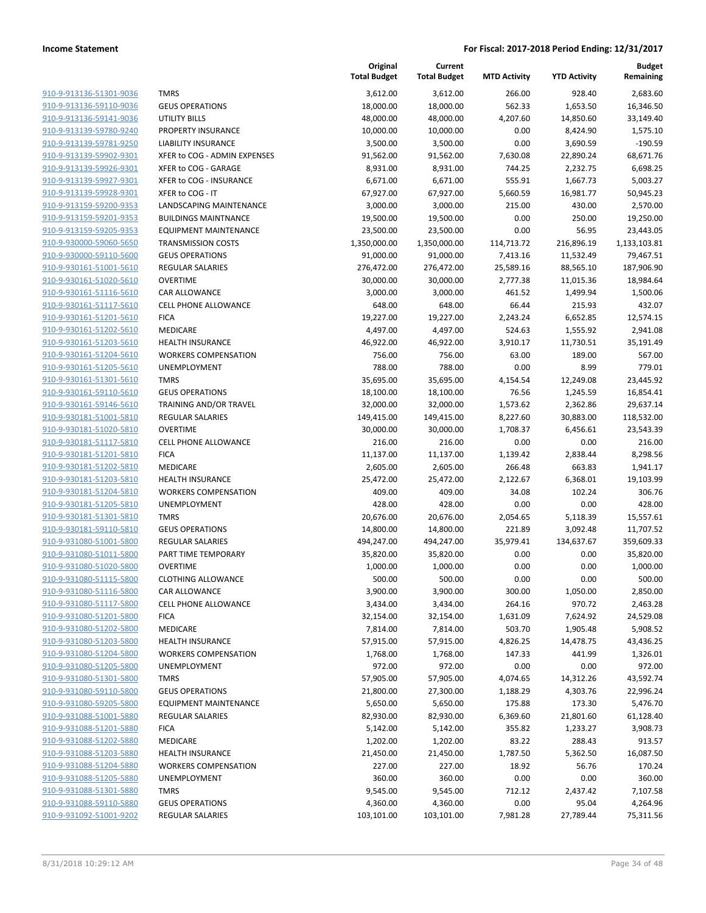**Income Statement** — **For Fiscal: 2017-2018 Period Ending: 12/31/2017**

| | | Original Total Budget | Current Total Budget | MTD Activity | YTD Activity | Budget Remaining |
|---|---|---|---|---|---|---|
| 910-9-913136-51301-9036 | TMRS | 3,612.00 | 3,612.00 | 266.00 | 928.40 | 2,683.60 |
| 910-9-913136-59110-9036 | GEUS OPERATIONS | 18,000.00 | 18,000.00 | 562.33 | 1,653.50 | 16,346.50 |
| 910-9-913136-59141-9036 | UTILITY BILLS | 48,000.00 | 48,000.00 | 4,207.60 | 14,850.60 | 33,149.40 |
| 910-9-913139-59780-9240 | PROPERTY INSURANCE | 10,000.00 | 10,000.00 | 0.00 | 8,424.90 | 1,575.10 |
| 910-9-913139-59781-9250 | LIABILITY INSURANCE | 3,500.00 | 3,500.00 | 0.00 | 3,690.59 | -190.59 |
| 910-9-913139-59902-9301 | XFER to COG - ADMIN EXPENSES | 91,562.00 | 91,562.00 | 7,630.08 | 22,890.24 | 68,671.76 |
| 910-9-913139-59926-9301 | XFER to COG - GARAGE | 8,931.00 | 8,931.00 | 744.25 | 2,232.75 | 6,698.25 |
| 910-9-913139-59927-9301 | XFER to COG - INSURANCE | 6,671.00 | 6,671.00 | 555.91 | 1,667.73 | 5,003.27 |
| 910-9-913139-59928-9301 | XFER to COG - IT | 67,927.00 | 67,927.00 | 5,660.59 | 16,981.77 | 50,945.23 |
| 910-9-913159-59200-9353 | LANDSCAPING MAINTENANCE | 3,000.00 | 3,000.00 | 215.00 | 430.00 | 2,570.00 |
| 910-9-913159-59201-9353 | BUILDINGS MAINTNANCE | 19,500.00 | 19,500.00 | 0.00 | 250.00 | 19,250.00 |
| 910-9-913159-59205-9353 | EQUIPMENT MAINTENANCE | 23,500.00 | 23,500.00 | 0.00 | 56.95 | 23,443.05 |
| 910-9-930000-59060-5650 | TRANSMISSION COSTS | 1,350,000.00 | 1,350,000.00 | 114,713.72 | 216,896.19 | 1,133,103.81 |
| 910-9-930000-59110-5600 | GEUS OPERATIONS | 91,000.00 | 91,000.00 | 7,413.16 | 11,532.49 | 79,467.51 |
| 910-9-930161-51001-5610 | REGULAR SALARIES | 276,472.00 | 276,472.00 | 25,589.16 | 88,565.10 | 187,906.90 |
| 910-9-930161-51020-5610 | OVERTIME | 30,000.00 | 30,000.00 | 2,777.38 | 11,015.36 | 18,984.64 |
| 910-9-930161-51116-5610 | CAR ALLOWANCE | 3,000.00 | 3,000.00 | 461.52 | 1,499.94 | 1,500.06 |
| 910-9-930161-51117-5610 | CELL PHONE ALLOWANCE | 648.00 | 648.00 | 66.44 | 215.93 | 432.07 |
| 910-9-930161-51201-5610 | FICA | 19,227.00 | 19,227.00 | 2,243.24 | 6,652.85 | 12,574.15 |
| 910-9-930161-51202-5610 | MEDICARE | 4,497.00 | 4,497.00 | 524.63 | 1,555.92 | 2,941.08 |
| 910-9-930161-51203-5610 | HEALTH INSURANCE | 46,922.00 | 46,922.00 | 3,910.17 | 11,730.51 | 35,191.49 |
| 910-9-930161-51204-5610 | WORKERS COMPENSATION | 756.00 | 756.00 | 63.00 | 189.00 | 567.00 |
| 910-9-930161-51205-5610 | UNEMPLOYMENT | 788.00 | 788.00 | 0.00 | 8.99 | 779.01 |
| 910-9-930161-51301-5610 | TMRS | 35,695.00 | 35,695.00 | 4,154.54 | 12,249.08 | 23,445.92 |
| 910-9-930161-59110-5610 | GEUS OPERATIONS | 18,100.00 | 18,100.00 | 76.56 | 1,245.59 | 16,854.41 |
| 910-9-930161-59146-5610 | TRAINING AND/OR TRAVEL | 32,000.00 | 32,000.00 | 1,573.62 | 2,362.86 | 29,637.14 |
| 910-9-930181-51001-5810 | REGULAR SALARIES | 149,415.00 | 149,415.00 | 8,227.60 | 30,883.00 | 118,532.00 |
| 910-9-930181-51020-5810 | OVERTIME | 30,000.00 | 30,000.00 | 1,708.37 | 6,456.61 | 23,543.39 |
| 910-9-930181-51117-5810 | CELL PHONE ALLOWANCE | 216.00 | 216.00 | 0.00 | 0.00 | 216.00 |
| 910-9-930181-51201-5810 | FICA | 11,137.00 | 11,137.00 | 1,139.42 | 2,838.44 | 8,298.56 |
| 910-9-930181-51202-5810 | MEDICARE | 2,605.00 | 2,605.00 | 266.48 | 663.83 | 1,941.17 |
| 910-9-930181-51203-5810 | HEALTH INSURANCE | 25,472.00 | 25,472.00 | 2,122.67 | 6,368.01 | 19,103.99 |
| 910-9-930181-51204-5810 | WORKERS COMPENSATION | 409.00 | 409.00 | 34.08 | 102.24 | 306.76 |
| 910-9-930181-51205-5810 | UNEMPLOYMENT | 428.00 | 428.00 | 0.00 | 0.00 | 428.00 |
| 910-9-930181-51301-5810 | TMRS | 20,676.00 | 20,676.00 | 2,054.65 | 5,118.39 | 15,557.61 |
| 910-9-930181-59110-5810 | GEUS OPERATIONS | 14,800.00 | 14,800.00 | 221.89 | 3,092.48 | 11,707.52 |
| 910-9-931080-51001-5800 | REGULAR SALARIES | 494,247.00 | 494,247.00 | 35,979.41 | 134,637.67 | 359,609.33 |
| 910-9-931080-51011-5800 | PART TIME TEMPORARY | 35,820.00 | 35,820.00 | 0.00 | 0.00 | 35,820.00 |
| 910-9-931080-51020-5800 | OVERTIME | 1,000.00 | 1,000.00 | 0.00 | 0.00 | 1,000.00 |
| 910-9-931080-51115-5800 | CLOTHING ALLOWANCE | 500.00 | 500.00 | 0.00 | 0.00 | 500.00 |
| 910-9-931080-51116-5800 | CAR ALLOWANCE | 3,900.00 | 3,900.00 | 300.00 | 1,050.00 | 2,850.00 |
| 910-9-931080-51117-5800 | CELL PHONE ALLOWANCE | 3,434.00 | 3,434.00 | 264.16 | 970.72 | 2,463.28 |
| 910-9-931080-51201-5800 | FICA | 32,154.00 | 32,154.00 | 1,631.09 | 7,624.92 | 24,529.08 |
| 910-9-931080-51202-5800 | MEDICARE | 7,814.00 | 7,814.00 | 503.70 | 1,905.48 | 5,908.52 |
| 910-9-931080-51203-5800 | HEALTH INSURANCE | 57,915.00 | 57,915.00 | 4,826.25 | 14,478.75 | 43,436.25 |
| 910-9-931080-51204-5800 | WORKERS COMPENSATION | 1,768.00 | 1,768.00 | 147.33 | 441.99 | 1,326.01 |
| 910-9-931080-51205-5800 | UNEMPLOYMENT | 972.00 | 972.00 | 0.00 | 0.00 | 972.00 |
| 910-9-931080-51301-5800 | TMRS | 57,905.00 | 57,905.00 | 4,074.65 | 14,312.26 | 43,592.74 |
| 910-9-931080-59110-5800 | GEUS OPERATIONS | 21,800.00 | 27,300.00 | 1,188.29 | 4,303.76 | 22,996.24 |
| 910-9-931080-59205-5800 | EQUIPMENT MAINTENANCE | 5,650.00 | 5,650.00 | 175.88 | 173.30 | 5,476.70 |
| 910-9-931088-51001-5880 | REGULAR SALARIES | 82,930.00 | 82,930.00 | 6,369.60 | 21,801.60 | 61,128.40 |
| 910-9-931088-51201-5880 | FICA | 5,142.00 | 5,142.00 | 355.82 | 1,233.27 | 3,908.73 |
| 910-9-931088-51202-5880 | MEDICARE | 1,202.00 | 1,202.00 | 83.22 | 288.43 | 913.57 |
| 910-9-931088-51203-5880 | HEALTH INSURANCE | 21,450.00 | 21,450.00 | 1,787.50 | 5,362.50 | 16,087.50 |
| 910-9-931088-51204-5880 | WORKERS COMPENSATION | 227.00 | 227.00 | 18.92 | 56.76 | 170.24 |
| 910-9-931088-51205-5880 | UNEMPLOYMENT | 360.00 | 360.00 | 0.00 | 0.00 | 360.00 |
| 910-9-931088-51301-5880 | TMRS | 9,545.00 | 9,545.00 | 712.12 | 2,437.42 | 7,107.58 |
| 910-9-931088-59110-5880 | GEUS OPERATIONS | 4,360.00 | 4,360.00 | 0.00 | 95.04 | 4,264.96 |
| 910-9-931092-51001-9202 | REGULAR SALARIES | 103,101.00 | 103,101.00 | 7,981.28 | 27,789.44 | 75,311.56 |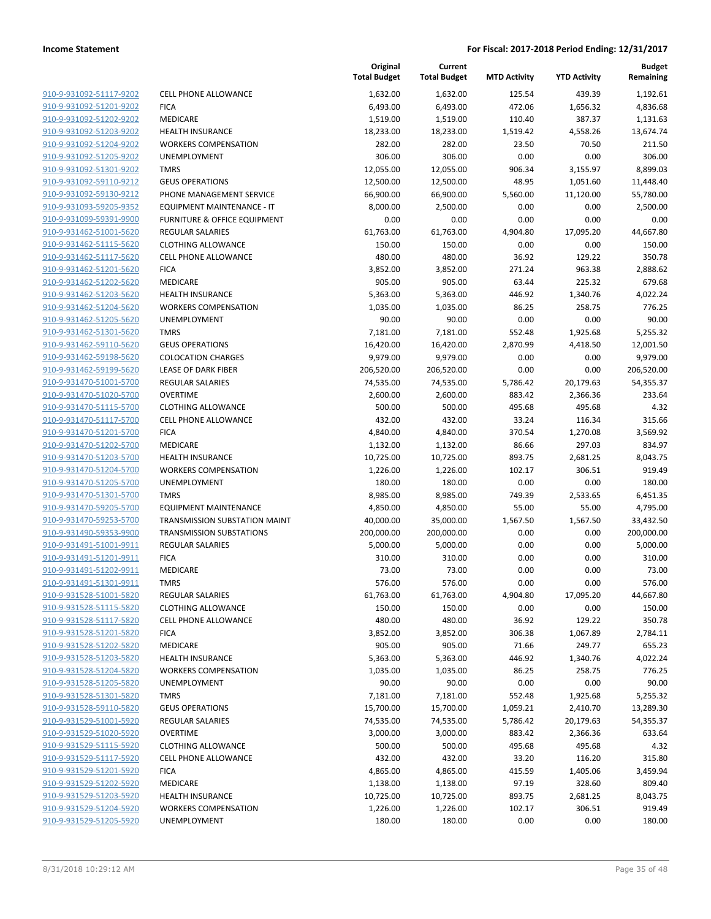| | | Original Total Budget | Current Total Budget | MTD Activity | YTD Activity | Budget Remaining |
|---|---|---|---|---|---|---|
| 910-9-931092-51117-9202 | CELL PHONE ALLOWANCE | 1,632.00 | 1,632.00 | 125.54 | 439.39 | 1,192.61 |
| 910-9-931092-51201-9202 | FICA | 6,493.00 | 6,493.00 | 472.06 | 1,656.32 | 4,836.68 |
| 910-9-931092-51202-9202 | MEDICARE | 1,519.00 | 1,519.00 | 110.40 | 387.37 | 1,131.63 |
| 910-9-931092-51203-9202 | HEALTH INSURANCE | 18,233.00 | 18,233.00 | 1,519.42 | 4,558.26 | 13,674.74 |
| 910-9-931092-51204-9202 | WORKERS COMPENSATION | 282.00 | 282.00 | 23.50 | 70.50 | 211.50 |
| 910-9-931092-51205-9202 | UNEMPLOYMENT | 306.00 | 306.00 | 0.00 | 0.00 | 306.00 |
| 910-9-931092-51301-9202 | TMRS | 12,055.00 | 12,055.00 | 906.34 | 3,155.97 | 8,899.03 |
| 910-9-931092-59110-9212 | GEUS OPERATIONS | 12,500.00 | 12,500.00 | 48.95 | 1,051.60 | 11,448.40 |
| 910-9-931092-59130-9212 | PHONE MANAGEMENT SERVICE | 66,900.00 | 66,900.00 | 5,560.00 | 11,120.00 | 55,780.00 |
| 910-9-931093-59205-9352 | EQUIPMENT MAINTENANCE - IT | 8,000.00 | 2,500.00 | 0.00 | 0.00 | 2,500.00 |
| 910-9-931099-59391-9900 | FURNITURE & OFFICE EQUIPMENT | 0.00 | 0.00 | 0.00 | 0.00 | 0.00 |
| 910-9-931462-51001-5620 | REGULAR SALARIES | 61,763.00 | 61,763.00 | 4,904.80 | 17,095.20 | 44,667.80 |
| 910-9-931462-51115-5620 | CLOTHING ALLOWANCE | 150.00 | 150.00 | 0.00 | 0.00 | 150.00 |
| 910-9-931462-51117-5620 | CELL PHONE ALLOWANCE | 480.00 | 480.00 | 36.92 | 129.22 | 350.78 |
| 910-9-931462-51201-5620 | FICA | 3,852.00 | 3,852.00 | 271.24 | 963.38 | 2,888.62 |
| 910-9-931462-51202-5620 | MEDICARE | 905.00 | 905.00 | 63.44 | 225.32 | 679.68 |
| 910-9-931462-51203-5620 | HEALTH INSURANCE | 5,363.00 | 5,363.00 | 446.92 | 1,340.76 | 4,022.24 |
| 910-9-931462-51204-5620 | WORKERS COMPENSATION | 1,035.00 | 1,035.00 | 86.25 | 258.75 | 776.25 |
| 910-9-931462-51205-5620 | UNEMPLOYMENT | 90.00 | 90.00 | 0.00 | 0.00 | 90.00 |
| 910-9-931462-51301-5620 | TMRS | 7,181.00 | 7,181.00 | 552.48 | 1,925.68 | 5,255.32 |
| 910-9-931462-59110-5620 | GEUS OPERATIONS | 16,420.00 | 16,420.00 | 2,870.99 | 4,418.50 | 12,001.50 |
| 910-9-931462-59198-5620 | COLOCATION CHARGES | 9,979.00 | 9,979.00 | 0.00 | 0.00 | 9,979.00 |
| 910-9-931462-59199-5620 | LEASE OF DARK FIBER | 206,520.00 | 206,520.00 | 0.00 | 0.00 | 206,520.00 |
| 910-9-931470-51001-5700 | REGULAR SALARIES | 74,535.00 | 74,535.00 | 5,786.42 | 20,179.63 | 54,355.37 |
| 910-9-931470-51020-5700 | OVERTIME | 2,600.00 | 2,600.00 | 883.42 | 2,366.36 | 233.64 |
| 910-9-931470-51115-5700 | CLOTHING ALLOWANCE | 500.00 | 500.00 | 495.68 | 495.68 | 4.32 |
| 910-9-931470-51117-5700 | CELL PHONE ALLOWANCE | 432.00 | 432.00 | 33.24 | 116.34 | 315.66 |
| 910-9-931470-51201-5700 | FICA | 4,840.00 | 4,840.00 | 370.54 | 1,270.08 | 3,569.92 |
| 910-9-931470-51202-5700 | MEDICARE | 1,132.00 | 1,132.00 | 86.66 | 297.03 | 834.97 |
| 910-9-931470-51203-5700 | HEALTH INSURANCE | 10,725.00 | 10,725.00 | 893.75 | 2,681.25 | 8,043.75 |
| 910-9-931470-51204-5700 | WORKERS COMPENSATION | 1,226.00 | 1,226.00 | 102.17 | 306.51 | 919.49 |
| 910-9-931470-51205-5700 | UNEMPLOYMENT | 180.00 | 180.00 | 0.00 | 0.00 | 180.00 |
| 910-9-931470-51301-5700 | TMRS | 8,985.00 | 8,985.00 | 749.39 | 2,533.65 | 6,451.35 |
| 910-9-931470-59205-5700 | EQUIPMENT MAINTENANCE | 4,850.00 | 4,850.00 | 55.00 | 55.00 | 4,795.00 |
| 910-9-931470-59253-5700 | TRANSMISSION SUBSTATION MAINT | 40,000.00 | 35,000.00 | 1,567.50 | 1,567.50 | 33,432.50 |
| 910-9-931490-59353-9900 | TRANSMISSION SUBSTATIONS | 200,000.00 | 200,000.00 | 0.00 | 0.00 | 200,000.00 |
| 910-9-931491-51001-9911 | REGULAR SALARIES | 5,000.00 | 5,000.00 | 0.00 | 0.00 | 5,000.00 |
| 910-9-931491-51201-9911 | FICA | 310.00 | 310.00 | 0.00 | 0.00 | 310.00 |
| 910-9-931491-51202-9911 | MEDICARE | 73.00 | 73.00 | 0.00 | 0.00 | 73.00 |
| 910-9-931491-51301-9911 | TMRS | 576.00 | 576.00 | 0.00 | 0.00 | 576.00 |
| 910-9-931528-51001-5820 | REGULAR SALARIES | 61,763.00 | 61,763.00 | 4,904.80 | 17,095.20 | 44,667.80 |
| 910-9-931528-51115-5820 | CLOTHING ALLOWANCE | 150.00 | 150.00 | 0.00 | 0.00 | 150.00 |
| 910-9-931528-51117-5820 | CELL PHONE ALLOWANCE | 480.00 | 480.00 | 36.92 | 129.22 | 350.78 |
| 910-9-931528-51201-5820 | FICA | 3,852.00 | 3,852.00 | 306.38 | 1,067.89 | 2,784.11 |
| 910-9-931528-51202-5820 | MEDICARE | 905.00 | 905.00 | 71.66 | 249.77 | 655.23 |
| 910-9-931528-51203-5820 | HEALTH INSURANCE | 5,363.00 | 5,363.00 | 446.92 | 1,340.76 | 4,022.24 |
| 910-9-931528-51204-5820 | WORKERS COMPENSATION | 1,035.00 | 1,035.00 | 86.25 | 258.75 | 776.25 |
| 910-9-931528-51205-5820 | UNEMPLOYMENT | 90.00 | 90.00 | 0.00 | 0.00 | 90.00 |
| 910-9-931528-51301-5820 | TMRS | 7,181.00 | 7,181.00 | 552.48 | 1,925.68 | 5,255.32 |
| 910-9-931528-59110-5820 | GEUS OPERATIONS | 15,700.00 | 15,700.00 | 1,059.21 | 2,410.70 | 13,289.30 |
| 910-9-931529-51001-5920 | REGULAR SALARIES | 74,535.00 | 74,535.00 | 5,786.42 | 20,179.63 | 54,355.37 |
| 910-9-931529-51020-5920 | OVERTIME | 3,000.00 | 3,000.00 | 883.42 | 2,366.36 | 633.64 |
| 910-9-931529-51115-5920 | CLOTHING ALLOWANCE | 500.00 | 500.00 | 495.68 | 495.68 | 4.32 |
| 910-9-931529-51117-5920 | CELL PHONE ALLOWANCE | 432.00 | 432.00 | 33.20 | 116.20 | 315.80 |
| 910-9-931529-51201-5920 | FICA | 4,865.00 | 4,865.00 | 415.59 | 1,405.06 | 3,459.94 |
| 910-9-931529-51202-5920 | MEDICARE | 1,138.00 | 1,138.00 | 97.19 | 328.60 | 809.40 |
| 910-9-931529-51203-5920 | HEALTH INSURANCE | 10,725.00 | 10,725.00 | 893.75 | 2,681.25 | 8,043.75 |
| 910-9-931529-51204-5920 | WORKERS COMPENSATION | 1,226.00 | 1,226.00 | 102.17 | 306.51 | 919.49 |
| 910-9-931529-51205-5920 | UNEMPLOYMENT | 180.00 | 180.00 | 0.00 | 0.00 | 180.00 |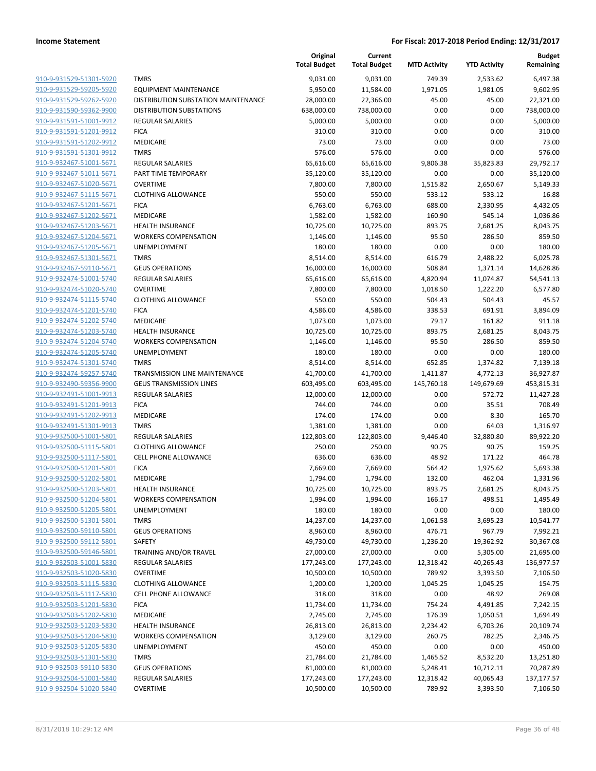**Income Statement** — **For Fiscal: 2017-2018 Period Ending: 12/31/2017**

| | | Original Total Budget | Current Total Budget | MTD Activity | YTD Activity | Budget Remaining |
|---|---|---|---|---|---|---|
| 910-9-931529-51301-5920 | TMRS | 9,031.00 | 9,031.00 | 749.39 | 2,533.62 | 6,497.38 |
| 910-9-931529-59205-5920 | EQUIPMENT MAINTENANCE | 5,950.00 | 11,584.00 | 1,971.05 | 1,981.05 | 9,602.95 |
| 910-9-931529-59262-5920 | DISTRIBUTION SUBSTATION MAINTENANCE | 28,000.00 | 22,366.00 | 45.00 | 45.00 | 22,321.00 |
| 910-9-931590-59362-9900 | DISTRIBUTION SUBSTATIONS | 638,000.00 | 738,000.00 | 0.00 | 0.00 | 738,000.00 |
| 910-9-931591-51001-9912 | REGULAR SALARIES | 5,000.00 | 5,000.00 | 0.00 | 0.00 | 5,000.00 |
| 910-9-931591-51201-9912 | FICA | 310.00 | 310.00 | 0.00 | 0.00 | 310.00 |
| 910-9-931591-51202-9912 | MEDICARE | 73.00 | 73.00 | 0.00 | 0.00 | 73.00 |
| 910-9-931591-51301-9912 | TMRS | 576.00 | 576.00 | 0.00 | 0.00 | 576.00 |
| 910-9-932467-51001-5671 | REGULAR SALARIES | 65,616.00 | 65,616.00 | 9,806.38 | 35,823.83 | 29,792.17 |
| 910-9-932467-51011-5671 | PART TIME TEMPORARY | 35,120.00 | 35,120.00 | 0.00 | 0.00 | 35,120.00 |
| 910-9-932467-51020-5671 | OVERTIME | 7,800.00 | 7,800.00 | 1,515.82 | 2,650.67 | 5,149.33 |
| 910-9-932467-51115-5671 | CLOTHING ALLOWANCE | 550.00 | 550.00 | 533.12 | 533.12 | 16.88 |
| 910-9-932467-51201-5671 | FICA | 6,763.00 | 6,763.00 | 688.00 | 2,330.95 | 4,432.05 |
| 910-9-932467-51202-5671 | MEDICARE | 1,582.00 | 1,582.00 | 160.90 | 545.14 | 1,036.86 |
| 910-9-932467-51203-5671 | HEALTH INSURANCE | 10,725.00 | 10,725.00 | 893.75 | 2,681.25 | 8,043.75 |
| 910-9-932467-51204-5671 | WORKERS COMPENSATION | 1,146.00 | 1,146.00 | 95.50 | 286.50 | 859.50 |
| 910-9-932467-51205-5671 | UNEMPLOYMENT | 180.00 | 180.00 | 0.00 | 0.00 | 180.00 |
| 910-9-932467-51301-5671 | TMRS | 8,514.00 | 8,514.00 | 616.79 | 2,488.22 | 6,025.78 |
| 910-9-932467-59110-5671 | GEUS OPERATIONS | 16,000.00 | 16,000.00 | 508.84 | 1,371.14 | 14,628.86 |
| 910-9-932474-51001-5740 | REGULAR SALARIES | 65,616.00 | 65,616.00 | 4,820.94 | 11,074.87 | 54,541.13 |
| 910-9-932474-51020-5740 | OVERTIME | 7,800.00 | 7,800.00 | 1,018.50 | 1,222.20 | 6,577.80 |
| 910-9-932474-51115-5740 | CLOTHING ALLOWANCE | 550.00 | 550.00 | 504.43 | 504.43 | 45.57 |
| 910-9-932474-51201-5740 | FICA | 4,586.00 | 4,586.00 | 338.53 | 691.91 | 3,894.09 |
| 910-9-932474-51202-5740 | MEDICARE | 1,073.00 | 1,073.00 | 79.17 | 161.82 | 911.18 |
| 910-9-932474-51203-5740 | HEALTH INSURANCE | 10,725.00 | 10,725.00 | 893.75 | 2,681.25 | 8,043.75 |
| 910-9-932474-51204-5740 | WORKERS COMPENSATION | 1,146.00 | 1,146.00 | 95.50 | 286.50 | 859.50 |
| 910-9-932474-51205-5740 | UNEMPLOYMENT | 180.00 | 180.00 | 0.00 | 0.00 | 180.00 |
| 910-9-932474-51301-5740 | TMRS | 8,514.00 | 8,514.00 | 652.85 | 1,374.82 | 7,139.18 |
| 910-9-932474-59257-5740 | TRANSMISSION LINE MAINTENANCE | 41,700.00 | 41,700.00 | 1,411.87 | 4,772.13 | 36,927.87 |
| 910-9-932490-59356-9900 | GEUS TRANSMISSION LINES | 603,495.00 | 603,495.00 | 145,760.18 | 149,679.69 | 453,815.31 |
| 910-9-932491-51001-9913 | REGULAR SALARIES | 12,000.00 | 12,000.00 | 0.00 | 572.72 | 11,427.28 |
| 910-9-932491-51201-9913 | FICA | 744.00 | 744.00 | 0.00 | 35.51 | 708.49 |
| 910-9-932491-51202-9913 | MEDICARE | 174.00 | 174.00 | 0.00 | 8.30 | 165.70 |
| 910-9-932491-51301-9913 | TMRS | 1,381.00 | 1,381.00 | 0.00 | 64.03 | 1,316.97 |
| 910-9-932500-51001-5801 | REGULAR SALARIES | 122,803.00 | 122,803.00 | 9,446.40 | 32,880.80 | 89,922.20 |
| 910-9-932500-51115-5801 | CLOTHING ALLOWANCE | 250.00 | 250.00 | 90.75 | 90.75 | 159.25 |
| 910-9-932500-51117-5801 | CELL PHONE ALLOWANCE | 636.00 | 636.00 | 48.92 | 171.22 | 464.78 |
| 910-9-932500-51201-5801 | FICA | 7,669.00 | 7,669.00 | 564.42 | 1,975.62 | 5,693.38 |
| 910-9-932500-51202-5801 | MEDICARE | 1,794.00 | 1,794.00 | 132.00 | 462.04 | 1,331.96 |
| 910-9-932500-51203-5801 | HEALTH INSURANCE | 10,725.00 | 10,725.00 | 893.75 | 2,681.25 | 8,043.75 |
| 910-9-932500-51204-5801 | WORKERS COMPENSATION | 1,994.00 | 1,994.00 | 166.17 | 498.51 | 1,495.49 |
| 910-9-932500-51205-5801 | UNEMPLOYMENT | 180.00 | 180.00 | 0.00 | 0.00 | 180.00 |
| 910-9-932500-51301-5801 | TMRS | 14,237.00 | 14,237.00 | 1,061.58 | 3,695.23 | 10,541.77 |
| 910-9-932500-59110-5801 | GEUS OPERATIONS | 8,960.00 | 8,960.00 | 476.71 | 967.79 | 7,992.21 |
| 910-9-932500-59112-5801 | SAFETY | 49,730.00 | 49,730.00 | 1,236.20 | 19,362.92 | 30,367.08 |
| 910-9-932500-59146-5801 | TRAINING AND/OR TRAVEL | 27,000.00 | 27,000.00 | 0.00 | 5,305.00 | 21,695.00 |
| 910-9-932503-51001-5830 | REGULAR SALARIES | 177,243.00 | 177,243.00 | 12,318.42 | 40,265.43 | 136,977.57 |
| 910-9-932503-51020-5830 | OVERTIME | 10,500.00 | 10,500.00 | 789.92 | 3,393.50 | 7,106.50 |
| 910-9-932503-51115-5830 | CLOTHING ALLOWANCE | 1,200.00 | 1,200.00 | 1,045.25 | 1,045.25 | 154.75 |
| 910-9-932503-51117-5830 | CELL PHONE ALLOWANCE | 318.00 | 318.00 | 0.00 | 48.92 | 269.08 |
| 910-9-932503-51201-5830 | FICA | 11,734.00 | 11,734.00 | 754.24 | 4,491.85 | 7,242.15 |
| 910-9-932503-51202-5830 | MEDICARE | 2,745.00 | 2,745.00 | 176.39 | 1,050.51 | 1,694.49 |
| 910-9-932503-51203-5830 | HEALTH INSURANCE | 26,813.00 | 26,813.00 | 2,234.42 | 6,703.26 | 20,109.74 |
| 910-9-932503-51204-5830 | WORKERS COMPENSATION | 3,129.00 | 3,129.00 | 260.75 | 782.25 | 2,346.75 |
| 910-9-932503-51205-5830 | UNEMPLOYMENT | 450.00 | 450.00 | 0.00 | 0.00 | 450.00 |
| 910-9-932503-51301-5830 | TMRS | 21,784.00 | 21,784.00 | 1,465.52 | 8,532.20 | 13,251.80 |
| 910-9-932503-59110-5830 | GEUS OPERATIONS | 81,000.00 | 81,000.00 | 5,248.41 | 10,712.11 | 70,287.89 |
| 910-9-932504-51001-5840 | REGULAR SALARIES | 177,243.00 | 177,243.00 | 12,318.42 | 40,065.43 | 137,177.57 |
| 910-9-932504-51020-5840 | OVERTIME | 10,500.00 | 10,500.00 | 789.92 | 3,393.50 | 7,106.50 |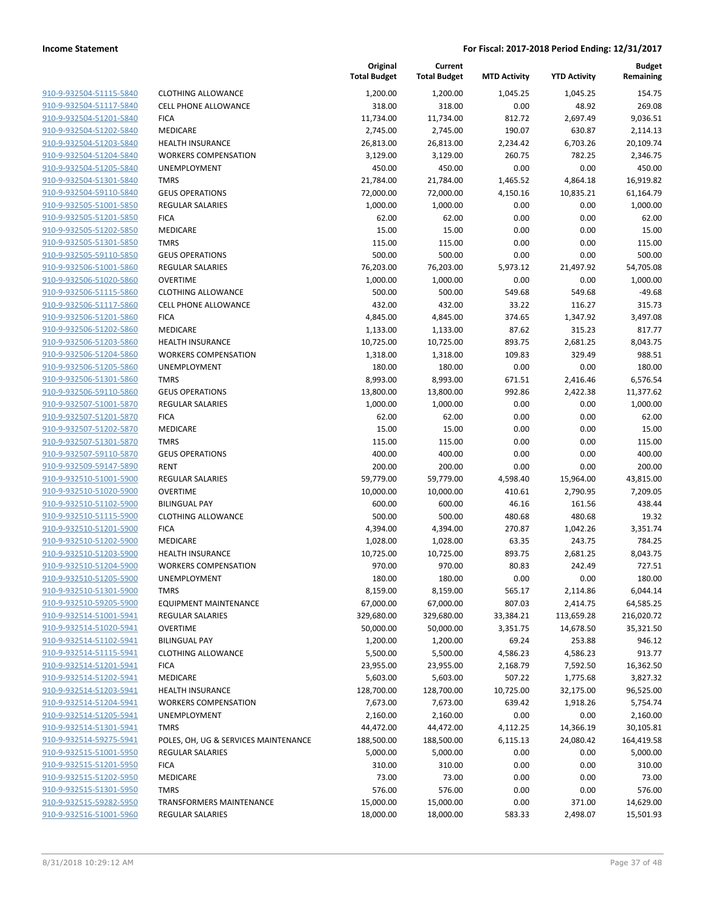| | | Original Total Budget | Current Total Budget | MTD Activity | YTD Activity | Budget Remaining |
|---|---|---|---|---|---|---|
| 910-9-932504-51115-5840 | CLOTHING ALLOWANCE | 1,200.00 | 1,200.00 | 1,045.25 | 1,045.25 | 154.75 |
| 910-9-932504-51117-5840 | CELL PHONE ALLOWANCE | 318.00 | 318.00 | 0.00 | 48.92 | 269.08 |
| 910-9-932504-51201-5840 | FICA | 11,734.00 | 11,734.00 | 812.72 | 2,697.49 | 9,036.51 |
| 910-9-932504-51202-5840 | MEDICARE | 2,745.00 | 2,745.00 | 190.07 | 630.87 | 2,114.13 |
| 910-9-932504-51203-5840 | HEALTH INSURANCE | 26,813.00 | 26,813.00 | 2,234.42 | 6,703.26 | 20,109.74 |
| 910-9-932504-51204-5840 | WORKERS COMPENSATION | 3,129.00 | 3,129.00 | 260.75 | 782.25 | 2,346.75 |
| 910-9-932504-51205-5840 | UNEMPLOYMENT | 450.00 | 450.00 | 0.00 | 0.00 | 450.00 |
| 910-9-932504-51301-5840 | TMRS | 21,784.00 | 21,784.00 | 1,465.52 | 4,864.18 | 16,919.82 |
| 910-9-932504-59110-5840 | GEUS OPERATIONS | 72,000.00 | 72,000.00 | 4,150.16 | 10,835.21 | 61,164.79 |
| 910-9-932505-51001-5850 | REGULAR SALARIES | 1,000.00 | 1,000.00 | 0.00 | 0.00 | 1,000.00 |
| 910-9-932505-51201-5850 | FICA | 62.00 | 62.00 | 0.00 | 0.00 | 62.00 |
| 910-9-932505-51202-5850 | MEDICARE | 15.00 | 15.00 | 0.00 | 0.00 | 15.00 |
| 910-9-932505-51301-5850 | TMRS | 115.00 | 115.00 | 0.00 | 0.00 | 115.00 |
| 910-9-932505-59110-5850 | GEUS OPERATIONS | 500.00 | 500.00 | 0.00 | 0.00 | 500.00 |
| 910-9-932506-51001-5860 | REGULAR SALARIES | 76,203.00 | 76,203.00 | 5,973.12 | 21,497.92 | 54,705.08 |
| 910-9-932506-51020-5860 | OVERTIME | 1,000.00 | 1,000.00 | 0.00 | 0.00 | 1,000.00 |
| 910-9-932506-51115-5860 | CLOTHING ALLOWANCE | 500.00 | 500.00 | 549.68 | 549.68 | -49.68 |
| 910-9-932506-51117-5860 | CELL PHONE ALLOWANCE | 432.00 | 432.00 | 33.22 | 116.27 | 315.73 |
| 910-9-932506-51201-5860 | FICA | 4,845.00 | 4,845.00 | 374.65 | 1,347.92 | 3,497.08 |
| 910-9-932506-51202-5860 | MEDICARE | 1,133.00 | 1,133.00 | 87.62 | 315.23 | 817.77 |
| 910-9-932506-51203-5860 | HEALTH INSURANCE | 10,725.00 | 10,725.00 | 893.75 | 2,681.25 | 8,043.75 |
| 910-9-932506-51204-5860 | WORKERS COMPENSATION | 1,318.00 | 1,318.00 | 109.83 | 329.49 | 988.51 |
| 910-9-932506-51205-5860 | UNEMPLOYMENT | 180.00 | 180.00 | 0.00 | 0.00 | 180.00 |
| 910-9-932506-51301-5860 | TMRS | 8,993.00 | 8,993.00 | 671.51 | 2,416.46 | 6,576.54 |
| 910-9-932506-59110-5860 | GEUS OPERATIONS | 13,800.00 | 13,800.00 | 992.86 | 2,422.38 | 11,377.62 |
| 910-9-932507-51001-5870 | REGULAR SALARIES | 1,000.00 | 1,000.00 | 0.00 | 0.00 | 1,000.00 |
| 910-9-932507-51201-5870 | FICA | 62.00 | 62.00 | 0.00 | 0.00 | 62.00 |
| 910-9-932507-51202-5870 | MEDICARE | 15.00 | 15.00 | 0.00 | 0.00 | 15.00 |
| 910-9-932507-51301-5870 | TMRS | 115.00 | 115.00 | 0.00 | 0.00 | 115.00 |
| 910-9-932507-59110-5870 | GEUS OPERATIONS | 400.00 | 400.00 | 0.00 | 0.00 | 400.00 |
| 910-9-932509-59147-5890 | RENT | 200.00 | 200.00 | 0.00 | 0.00 | 200.00 |
| 910-9-932510-51001-5900 | REGULAR SALARIES | 59,779.00 | 59,779.00 | 4,598.40 | 15,964.00 | 43,815.00 |
| 910-9-932510-51020-5900 | OVERTIME | 10,000.00 | 10,000.00 | 410.61 | 2,790.95 | 7,209.05 |
| 910-9-932510-51102-5900 | BILINGUAL PAY | 600.00 | 600.00 | 46.16 | 161.56 | 438.44 |
| 910-9-932510-51115-5900 | CLOTHING ALLOWANCE | 500.00 | 500.00 | 480.68 | 480.68 | 19.32 |
| 910-9-932510-51201-5900 | FICA | 4,394.00 | 4,394.00 | 270.87 | 1,042.26 | 3,351.74 |
| 910-9-932510-51202-5900 | MEDICARE | 1,028.00 | 1,028.00 | 63.35 | 243.75 | 784.25 |
| 910-9-932510-51203-5900 | HEALTH INSURANCE | 10,725.00 | 10,725.00 | 893.75 | 2,681.25 | 8,043.75 |
| 910-9-932510-51204-5900 | WORKERS COMPENSATION | 970.00 | 970.00 | 80.83 | 242.49 | 727.51 |
| 910-9-932510-51205-5900 | UNEMPLOYMENT | 180.00 | 180.00 | 0.00 | 0.00 | 180.00 |
| 910-9-932510-51301-5900 | TMRS | 8,159.00 | 8,159.00 | 565.17 | 2,114.86 | 6,044.14 |
| 910-9-932510-59205-5900 | EQUIPMENT MAINTENANCE | 67,000.00 | 67,000.00 | 807.03 | 2,414.75 | 64,585.25 |
| 910-9-932514-51001-5941 | REGULAR SALARIES | 329,680.00 | 329,680.00 | 33,384.21 | 113,659.28 | 216,020.72 |
| 910-9-932514-51020-5941 | OVERTIME | 50,000.00 | 50,000.00 | 3,351.75 | 14,678.50 | 35,321.50 |
| 910-9-932514-51102-5941 | BILINGUAL PAY | 1,200.00 | 1,200.00 | 69.24 | 253.88 | 946.12 |
| 910-9-932514-51115-5941 | CLOTHING ALLOWANCE | 5,500.00 | 5,500.00 | 4,586.23 | 4,586.23 | 913.77 |
| 910-9-932514-51201-5941 | FICA | 23,955.00 | 23,955.00 | 2,168.79 | 7,592.50 | 16,362.50 |
| 910-9-932514-51202-5941 | MEDICARE | 5,603.00 | 5,603.00 | 507.22 | 1,775.68 | 3,827.32 |
| 910-9-932514-51203-5941 | HEALTH INSURANCE | 128,700.00 | 128,700.00 | 10,725.00 | 32,175.00 | 96,525.00 |
| 910-9-932514-51204-5941 | WORKERS COMPENSATION | 7,673.00 | 7,673.00 | 639.42 | 1,918.26 | 5,754.74 |
| 910-9-932514-51205-5941 | UNEMPLOYMENT | 2,160.00 | 2,160.00 | 0.00 | 0.00 | 2,160.00 |
| 910-9-932514-51301-5941 | TMRS | 44,472.00 | 44,472.00 | 4,112.25 | 14,366.19 | 30,105.81 |
| 910-9-932514-59275-5941 | POLES, OH, UG & SERVICES MAINTENANCE | 188,500.00 | 188,500.00 | 6,115.13 | 24,080.42 | 164,419.58 |
| 910-9-932515-51001-5950 | REGULAR SALARIES | 5,000.00 | 5,000.00 | 0.00 | 0.00 | 5,000.00 |
| 910-9-932515-51201-5950 | FICA | 310.00 | 310.00 | 0.00 | 0.00 | 310.00 |
| 910-9-932515-51202-5950 | MEDICARE | 73.00 | 73.00 | 0.00 | 0.00 | 73.00 |
| 910-9-932515-51301-5950 | TMRS | 576.00 | 576.00 | 0.00 | 0.00 | 576.00 |
| 910-9-932515-59282-5950 | TRANSFORMERS MAINTENANCE | 15,000.00 | 15,000.00 | 0.00 | 371.00 | 14,629.00 |
| 910-9-932516-51001-5960 | REGULAR SALARIES | 18,000.00 | 18,000.00 | 583.33 | 2,498.07 | 15,501.93 |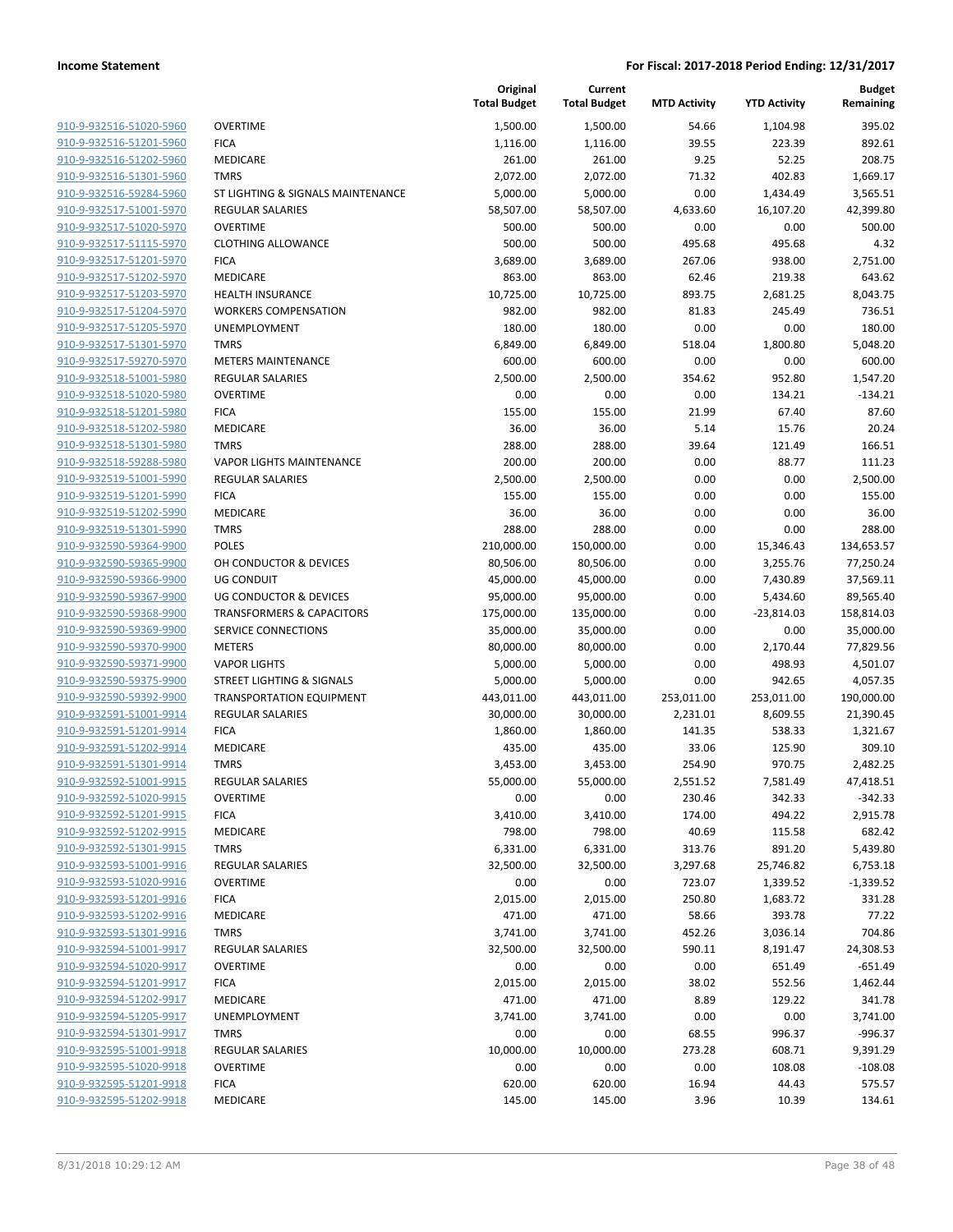**Income Statement** | **For Fiscal: 2017-2018 Period Ending: 12/31/2017**

| | | Original Total Budget | Current Total Budget | MTD Activity | YTD Activity | Budget Remaining |
|---|---|---|---|---|---|---|
| 910-9-932516-51020-5960 | OVERTIME | 1,500.00 | 1,500.00 | 54.66 | 1,104.98 | 395.02 |
| 910-9-932516-51201-5960 | FICA | 1,116.00 | 1,116.00 | 39.55 | 223.39 | 892.61 |
| 910-9-932516-51202-5960 | MEDICARE | 261.00 | 261.00 | 9.25 | 52.25 | 208.75 |
| 910-9-932516-51301-5960 | TMRS | 2,072.00 | 2,072.00 | 71.32 | 402.83 | 1,669.17 |
| 910-9-932516-59284-5960 | ST LIGHTING & SIGNALS MAINTENANCE | 5,000.00 | 5,000.00 | 0.00 | 1,434.49 | 3,565.51 |
| 910-9-932517-51001-5970 | REGULAR SALARIES | 58,507.00 | 58,507.00 | 4,633.60 | 16,107.20 | 42,399.80 |
| 910-9-932517-51020-5970 | OVERTIME | 500.00 | 500.00 | 0.00 | 0.00 | 500.00 |
| 910-9-932517-51115-5970 | CLOTHING ALLOWANCE | 500.00 | 500.00 | 495.68 | 495.68 | 4.32 |
| 910-9-932517-51201-5970 | FICA | 3,689.00 | 3,689.00 | 267.06 | 938.00 | 2,751.00 |
| 910-9-932517-51202-5970 | MEDICARE | 863.00 | 863.00 | 62.46 | 219.38 | 643.62 |
| 910-9-932517-51203-5970 | HEALTH INSURANCE | 10,725.00 | 10,725.00 | 893.75 | 2,681.25 | 8,043.75 |
| 910-9-932517-51204-5970 | WORKERS COMPENSATION | 982.00 | 982.00 | 81.83 | 245.49 | 736.51 |
| 910-9-932517-51205-5970 | UNEMPLOYMENT | 180.00 | 180.00 | 0.00 | 0.00 | 180.00 |
| 910-9-932517-51301-5970 | TMRS | 6,849.00 | 6,849.00 | 518.04 | 1,800.80 | 5,048.20 |
| 910-9-932517-59270-5970 | METERS MAINTENANCE | 600.00 | 600.00 | 0.00 | 0.00 | 600.00 |
| 910-9-932518-51001-5980 | REGULAR SALARIES | 2,500.00 | 2,500.00 | 354.62 | 952.80 | 1,547.20 |
| 910-9-932518-51020-5980 | OVERTIME | 0.00 | 0.00 | 0.00 | 134.21 | -134.21 |
| 910-9-932518-51201-5980 | FICA | 155.00 | 155.00 | 21.99 | 67.40 | 87.60 |
| 910-9-932518-51202-5980 | MEDICARE | 36.00 | 36.00 | 5.14 | 15.76 | 20.24 |
| 910-9-932518-51301-5980 | TMRS | 288.00 | 288.00 | 39.64 | 121.49 | 166.51 |
| 910-9-932518-59288-5980 | VAPOR LIGHTS MAINTENANCE | 200.00 | 200.00 | 0.00 | 88.77 | 111.23 |
| 910-9-932519-51001-5990 | REGULAR SALARIES | 2,500.00 | 2,500.00 | 0.00 | 0.00 | 2,500.00 |
| 910-9-932519-51201-5990 | FICA | 155.00 | 155.00 | 0.00 | 0.00 | 155.00 |
| 910-9-932519-51202-5990 | MEDICARE | 36.00 | 36.00 | 0.00 | 0.00 | 36.00 |
| 910-9-932519-51301-5990 | TMRS | 288.00 | 288.00 | 0.00 | 0.00 | 288.00 |
| 910-9-932590-59364-9900 | POLES | 210,000.00 | 150,000.00 | 0.00 | 15,346.43 | 134,653.57 |
| 910-9-932590-59365-9900 | OH CONDUCTOR & DEVICES | 80,506.00 | 80,506.00 | 0.00 | 3,255.76 | 77,250.24 |
| 910-9-932590-59366-9900 | UG CONDUIT | 45,000.00 | 45,000.00 | 0.00 | 7,430.89 | 37,569.11 |
| 910-9-932590-59367-9900 | UG CONDUCTOR & DEVICES | 95,000.00 | 95,000.00 | 0.00 | 5,434.60 | 89,565.40 |
| 910-9-932590-59368-9900 | TRANSFORMERS & CAPACITORS | 175,000.00 | 135,000.00 | 0.00 | -23,814.03 | 158,814.03 |
| 910-9-932590-59369-9900 | SERVICE CONNECTIONS | 35,000.00 | 35,000.00 | 0.00 | 0.00 | 35,000.00 |
| 910-9-932590-59370-9900 | METERS | 80,000.00 | 80,000.00 | 0.00 | 2,170.44 | 77,829.56 |
| 910-9-932590-59371-9900 | VAPOR LIGHTS | 5,000.00 | 5,000.00 | 0.00 | 498.93 | 4,501.07 |
| 910-9-932590-59375-9900 | STREET LIGHTING & SIGNALS | 5,000.00 | 5,000.00 | 0.00 | 942.65 | 4,057.35 |
| 910-9-932590-59392-9900 | TRANSPORTATION EQUIPMENT | 443,011.00 | 443,011.00 | 253,011.00 | 253,011.00 | 190,000.00 |
| 910-9-932591-51001-9914 | REGULAR SALARIES | 30,000.00 | 30,000.00 | 2,231.01 | 8,609.55 | 21,390.45 |
| 910-9-932591-51201-9914 | FICA | 1,860.00 | 1,860.00 | 141.35 | 538.33 | 1,321.67 |
| 910-9-932591-51202-9914 | MEDICARE | 435.00 | 435.00 | 33.06 | 125.90 | 309.10 |
| 910-9-932591-51301-9914 | TMRS | 3,453.00 | 3,453.00 | 254.90 | 970.75 | 2,482.25 |
| 910-9-932592-51001-9915 | REGULAR SALARIES | 55,000.00 | 55,000.00 | 2,551.52 | 7,581.49 | 47,418.51 |
| 910-9-932592-51020-9915 | OVERTIME | 0.00 | 0.00 | 230.46 | 342.33 | -342.33 |
| 910-9-932592-51201-9915 | FICA | 3,410.00 | 3,410.00 | 174.00 | 494.22 | 2,915.78 |
| 910-9-932592-51202-9915 | MEDICARE | 798.00 | 798.00 | 40.69 | 115.58 | 682.42 |
| 910-9-932592-51301-9915 | TMRS | 6,331.00 | 6,331.00 | 313.76 | 891.20 | 5,439.80 |
| 910-9-932593-51001-9916 | REGULAR SALARIES | 32,500.00 | 32,500.00 | 3,297.68 | 25,746.82 | 6,753.18 |
| 910-9-932593-51020-9916 | OVERTIME | 0.00 | 0.00 | 723.07 | 1,339.52 | -1,339.52 |
| 910-9-932593-51201-9916 | FICA | 2,015.00 | 2,015.00 | 250.80 | 1,683.72 | 331.28 |
| 910-9-932593-51202-9916 | MEDICARE | 471.00 | 471.00 | 58.66 | 393.78 | 77.22 |
| 910-9-932593-51301-9916 | TMRS | 3,741.00 | 3,741.00 | 452.26 | 3,036.14 | 704.86 |
| 910-9-932594-51001-9917 | REGULAR SALARIES | 32,500.00 | 32,500.00 | 590.11 | 8,191.47 | 24,308.53 |
| 910-9-932594-51020-9917 | OVERTIME | 0.00 | 0.00 | 0.00 | 651.49 | -651.49 |
| 910-9-932594-51201-9917 | FICA | 2,015.00 | 2,015.00 | 38.02 | 552.56 | 1,462.44 |
| 910-9-932594-51202-9917 | MEDICARE | 471.00 | 471.00 | 8.89 | 129.22 | 341.78 |
| 910-9-932594-51205-9917 | UNEMPLOYMENT | 3,741.00 | 3,741.00 | 0.00 | 0.00 | 3,741.00 |
| 910-9-932594-51301-9917 | TMRS | 0.00 | 0.00 | 68.55 | 996.37 | -996.37 |
| 910-9-932595-51001-9918 | REGULAR SALARIES | 10,000.00 | 10,000.00 | 273.28 | 608.71 | 9,391.29 |
| 910-9-932595-51020-9918 | OVERTIME | 0.00 | 0.00 | 0.00 | 108.08 | -108.08 |
| 910-9-932595-51201-9918 | FICA | 620.00 | 620.00 | 16.94 | 44.43 | 575.57 |
| 910-9-932595-51202-9918 | MEDICARE | 145.00 | 145.00 | 3.96 | 10.39 | 134.61 |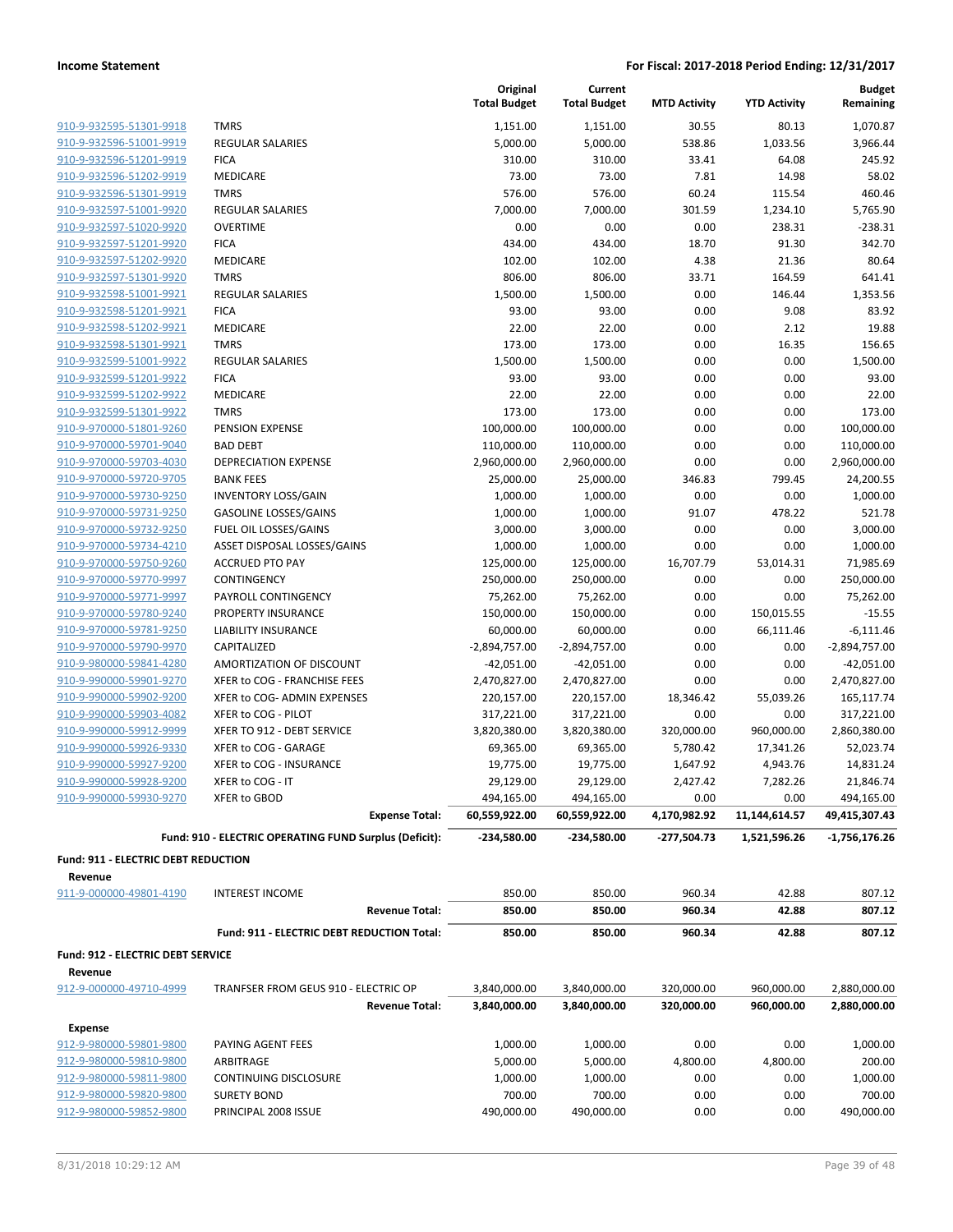**Income Statement** — For Fiscal: 2017-2018 Period Ending: 12/31/2017

| | | Original Total Budget | Current Total Budget | MTD Activity | YTD Activity | Budget Remaining |
|---|---|---|---|---|---|---|
| 910-9-932595-51301-9918 | TMRS | 1,151.00 | 1,151.00 | 30.55 | 80.13 | 1,070.87 |
| 910-9-932596-51001-9919 | REGULAR SALARIES | 5,000.00 | 5,000.00 | 538.86 | 1,033.56 | 3,966.44 |
| 910-9-932596-51201-9919 | FICA | 310.00 | 310.00 | 33.41 | 64.08 | 245.92 |
| 910-9-932596-51202-9919 | MEDICARE | 73.00 | 73.00 | 7.81 | 14.98 | 58.02 |
| 910-9-932596-51301-9919 | TMRS | 576.00 | 576.00 | 60.24 | 115.54 | 460.46 |
| 910-9-932597-51001-9920 | REGULAR SALARIES | 7,000.00 | 7,000.00 | 301.59 | 1,234.10 | 5,765.90 |
| 910-9-932597-51020-9920 | OVERTIME | 0.00 | 0.00 | 0.00 | 238.31 | -238.31 |
| 910-9-932597-51201-9920 | FICA | 434.00 | 434.00 | 18.70 | 91.30 | 342.70 |
| 910-9-932597-51202-9920 | MEDICARE | 102.00 | 102.00 | 4.38 | 21.36 | 80.64 |
| 910-9-932597-51301-9920 | TMRS | 806.00 | 806.00 | 33.71 | 164.59 | 641.41 |
| 910-9-932598-51001-9921 | REGULAR SALARIES | 1,500.00 | 1,500.00 | 0.00 | 146.44 | 1,353.56 |
| 910-9-932598-51201-9921 | FICA | 93.00 | 93.00 | 0.00 | 9.08 | 83.92 |
| 910-9-932598-51202-9921 | MEDICARE | 22.00 | 22.00 | 0.00 | 2.12 | 19.88 |
| 910-9-932598-51301-9921 | TMRS | 173.00 | 173.00 | 0.00 | 16.35 | 156.65 |
| 910-9-932599-51001-9922 | REGULAR SALARIES | 1,500.00 | 1,500.00 | 0.00 | 0.00 | 1,500.00 |
| 910-9-932599-51201-9922 | FICA | 93.00 | 93.00 | 0.00 | 0.00 | 93.00 |
| 910-9-932599-51202-9922 | MEDICARE | 22.00 | 22.00 | 0.00 | 0.00 | 22.00 |
| 910-9-932599-51301-9922 | TMRS | 173.00 | 173.00 | 0.00 | 0.00 | 173.00 |
| 910-9-970000-51801-9260 | PENSION EXPENSE | 100,000.00 | 100,000.00 | 0.00 | 0.00 | 100,000.00 |
| 910-9-970000-59701-9040 | BAD DEBT | 110,000.00 | 110,000.00 | 0.00 | 0.00 | 110,000.00 |
| 910-9-970000-59703-4030 | DEPRECIATION EXPENSE | 2,960,000.00 | 2,960,000.00 | 0.00 | 0.00 | 2,960,000.00 |
| 910-9-970000-59720-9705 | BANK FEES | 25,000.00 | 25,000.00 | 346.83 | 799.45 | 24,200.55 |
| 910-9-970000-59730-9250 | INVENTORY LOSS/GAIN | 1,000.00 | 1,000.00 | 0.00 | 0.00 | 1,000.00 |
| 910-9-970000-59731-9250 | GASOLINE LOSSES/GAINS | 1,000.00 | 1,000.00 | 91.07 | 478.22 | 521.78 |
| 910-9-970000-59732-9250 | FUEL OIL LOSSES/GAINS | 3,000.00 | 3,000.00 | 0.00 | 0.00 | 3,000.00 |
| 910-9-970000-59734-4210 | ASSET DISPOSAL LOSSES/GAINS | 1,000.00 | 1,000.00 | 0.00 | 0.00 | 1,000.00 |
| 910-9-970000-59750-9260 | ACCRUED PTO PAY | 125,000.00 | 125,000.00 | 16,707.79 | 53,014.31 | 71,985.69 |
| 910-9-970000-59770-9997 | CONTINGENCY | 250,000.00 | 250,000.00 | 0.00 | 0.00 | 250,000.00 |
| 910-9-970000-59771-9997 | PAYROLL CONTINGENCY | 75,262.00 | 75,262.00 | 0.00 | 0.00 | 75,262.00 |
| 910-9-970000-59780-9240 | PROPERTY INSURANCE | 150,000.00 | 150,000.00 | 0.00 | 150,015.55 | -15.55 |
| 910-9-970000-59781-9250 | LIABILITY INSURANCE | 60,000.00 | 60,000.00 | 0.00 | 66,111.46 | -6,111.46 |
| 910-9-970000-59790-9970 | CAPITALIZED | -2,894,757.00 | -2,894,757.00 | 0.00 | 0.00 | -2,894,757.00 |
| 910-9-980000-59841-4280 | AMORTIZATION OF DISCOUNT | -42,051.00 | -42,051.00 | 0.00 | 0.00 | -42,051.00 |
| 910-9-990000-59901-9270 | XFER to COG - FRANCHISE FEES | 2,470,827.00 | 2,470,827.00 | 0.00 | 0.00 | 2,470,827.00 |
| 910-9-990000-59902-9200 | XFER to COG- ADMIN EXPENSES | 220,157.00 | 220,157.00 | 18,346.42 | 55,039.26 | 165,117.74 |
| 910-9-990000-59903-4082 | XFER to COG - PILOT | 317,221.00 | 317,221.00 | 0.00 | 0.00 | 317,221.00 |
| 910-9-990000-59912-9999 | XFER TO 912 - DEBT SERVICE | 3,820,380.00 | 3,820,380.00 | 320,000.00 | 960,000.00 | 2,860,380.00 |
| 910-9-990000-59926-9330 | XFER to COG - GARAGE | 69,365.00 | 69,365.00 | 5,780.42 | 17,341.26 | 52,023.74 |
| 910-9-990000-59927-9200 | XFER to COG - INSURANCE | 19,775.00 | 19,775.00 | 1,647.92 | 4,943.76 | 14,831.24 |
| 910-9-990000-59928-9200 | XFER to COG - IT | 29,129.00 | 29,129.00 | 2,427.42 | 7,282.26 | 21,846.74 |
| 910-9-990000-59930-9270 | XFER to GBOD | 494,165.00 | 494,165.00 | 0.00 | 0.00 | 494,165.00 |
| | **Expense Total:** | **60,559,922.00** | **60,559,922.00** | **4,170,982.92** | **11,144,614.57** | **49,415,307.43** |
| | **Fund: 910 - ELECTRIC OPERATING FUND Surplus (Deficit):** | **-234,580.00** | **-234,580.00** | **-277,504.73** | **1,521,596.26** | **-1,756,176.26** |

**Fund: 911 - ELECTRIC DEBT REDUCTION**

**Revenue**

| | | Original Total Budget | Current Total Budget | MTD Activity | YTD Activity | Budget Remaining |
|---|---|---|---|---|---|---|
| 911-9-000000-49801-4190 | INTEREST INCOME | 850.00 | 850.00 | 960.34 | 42.88 | 807.12 |
| | **Revenue Total:** | **850.00** | **850.00** | **960.34** | **42.88** | **807.12** |
| | **Fund: 911 - ELECTRIC DEBT REDUCTION Total:** | **850.00** | **850.00** | **960.34** | **42.88** | **807.12** |

**Fund: 912 - ELECTRIC DEBT SERVICE**

**Revenue**

| | | Original Total Budget | Current Total Budget | MTD Activity | YTD Activity | Budget Remaining |
|---|---|---|---|---|---|---|
| 912-9-000000-49710-4999 | TRANFSER FROM GEUS 910 - ELECTRIC OP | 3,840,000.00 | 3,840,000.00 | 320,000.00 | 960,000.00 | 2,880,000.00 |
| | **Revenue Total:** | **3,840,000.00** | **3,840,000.00** | **320,000.00** | **960,000.00** | **2,880,000.00** |

**Expense**

| | | Original Total Budget | Current Total Budget | MTD Activity | YTD Activity | Budget Remaining |
|---|---|---|---|---|---|---|
| 912-9-980000-59801-9800 | PAYING AGENT FEES | 1,000.00 | 1,000.00 | 0.00 | 0.00 | 1,000.00 |
| 912-9-980000-59810-9800 | ARBITRAGE | 5,000.00 | 5,000.00 | 4,800.00 | 4,800.00 | 200.00 |
| 912-9-980000-59811-9800 | CONTINUING DISCLOSURE | 1,000.00 | 1,000.00 | 0.00 | 0.00 | 1,000.00 |
| 912-9-980000-59820-9800 | SURETY BOND | 700.00 | 700.00 | 0.00 | 0.00 | 700.00 |
| 912-9-980000-59852-9800 | PRINCIPAL 2008 ISSUE | 490,000.00 | 490,000.00 | 0.00 | 0.00 | 490,000.00 |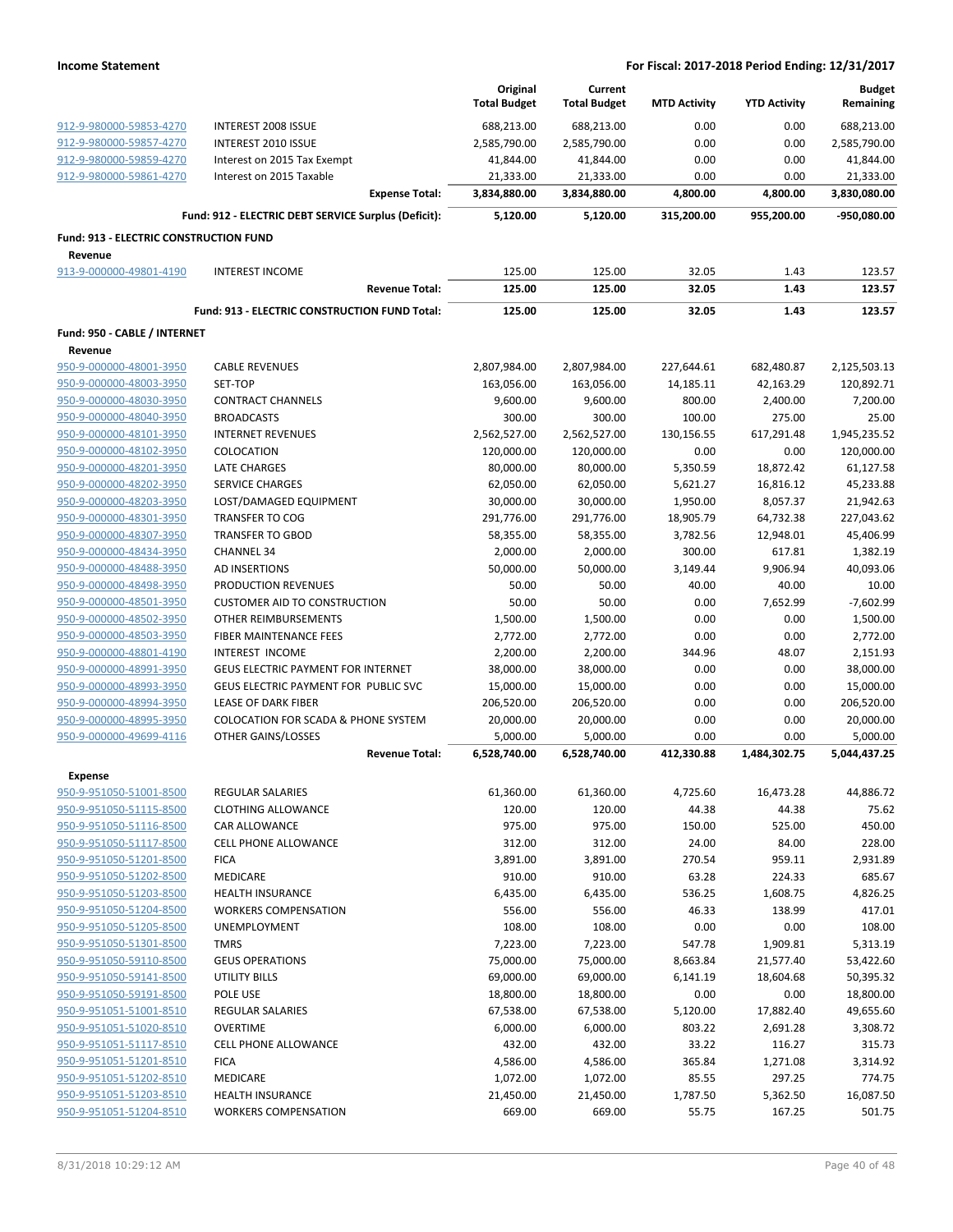**Income Statement** — **For Fiscal: 2017-2018 Period Ending: 12/31/2017**

| | | Original Total Budget | Current Total Budget | MTD Activity | YTD Activity | Budget Remaining |
|---|---|---|---|---|---|---|
| 912-9-980000-59853-4270 | INTEREST 2008 ISSUE | 688,213.00 | 688,213.00 | 0.00 | 0.00 | 688,213.00 |
| 912-9-980000-59857-4270 | INTEREST 2010 ISSUE | 2,585,790.00 | 2,585,790.00 | 0.00 | 0.00 | 2,585,790.00 |
| 912-9-980000-59859-4270 | Interest on 2015 Tax Exempt | 41,844.00 | 41,844.00 | 0.00 | 0.00 | 41,844.00 |
| 912-9-980000-59861-4270 | Interest on 2015 Taxable | 21,333.00 | 21,333.00 | 0.00 | 0.00 | 21,333.00 |
| | **Expense Total:** | **3,834,880.00** | **3,834,880.00** | **4,800.00** | **4,800.00** | **3,830,080.00** |
| | **Fund: 912 - ELECTRIC DEBT SERVICE Surplus (Deficit):** | **5,120.00** | **5,120.00** | **315,200.00** | **955,200.00** | **-950,080.00** |
| **Fund: 913 - ELECTRIC CONSTRUCTION FUND** | | | | | | |
| **Revenue** | | | | | | |
| 913-9-000000-49801-4190 | INTEREST INCOME | 125.00 | 125.00 | 32.05 | 1.43 | 123.57 |
| | **Revenue Total:** | **125.00** | **125.00** | **32.05** | **1.43** | **123.57** |
| | **Fund: 913 - ELECTRIC CONSTRUCTION FUND Total:** | **125.00** | **125.00** | **32.05** | **1.43** | **123.57** |
| **Fund: 950 - CABLE / INTERNET** | | | | | | |
| **Revenue** | | | | | | |
| 950-9-000000-48001-3950 | CABLE REVENUES | 2,807,984.00 | 2,807,984.00 | 227,644.61 | 682,480.87 | 2,125,503.13 |
| 950-9-000000-48003-3950 | SET-TOP | 163,056.00 | 163,056.00 | 14,185.11 | 42,163.29 | 120,892.71 |
| 950-9-000000-48030-3950 | CONTRACT CHANNELS | 9,600.00 | 9,600.00 | 800.00 | 2,400.00 | 7,200.00 |
| 950-9-000000-48040-3950 | BROADCASTS | 300.00 | 300.00 | 100.00 | 275.00 | 25.00 |
| 950-9-000000-48101-3950 | INTERNET REVENUES | 2,562,527.00 | 2,562,527.00 | 130,156.55 | 617,291.48 | 1,945,235.52 |
| 950-9-000000-48102-3950 | COLOCATION | 120,000.00 | 120,000.00 | 0.00 | 0.00 | 120,000.00 |
| 950-9-000000-48201-3950 | LATE CHARGES | 80,000.00 | 80,000.00 | 5,350.59 | 18,872.42 | 61,127.58 |
| 950-9-000000-48202-3950 | SERVICE CHARGES | 62,050.00 | 62,050.00 | 5,621.27 | 16,816.12 | 45,233.88 |
| 950-9-000000-48203-3950 | LOST/DAMAGED EQUIPMENT | 30,000.00 | 30,000.00 | 1,950.00 | 8,057.37 | 21,942.63 |
| 950-9-000000-48301-3950 | TRANSFER TO COG | 291,776.00 | 291,776.00 | 18,905.79 | 64,732.38 | 227,043.62 |
| 950-9-000000-48307-3950 | TRANSFER TO GBOD | 58,355.00 | 58,355.00 | 3,782.56 | 12,948.01 | 45,406.99 |
| 950-9-000000-48434-3950 | CHANNEL 34 | 2,000.00 | 2,000.00 | 300.00 | 617.81 | 1,382.19 |
| 950-9-000000-48488-3950 | AD INSERTIONS | 50,000.00 | 50,000.00 | 3,149.44 | 9,906.94 | 40,093.06 |
| 950-9-000000-48498-3950 | PRODUCTION REVENUES | 50.00 | 50.00 | 40.00 | 40.00 | 10.00 |
| 950-9-000000-48501-3950 | CUSTOMER AID TO CONSTRUCTION | 50.00 | 50.00 | 0.00 | 7,652.99 | -7,602.99 |
| 950-9-000000-48502-3950 | OTHER REIMBURSEMENTS | 1,500.00 | 1,500.00 | 0.00 | 0.00 | 1,500.00 |
| 950-9-000000-48503-3950 | FIBER MAINTENANCE FEES | 2,772.00 | 2,772.00 | 0.00 | 0.00 | 2,772.00 |
| 950-9-000000-48801-4190 | INTEREST INCOME | 2,200.00 | 2,200.00 | 344.96 | 48.07 | 2,151.93 |
| 950-9-000000-48991-3950 | GEUS ELECTRIC PAYMENT FOR INTERNET | 38,000.00 | 38,000.00 | 0.00 | 0.00 | 38,000.00 |
| 950-9-000000-48993-3950 | GEUS ELECTRIC PAYMENT FOR PUBLIC SVC | 15,000.00 | 15,000.00 | 0.00 | 0.00 | 15,000.00 |
| 950-9-000000-48994-3950 | LEASE OF DARK FIBER | 206,520.00 | 206,520.00 | 0.00 | 0.00 | 206,520.00 |
| 950-9-000000-48995-3950 | COLOCATION FOR SCADA & PHONE SYSTEM | 20,000.00 | 20,000.00 | 0.00 | 0.00 | 20,000.00 |
| 950-9-000000-49699-4116 | OTHER GAINS/LOSSES | 5,000.00 | 5,000.00 | 0.00 | 0.00 | 5,000.00 |
| | **Revenue Total:** | **6,528,740.00** | **6,528,740.00** | **412,330.88** | **1,484,302.75** | **5,044,437.25** |
| **Expense** | | | | | | |
| 950-9-951050-51001-8500 | REGULAR SALARIES | 61,360.00 | 61,360.00 | 4,725.60 | 16,473.28 | 44,886.72 |
| 950-9-951050-51115-8500 | CLOTHING ALLOWANCE | 120.00 | 120.00 | 44.38 | 44.38 | 75.62 |
| 950-9-951050-51116-8500 | CAR ALLOWANCE | 975.00 | 975.00 | 150.00 | 525.00 | 450.00 |
| 950-9-951050-51117-8500 | CELL PHONE ALLOWANCE | 312.00 | 312.00 | 24.00 | 84.00 | 228.00 |
| 950-9-951050-51201-8500 | FICA | 3,891.00 | 3,891.00 | 270.54 | 959.11 | 2,931.89 |
| 950-9-951050-51202-8500 | MEDICARE | 910.00 | 910.00 | 63.28 | 224.33 | 685.67 |
| 950-9-951050-51203-8500 | HEALTH INSURANCE | 6,435.00 | 6,435.00 | 536.25 | 1,608.75 | 4,826.25 |
| 950-9-951050-51204-8500 | WORKERS COMPENSATION | 556.00 | 556.00 | 46.33 | 138.99 | 417.01 |
| 950-9-951050-51205-8500 | UNEMPLOYMENT | 108.00 | 108.00 | 0.00 | 0.00 | 108.00 |
| 950-9-951050-51301-8500 | TMRS | 7,223.00 | 7,223.00 | 547.78 | 1,909.81 | 5,313.19 |
| 950-9-951050-59110-8500 | GEUS OPERATIONS | 75,000.00 | 75,000.00 | 8,663.84 | 21,577.40 | 53,422.60 |
| 950-9-951050-59141-8500 | UTILITY BILLS | 69,000.00 | 69,000.00 | 6,141.19 | 18,604.68 | 50,395.32 |
| 950-9-951050-59191-8500 | POLE USE | 18,800.00 | 18,800.00 | 0.00 | 0.00 | 18,800.00 |
| 950-9-951051-51001-8510 | REGULAR SALARIES | 67,538.00 | 67,538.00 | 5,120.00 | 17,882.40 | 49,655.60 |
| 950-9-951051-51020-8510 | OVERTIME | 6,000.00 | 6,000.00 | 803.22 | 2,691.28 | 3,308.72 |
| 950-9-951051-51117-8510 | CELL PHONE ALLOWANCE | 432.00 | 432.00 | 33.22 | 116.27 | 315.73 |
| 950-9-951051-51201-8510 | FICA | 4,586.00 | 4,586.00 | 365.84 | 1,271.08 | 3,314.92 |
| 950-9-951051-51202-8510 | MEDICARE | 1,072.00 | 1,072.00 | 85.55 | 297.25 | 774.75 |
| 950-9-951051-51203-8510 | HEALTH INSURANCE | 21,450.00 | 21,450.00 | 1,787.50 | 5,362.50 | 16,087.50 |
| 950-9-951051-51204-8510 | WORKERS COMPENSATION | 669.00 | 669.00 | 55.75 | 167.25 | 501.75 |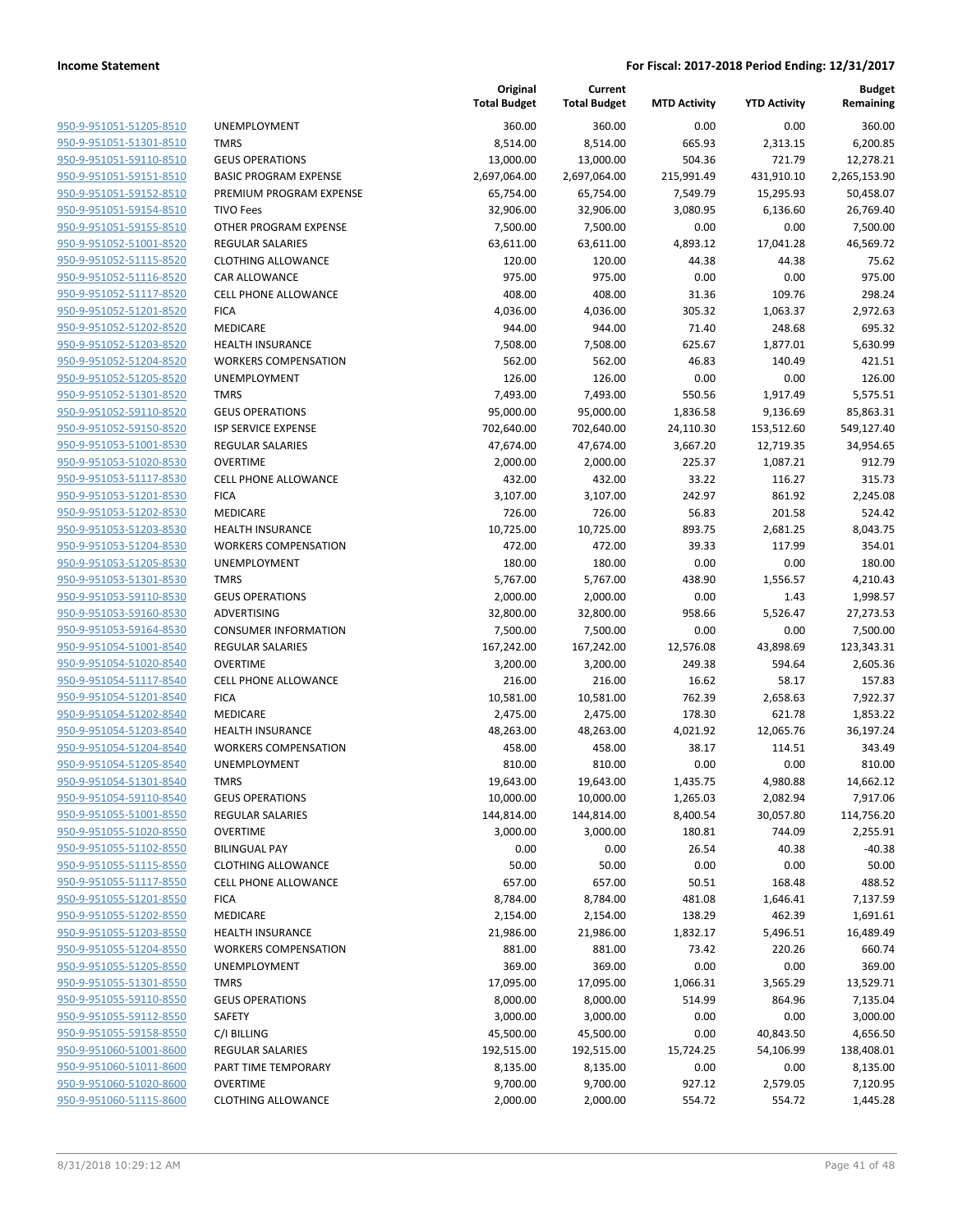**Income Statement** — For Fiscal: 2017-2018 Period Ending: 12/31/2017

| | | Original Total Budget | Current Total Budget | MTD Activity | YTD Activity | Budget Remaining |
|---|---|---|---|---|---|---|
| 950-9-951051-51205-8510 | UNEMPLOYMENT | 360.00 | 360.00 | 0.00 | 0.00 | 360.00 |
| 950-9-951051-51301-8510 | TMRS | 8,514.00 | 8,514.00 | 665.93 | 2,313.15 | 6,200.85 |
| 950-9-951051-59110-8510 | GEUS OPERATIONS | 13,000.00 | 13,000.00 | 504.36 | 721.79 | 12,278.21 |
| 950-9-951051-59151-8510 | BASIC PROGRAM EXPENSE | 2,697,064.00 | 2,697,064.00 | 215,991.49 | 431,910.10 | 2,265,153.90 |
| 950-9-951051-59152-8510 | PREMIUM PROGRAM EXPENSE | 65,754.00 | 65,754.00 | 7,549.79 | 15,295.93 | 50,458.07 |
| 950-9-951051-59154-8510 | TIVO Fees | 32,906.00 | 32,906.00 | 3,080.95 | 6,136.60 | 26,769.40 |
| 950-9-951051-59155-8510 | OTHER PROGRAM EXPENSE | 7,500.00 | 7,500.00 | 0.00 | 0.00 | 7,500.00 |
| 950-9-951052-51001-8520 | REGULAR SALARIES | 63,611.00 | 63,611.00 | 4,893.12 | 17,041.28 | 46,569.72 |
| 950-9-951052-51115-8520 | CLOTHING ALLOWANCE | 120.00 | 120.00 | 44.38 | 44.38 | 75.62 |
| 950-9-951052-51116-8520 | CAR ALLOWANCE | 975.00 | 975.00 | 0.00 | 0.00 | 975.00 |
| 950-9-951052-51117-8520 | CELL PHONE ALLOWANCE | 408.00 | 408.00 | 31.36 | 109.76 | 298.24 |
| 950-9-951052-51201-8520 | FICA | 4,036.00 | 4,036.00 | 305.32 | 1,063.37 | 2,972.63 |
| 950-9-951052-51202-8520 | MEDICARE | 944.00 | 944.00 | 71.40 | 248.68 | 695.32 |
| 950-9-951052-51203-8520 | HEALTH INSURANCE | 7,508.00 | 7,508.00 | 625.67 | 1,877.01 | 5,630.99 |
| 950-9-951052-51204-8520 | WORKERS COMPENSATION | 562.00 | 562.00 | 46.83 | 140.49 | 421.51 |
| 950-9-951052-51205-8520 | UNEMPLOYMENT | 126.00 | 126.00 | 0.00 | 0.00 | 126.00 |
| 950-9-951052-51301-8520 | TMRS | 7,493.00 | 7,493.00 | 550.56 | 1,917.49 | 5,575.51 |
| 950-9-951052-59110-8520 | GEUS OPERATIONS | 95,000.00 | 95,000.00 | 1,836.58 | 9,136.69 | 85,863.31 |
| 950-9-951052-59150-8520 | ISP SERVICE EXPENSE | 702,640.00 | 702,640.00 | 24,110.30 | 153,512.60 | 549,127.40 |
| 950-9-951053-51001-8530 | REGULAR SALARIES | 47,674.00 | 47,674.00 | 3,667.20 | 12,719.35 | 34,954.65 |
| 950-9-951053-51020-8530 | OVERTIME | 2,000.00 | 2,000.00 | 225.37 | 1,087.21 | 912.79 |
| 950-9-951053-51117-8530 | CELL PHONE ALLOWANCE | 432.00 | 432.00 | 33.22 | 116.27 | 315.73 |
| 950-9-951053-51201-8530 | FICA | 3,107.00 | 3,107.00 | 242.97 | 861.92 | 2,245.08 |
| 950-9-951053-51202-8530 | MEDICARE | 726.00 | 726.00 | 56.83 | 201.58 | 524.42 |
| 950-9-951053-51203-8530 | HEALTH INSURANCE | 10,725.00 | 10,725.00 | 893.75 | 2,681.25 | 8,043.75 |
| 950-9-951053-51204-8530 | WORKERS COMPENSATION | 472.00 | 472.00 | 39.33 | 117.99 | 354.01 |
| 950-9-951053-51205-8530 | UNEMPLOYMENT | 180.00 | 180.00 | 0.00 | 0.00 | 180.00 |
| 950-9-951053-51301-8530 | TMRS | 5,767.00 | 5,767.00 | 438.90 | 1,556.57 | 4,210.43 |
| 950-9-951053-59110-8530 | GEUS OPERATIONS | 2,000.00 | 2,000.00 | 0.00 | 1.43 | 1,998.57 |
| 950-9-951053-59160-8530 | ADVERTISING | 32,800.00 | 32,800.00 | 958.66 | 5,526.47 | 27,273.53 |
| 950-9-951053-59164-8530 | CONSUMER INFORMATION | 7,500.00 | 7,500.00 | 0.00 | 0.00 | 7,500.00 |
| 950-9-951054-51001-8540 | REGULAR SALARIES | 167,242.00 | 167,242.00 | 12,576.08 | 43,898.69 | 123,343.31 |
| 950-9-951054-51020-8540 | OVERTIME | 3,200.00 | 3,200.00 | 249.38 | 594.64 | 2,605.36 |
| 950-9-951054-51117-8540 | CELL PHONE ALLOWANCE | 216.00 | 216.00 | 16.62 | 58.17 | 157.83 |
| 950-9-951054-51201-8540 | FICA | 10,581.00 | 10,581.00 | 762.39 | 2,658.63 | 7,922.37 |
| 950-9-951054-51202-8540 | MEDICARE | 2,475.00 | 2,475.00 | 178.30 | 621.78 | 1,853.22 |
| 950-9-951054-51203-8540 | HEALTH INSURANCE | 48,263.00 | 48,263.00 | 4,021.92 | 12,065.76 | 36,197.24 |
| 950-9-951054-51204-8540 | WORKERS COMPENSATION | 458.00 | 458.00 | 38.17 | 114.51 | 343.49 |
| 950-9-951054-51205-8540 | UNEMPLOYMENT | 810.00 | 810.00 | 0.00 | 0.00 | 810.00 |
| 950-9-951054-51301-8540 | TMRS | 19,643.00 | 19,643.00 | 1,435.75 | 4,980.88 | 14,662.12 |
| 950-9-951054-59110-8540 | GEUS OPERATIONS | 10,000.00 | 10,000.00 | 1,265.03 | 2,082.94 | 7,917.06 |
| 950-9-951055-51001-8550 | REGULAR SALARIES | 144,814.00 | 144,814.00 | 8,400.54 | 30,057.80 | 114,756.20 |
| 950-9-951055-51020-8550 | OVERTIME | 3,000.00 | 3,000.00 | 180.81 | 744.09 | 2,255.91 |
| 950-9-951055-51102-8550 | BILINGUAL PAY | 0.00 | 0.00 | 26.54 | 40.38 | -40.38 |
| 950-9-951055-51115-8550 | CLOTHING ALLOWANCE | 50.00 | 50.00 | 0.00 | 0.00 | 50.00 |
| 950-9-951055-51117-8550 | CELL PHONE ALLOWANCE | 657.00 | 657.00 | 50.51 | 168.48 | 488.52 |
| 950-9-951055-51201-8550 | FICA | 8,784.00 | 8,784.00 | 481.08 | 1,646.41 | 7,137.59 |
| 950-9-951055-51202-8550 | MEDICARE | 2,154.00 | 2,154.00 | 138.29 | 462.39 | 1,691.61 |
| 950-9-951055-51203-8550 | HEALTH INSURANCE | 21,986.00 | 21,986.00 | 1,832.17 | 5,496.51 | 16,489.49 |
| 950-9-951055-51204-8550 | WORKERS COMPENSATION | 881.00 | 881.00 | 73.42 | 220.26 | 660.74 |
| 950-9-951055-51205-8550 | UNEMPLOYMENT | 369.00 | 369.00 | 0.00 | 0.00 | 369.00 |
| 950-9-951055-51301-8550 | TMRS | 17,095.00 | 17,095.00 | 1,066.31 | 3,565.29 | 13,529.71 |
| 950-9-951055-59110-8550 | GEUS OPERATIONS | 8,000.00 | 8,000.00 | 514.99 | 864.96 | 7,135.04 |
| 950-9-951055-59112-8550 | SAFETY | 3,000.00 | 3,000.00 | 0.00 | 0.00 | 3,000.00 |
| 950-9-951055-59158-8550 | C/I BILLING | 45,500.00 | 45,500.00 | 0.00 | 40,843.50 | 4,656.50 |
| 950-9-951060-51001-8600 | REGULAR SALARIES | 192,515.00 | 192,515.00 | 15,724.25 | 54,106.99 | 138,408.01 |
| 950-9-951060-51011-8600 | PART TIME TEMPORARY | 8,135.00 | 8,135.00 | 0.00 | 0.00 | 8,135.00 |
| 950-9-951060-51020-8600 | OVERTIME | 9,700.00 | 9,700.00 | 927.12 | 2,579.05 | 7,120.95 |
| 950-9-951060-51115-8600 | CLOTHING ALLOWANCE | 2,000.00 | 2,000.00 | 554.72 | 554.72 | 1,445.28 |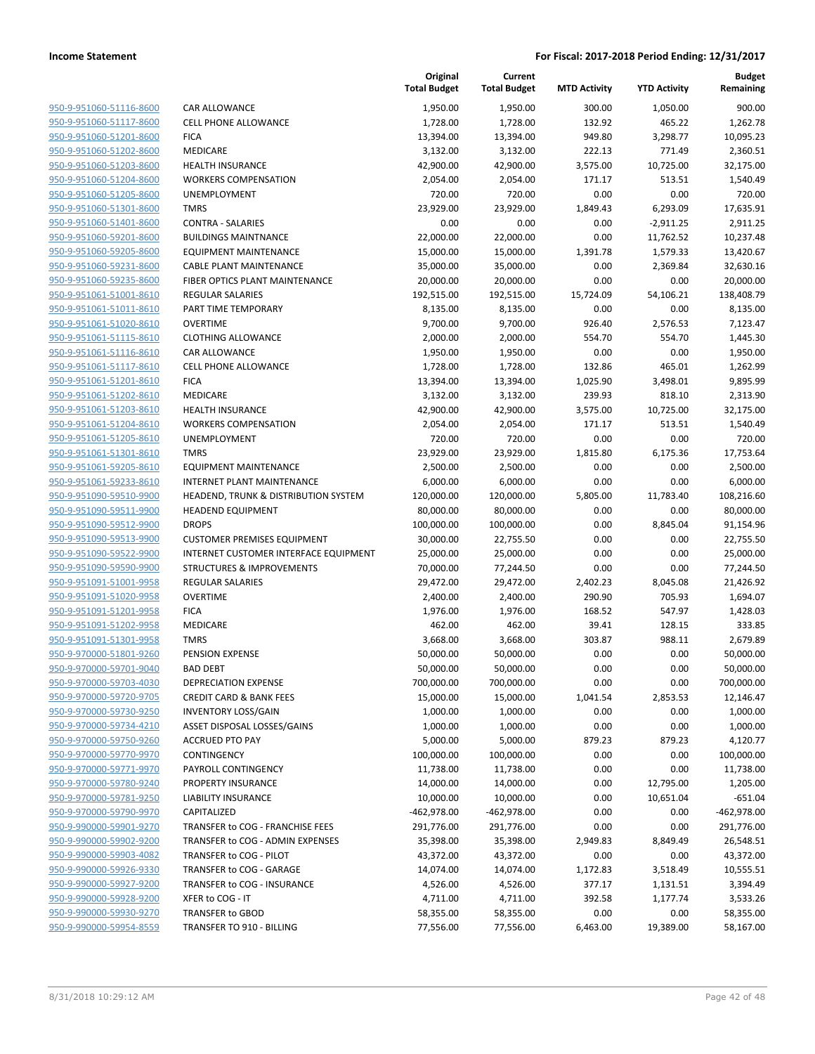**Income Statement** — **For Fiscal: 2017-2018 Period Ending: 12/31/2017**

| | | Original Total Budget | Current Total Budget | MTD Activity | YTD Activity | Budget Remaining |
|---|---|---|---|---|---|---|
| 950-9-951060-51116-8600 | CAR ALLOWANCE | 1,950.00 | 1,950.00 | 300.00 | 1,050.00 | 900.00 |
| 950-9-951060-51117-8600 | CELL PHONE ALLOWANCE | 1,728.00 | 1,728.00 | 132.92 | 465.22 | 1,262.78 |
| 950-9-951060-51201-8600 | FICA | 13,394.00 | 13,394.00 | 949.80 | 3,298.77 | 10,095.23 |
| 950-9-951060-51202-8600 | MEDICARE | 3,132.00 | 3,132.00 | 222.13 | 771.49 | 2,360.51 |
| 950-9-951060-51203-8600 | HEALTH INSURANCE | 42,900.00 | 42,900.00 | 3,575.00 | 10,725.00 | 32,175.00 |
| 950-9-951060-51204-8600 | WORKERS COMPENSATION | 2,054.00 | 2,054.00 | 171.17 | 513.51 | 1,540.49 |
| 950-9-951060-51205-8600 | UNEMPLOYMENT | 720.00 | 720.00 | 0.00 | 0.00 | 720.00 |
| 950-9-951060-51301-8600 | TMRS | 23,929.00 | 23,929.00 | 1,849.43 | 6,293.09 | 17,635.91 |
| 950-9-951060-51401-8600 | CONTRA - SALARIES | 0.00 | 0.00 | 0.00 | -2,911.25 | 2,911.25 |
| 950-9-951060-59201-8600 | BUILDINGS MAINTNANCE | 22,000.00 | 22,000.00 | 0.00 | 11,762.52 | 10,237.48 |
| 950-9-951060-59205-8600 | EQUIPMENT MAINTENANCE | 15,000.00 | 15,000.00 | 1,391.78 | 1,579.33 | 13,420.67 |
| 950-9-951060-59231-8600 | CABLE PLANT MAINTENANCE | 35,000.00 | 35,000.00 | 0.00 | 2,369.84 | 32,630.16 |
| 950-9-951060-59235-8600 | FIBER OPTICS PLANT MAINTENANCE | 20,000.00 | 20,000.00 | 0.00 | 0.00 | 20,000.00 |
| 950-9-951061-51001-8610 | REGULAR SALARIES | 192,515.00 | 192,515.00 | 15,724.09 | 54,106.21 | 138,408.79 |
| 950-9-951061-51011-8610 | PART TIME TEMPORARY | 8,135.00 | 8,135.00 | 0.00 | 0.00 | 8,135.00 |
| 950-9-951061-51020-8610 | OVERTIME | 9,700.00 | 9,700.00 | 926.40 | 2,576.53 | 7,123.47 |
| 950-9-951061-51115-8610 | CLOTHING ALLOWANCE | 2,000.00 | 2,000.00 | 554.70 | 554.70 | 1,445.30 |
| 950-9-951061-51116-8610 | CAR ALLOWANCE | 1,950.00 | 1,950.00 | 0.00 | 0.00 | 1,950.00 |
| 950-9-951061-51117-8610 | CELL PHONE ALLOWANCE | 1,728.00 | 1,728.00 | 132.86 | 465.01 | 1,262.99 |
| 950-9-951061-51201-8610 | FICA | 13,394.00 | 13,394.00 | 1,025.90 | 3,498.01 | 9,895.99 |
| 950-9-951061-51202-8610 | MEDICARE | 3,132.00 | 3,132.00 | 239.93 | 818.10 | 2,313.90 |
| 950-9-951061-51203-8610 | HEALTH INSURANCE | 42,900.00 | 42,900.00 | 3,575.00 | 10,725.00 | 32,175.00 |
| 950-9-951061-51204-8610 | WORKERS COMPENSATION | 2,054.00 | 2,054.00 | 171.17 | 513.51 | 1,540.49 |
| 950-9-951061-51205-8610 | UNEMPLOYMENT | 720.00 | 720.00 | 0.00 | 0.00 | 720.00 |
| 950-9-951061-51301-8610 | TMRS | 23,929.00 | 23,929.00 | 1,815.80 | 6,175.36 | 17,753.64 |
| 950-9-951061-59205-8610 | EQUIPMENT MAINTENANCE | 2,500.00 | 2,500.00 | 0.00 | 0.00 | 2,500.00 |
| 950-9-951061-59233-8610 | INTERNET PLANT MAINTENANCE | 6,000.00 | 6,000.00 | 0.00 | 0.00 | 6,000.00 |
| 950-9-951090-59510-9900 | HEADEND, TRUNK & DISTRIBUTION SYSTEM | 120,000.00 | 120,000.00 | 5,805.00 | 11,783.40 | 108,216.60 |
| 950-9-951090-59511-9900 | HEADEND EQUIPMENT | 80,000.00 | 80,000.00 | 0.00 | 0.00 | 80,000.00 |
| 950-9-951090-59512-9900 | DROPS | 100,000.00 | 100,000.00 | 0.00 | 8,845.04 | 91,154.96 |
| 950-9-951090-59513-9900 | CUSTOMER PREMISES EQUIPMENT | 30,000.00 | 22,755.50 | 0.00 | 0.00 | 22,755.50 |
| 950-9-951090-59522-9900 | INTERNET CUSTOMER INTERFACE EQUIPMENT | 25,000.00 | 25,000.00 | 0.00 | 0.00 | 25,000.00 |
| 950-9-951090-59590-9900 | STRUCTURES & IMPROVEMENTS | 70,000.00 | 77,244.50 | 0.00 | 0.00 | 77,244.50 |
| 950-9-951091-51001-9958 | REGULAR SALARIES | 29,472.00 | 29,472.00 | 2,402.23 | 8,045.08 | 21,426.92 |
| 950-9-951091-51020-9958 | OVERTIME | 2,400.00 | 2,400.00 | 290.90 | 705.93 | 1,694.07 |
| 950-9-951091-51201-9958 | FICA | 1,976.00 | 1,976.00 | 168.52 | 547.97 | 1,428.03 |
| 950-9-951091-51202-9958 | MEDICARE | 462.00 | 462.00 | 39.41 | 128.15 | 333.85 |
| 950-9-951091-51301-9958 | TMRS | 3,668.00 | 3,668.00 | 303.87 | 988.11 | 2,679.89 |
| 950-9-970000-51801-9260 | PENSION EXPENSE | 50,000.00 | 50,000.00 | 0.00 | 0.00 | 50,000.00 |
| 950-9-970000-59701-9040 | BAD DEBT | 50,000.00 | 50,000.00 | 0.00 | 0.00 | 50,000.00 |
| 950-9-970000-59703-4030 | DEPRECIATION EXPENSE | 700,000.00 | 700,000.00 | 0.00 | 0.00 | 700,000.00 |
| 950-9-970000-59720-9705 | CREDIT CARD & BANK FEES | 15,000.00 | 15,000.00 | 1,041.54 | 2,853.53 | 12,146.47 |
| 950-9-970000-59730-9250 | INVENTORY LOSS/GAIN | 1,000.00 | 1,000.00 | 0.00 | 0.00 | 1,000.00 |
| 950-9-970000-59734-4210 | ASSET DISPOSAL LOSSES/GAINS | 1,000.00 | 1,000.00 | 0.00 | 0.00 | 1,000.00 |
| 950-9-970000-59750-9260 | ACCRUED PTO PAY | 5,000.00 | 5,000.00 | 879.23 | 879.23 | 4,120.77 |
| 950-9-970000-59770-9970 | CONTINGENCY | 100,000.00 | 100,000.00 | 0.00 | 0.00 | 100,000.00 |
| 950-9-970000-59771-9970 | PAYROLL CONTINGENCY | 11,738.00 | 11,738.00 | 0.00 | 0.00 | 11,738.00 |
| 950-9-970000-59780-9240 | PROPERTY INSURANCE | 14,000.00 | 14,000.00 | 0.00 | 12,795.00 | 1,205.00 |
| 950-9-970000-59781-9250 | LIABILITY INSURANCE | 10,000.00 | 10,000.00 | 0.00 | 10,651.04 | -651.04 |
| 950-9-970000-59790-9970 | CAPITALIZED | -462,978.00 | -462,978.00 | 0.00 | 0.00 | -462,978.00 |
| 950-9-990000-59901-9270 | TRANSFER to COG - FRANCHISE FEES | 291,776.00 | 291,776.00 | 0.00 | 0.00 | 291,776.00 |
| 950-9-990000-59902-9200 | TRANSFER to COG - ADMIN EXPENSES | 35,398.00 | 35,398.00 | 2,949.83 | 8,849.49 | 26,548.51 |
| 950-9-990000-59903-4082 | TRANSFER to COG - PILOT | 43,372.00 | 43,372.00 | 0.00 | 0.00 | 43,372.00 |
| 950-9-990000-59926-9330 | TRANSFER to COG - GARAGE | 14,074.00 | 14,074.00 | 1,172.83 | 3,518.49 | 10,555.51 |
| 950-9-990000-59927-9200 | TRANSFER to COG - INSURANCE | 4,526.00 | 4,526.00 | 377.17 | 1,131.51 | 3,394.49 |
| 950-9-990000-59928-9200 | XFER to COG - IT | 4,711.00 | 4,711.00 | 392.58 | 1,177.74 | 3,533.26 |
| 950-9-990000-59930-9270 | TRANSFER to GBOD | 58,355.00 | 58,355.00 | 0.00 | 0.00 | 58,355.00 |
| 950-9-990000-59954-8559 | TRANSFER TO 910 - BILLING | 77,556.00 | 77,556.00 | 6,463.00 | 19,389.00 | 58,167.00 |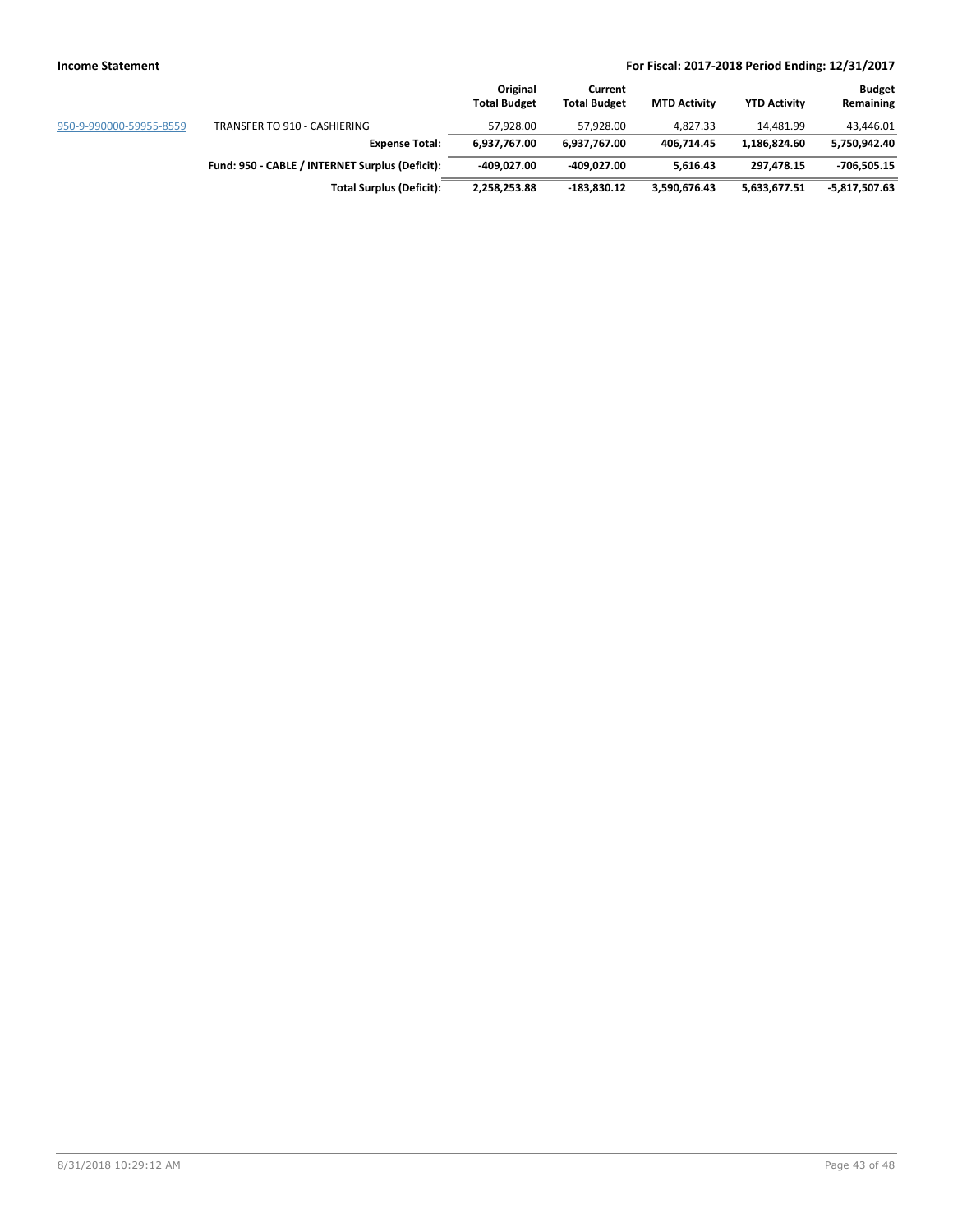| | | Original Total Budget | Current Total Budget | MTD Activity | YTD Activity | Budget Remaining |
|---|---|---|---|---|---|---|
| 950-9-990000-59955-8559 | TRANSFER TO 910 - CASHIERING | 57,928.00 | 57,928.00 | 4,827.33 | 14,481.99 | 43,446.01 |
| | **Expense Total:** | **6,937,767.00** | **6,937,767.00** | **406,714.45** | **1,186,824.60** | **5,750,942.40** |
| | **Fund: 950 - CABLE / INTERNET Surplus (Deficit):** | **-409,027.00** | **-409,027.00** | **5,616.43** | **297,478.15** | **-706,505.15** |
| | **Total Surplus (Deficit):** | **2,258,253.88** | **-183,830.12** | **3,590,676.43** | **5,633,677.51** | **-5,817,507.63** |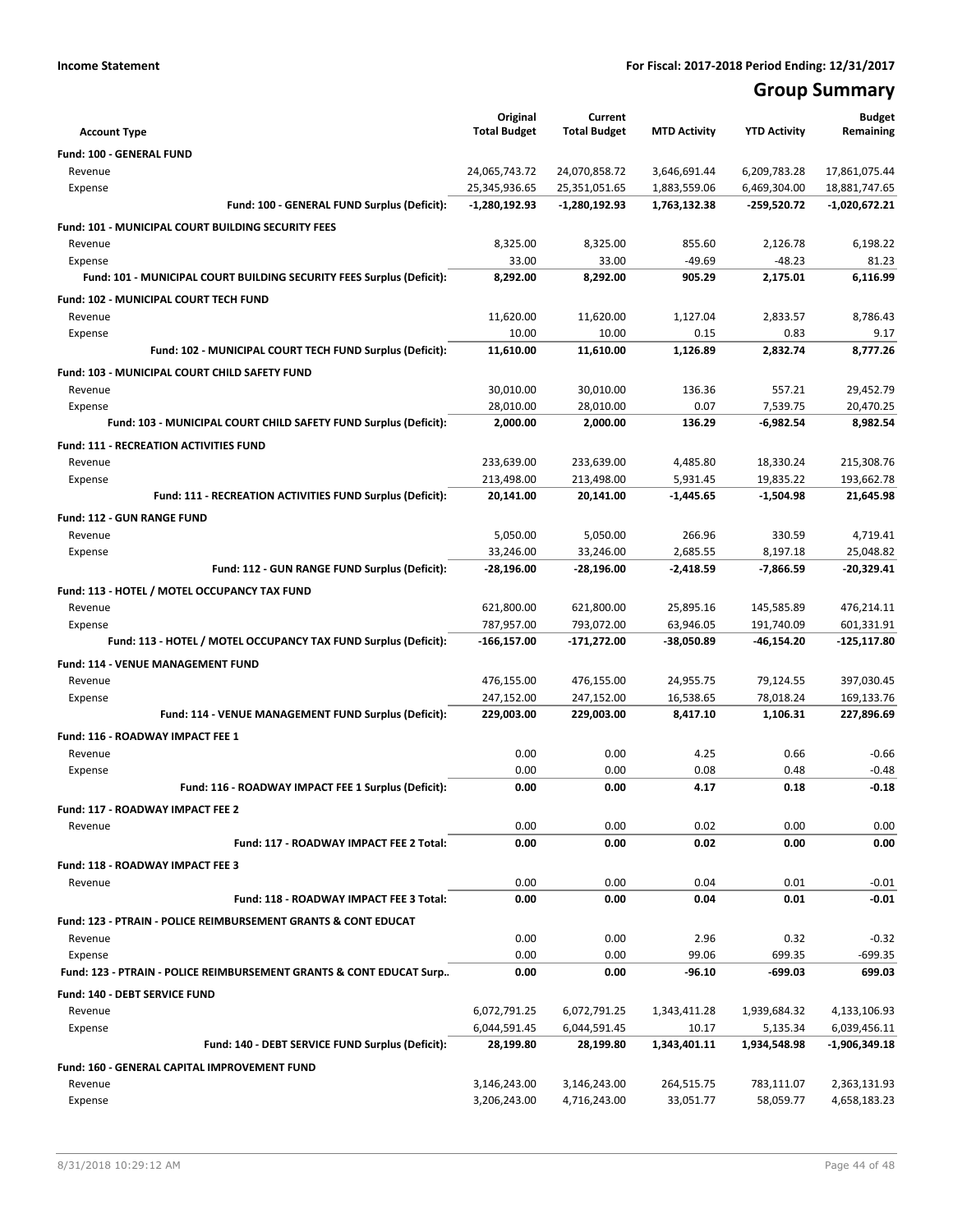**Income Statement** | **For Fiscal: 2017-2018 Period Ending: 12/31/2017**

# Group Summary

| Account Type | Original Total Budget | Current Total Budget | MTD Activity | YTD Activity | Budget Remaining |
|---|---|---|---|---|---|
| **Fund: 100 - GENERAL FUND** | | | | | |
| Revenue | 24,065,743.72 | 24,070,858.72 | 3,646,691.44 | 6,209,783.28 | 17,861,075.44 |
| Expense | 25,345,936.65 | 25,351,051.65 | 1,883,559.06 | 6,469,304.00 | 18,881,747.65 |
| **Fund: 100 - GENERAL FUND Surplus (Deficit):** | **-1,280,192.93** | **-1,280,192.93** | **1,763,132.38** | **-259,520.72** | **-1,020,672.21** |
| **Fund: 101 - MUNICIPAL COURT BUILDING SECURITY FEES** | | | | | |
| Revenue | 8,325.00 | 8,325.00 | 855.60 | 2,126.78 | 6,198.22 |
| Expense | 33.00 | 33.00 | -49.69 | -48.23 | 81.23 |
| **Fund: 101 - MUNICIPAL COURT BUILDING SECURITY FEES Surplus (Deficit):** | **8,292.00** | **8,292.00** | **905.29** | **2,175.01** | **6,116.99** |
| **Fund: 102 - MUNICIPAL COURT TECH FUND** | | | | | |
| Revenue | 11,620.00 | 11,620.00 | 1,127.04 | 2,833.57 | 8,786.43 |
| Expense | 10.00 | 10.00 | 0.15 | 0.83 | 9.17 |
| **Fund: 102 - MUNICIPAL COURT TECH FUND Surplus (Deficit):** | **11,610.00** | **11,610.00** | **1,126.89** | **2,832.74** | **8,777.26** |
| **Fund: 103 - MUNICIPAL COURT CHILD SAFETY FUND** | | | | | |
| Revenue | 30,010.00 | 30,010.00 | 136.36 | 557.21 | 29,452.79 |
| Expense | 28,010.00 | 28,010.00 | 0.07 | 7,539.75 | 20,470.25 |
| **Fund: 103 - MUNICIPAL COURT CHILD SAFETY FUND Surplus (Deficit):** | **2,000.00** | **2,000.00** | **136.29** | **-6,982.54** | **8,982.54** |
| **Fund: 111 - RECREATION ACTIVITIES FUND** | | | | | |
| Revenue | 233,639.00 | 233,639.00 | 4,485.80 | 18,330.24 | 215,308.76 |
| Expense | 213,498.00 | 213,498.00 | 5,931.45 | 19,835.22 | 193,662.78 |
| **Fund: 111 - RECREATION ACTIVITIES FUND Surplus (Deficit):** | **20,141.00** | **20,141.00** | **-1,445.65** | **-1,504.98** | **21,645.98** |
| **Fund: 112 - GUN RANGE FUND** | | | | | |
| Revenue | 5,050.00 | 5,050.00 | 266.96 | 330.59 | 4,719.41 |
| Expense | 33,246.00 | 33,246.00 | 2,685.55 | 8,197.18 | 25,048.82 |
| **Fund: 112 - GUN RANGE FUND Surplus (Deficit):** | **-28,196.00** | **-28,196.00** | **-2,418.59** | **-7,866.59** | **-20,329.41** |
| **Fund: 113 - HOTEL / MOTEL OCCUPANCY TAX FUND** | | | | | |
| Revenue | 621,800.00 | 621,800.00 | 25,895.16 | 145,585.89 | 476,214.11 |
| Expense | 787,957.00 | 793,072.00 | 63,946.05 | 191,740.09 | 601,331.91 |
| **Fund: 113 - HOTEL / MOTEL OCCUPANCY TAX FUND Surplus (Deficit):** | **-166,157.00** | **-171,272.00** | **-38,050.89** | **-46,154.20** | **-125,117.80** |
| **Fund: 114 - VENUE MANAGEMENT FUND** | | | | | |
| Revenue | 476,155.00 | 476,155.00 | 24,955.75 | 79,124.55 | 397,030.45 |
| Expense | 247,152.00 | 247,152.00 | 16,538.65 | 78,018.24 | 169,133.76 |
| **Fund: 114 - VENUE MANAGEMENT FUND Surplus (Deficit):** | **229,003.00** | **229,003.00** | **8,417.10** | **1,106.31** | **227,896.69** |
| **Fund: 116 - ROADWAY IMPACT FEE 1** | | | | | |
| Revenue | 0.00 | 0.00 | 4.25 | 0.66 | -0.66 |
| Expense | 0.00 | 0.00 | 0.08 | 0.48 | -0.48 |
| **Fund: 116 - ROADWAY IMPACT FEE 1 Surplus (Deficit):** | **0.00** | **0.00** | **4.17** | **0.18** | **-0.18** |
| **Fund: 117 - ROADWAY IMPACT FEE 2** | | | | | |
| Revenue | 0.00 | 0.00 | 0.02 | 0.00 | 0.00 |
| **Fund: 117 - ROADWAY IMPACT FEE 2 Total:** | **0.00** | **0.00** | **0.02** | **0.00** | **0.00** |
| **Fund: 118 - ROADWAY IMPACT FEE 3** | | | | | |
| Revenue | 0.00 | 0.00 | 0.04 | 0.01 | -0.01 |
| **Fund: 118 - ROADWAY IMPACT FEE 3 Total:** | **0.00** | **0.00** | **0.04** | **0.01** | **-0.01** |
| **Fund: 123 - PTRAIN - POLICE REIMBURSEMENT GRANTS & CONT EDUCAT** | | | | | |
| Revenue | 0.00 | 0.00 | 2.96 | 0.32 | -0.32 |
| Expense | 0.00 | 0.00 | 99.06 | 699.35 | -699.35 |
| **Fund: 123 - PTRAIN - POLICE REIMBURSEMENT GRANTS & CONT EDUCAT Surp..** | **0.00** | **0.00** | **-96.10** | **-699.03** | **699.03** |
| **Fund: 140 - DEBT SERVICE FUND** | | | | | |
| Revenue | 6,072,791.25 | 6,072,791.25 | 1,343,411.28 | 1,939,684.32 | 4,133,106.93 |
| Expense | 6,044,591.45 | 6,044,591.45 | 10.17 | 5,135.34 | 6,039,456.11 |
| **Fund: 140 - DEBT SERVICE FUND Surplus (Deficit):** | **28,199.80** | **28,199.80** | **1,343,401.11** | **1,934,548.98** | **-1,906,349.18** |
| **Fund: 160 - GENERAL CAPITAL IMPROVEMENT FUND** | | | | | |
| Revenue | 3,146,243.00 | 3,146,243.00 | 264,515.75 | 783,111.07 | 2,363,131.93 |
| Expense | 3,206,243.00 | 4,716,243.00 | 33,051.77 | 58,059.77 | 4,658,183.23 |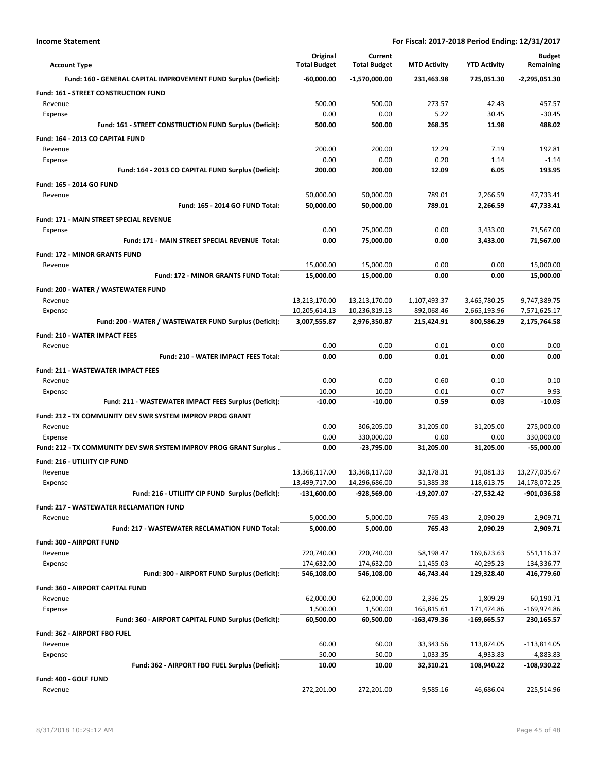**Income Statement** — For Fiscal: 2017-2018 Period Ending: 12/31/2017

| Account Type | Original Total Budget | Current Total Budget | MTD Activity | YTD Activity | Budget Remaining |
|---|---|---|---|---|---|
| **Fund: 160 - GENERAL CAPITAL IMPROVEMENT FUND Surplus (Deficit):** | **-60,000.00** | **-1,570,000.00** | **231,463.98** | **725,051.30** | **-2,295,051.30** |
| **Fund: 161 - STREET CONSTRUCTION FUND** | | | | | |
| Revenue | 500.00 | 500.00 | 273.57 | 42.43 | 457.57 |
| Expense | 0.00 | 0.00 | 5.22 | 30.45 | -30.45 |
| **Fund: 161 - STREET CONSTRUCTION FUND Surplus (Deficit):** | **500.00** | **500.00** | **268.35** | **11.98** | **488.02** |
| **Fund: 164 - 2013 CO CAPITAL FUND** | | | | | |
| Revenue | 200.00 | 200.00 | 12.29 | 7.19 | 192.81 |
| Expense | 0.00 | 0.00 | 0.20 | 1.14 | -1.14 |
| **Fund: 164 - 2013 CO CAPITAL FUND Surplus (Deficit):** | **200.00** | **200.00** | **12.09** | **6.05** | **193.95** |
| **Fund: 165 - 2014 GO FUND** | | | | | |
| Revenue | 50,000.00 | 50,000.00 | 789.01 | 2,266.59 | 47,733.41 |
| **Fund: 165 - 2014 GO FUND Total:** | **50,000.00** | **50,000.00** | **789.01** | **2,266.59** | **47,733.41** |
| **Fund: 171 - MAIN STREET SPECIAL REVENUE** | | | | | |
| Expense | 0.00 | 75,000.00 | 0.00 | 3,433.00 | 71,567.00 |
| **Fund: 171 - MAIN STREET SPECIAL REVENUE Total:** | **0.00** | **75,000.00** | **0.00** | **3,433.00** | **71,567.00** |
| **Fund: 172 - MINOR GRANTS FUND** | | | | | |
| Revenue | 15,000.00 | 15,000.00 | 0.00 | 0.00 | 15,000.00 |
| **Fund: 172 - MINOR GRANTS FUND Total:** | **15,000.00** | **15,000.00** | **0.00** | **0.00** | **15,000.00** |
| **Fund: 200 - WATER / WASTEWATER FUND** | | | | | |
| Revenue | 13,213,170.00 | 13,213,170.00 | 1,107,493.37 | 3,465,780.25 | 9,747,389.75 |
| Expense | 10,205,614.13 | 10,236,819.13 | 892,068.46 | 2,665,193.96 | 7,571,625.17 |
| **Fund: 200 - WATER / WASTEWATER FUND Surplus (Deficit):** | **3,007,555.87** | **2,976,350.87** | **215,424.91** | **800,586.29** | **2,175,764.58** |
| **Fund: 210 - WATER IMPACT FEES** | | | | | |
| Revenue | 0.00 | 0.00 | 0.01 | 0.00 | 0.00 |
| **Fund: 210 - WATER IMPACT FEES Total:** | **0.00** | **0.00** | **0.01** | **0.00** | **0.00** |
| **Fund: 211 - WASTEWATER IMPACT FEES** | | | | | |
| Revenue | 0.00 | 0.00 | 0.60 | 0.10 | -0.10 |
| Expense | 10.00 | 10.00 | 0.01 | 0.07 | 9.93 |
| **Fund: 211 - WASTEWATER IMPACT FEES Surplus (Deficit):** | **-10.00** | **-10.00** | **0.59** | **0.03** | **-10.03** |
| **Fund: 212 - TX COMMUNITY DEV SWR SYSTEM IMPROV PROG GRANT** | | | | | |
| Revenue | 0.00 | 306,205.00 | 31,205.00 | 31,205.00 | 275,000.00 |
| Expense | 0.00 | 330,000.00 | 0.00 | 0.00 | 330,000.00 |
| **Fund: 212 - TX COMMUNITY DEV SWR SYSTEM IMPROV PROG GRANT Surplus ..** | **0.00** | **-23,795.00** | **31,205.00** | **31,205.00** | **-55,000.00** |
| **Fund: 216 - UTILIITY CIP FUND** | | | | | |
| Revenue | 13,368,117.00 | 13,368,117.00 | 32,178.31 | 91,081.33 | 13,277,035.67 |
| Expense | 13,499,717.00 | 14,296,686.00 | 51,385.38 | 118,613.75 | 14,178,072.25 |
| **Fund: 216 - UTILIITY CIP FUND Surplus (Deficit):** | **-131,600.00** | **-928,569.00** | **-19,207.07** | **-27,532.42** | **-901,036.58** |
| **Fund: 217 - WASTEWATER RECLAMATION FUND** | | | | | |
| Revenue | 5,000.00 | 5,000.00 | 765.43 | 2,090.29 | 2,909.71 |
| **Fund: 217 - WASTEWATER RECLAMATION FUND Total:** | **5,000.00** | **5,000.00** | **765.43** | **2,090.29** | **2,909.71** |
| **Fund: 300 - AIRPORT FUND** | | | | | |
| Revenue | 720,740.00 | 720,740.00 | 58,198.47 | 169,623.63 | 551,116.37 |
| Expense | 174,632.00 | 174,632.00 | 11,455.03 | 40,295.23 | 134,336.77 |
| **Fund: 300 - AIRPORT FUND Surplus (Deficit):** | **546,108.00** | **546,108.00** | **46,743.44** | **129,328.40** | **416,779.60** |
| **Fund: 360 - AIRPORT CAPITAL FUND** | | | | | |
| Revenue | 62,000.00 | 62,000.00 | 2,336.25 | 1,809.29 | 60,190.71 |
| Expense | 1,500.00 | 1,500.00 | 165,815.61 | 171,474.86 | -169,974.86 |
| **Fund: 360 - AIRPORT CAPITAL FUND Surplus (Deficit):** | **60,500.00** | **60,500.00** | **-163,479.36** | **-169,665.57** | **230,165.57** |
| **Fund: 362 - AIRPORT FBO FUEL** | | | | | |
| Revenue | 60.00 | 60.00 | 33,343.56 | 113,874.05 | -113,814.05 |
| Expense | 50.00 | 50.00 | 1,033.35 | 4,933.83 | -4,883.83 |
| **Fund: 362 - AIRPORT FBO FUEL Surplus (Deficit):** | **10.00** | **10.00** | **32,310.21** | **108,940.22** | **-108,930.22** |
| **Fund: 400 - GOLF FUND** | | | | | |
| Revenue | 272,201.00 | 272,201.00 | 9,585.16 | 46,686.04 | 225,514.96 |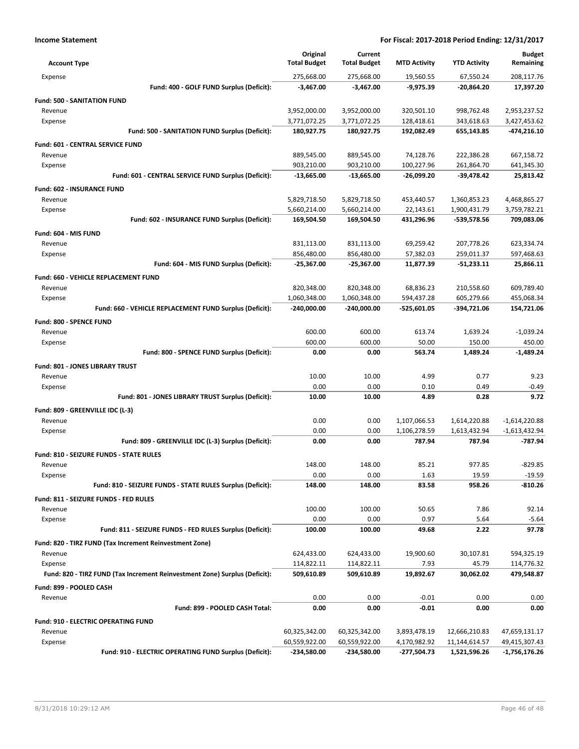| Account Type | Original Total Budget | Current Total Budget | MTD Activity | YTD Activity | Budget Remaining |
|---|---|---|---|---|---|
| Expense | 275,668.00 | 275,668.00 | 19,560.55 | 67,550.24 | 208,117.76 |
| **Fund: 400 - GOLF FUND Surplus (Deficit):** | **-3,467.00** | **-3,467.00** | **-9,975.39** | **-20,864.20** | **17,397.20** |
| **Fund: 500 - SANITATION FUND** | | | | | |
| Revenue | 3,952,000.00 | 3,952,000.00 | 320,501.10 | 998,762.48 | 2,953,237.52 |
| Expense | 3,771,072.25 | 3,771,072.25 | 128,418.61 | 343,618.63 | 3,427,453.62 |
| **Fund: 500 - SANITATION FUND Surplus (Deficit):** | **180,927.75** | **180,927.75** | **192,082.49** | **655,143.85** | **-474,216.10** |
| **Fund: 601 - CENTRAL SERVICE FUND** | | | | | |
| Revenue | 889,545.00 | 889,545.00 | 74,128.76 | 222,386.28 | 667,158.72 |
| Expense | 903,210.00 | 903,210.00 | 100,227.96 | 261,864.70 | 641,345.30 |
| **Fund: 601 - CENTRAL SERVICE FUND Surplus (Deficit):** | **-13,665.00** | **-13,665.00** | **-26,099.20** | **-39,478.42** | **25,813.42** |
| **Fund: 602 - INSURANCE FUND** | | | | | |
| Revenue | 5,829,718.50 | 5,829,718.50 | 453,440.57 | 1,360,853.23 | 4,468,865.27 |
| Expense | 5,660,214.00 | 5,660,214.00 | 22,143.61 | 1,900,431.79 | 3,759,782.21 |
| **Fund: 602 - INSURANCE FUND Surplus (Deficit):** | **169,504.50** | **169,504.50** | **431,296.96** | **-539,578.56** | **709,083.06** |
| **Fund: 604 - MIS FUND** | | | | | |
| Revenue | 831,113.00 | 831,113.00 | 69,259.42 | 207,778.26 | 623,334.74 |
| Expense | 856,480.00 | 856,480.00 | 57,382.03 | 259,011.37 | 597,468.63 |
| **Fund: 604 - MIS FUND Surplus (Deficit):** | **-25,367.00** | **-25,367.00** | **11,877.39** | **-51,233.11** | **25,866.11** |
| **Fund: 660 - VEHICLE REPLACEMENT FUND** | | | | | |
| Revenue | 820,348.00 | 820,348.00 | 68,836.23 | 210,558.60 | 609,789.40 |
| Expense | 1,060,348.00 | 1,060,348.00 | 594,437.28 | 605,279.66 | 455,068.34 |
| **Fund: 660 - VEHICLE REPLACEMENT FUND Surplus (Deficit):** | **-240,000.00** | **-240,000.00** | **-525,601.05** | **-394,721.06** | **154,721.06** |
| **Fund: 800 - SPENCE FUND** | | | | | |
| Revenue | 600.00 | 600.00 | 613.74 | 1,639.24 | -1,039.24 |
| Expense | 600.00 | 600.00 | 50.00 | 150.00 | 450.00 |
| **Fund: 800 - SPENCE FUND Surplus (Deficit):** | **0.00** | **0.00** | **563.74** | **1,489.24** | **-1,489.24** |
| **Fund: 801 - JONES LIBRARY TRUST** | | | | | |
| Revenue | 10.00 | 10.00 | 4.99 | 0.77 | 9.23 |
| Expense | 0.00 | 0.00 | 0.10 | 0.49 | -0.49 |
| **Fund: 801 - JONES LIBRARY TRUST Surplus (Deficit):** | **10.00** | **10.00** | **4.89** | **0.28** | **9.72** |
| **Fund: 809 - GREENVILLE IDC (L-3)** | | | | | |
| Revenue | 0.00 | 0.00 | 1,107,066.53 | 1,614,220.88 | -1,614,220.88 |
| Expense | 0.00 | 0.00 | 1,106,278.59 | 1,613,432.94 | -1,613,432.94 |
| **Fund: 809 - GREENVILLE IDC (L-3) Surplus (Deficit):** | **0.00** | **0.00** | **787.94** | **787.94** | **-787.94** |
| **Fund: 810 - SEIZURE FUNDS - STATE RULES** | | | | | |
| Revenue | 148.00 | 148.00 | 85.21 | 977.85 | -829.85 |
| Expense | 0.00 | 0.00 | 1.63 | 19.59 | -19.59 |
| **Fund: 810 - SEIZURE FUNDS - STATE RULES Surplus (Deficit):** | **148.00** | **148.00** | **83.58** | **958.26** | **-810.26** |
| **Fund: 811 - SEIZURE FUNDS - FED RULES** | | | | | |
| Revenue | 100.00 | 100.00 | 50.65 | 7.86 | 92.14 |
| Expense | 0.00 | 0.00 | 0.97 | 5.64 | -5.64 |
| **Fund: 811 - SEIZURE FUNDS - FED RULES Surplus (Deficit):** | **100.00** | **100.00** | **49.68** | **2.22** | **97.78** |
| **Fund: 820 - TIRZ FUND (Tax Increment Reinvestment Zone)** | | | | | |
| Revenue | 624,433.00 | 624,433.00 | 19,900.60 | 30,107.81 | 594,325.19 |
| Expense | 114,822.11 | 114,822.11 | 7.93 | 45.79 | 114,776.32 |
| **Fund: 820 - TIRZ FUND (Tax Increment Reinvestment Zone) Surplus (Deficit):** | **509,610.89** | **509,610.89** | **19,892.67** | **30,062.02** | **479,548.87** |
| **Fund: 899 - POOLED CASH** | | | | | |
| Revenue | 0.00 | 0.00 | -0.01 | 0.00 | 0.00 |
| **Fund: 899 - POOLED CASH Total:** | **0.00** | **0.00** | **-0.01** | **0.00** | **0.00** |
| **Fund: 910 - ELECTRIC OPERATING FUND** | | | | | |
| Revenue | 60,325,342.00 | 60,325,342.00 | 3,893,478.19 | 12,666,210.83 | 47,659,131.17 |
| Expense | 60,559,922.00 | 60,559,922.00 | 4,170,982.92 | 11,144,614.57 | 49,415,307.43 |
| **Fund: 910 - ELECTRIC OPERATING FUND Surplus (Deficit):** | **-234,580.00** | **-234,580.00** | **-277,504.73** | **1,521,596.26** | **-1,756,176.26** |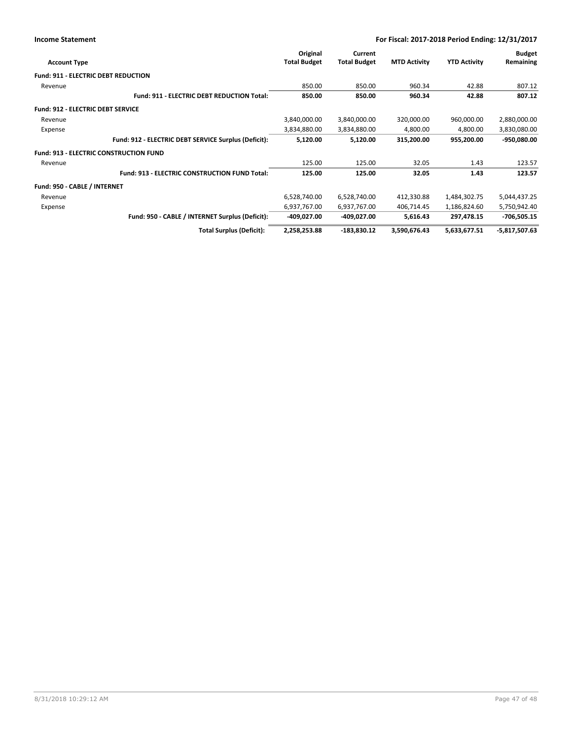**Income Statement** — **For Fiscal: 2017-2018 Period Ending: 12/31/2017**

| Account Type | Original Total Budget | Current Total Budget | MTD Activity | YTD Activity | Budget Remaining |
|---|---|---|---|---|---|
| **Fund: 911 - ELECTRIC DEBT REDUCTION** | | | | | |
| Revenue | 850.00 | 850.00 | 960.34 | 42.88 | 807.12 |
| **Fund: 911 - ELECTRIC DEBT REDUCTION Total:** | **850.00** | **850.00** | **960.34** | **42.88** | **807.12** |
| **Fund: 912 - ELECTRIC DEBT SERVICE** | | | | | |
| Revenue | 3,840,000.00 | 3,840,000.00 | 320,000.00 | 960,000.00 | 2,880,000.00 |
| Expense | 3,834,880.00 | 3,834,880.00 | 4,800.00 | 4,800.00 | 3,830,080.00 |
| **Fund: 912 - ELECTRIC DEBT SERVICE Surplus (Deficit):** | **5,120.00** | **5,120.00** | **315,200.00** | **955,200.00** | **-950,080.00** |
| **Fund: 913 - ELECTRIC CONSTRUCTION FUND** | | | | | |
| Revenue | 125.00 | 125.00 | 32.05 | 1.43 | 123.57 |
| **Fund: 913 - ELECTRIC CONSTRUCTION FUND Total:** | **125.00** | **125.00** | **32.05** | **1.43** | **123.57** |
| **Fund: 950 - CABLE / INTERNET** | | | | | |
| Revenue | 6,528,740.00 | 6,528,740.00 | 412,330.88 | 1,484,302.75 | 5,044,437.25 |
| Expense | 6,937,767.00 | 6,937,767.00 | 406,714.45 | 1,186,824.60 | 5,750,942.40 |
| **Fund: 950 - CABLE / INTERNET Surplus (Deficit):** | **-409,027.00** | **-409,027.00** | **5,616.43** | **297,478.15** | **-706,505.15** |
| **Total Surplus (Deficit):** | **2,258,253.88** | **-183,830.12** | **3,590,676.43** | **5,633,677.51** | **-5,817,507.63** |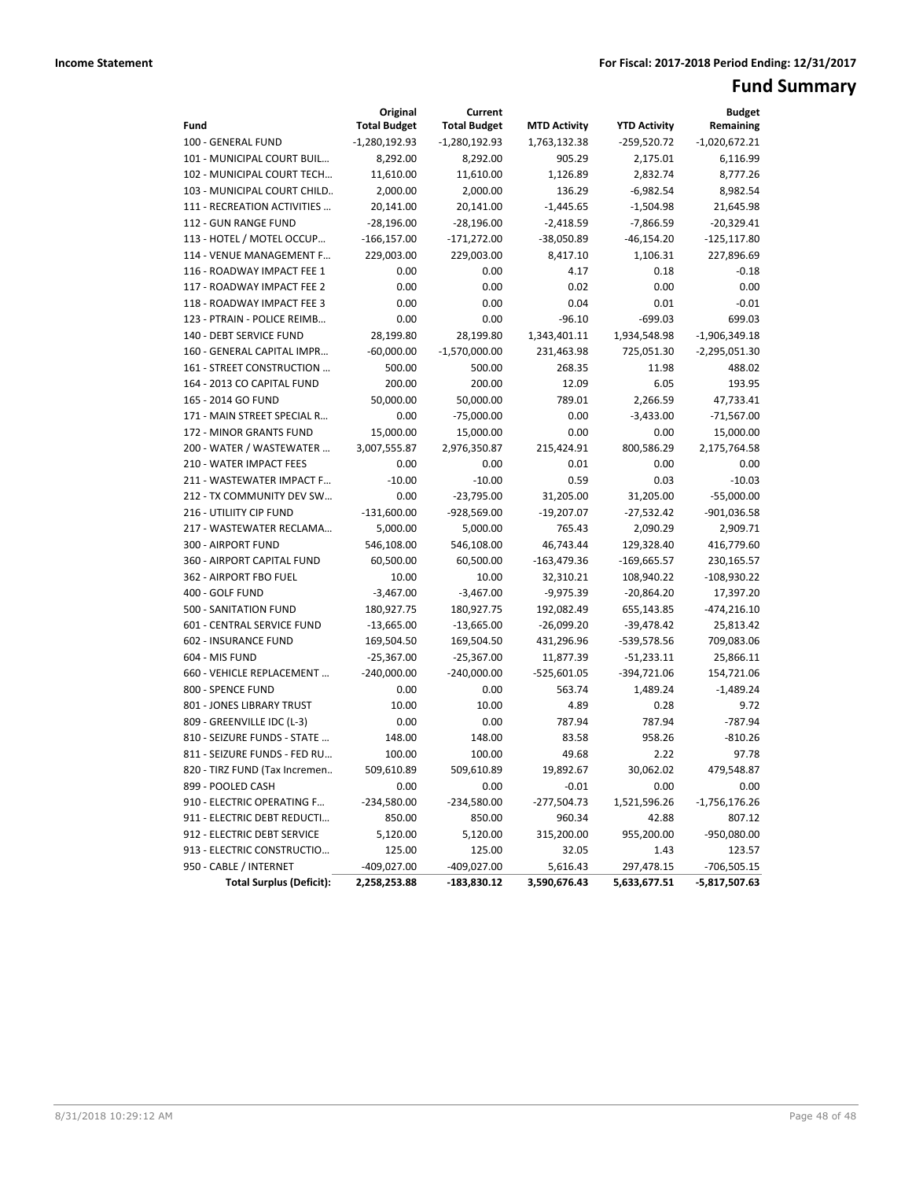**Income Statement** — For Fiscal: 2017-2018 Period Ending: 12/31/2017

# Fund Summary

| Fund | Original Total Budget | Current Total Budget | MTD Activity | YTD Activity | Budget Remaining |
|---|---|---|---|---|---|
| 100 - GENERAL FUND | -1,280,192.93 | -1,280,192.93 | 1,763,132.38 | -259,520.72 | -1,020,672.21 |
| 101 - MUNICIPAL COURT BUIL… | 8,292.00 | 8,292.00 | 905.29 | 2,175.01 | 6,116.99 |
| 102 - MUNICIPAL COURT TECH… | 11,610.00 | 11,610.00 | 1,126.89 | 2,832.74 | 8,777.26 |
| 103 - MUNICIPAL COURT CHILD.. | 2,000.00 | 2,000.00 | 136.29 | -6,982.54 | 8,982.54 |
| 111 - RECREATION ACTIVITIES … | 20,141.00 | 20,141.00 | -1,445.65 | -1,504.98 | 21,645.98 |
| 112 - GUN RANGE FUND | -28,196.00 | -28,196.00 | -2,418.59 | -7,866.59 | -20,329.41 |
| 113 - HOTEL / MOTEL OCCUP… | -166,157.00 | -171,272.00 | -38,050.89 | -46,154.20 | -125,117.80 |
| 114 - VENUE MANAGEMENT F… | 229,003.00 | 229,003.00 | 8,417.10 | 1,106.31 | 227,896.69 |
| 116 - ROADWAY IMPACT FEE 1 | 0.00 | 0.00 | 4.17 | 0.18 | -0.18 |
| 117 - ROADWAY IMPACT FEE 2 | 0.00 | 0.00 | 0.02 | 0.00 | 0.00 |
| 118 - ROADWAY IMPACT FEE 3 | 0.00 | 0.00 | 0.04 | 0.01 | -0.01 |
| 123 - PTRAIN - POLICE REIMB… | 0.00 | 0.00 | -96.10 | -699.03 | 699.03 |
| 140 - DEBT SERVICE FUND | 28,199.80 | 28,199.80 | 1,343,401.11 | 1,934,548.98 | -1,906,349.18 |
| 160 - GENERAL CAPITAL IMPR… | -60,000.00 | -1,570,000.00 | 231,463.98 | 725,051.30 | -2,295,051.30 |
| 161 - STREET CONSTRUCTION … | 500.00 | 500.00 | 268.35 | 11.98 | 488.02 |
| 164 - 2013 CO CAPITAL FUND | 200.00 | 200.00 | 12.09 | 6.05 | 193.95 |
| 165 - 2014 GO FUND | 50,000.00 | 50,000.00 | 789.01 | 2,266.59 | 47,733.41 |
| 171 - MAIN STREET SPECIAL R… | 0.00 | -75,000.00 | 0.00 | -3,433.00 | -71,567.00 |
| 172 - MINOR GRANTS FUND | 15,000.00 | 15,000.00 | 0.00 | 0.00 | 15,000.00 |
| 200 - WATER / WASTEWATER … | 3,007,555.87 | 2,976,350.87 | 215,424.91 | 800,586.29 | 2,175,764.58 |
| 210 - WATER IMPACT FEES | 0.00 | 0.00 | 0.01 | 0.00 | 0.00 |
| 211 - WASTEWATER IMPACT F… | -10.00 | -10.00 | 0.59 | 0.03 | -10.03 |
| 212 - TX COMMUNITY DEV SW… | 0.00 | -23,795.00 | 31,205.00 | 31,205.00 | -55,000.00 |
| 216 - UTILIITY CIP FUND | -131,600.00 | -928,569.00 | -19,207.07 | -27,532.42 | -901,036.58 |
| 217 - WASTEWATER RECLAMA… | 5,000.00 | 5,000.00 | 765.43 | 2,090.29 | 2,909.71 |
| 300 - AIRPORT FUND | 546,108.00 | 546,108.00 | 46,743.44 | 129,328.40 | 416,779.60 |
| 360 - AIRPORT CAPITAL FUND | 60,500.00 | 60,500.00 | -163,479.36 | -169,665.57 | 230,165.57 |
| 362 - AIRPORT FBO FUEL | 10.00 | 10.00 | 32,310.21 | 108,940.22 | -108,930.22 |
| 400 - GOLF FUND | -3,467.00 | -3,467.00 | -9,975.39 | -20,864.20 | 17,397.20 |
| 500 - SANITATION FUND | 180,927.75 | 180,927.75 | 192,082.49 | 655,143.85 | -474,216.10 |
| 601 - CENTRAL SERVICE FUND | -13,665.00 | -13,665.00 | -26,099.20 | -39,478.42 | 25,813.42 |
| 602 - INSURANCE FUND | 169,504.50 | 169,504.50 | 431,296.96 | -539,578.56 | 709,083.06 |
| 604 - MIS FUND | -25,367.00 | -25,367.00 | 11,877.39 | -51,233.11 | 25,866.11 |
| 660 - VEHICLE REPLACEMENT … | -240,000.00 | -240,000.00 | -525,601.05 | -394,721.06 | 154,721.06 |
| 800 - SPENCE FUND | 0.00 | 0.00 | 563.74 | 1,489.24 | -1,489.24 |
| 801 - JONES LIBRARY TRUST | 10.00 | 10.00 | 4.89 | 0.28 | 9.72 |
| 809 - GREENVILLE IDC (L-3) | 0.00 | 0.00 | 787.94 | 787.94 | -787.94 |
| 810 - SEIZURE FUNDS - STATE … | 148.00 | 148.00 | 83.58 | 958.26 | -810.26 |
| 811 - SEIZURE FUNDS - FED RU… | 100.00 | 100.00 | 49.68 | 2.22 | 97.78 |
| 820 - TIRZ FUND (Tax Incremen.. | 509,610.89 | 509,610.89 | 19,892.67 | 30,062.02 | 479,548.87 |
| 899 - POOLED CASH | 0.00 | 0.00 | -0.01 | 0.00 | 0.00 |
| 910 - ELECTRIC OPERATING F… | -234,580.00 | -234,580.00 | -277,504.73 | 1,521,596.26 | -1,756,176.26 |
| 911 - ELECTRIC DEBT REDUCTI… | 850.00 | 850.00 | 960.34 | 42.88 | 807.12 |
| 912 - ELECTRIC DEBT SERVICE | 5,120.00 | 5,120.00 | 315,200.00 | 955,200.00 | -950,080.00 |
| 913 - ELECTRIC CONSTRUCTIO… | 125.00 | 125.00 | 32.05 | 1.43 | 123.57 |
| 950 - CABLE / INTERNET | -409,027.00 | -409,027.00 | 5,616.43 | 297,478.15 | -706,505.15 |
| **Total Surplus (Deficit):** | **2,258,253.88** | **-183,830.12** | **3,590,676.43** | **5,633,677.51** | **-5,817,507.63** |